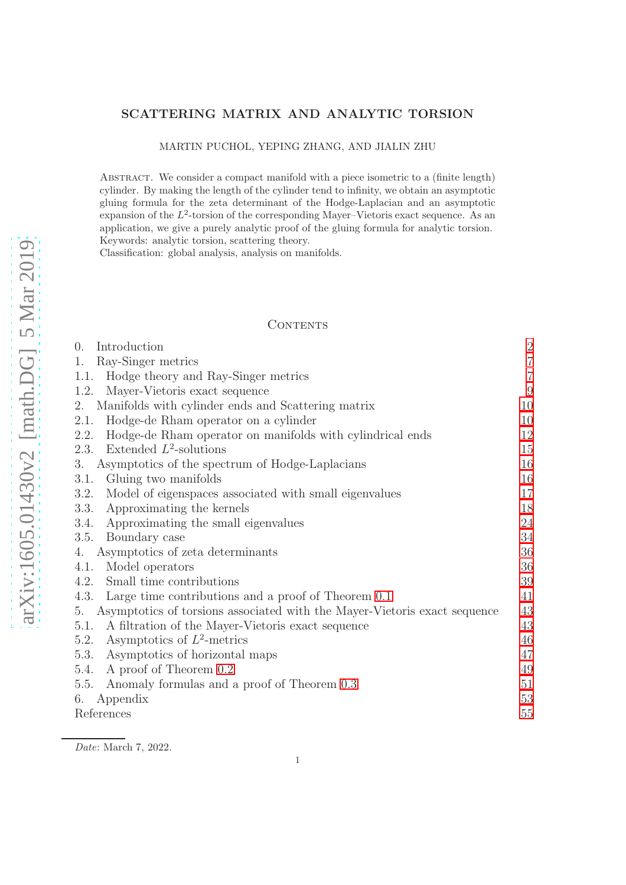# SCATTERING MATRIX AND ANALYTIC TORSION

MARTIN PUCHOL, YEPING ZHANG, AND JIALIN ZHU

ABSTRACT. We consider a compact manifold with a piece isometric to a (finite length) cylinder. By making the length of the cylinder tend to infinity, we obtain an asymptotic gluing formula for the zeta determinant of the Hodge-Laplacian and an asymptotic expansion of the $L^2$-torsion of the corresponding Mayer–Vietoris exact sequence. As an application, we give a purely analytic proof of the gluing formula for analytic torsion.
Keywords: analytic torsion, scattering theory.
Classification: global analysis, analysis on manifolds.

## CONTENTS

- 0. Introduction — 2
- 1. Ray-Singer metrics — 7
  - 1.1. Hodge theory and Ray-Singer metrics — 7
  - 1.2. Mayer-Vietoris exact sequence — 9
- 2. Manifolds with cylinder ends and Scattering matrix — 10
  - 2.1. Hodge-de Rham operator on a cylinder — 10
  - 2.2. Hodge-de Rham operator on manifolds with cylindrical ends — 12
  - 2.3. Extended $L^2$-solutions — 15
- 3. Asymptotics of the spectrum of Hodge-Laplacians — 16
  - 3.1. Gluing two manifolds — 16
  - 3.2. Model of eigenspaces associated with small eigenvalues — 17
  - 3.3. Approximating the kernels — 18
  - 3.4. Approximating the small eigenvalues — 24
  - 3.5. Boundary case — 34
- 4. Asymptotics of zeta determinants — 36
  - 4.1. Model operators — 36
  - 4.2. Small time contributions — 39
  - 4.3. Large time contributions and a proof of Theorem 0.1 — 41
- 5. Asymptotics of torsions associated with the Mayer-Vietoris exact sequence — 43
  - 5.1. A filtration of the Mayer-Vietoris exact sequence — 43
  - 5.2. Asymptotics of $L^2$-metrics — 46
  - 5.3. Asymptotics of horizontal maps — 47
  - 5.4. A proof of Theorem 0.2 — 49
  - 5.5. Anomaly formulas and a proof of Theorem 0.3 — 51
- 6. Appendix — 53
- References — 55

*Date*: March 7, 2022.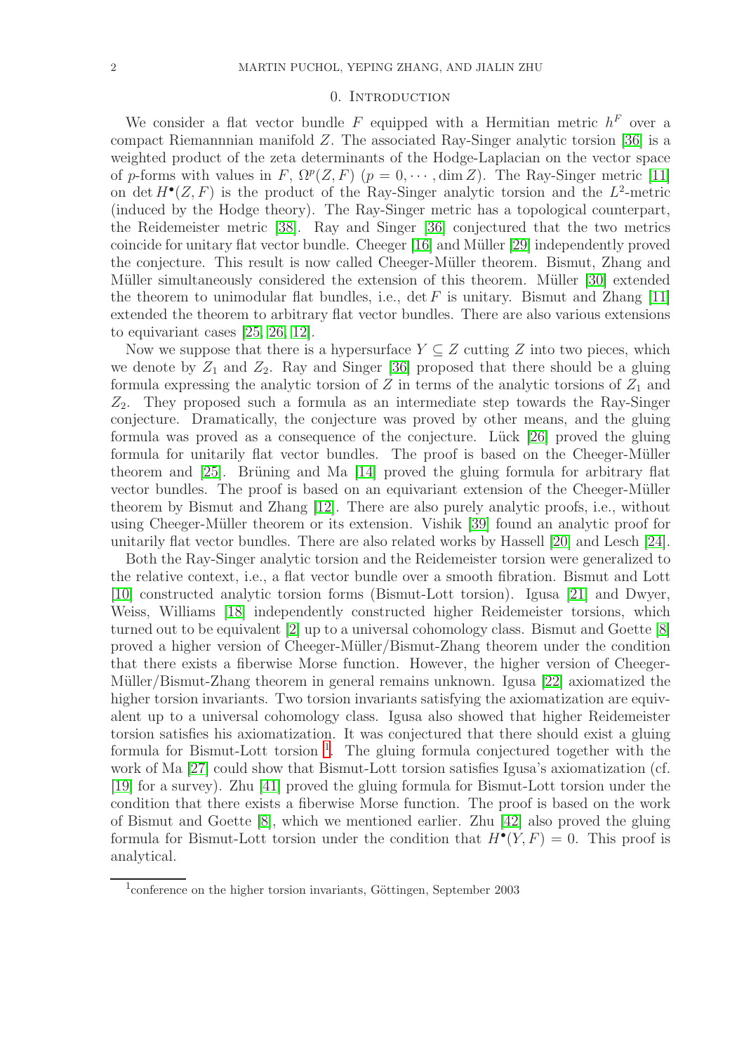## 0. Introduction

We consider a flat vector bundle $F$ equipped with a Hermitian metric $h^F$ over a compact Riemannnian manifold $Z$. The associated Ray-Singer analytic torsion [36] is a weighted product of the zeta determinants of the Hodge-Laplacian on the vector space of $p$-forms with values in $F$, $\Omega^p(Z,F)$ ($p = 0, \cdots, \dim Z$). The Ray-Singer metric [11] on $\det H^\bullet(Z,F)$ is the product of the Ray-Singer analytic torsion and the $L^2$-metric (induced by the Hodge theory). The Ray-Singer metric has a topological counterpart, the Reidemeister metric [38]. Ray and Singer [36] conjectured that the two metrics coincide for unitary flat vector bundle. Cheeger [16] and Müller [29] independently proved the conjecture. This result is now called Cheeger-Müller theorem. Bismut, Zhang and Müller simultaneously considered the extension of this theorem. Müller [30] extended the theorem to unimodular flat bundles, i.e., $\det F$ is unitary. Bismut and Zhang [11] extended the theorem to arbitrary flat vector bundles. There are also various extensions to equivariant cases [25, 26, 12].

Now we suppose that there is a hypersurface $Y \subseteq Z$ cutting $Z$ into two pieces, which we denote by $Z_1$ and $Z_2$. Ray and Singer [36] proposed that there should be a gluing formula expressing the analytic torsion of $Z$ in terms of the analytic torsions of $Z_1$ and $Z_2$. They proposed such a formula as an intermediate step towards the Ray-Singer conjecture. Dramatically, the conjecture was proved by other means, and the gluing formula was proved as a consequence of the conjecture. Lück [26] proved the gluing formula for unitarily flat vector bundles. The proof is based on the Cheeger-Müller theorem and [25]. Brüning and Ma [14] proved the gluing formula for arbitrary flat vector bundles. The proof is based on an equivariant extension of the Cheeger-Müller theorem by Bismut and Zhang [12]. There are also purely analytic proofs, i.e., without using Cheeger-Müller theorem or its extension. Vishik [39] found an analytic proof for unitarily flat vector bundles. There are also related works by Hassell [20] and Lesch [24].

Both the Ray-Singer analytic torsion and the Reidemeister torsion were generalized to the relative context, i.e., a flat vector bundle over a smooth fibration. Bismut and Lott [10] constructed analytic torsion forms (Bismut-Lott torsion). Igusa [21] and Dwyer, Weiss, Williams [18] independently constructed higher Reidemeister torsions, which turned out to be equivalent [2] up to a universal cohomology class. Bismut and Goette [8] proved a higher version of Cheeger-Müller/Bismut-Zhang theorem under the condition that there exists a fiberwise Morse function. However, the higher version of Cheeger-Müller/Bismut-Zhang theorem in general remains unknown. Igusa [22] axiomatized the higher torsion invariants. Two torsion invariants satisfying the axiomatization are equivalent up to a universal cohomology class. Igusa also showed that higher Reidemeister torsion satisfies his axiomatization. It was conjectured that there should exist a gluing formula for Bismut-Lott torsion [1]. The gluing formula conjectured together with the work of Ma [27] could show that Bismut-Lott torsion satisfies Igusa's axiomatization (cf. [19] for a survey). Zhu [41] proved the gluing formula for Bismut-Lott torsion under the condition that there exists a fiberwise Morse function. The proof is based on the work of Bismut and Goette [8], which we mentioned earlier. Zhu [42] also proved the gluing formula for Bismut-Lott torsion under the condition that $H^\bullet(Y,F) = 0$. This proof is analytical.

[1] conference on the higher torsion invariants, Göttingen, September 2003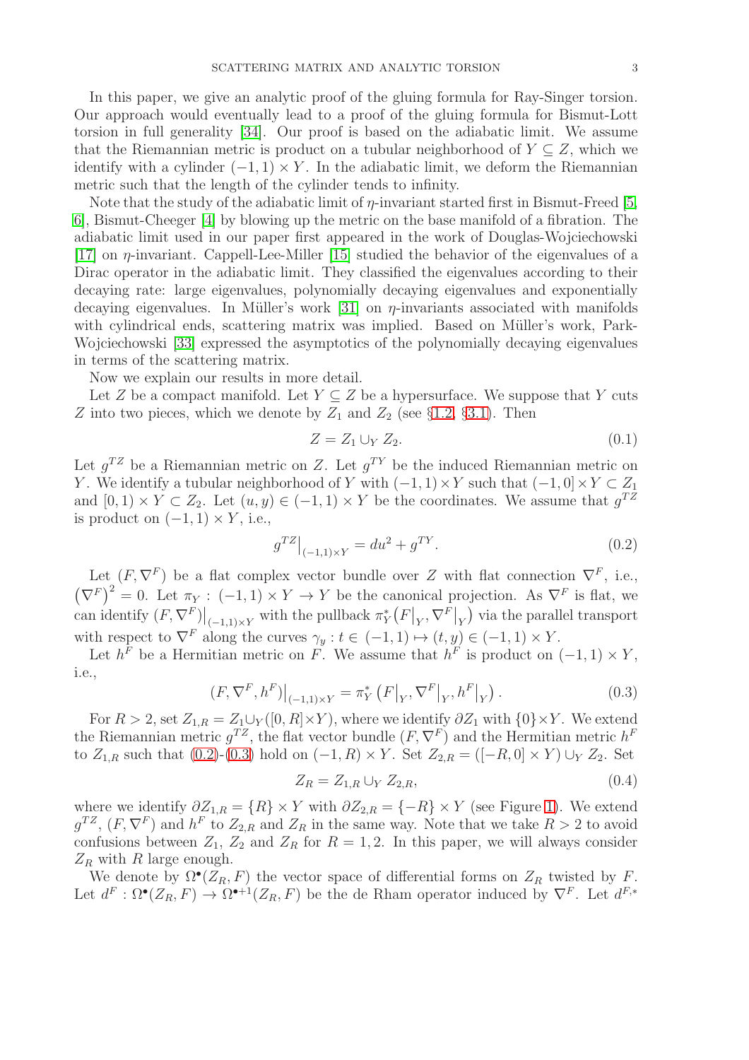In this paper, we give an analytic proof of the gluing formula for Ray-Singer torsion. Our approach would eventually lead to a proof of the gluing formula for Bismut-Lott torsion in full generality [34]. Our proof is based on the adiabatic limit. We assume that the Riemannian metric is product on a tubular neighborhood of $Y \subseteq Z$, which we identify with a cylinder $(-1,1) \times Y$. In the adiabatic limit, we deform the Riemannian metric such that the length of the cylinder tends to infinity.

Note that the study of the adiabatic limit of $\eta$-invariant started first in Bismut-Freed [5, 6], Bismut-Cheeger [4] by blowing up the metric on the base manifold of a fibration. The adiabatic limit used in our paper first appeared in the work of Douglas-Wojciechowski [17] on $\eta$-invariant. Cappell-Lee-Miller [15] studied the behavior of the eigenvalues of a Dirac operator in the adiabatic limit. They classified the eigenvalues according to their decaying rate: large eigenvalues, polynomially decaying eigenvalues and exponentially decaying eigenvalues. In Müller's work [31] on $\eta$-invariants associated with manifolds with cylindrical ends, scattering matrix was implied. Based on Müller's work, Park-Wojciechowski [33] expressed the asymptotics of the polynomially decaying eigenvalues in terms of the scattering matrix.

Now we explain our results in more detail.

Let $Z$ be a compact manifold. Let $Y \subseteq Z$ be a hypersurface. We suppose that $Y$ cuts $Z$ into two pieces, which we denote by $Z_1$ and $Z_2$ (see §1.2, §3.1). Then

$$Z = Z_1 \cup_Y Z_2. \tag{0.1}$$

Let $g^{TZ}$ be a Riemannian metric on $Z$. Let $g^{TY}$ be the induced Riemannian metric on $Y$. We identify a tubular neighborhood of $Y$ with $(-1,1) \times Y$ such that $(-1,0] \times Y \subset Z_1$ and $[0,1) \times Y \subset Z_2$. Let $(u,y) \in (-1,1) \times Y$ be the coordinates. We assume that $g^{TZ}$ is product on $(-1,1) \times Y$, i.e.,

$$g^{TZ}\big|_{(-1,1)\times Y} = du^2 + g^{TY}. \tag{0.2}$$

Let $(F, \nabla^F)$ be a flat complex vector bundle over $Z$ with flat connection $\nabla^F$, i.e., $\left(\nabla^F\right)^2 = 0$. Let $\pi_Y : (-1,1) \times Y \to Y$ be the canonical projection. As $\nabla^F$ is flat, we can identify $(F, \nabla^F)\big|_{(-1,1)\times Y}$ with the pullback $\pi_Y^*\big(F\big|_Y, \nabla^F\big|_Y\big)$ via the parallel transport with respect to $\nabla^F$ along the curves $\gamma_y : t \in (-1,1) \mapsto (t,y) \in (-1,1) \times Y$.

Let $h^F$ be a Hermitian metric on $F$. We assume that $h^F$ is product on $(-1,1) \times Y$, i.e.,

$$(F, \nabla^F, h^F)\big|_{(-1,1)\times Y} = \pi_Y^*\left(F\big|_Y, \nabla^F\big|_Y, h^F\big|_Y\right). \tag{0.3}$$

For $R > 2$, set $Z_{1,R} = Z_1 \cup_Y ([0,R] \times Y)$, where we identify $\partial Z_1$ with $\{0\} \times Y$. We extend the Riemannian metric $g^{TZ}$, the flat vector bundle $(F, \nabla^F)$ and the Hermitian metric $h^F$ to $Z_{1,R}$ such that (0.2)-(0.3) hold on $(-1,R) \times Y$. Set $Z_{2,R} = ([-R,0] \times Y) \cup_Y Z_2$. Set

$$Z_R = Z_{1,R} \cup_Y Z_{2,R}, \tag{0.4}$$

where we identify $\partial Z_{1,R} = \{R\} \times Y$ with $\partial Z_{2,R} = \{-R\} \times Y$ (see Figure 1). We extend $g^{TZ}$, $(F, \nabla^F)$ and $h^F$ to $Z_{2,R}$ and $Z_R$ in the same way. Note that we take $R > 2$ to avoid confusions between $Z_1$, $Z_2$ and $Z_R$ for $R = 1, 2$. In this paper, we will always consider $Z_R$ with $R$ large enough.

We denote by $\Omega^\bullet(Z_R, F)$ the vector space of differential forms on $Z_R$ twisted by $F$. Let $d^F : \Omega^\bullet(Z_R, F) \to \Omega^{\bullet+1}(Z_R, F)$ be the de Rham operator induced by $\nabla^F$. Let $d^{F,*}$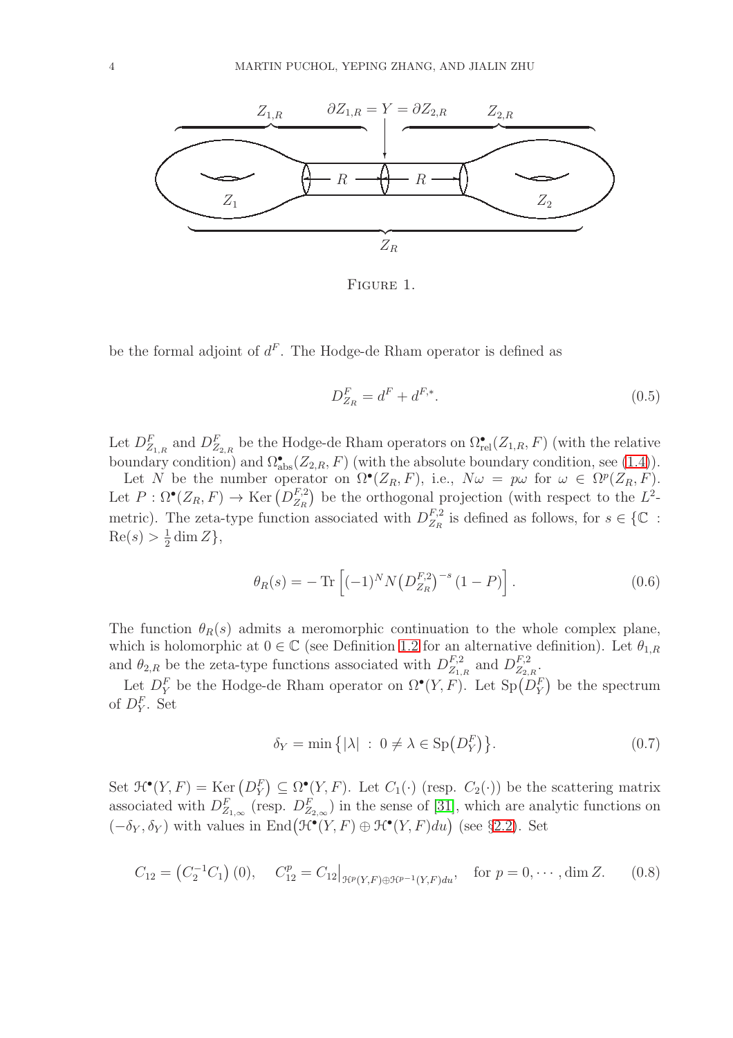Figure 1.

be the formal adjoint of $d^F$. The Hodge-de Rham operator is defined as

$$D^F_{Z_R} = d^F + d^{F,*}. \tag{0.5}$$

Let $D^F_{Z_{1,R}}$ and $D^F_{Z_{2,R}}$ be the Hodge-de Rham operators on $\Omega^\bullet_{\mathrm{rel}}(Z_{1,R}, F)$ (with the relative boundary condition) and $\Omega^\bullet_{\mathrm{abs}}(Z_{2,R}, F)$ (with the absolute boundary condition, see (1.4)).

Let $N$ be the number operator on $\Omega^\bullet(Z_R, F)$, i.e., $N\omega = p\omega$ for $\omega \in \Omega^p(Z_R, F)$. Let $P : \Omega^\bullet(Z_R, F) \to \mathrm{Ker}\left(D^{F,2}_{Z_R}\right)$ be the orthogonal projection (with respect to the $L^2$-metric). The zeta-type function associated with $D^{F,2}_{Z_R}$ is defined as follows, for $s \in \{\mathbb{C} : \mathrm{Re}(s) > \frac{1}{2}\dim Z\}$,

$$\theta_R(s) = -\,\mathrm{Tr}\left[(-1)^N N \left(D^{F,2}_{Z_R}\right)^{-s}(1-P)\right]. \tag{0.6}$$

The function $\theta_R(s)$ admits a meromorphic continuation to the whole complex plane, which is holomorphic at $0 \in \mathbb{C}$ (see Definition 1.2 for an alternative definition). Let $\theta_{1,R}$ and $\theta_{2,R}$ be the zeta-type functions associated with $D^{F,2}_{Z_{1,R}}$ and $D^{F,2}_{Z_{2,R}}$.

Let $D^F_Y$ be the Hodge-de Rham operator on $\Omega^\bullet(Y, F)$. Let $\mathrm{Sp}\left(D^F_Y\right)$ be the spectrum of $D^F_Y$. Set

$$\delta_Y = \min\left\{|\lambda| \,:\, 0 \neq \lambda \in \mathrm{Sp}\left(D^F_Y\right)\right\}. \tag{0.7}$$

Set $\mathscr{H}^\bullet(Y, F) = \mathrm{Ker}\left(D^F_Y\right) \subseteq \Omega^\bullet(Y, F)$. Let $C_1(\cdot)$ (resp. $C_2(\cdot)$) be the scattering matrix associated with $D^F_{Z_{1,\infty}}$ (resp. $D^F_{Z_{2,\infty}}$) in the sense of [31], which are analytic functions on $(-\delta_Y, \delta_Y)$ with values in $\mathrm{End}\left(\mathscr{H}^\bullet(Y, F) \oplus \mathscr{H}^\bullet(Y, F)du\right)$ (see §2.2). Set

$$C_{12} = \left(C_2^{-1}C_1\right)(0), \quad C_{12}^p = C_{12}\big|_{\mathscr{H}^p(Y,F)\oplus\mathscr{H}^{p-1}(Y,F)du}, \quad \text{for } p = 0, \cdots, \dim Z. \tag{0.8}$$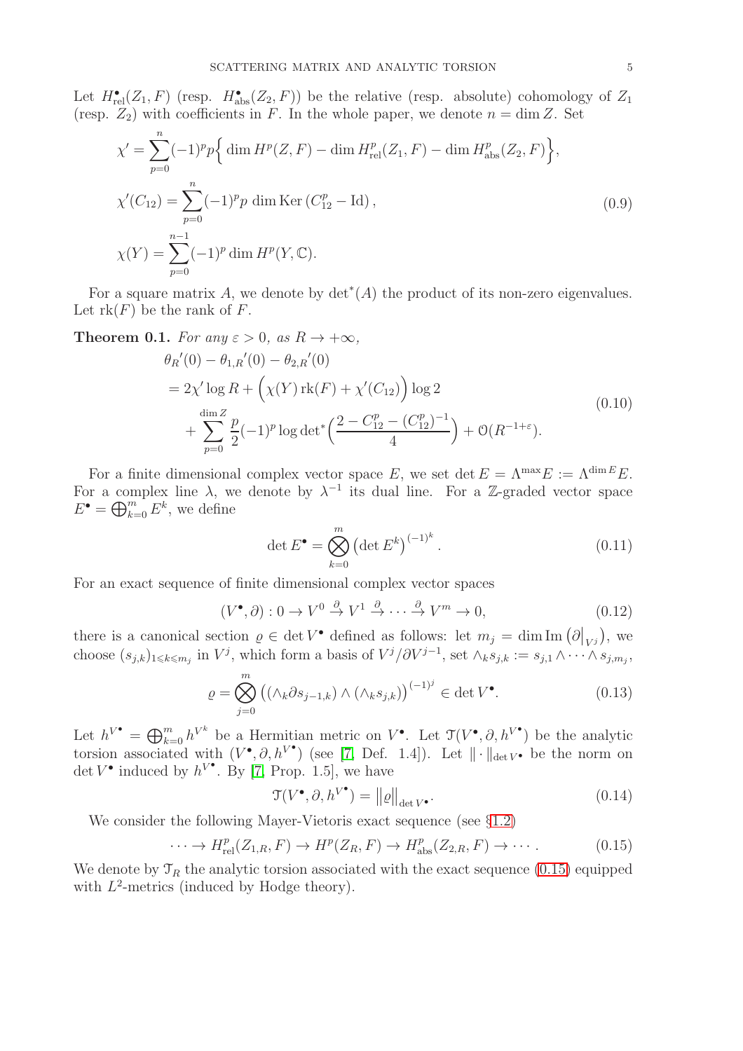Let $H^\bullet_{\mathrm{rel}}(Z_1, F)$ (resp. $H^\bullet_{\mathrm{abs}}(Z_2, F)$) be the relative (resp. absolute) cohomology of $Z_1$ (resp. $Z_2$) with coefficients in $F$. In the whole paper, we denote $n = \dim Z$. Set

$$
\begin{aligned}
\chi' &= \sum_{p=0}^{n} (-1)^p p \Big\{ \dim H^p(Z,F) - \dim H^p_{\mathrm{rel}}(Z_1,F) - \dim H^p_{\mathrm{abs}}(Z_2,F) \Big\},\\
\chi'(C_{12}) &= \sum_{p=0}^{n} (-1)^p p \dim \mathrm{Ker}\,(C^p_{12} - \mathrm{Id}), \\
\chi(Y) &= \sum_{p=0}^{n-1} (-1)^p \dim H^p(Y,\mathbb{C}).
\end{aligned}
\tag{0.9}
$$

For a square matrix $A$, we denote by $\det^*(A)$ the product of its non-zero eigenvalues. Let $\mathrm{rk}(F)$ be the rank of $F$.

**Theorem 0.1.** *For any $\varepsilon > 0$, as $R \to +\infty$,*

$$
\begin{aligned}
&\theta_R{}'(0) - \theta_{1,R}{}'(0) - \theta_{2,R}{}'(0)\\
&= 2\chi' \log R + \Big( \chi(Y)\,\mathrm{rk}(F) + \chi'(C_{12}) \Big) \log 2 \\
&\quad + \sum_{p=0}^{\dim Z} \frac{p}{2} (-1)^p \log {\det}^* \Big( \frac{2 - C^p_{12} - (C^p_{12})^{-1}}{4} \Big) + \mathcal{O}(R^{-1+\varepsilon}).
\end{aligned}
\tag{0.10}
$$

For a finite dimensional complex vector space $E$, we set $\det E = \Lambda^{\max} E := \Lambda^{\dim E} E$. For a complex line $\lambda$, we denote by $\lambda^{-1}$ its dual line. For a $\mathbb{Z}$-graded vector space $E^\bullet = \bigoplus_{k=0}^m E^k$, we define

$$
\det E^\bullet = \bigotimes_{k=0}^{m} \left( \det E^k \right)^{(-1)^k}. \tag{0.11}
$$

For an exact sequence of finite dimensional complex vector spaces

$$
(V^\bullet, \partial) : 0 \to V^0 \xrightarrow{\partial} V^1 \xrightarrow{\partial} \cdots \xrightarrow{\partial} V^m \to 0, \tag{0.12}
$$

there is a canonical section $\varrho \in \det V^\bullet$ defined as follows: let $m_j = \dim \mathrm{Im}\left(\partial\big|_{V^j}\right)$, we choose $(s_{j,k})_{1 \leqslant k \leqslant m_j}$ in $V^j$, which form a basis of $V^j/\partial V^{j-1}$, set $\wedge_k s_{j,k} := s_{j,1} \wedge \cdots \wedge s_{j,m_j}$,

$$
\varrho = \bigotimes_{j=0}^{m} \left( (\wedge_k \partial s_{j-1,k}) \wedge (\wedge_k s_{j,k}) \right)^{(-1)^j} \in \det V^\bullet. \tag{0.13}
$$

Let $h^{V^\bullet} = \bigoplus_{k=0}^m h^{V^k}$ be a Hermitian metric on $V^\bullet$. Let $\mathcal{T}(V^\bullet, \partial, h^{V^\bullet})$ be the analytic torsion associated with $(V^\bullet, \partial, h^{V^\bullet})$ (see [7, Def. 1.4]). Let $\|\cdot\|_{\det V^\bullet}$ be the norm on $\det V^\bullet$ induced by $h^{V^\bullet}$. By [7, Prop. 1.5], we have

$$
\mathcal{T}(V^\bullet, \partial, h^{V^\bullet}) = \big\| \varrho \big\|_{\det V^\bullet}. \tag{0.14}
$$

We consider the following Mayer-Vietoris exact sequence (see §1.2)

$$
\cdots \to H^p_{\mathrm{rel}}(Z_{1,R}, F) \to H^p(Z_R, F) \to H^p_{\mathrm{abs}}(Z_{2,R}, F) \to \cdots. \tag{0.15}
$$

We denote by $\mathcal{T}_R$ the analytic torsion associated with the exact sequence (0.15) equipped with $L^2$-metrics (induced by Hodge theory).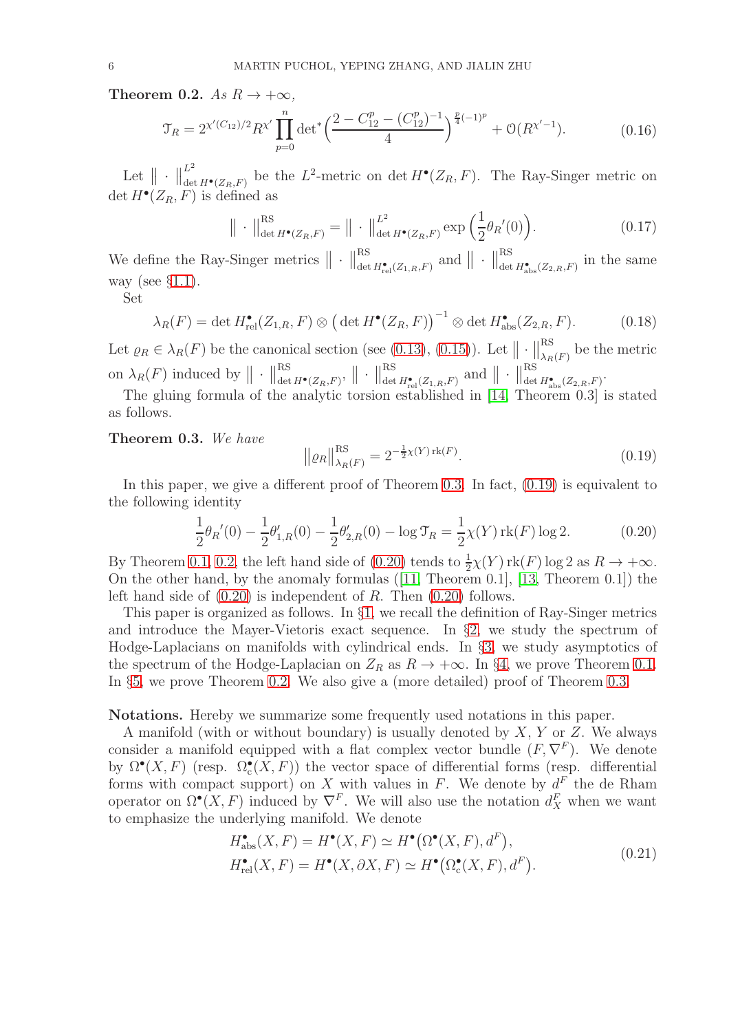**Theorem 0.2.** *As $R \to +\infty$,*

$$\mathcal{T}_R = 2^{\chi'(C_{12})/2} R^{\chi'} \prod_{p=0}^{n} \det{}^*\Big(\frac{2 - C_{12}^p - (C_{12}^p)^{-1}}{4}\Big)^{\frac{p}{4}(-1)^p} + \mathcal{O}(R^{\chi'-1}). \tag{0.16}$$

Let $\|\cdot\|^{L^2}_{\det H^\bullet(Z_R,F)}$ be the $L^2$-metric on $\det H^\bullet(Z_R,F)$. The Ray-Singer metric on $\det H^\bullet(Z_R,F)$ is defined as

$$\|\cdot\|^{\mathrm{RS}}_{\det H^\bullet(Z_R,F)} = \|\cdot\|^{L^2}_{\det H^\bullet(Z_R,F)} \exp\Big(\frac{1}{2}\theta_R{}'(0)\Big). \tag{0.17}$$

We define the Ray-Singer metrics $\|\cdot\|^{\mathrm{RS}}_{\det H^\bullet_{\mathrm{rel}}(Z_{1,R},F)}$ and $\|\cdot\|^{\mathrm{RS}}_{\det H^\bullet_{\mathrm{abs}}(Z_{2,R},F)}$ in the same way (see §1.1).

Set

$$\lambda_R(F) = \det H^\bullet_{\mathrm{rel}}(Z_{1,R},F) \otimes \big(\det H^\bullet(Z_R,F)\big)^{-1} \otimes \det H^\bullet_{\mathrm{abs}}(Z_{2,R},F). \tag{0.18}$$

Let $\varrho_R \in \lambda_R(F)$ be the canonical section (see (0.13), (0.15)). Let $\|\cdot\|^{\mathrm{RS}}_{\lambda_R(F)}$ be the metric on $\lambda_R(F)$ induced by $\|\cdot\|^{\mathrm{RS}}_{\det H^\bullet(Z_R,F)}$, $\|\cdot\|^{\mathrm{RS}}_{\det H^\bullet_{\mathrm{rel}}(Z_{1,R},F)}$ and $\|\cdot\|^{\mathrm{RS}}_{\det H^\bullet_{\mathrm{abs}}(Z_{2,R},F)}$.

The gluing formula of the analytic torsion established in [14, Theorem 0.3] is stated as follows.

**Theorem 0.3.** *We have*

$$\big\|\varrho_R\big\|^{\mathrm{RS}}_{\lambda_R(F)} = 2^{-\frac{1}{2}\chi(Y)\,\mathrm{rk}(F)}. \tag{0.19}$$

In this paper, we give a different proof of Theorem 0.3. In fact, (0.19) is equivalent to the following identity

$$\frac{1}{2}\theta_R{}'(0) - \frac{1}{2}\theta'_{1,R}(0) - \frac{1}{2}\theta'_{2,R}(0) - \log\mathcal{T}_R = \frac{1}{2}\chi(Y)\,\mathrm{rk}(F)\log 2. \tag{0.20}$$

By Theorem 0.1, 0.2, the left hand side of (0.20) tends to $\frac{1}{2}\chi(Y)\,\mathrm{rk}(F)\log 2$ as $R \to +\infty$. On the other hand, by the anomaly formulas ([11, Theorem 0.1], [13, Theorem 0.1]) the left hand side of (0.20) is independent of $R$. Then (0.20) follows.

This paper is organized as follows. In §1, we recall the definition of Ray-Singer metrics and introduce the Mayer-Vietoris exact sequence. In §2, we study the spectrum of Hodge-Laplacians on manifolds with cylindrical ends. In §3, we study asymptotics of the spectrum of the Hodge-Laplacian on $Z_R$ as $R \to +\infty$. In §4, we prove Theorem 0.1. In §5, we prove Theorem 0.2. We also give a (more detailed) proof of Theorem 0.3.

**Notations.** Hereby we summarize some frequently used notations in this paper.

A manifold (with or without boundary) is usually denoted by $X$, $Y$ or $Z$. We always consider a manifold equipped with a flat complex vector bundle $(F, \nabla^F)$. We denote by $\Omega^\bullet(X,F)$ (resp. $\Omega^\bullet_{\mathrm{c}}(X,F)$) the vector space of differential forms (resp. differential forms with compact support) on $X$ with values in $F$. We denote by $d^F$ the de Rham operator on $\Omega^\bullet(X,F)$ induced by $\nabla^F$. We will also use the notation $d^F_X$ when we want to emphasize the underlying manifold. We denote

$$\begin{aligned} H^\bullet_{\mathrm{abs}}(X,F) &= H^\bullet(X,F) \simeq H^\bullet\big(\Omega^\bullet(X,F), d^F\big), \\ H^\bullet_{\mathrm{rel}}(X,F) &= H^\bullet(X,\partial X,F) \simeq H^\bullet\big(\Omega^\bullet_{\mathrm{c}}(X,F), d^F\big). \end{aligned} \tag{0.21}$$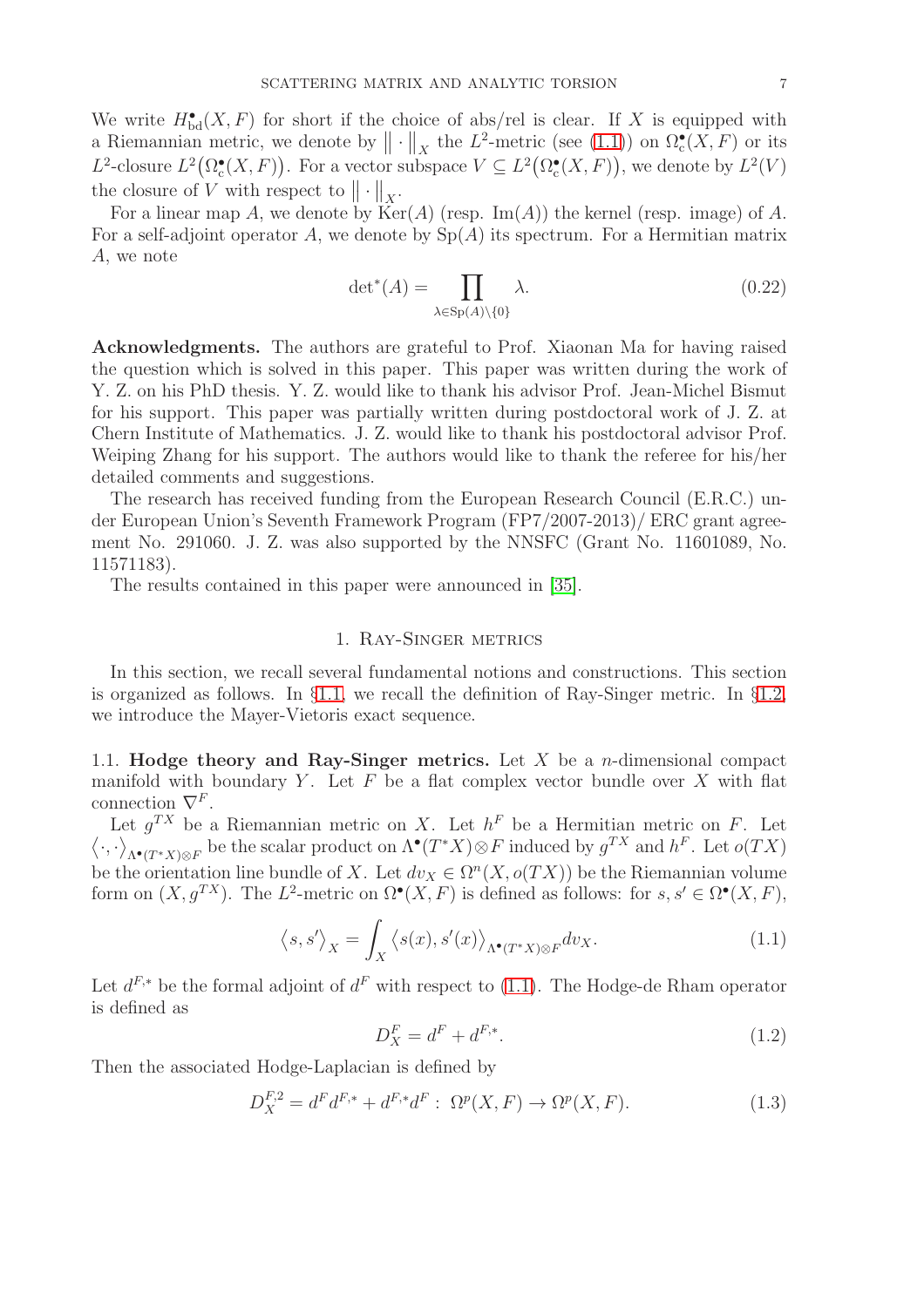We write $H^{\bullet}_{\mathrm{bd}}(X,F)$ for short if the choice of abs/rel is clear. If $X$ is equipped with a Riemannian metric, we denote by $\|\cdot\|_X$ the $L^2$-metric (see (1.1)) on $\Omega^{\bullet}_{\mathrm{c}}(X,F)$ or its $L^2$-closure $L^2\big(\Omega^{\bullet}_{\mathrm{c}}(X,F)\big)$. For a vector subspace $V \subseteq L^2\big(\Omega^{\bullet}_{\mathrm{c}}(X,F)\big)$, we denote by $L^2(V)$ the closure of $V$ with respect to $\|\cdot\|_X$.

For a linear map $A$, we denote by $\mathrm{Ker}(A)$ (resp. $\mathrm{Im}(A)$) the kernel (resp. image) of $A$. For a self-adjoint operator $A$, we denote by $\mathrm{Sp}(A)$ its spectrum. For a Hermitian matrix $A$, we note

$$\det{}^*(A) = \prod_{\lambda\in\mathrm{Sp}(A)\backslash\{0\}} \lambda. \tag{0.22}$$

**Acknowledgments.** The authors are grateful to Prof. Xiaonan Ma for having raised the question which is solved in this paper. This paper was written during the work of Y. Z. on his PhD thesis. Y. Z. would like to thank his advisor Prof. Jean-Michel Bismut for his support. This paper was partially written during postdoctoral work of J. Z. at Chern Institute of Mathematics. J. Z. would like to thank his postdoctoral advisor Prof. Weiping Zhang for his support. The authors would like to thank the referee for his/her detailed comments and suggestions.

The research has received funding from the European Research Council (E.R.C.) under European Union's Seventh Framework Program (FP7/2007-2013)/ ERC grant agreement No. 291060. J. Z. was also supported by the NNSFC (Grant No. 11601089, No. 11571183).

The results contained in this paper were announced in [35].

## 1. Ray-Singer metrics

In this section, we recall several fundamental notions and constructions. This section is organized as follows. In §1.1, we recall the definition of Ray-Singer metric. In §1.2, we introduce the Mayer-Vietoris exact sequence.

### 1.1. Hodge theory and Ray-Singer metrics.

Let $X$ be a $n$-dimensional compact manifold with boundary $Y$. Let $F$ be a flat complex vector bundle over $X$ with flat connection $\nabla^F$.

Let $g^{TX}$ be a Riemannian metric on $X$. Let $h^F$ be a Hermitian metric on $F$. Let $\big\langle\cdot,\cdot\big\rangle_{\Lambda^{\bullet}(T^*X)\otimes F}$ be the scalar product on $\Lambda^{\bullet}(T^*X)\otimes F$ induced by $g^{TX}$ and $h^F$. Let $o(TX)$ be the orientation line bundle of $X$. Let $dv_X \in \Omega^n(X, o(TX))$ be the Riemannian volume form on $(X, g^{TX})$. The $L^2$-metric on $\Omega^{\bullet}(X,F)$ is defined as follows: for $s, s' \in \Omega^{\bullet}(X,F)$,

$$\big\langle s, s'\big\rangle_X = \int_X \big\langle s(x), s'(x)\big\rangle_{\Lambda^{\bullet}(T^*X)\otimes F} dv_X. \tag{1.1}$$

Let $d^{F,*}$ be the formal adjoint of $d^F$ with respect to (1.1). The Hodge-de Rham operator is defined as

$$D^F_X = d^F + d^{F,*}. \tag{1.2}$$

Then the associated Hodge-Laplacian is defined by

$$D^{F,2}_X = d^F d^{F,*} + d^{F,*} d^F : \ \Omega^p(X,F) \to \Omega^p(X,F). \tag{1.3}$$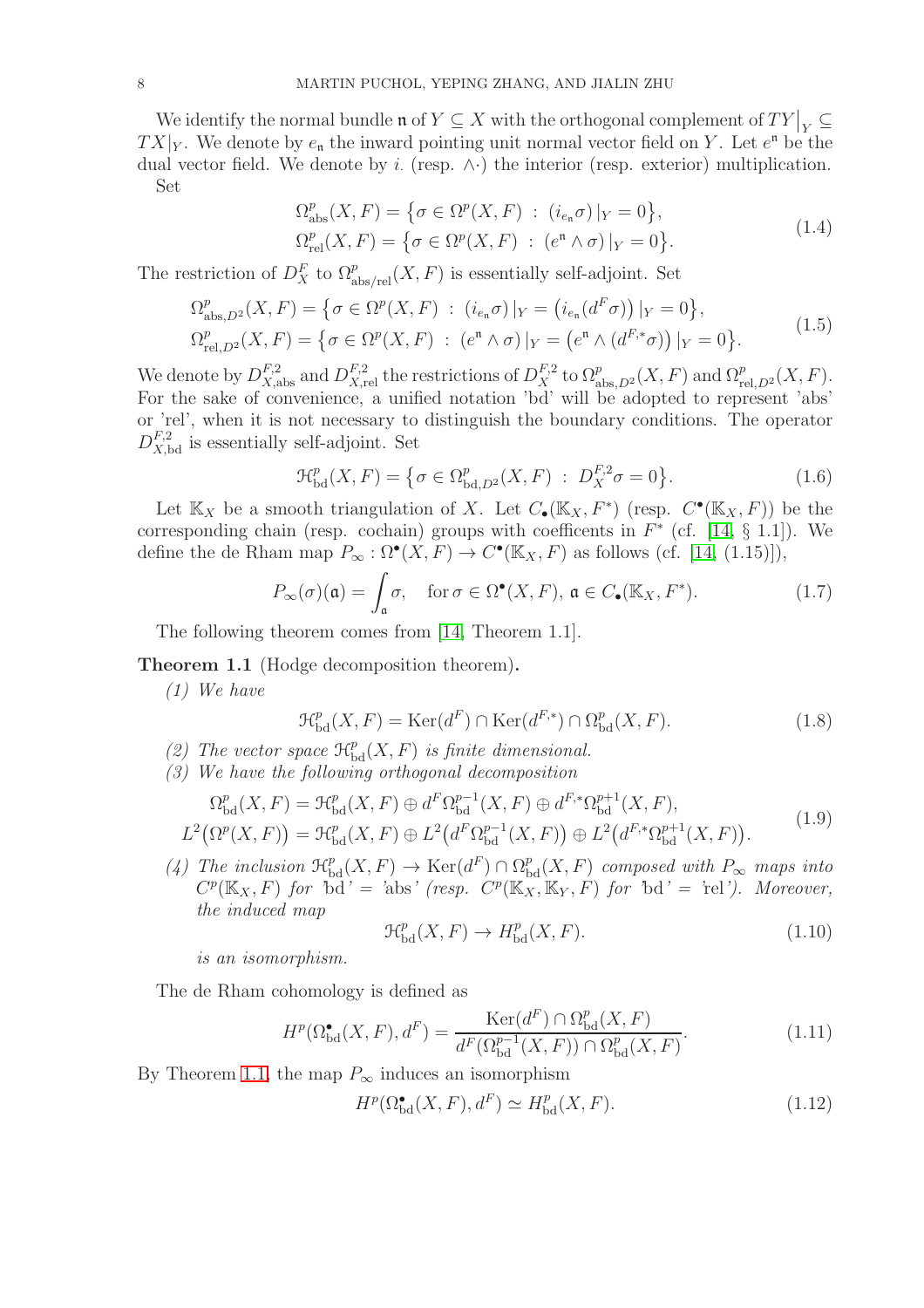We identify the normal bundle $\mathfrak{n}$ of $Y \subseteq X$ with the orthogonal complement of $TY\big|_Y \subseteq TX|_Y$. We denote by $e_{\mathfrak{n}}$ the inward pointing unit normal vector field on $Y$. Let $e^{\mathfrak{n}}$ be the dual vector field. We denote by $i.$ (resp. $\wedge\cdot$) the interior (resp. exterior) multiplication. Set

$$
\begin{aligned}
\Omega^p_{\mathrm{abs}}(X,F) &= \big\{\sigma \in \Omega^p(X,F) \ : \ (i_{e_{\mathfrak{n}}}\sigma)\,|_Y = 0\big\},\\
\Omega^p_{\mathrm{rel}}(X,F) &= \big\{\sigma \in \Omega^p(X,F) \ : \ (e^{\mathfrak{n}} \wedge \sigma)\,|_Y = 0\big\}.
\end{aligned}
\tag{1.4}
$$

The restriction of $D^F_X$ to $\Omega^p_{\mathrm{abs/rel}}(X,F)$ is essentially self-adjoint. Set

$$
\begin{aligned}
\Omega^p_{\mathrm{abs},D^2}(X,F) &= \big\{\sigma \in \Omega^p(X,F) \ : \ (i_{e_{\mathfrak{n}}}\sigma)\,|_Y = \big(i_{e_{\mathfrak{n}}}(d^F\sigma)\big)\,|_Y = 0\big\},\\
\Omega^p_{\mathrm{rel},D^2}(X,F) &= \big\{\sigma \in \Omega^p(X,F) \ : \ (e^{\mathfrak{n}} \wedge \sigma)\,|_Y = \big(e^{\mathfrak{n}} \wedge (d^{F,*}\sigma)\big)\,|_Y = 0\big\}.
\end{aligned}
\tag{1.5}
$$

We denote by $D^{F,2}_{X,\mathrm{abs}}$ and $D^{F,2}_{X,\mathrm{rel}}$ the restrictions of $D^{F,2}_X$ to $\Omega^p_{\mathrm{abs},D^2}(X,F)$ and $\Omega^p_{\mathrm{rel},D^2}(X,F)$. For the sake of convenience, a unified notation 'bd' will be adopted to represent 'abs' or 'rel', when it is not necessary to distinguish the boundary conditions. The operator $D^{F,2}_{X,\mathrm{bd}}$ is essentially self-adjoint. Set

$$
\mathcal{H}^p_{\mathrm{bd}}(X,F) = \big\{\sigma \in \Omega^p_{\mathrm{bd},D^2}(X,F) \ : \ D^{F,2}_X\sigma = 0\big\}. \tag{1.6}
$$

Let $\mathbb{K}_X$ be a smooth triangulation of $X$. Let $C_\bullet(\mathbb{K}_X,F^*)$ (resp. $C^\bullet(\mathbb{K}_X,F)$) be the corresponding chain (resp. cochain) groups with coefficents in $F^*$ (cf. [14, § 1.1]). We define the de Rham map $P_\infty : \Omega^\bullet(X,F) \to C^\bullet(\mathbb{K}_X,F)$ as follows (cf. [14, (1.15)]),

$$
P_\infty(\sigma)(\mathfrak{a}) = \int_{\mathfrak{a}} \sigma, \quad \text{for } \sigma \in \Omega^\bullet(X,F),\ \mathfrak{a} \in C_\bullet(\mathbb{K}_X,F^*). \tag{1.7}
$$

The following theorem comes from [14, Theorem 1.1].

**Theorem 1.1** (Hodge decomposition theorem)**.**

*(1) We have*

$$
\mathcal{H}^p_{\mathrm{bd}}(X,F) = \mathrm{Ker}(d^F) \cap \mathrm{Ker}(d^{F,*}) \cap \Omega^p_{\mathrm{bd}}(X,F). \tag{1.8}
$$

*(2) The vector space $\mathcal{H}^p_{\mathrm{bd}}(X,F)$ is finite dimensional.*

*(3) We have the following orthogonal decomposition*

$$
\begin{aligned}
\Omega^p_{\mathrm{bd}}(X,F) &= \mathcal{H}^p_{\mathrm{bd}}(X,F) \oplus d^F\Omega^{p-1}_{\mathrm{bd}}(X,F) \oplus d^{F,*}\Omega^{p+1}_{\mathrm{bd}}(X,F),\\
L^2\big(\Omega^p(X,F)\big) &= \mathcal{H}^p_{\mathrm{bd}}(X,F) \oplus L^2\big(d^F\Omega^{p-1}_{\mathrm{bd}}(X,F)\big) \oplus L^2\big(d^{F,*}\Omega^{p+1}_{\mathrm{bd}}(X,F)\big).
\end{aligned}
\tag{1.9}
$$

*(4) The inclusion $\mathcal{H}^p_{\mathrm{bd}}(X,F) \to \mathrm{Ker}(d^F) \cap \Omega^p_{\mathrm{bd}}(X,F)$ composed with $P_\infty$ maps into $C^p(\mathbb{K}_X,F)$ for 'bd' = 'abs' (resp. $C^p(\mathbb{K}_X,\mathbb{K}_Y,F)$ for 'bd' = 'rel'). Moreover, the induced map*

$$
\mathcal{H}^p_{\mathrm{bd}}(X,F) \to H^p_{\mathrm{bd}}(X,F). \tag{1.10}
$$

*is an isomorphism.*

The de Rham cohomology is defined as

$$
H^p(\Omega^\bullet_{\mathrm{bd}}(X,F),d^F) = \frac{\mathrm{Ker}(d^F) \cap \Omega^p_{\mathrm{bd}}(X,F)}{d^F(\Omega^{p-1}_{\mathrm{bd}}(X,F)) \cap \Omega^p_{\mathrm{bd}}(X,F)}. \tag{1.11}
$$

By Theorem 1.1, the map $P_\infty$ induces an isomorphism

$$
H^p(\Omega^\bullet_{\mathrm{bd}}(X,F),d^F) \simeq H^p_{\mathrm{bd}}(X,F). \tag{1.12}
$$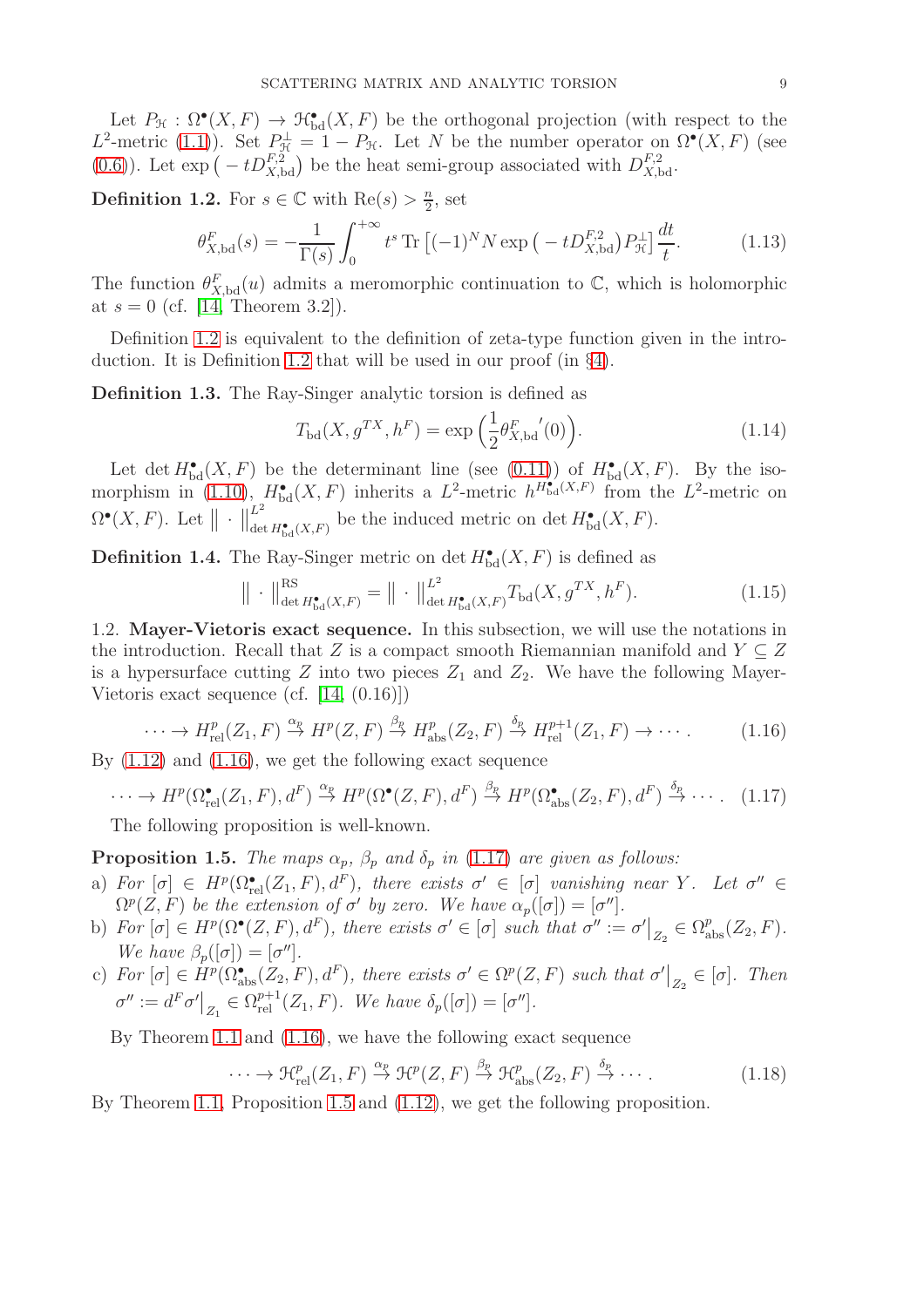Let $P_{\mathcal{H}} : \Omega^\bullet(X,F) \to \mathcal{H}^\bullet_{\mathrm{bd}}(X,F)$ be the orthogonal projection (with respect to the $L^2$-metric (1.1)). Set $P^\perp_{\mathcal{H}} = 1 - P_{\mathcal{H}}$. Let $N$ be the number operator on $\Omega^\bullet(X,F)$ (see (0.6)). Let $\exp\big(-tD^{F,2}_{X,\mathrm{bd}}\big)$ be the heat semi-group associated with $D^{F,2}_{X,\mathrm{bd}}$.

**Definition 1.2.** *For $s \in \mathbb{C}$ with $\mathrm{Re}(s) > \frac{n}{2}$, set*

$$\theta^F_{X,\mathrm{bd}}(s) = -\frac{1}{\Gamma(s)} \int_0^{+\infty} t^s \,\mathrm{Tr}\left[(-1)^N N \exp\big(-tD^{F,2}_{X,\mathrm{bd}}\big) P^\perp_{\mathcal{H}}\right] \frac{dt}{t}. \tag{1.13}$$

The function $\theta^F_{X,\mathrm{bd}}(u)$ admits a meromorphic continuation to $\mathbb{C}$, which is holomorphic at $s = 0$ (cf. [14, Theorem 3.2]).

Definition 1.2 is equivalent to the definition of zeta-type function given in the introduction. It is Definition 1.2 that will be used in our proof (in §4).

**Definition 1.3.** *The Ray-Singer analytic torsion is defined as*

$$T_{\mathrm{bd}}(X, g^{TX}, h^F) = \exp\Big(\frac{1}{2}\theta^{F\,\prime}_{X,\mathrm{bd}}(0)\Big). \tag{1.14}$$

Let $\det H^\bullet_{\mathrm{bd}}(X,F)$ be the determinant line (see (0.11)) of $H^\bullet_{\mathrm{bd}}(X,F)$. By the isomorphism in (1.10), $H^\bullet_{\mathrm{bd}}(X,F)$ inherits a $L^2$-metric $h^{H^\bullet_{\mathrm{bd}}(X,F)}$ from the $L^2$-metric on $\Omega^\bullet(X,F)$. Let $\big\|\cdot\big\|^{L^2}_{\det H^\bullet_{\mathrm{bd}}(X,F)}$ be the induced metric on $\det H^\bullet_{\mathrm{bd}}(X,F)$.

**Definition 1.4.** *The Ray-Singer metric on $\det H^\bullet_{\mathrm{bd}}(X,F)$ is defined as*

$$\big\|\cdot\big\|^{\mathrm{RS}}_{\det H^\bullet_{\mathrm{bd}}(X,F)} = \big\|\cdot\big\|^{L^2}_{\det H^\bullet_{\mathrm{bd}}(X,F)} T_{\mathrm{bd}}(X, g^{TX}, h^F). \tag{1.15}$$

1.2. **Mayer-Vietoris exact sequence.** In this subsection, we will use the notations in the introduction. Recall that $Z$ is a compact smooth Riemannian manifold and $Y \subseteq Z$ is a hypersurface cutting $Z$ into two pieces $Z_1$ and $Z_2$. We have the following Mayer-Vietoris exact sequence (cf. [14, (0.16)])

$$\cdots \to H^p_{\mathrm{rel}}(Z_1,F) \overset{\alpha_p}{\to} H^p(Z,F) \overset{\beta_p}{\to} H^p_{\mathrm{abs}}(Z_2,F) \overset{\delta_p}{\to} H^{p+1}_{\mathrm{rel}}(Z_1,F) \to \cdots. \tag{1.16}$$

By (1.12) and (1.16), we get the following exact sequence

$$\cdots \to H^p(\Omega^\bullet_{\mathrm{rel}}(Z_1,F),d^F) \overset{\alpha_p}{\to} H^p(\Omega^\bullet(Z,F),d^F) \overset{\beta_p}{\to} H^p(\Omega^\bullet_{\mathrm{abs}}(Z_2,F),d^F) \overset{\delta_p}{\to} \cdots. \tag{1.17}$$

The following proposition is well-known.

**Proposition 1.5.** *The maps $\alpha_p$, $\beta_p$ and $\delta_p$ in (1.17) are given as follows:*

a) *For $[\sigma] \in H^p(\Omega^\bullet_{\mathrm{rel}}(Z_1,F),d^F)$, there exists $\sigma' \in [\sigma]$ vanishing near $Y$. Let $\sigma'' \in \Omega^p(Z,F)$ be the extension of $\sigma'$ by zero. We have $\alpha_p([\sigma]) = [\sigma'']$.*

b) *For $[\sigma] \in H^p(\Omega^\bullet(Z,F),d^F)$, there exists $\sigma' \in [\sigma]$ such that $\sigma'' := \sigma'\big|_{Z_2} \in \Omega^p_{\mathrm{abs}}(Z_2,F)$. We have $\beta_p([\sigma]) = [\sigma'']$.*

c) *For $[\sigma] \in H^p(\Omega^\bullet_{\mathrm{abs}}(Z_2,F),d^F)$, there exists $\sigma' \in \Omega^p(Z,F)$ such that $\sigma'\big|_{Z_2} \in [\sigma]$. Then $\sigma'' := d^F\sigma'\big|_{Z_1} \in \Omega^{p+1}_{\mathrm{rel}}(Z_1,F)$. We have $\delta_p([\sigma]) = [\sigma'']$.*

By Theorem 1.1 and (1.16), we have the following exact sequence

$$\cdots \to \mathcal{H}^p_{\mathrm{rel}}(Z_1,F) \overset{\alpha_p}{\to} \mathcal{H}^p(Z,F) \overset{\beta_p}{\to} \mathcal{H}^p_{\mathrm{abs}}(Z_2,F) \overset{\delta_p}{\to} \cdots. \tag{1.18}$$

By Theorem 1.1, Proposition 1.5 and (1.12), we get the following proposition.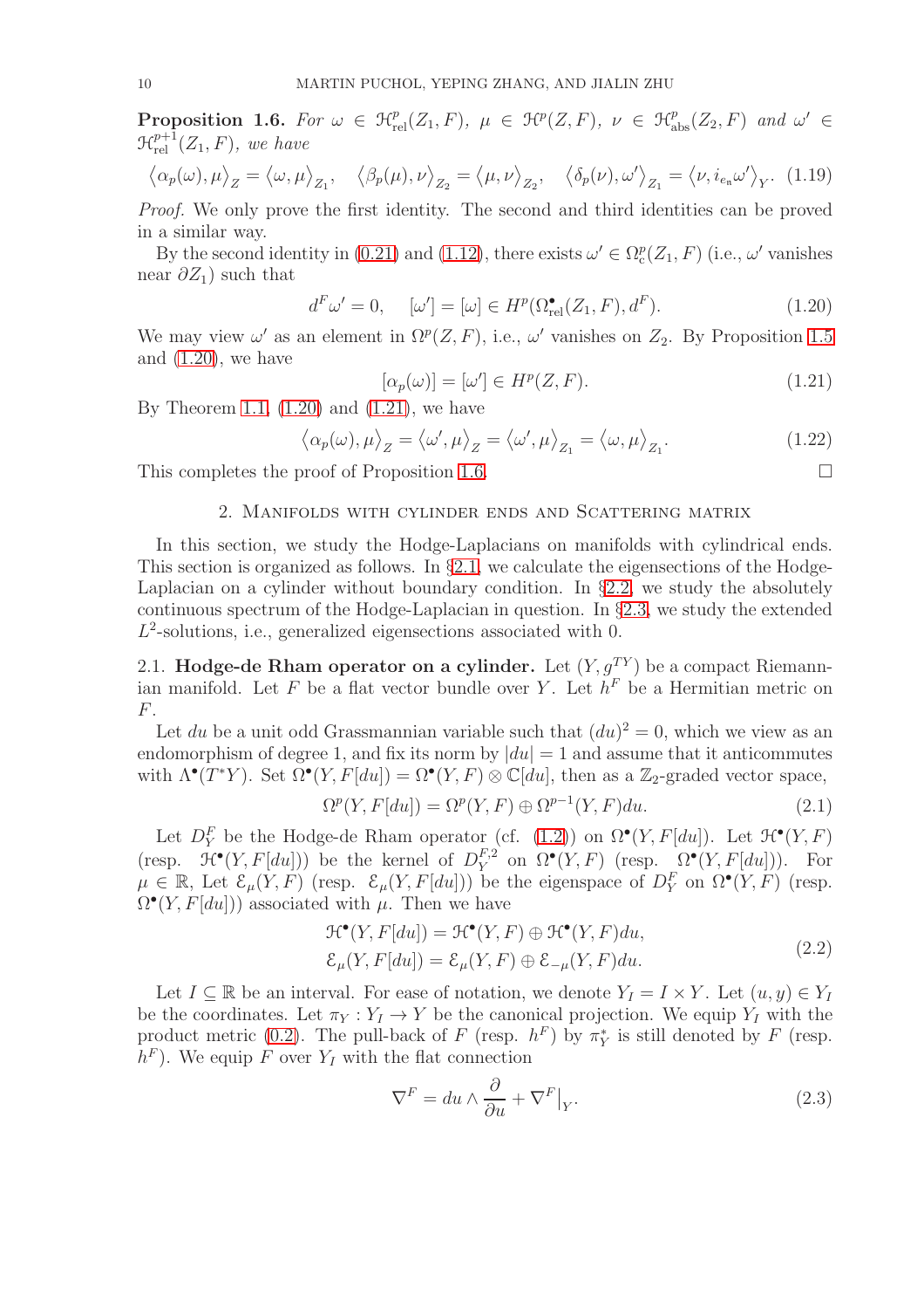**Proposition 1.6.** *For $\omega \in \mathcal{H}^p_{\mathrm{rel}}(Z_1,F)$, $\mu \in \mathcal{H}^p(Z,F)$, $\nu \in \mathcal{H}^p_{\mathrm{abs}}(Z_2,F)$ and $\omega' \in \mathcal{H}^{p+1}_{\mathrm{rel}}(Z_1,F)$, we have*

$$\big\langle \alpha_p(\omega),\mu\big\rangle_Z = \big\langle \omega,\mu\big\rangle_{Z_1}, \quad \big\langle \beta_p(\mu),\nu\big\rangle_{Z_2} = \big\langle \mu,\nu\big\rangle_{Z_2}, \quad \big\langle \delta_p(\nu),\omega'\big\rangle_{Z_1} = \big\langle \nu, i_{e_{\mathrm{n}}}\omega'\big\rangle_Y. \tag{1.19}$$

*Proof.* We only prove the first identity. The second and third identities can be proved in a similar way.

By the second identity in (0.21) and (1.12), there exists $\omega' \in \Omega^p_{\mathrm{c}}(Z_1,F)$ (i.e., $\omega'$ vanishes near $\partial Z_1$) such that

$$d^F\omega' = 0, \quad [\omega'] = [\omega] \in H^p(\Omega^\bullet_{\mathrm{rel}}(Z_1,F),d^F). \tag{1.20}$$

We may view $\omega'$ as an element in $\Omega^p(Z,F)$, i.e., $\omega'$ vanishes on $Z_2$. By Proposition 1.5 and (1.20), we have

$$[\alpha_p(\omega)] = [\omega'] \in H^p(Z,F). \tag{1.21}$$

By Theorem 1.1, (1.20) and (1.21), we have

$$\big\langle \alpha_p(\omega),\mu\big\rangle_Z = \big\langle \omega',\mu\big\rangle_Z = \big\langle \omega',\mu\big\rangle_{Z_1} = \big\langle \omega,\mu\big\rangle_{Z_1}. \tag{1.22}$$

This completes the proof of Proposition 1.6. □

## 2. Manifolds with cylinder ends and Scattering matrix

In this section, we study the Hodge-Laplacians on manifolds with cylindrical ends. This section is organized as follows. In §2.1, we calculate the eigensections of the Hodge-Laplacian on a cylinder without boundary condition. In §2.2, we study the absolutely continuous spectrum of the Hodge-Laplacian in question. In §2.3, we study the extended $L^2$-solutions, i.e., generalized eigensections associated with 0.

### 2.1. Hodge-de Rham operator on a cylinder.

Let $(Y,g^{TY})$ be a compact Riemannian manifold. Let $F$ be a flat vector bundle over $Y$. Let $h^F$ be a Hermitian metric on $F$.

Let $du$ be a unit odd Grassmannian variable such that $(du)^2 = 0$, which we view as an endomorphism of degree 1, and fix its norm by $|du| = 1$ and assume that it anticommutes with $\Lambda^\bullet(T^*Y)$. Set $\Omega^\bullet(Y,F[du]) = \Omega^\bullet(Y,F)\otimes\mathbb{C}[du]$, then as a $\mathbb{Z}_2$-graded vector space,

$$\Omega^p(Y,F[du]) = \Omega^p(Y,F)\oplus\Omega^{p-1}(Y,F)du. \tag{2.1}$$

Let $D^F_Y$ be the Hodge-de Rham operator (cf. (1.2)) on $\Omega^\bullet(Y,F[du])$. Let $\mathcal{H}^\bullet(Y,F)$ (resp. $\mathcal{H}^\bullet(Y,F[du])$) be the kernel of $D^{F,2}_Y$ on $\Omega^\bullet(Y,F)$ (resp. $\Omega^\bullet(Y,F[du])$). For $\mu\in\mathbb{R}$, Let $\mathcal{E}_\mu(Y,F)$ (resp. $\mathcal{E}_\mu(Y,F[du])$) be the eigenspace of $D^F_Y$ on $\Omega^\bullet(Y,F)$ (resp. $\Omega^\bullet(Y,F[du])$) associated with $\mu$. Then we have

$$\begin{aligned}\mathcal{H}^\bullet(Y,F[du]) &= \mathcal{H}^\bullet(Y,F)\oplus\mathcal{H}^\bullet(Y,F)du,\\ \mathcal{E}_\mu(Y,F[du]) &= \mathcal{E}_\mu(Y,F)\oplus\mathcal{E}_{-\mu}(Y,F)du.\end{aligned}\tag{2.2}$$

Let $I\subseteq\mathbb{R}$ be an interval. For ease of notation, we denote $Y_I = I\times Y$. Let $(u,y)\in Y_I$ be the coordinates. Let $\pi_Y : Y_I\to Y$ be the canonical projection. We equip $Y_I$ with the product metric (0.2). The pull-back of $F$ (resp. $h^F$) by $\pi_Y^*$ is still denoted by $F$ (resp. $h^F$). We equip $F$ over $Y_I$ with the flat connection

$$\nabla^F = du\wedge\frac{\partial}{\partial u} + \nabla^F\big|_Y. \tag{2.3}$$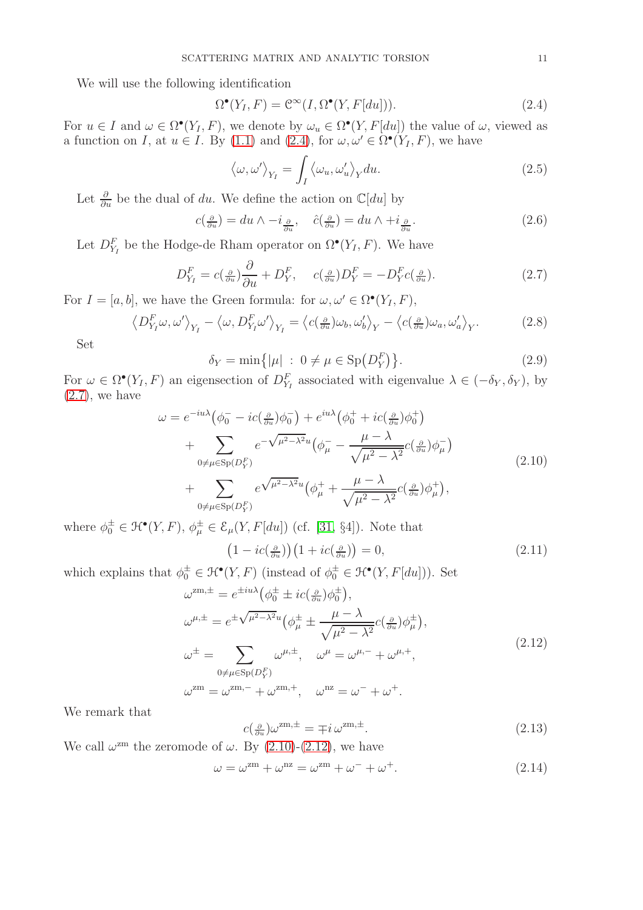We will use the following identification

$$\Omega^\bullet(Y_I, F) = \mathcal{C}^\infty(I, \Omega^\bullet(Y, F[du])). \tag{2.4}$$

For $u \in I$ and $\omega \in \Omega^\bullet(Y_I, F)$, we denote by $\omega_u \in \Omega^\bullet(Y, F[du])$ the value of $\omega$, viewed as a function on $I$, at $u \in I$. By (1.1) and (2.4), for $\omega, \omega' \in \Omega^\bullet(Y_I, F)$, we have

$$\big\langle \omega, \omega' \big\rangle_{Y_I} = \int_I \big\langle \omega_u, \omega'_u \big\rangle_Y du. \tag{2.5}$$

Let $\frac{\partial}{\partial u}$ be the dual of $du$. We define the action on $\mathbb{C}[du]$ by

$$c(\tfrac{\partial}{\partial u}) = du \wedge - i_{\frac{\partial}{\partial u}}, \quad \hat{c}(\tfrac{\partial}{\partial u}) = du \wedge + i_{\frac{\partial}{\partial u}}. \tag{2.6}$$

Let $D^F_{Y_I}$ be the Hodge-de Rham operator on $\Omega^\bullet(Y_I, F)$. We have

$$D^F_{Y_I} = c(\tfrac{\partial}{\partial u})\frac{\partial}{\partial u} + D^F_Y, \quad c(\tfrac{\partial}{\partial u})D^F_Y = -D^F_Y c(\tfrac{\partial}{\partial u}). \tag{2.7}$$

For $I = [a, b]$, we have the Green formula: for $\omega, \omega' \in \Omega^\bullet(Y_I, F)$,

$$\big\langle D^F_{Y_I}\omega, \omega' \big\rangle_{Y_I} - \big\langle \omega, D^F_{Y_I}\omega' \big\rangle_{Y_I} = \big\langle c(\tfrac{\partial}{\partial u})\omega_b, \omega'_b \big\rangle_Y - \big\langle c(\tfrac{\partial}{\partial u})\omega_a, \omega'_a \big\rangle_Y. \tag{2.8}$$

Set

$$\delta_Y = \min\big\{ |\mu| \ : \ 0 \neq \mu \in \mathrm{Sp}\big(D^F_Y\big) \big\}. \tag{2.9}$$

For $\omega \in \Omega^\bullet(Y_I, F)$ an eigensection of $D^F_{Y_I}$ associated with eigenvalue $\lambda \in (-\delta_Y, \delta_Y)$, by (2.7), we have

$$\begin{aligned}
\omega = {} & e^{-iu\lambda}\big(\phi^-_0 - ic(\tfrac{\partial}{\partial u})\phi^-_0\big) + e^{iu\lambda}\big(\phi^+_0 + ic(\tfrac{\partial}{\partial u})\phi^+_0\big) \\
& + \sum_{0 \neq \mu \in \mathrm{Sp}(D^F_Y)} e^{-\sqrt{\mu^2 - \lambda^2}u}\Big(\phi^-_\mu - \frac{\mu - \lambda}{\sqrt{\mu^2 - \lambda^2}} c(\tfrac{\partial}{\partial u})\phi^-_\mu\Big) \\
& + \sum_{0 \neq \mu \in \mathrm{Sp}(D^F_Y)} e^{\sqrt{\mu^2 - \lambda^2}u}\Big(\phi^+_\mu + \frac{\mu - \lambda}{\sqrt{\mu^2 - \lambda^2}} c(\tfrac{\partial}{\partial u})\phi^+_\mu\Big),
\end{aligned} \tag{2.10}$$

where $\phi^\pm_0 \in \mathcal{H}^\bullet(Y, F)$, $\phi^\pm_\mu \in \mathcal{E}_\mu(Y, F[du])$ (cf. [31, §4]). Note that

$$\big(1 - ic(\tfrac{\partial}{\partial u})\big)\big(1 + ic(\tfrac{\partial}{\partial u})\big) = 0, \tag{2.11}$$

which explains that $\phi^\pm_0 \in \mathcal{H}^\bullet(Y, F)$ (instead of $\phi^\pm_0 \in \mathcal{H}^\bullet(Y, F[du])$). Set

$$\begin{aligned}
& \omega^{\mathrm{zm},\pm} = e^{\pm iu\lambda}\big(\phi^\pm_0 \pm ic(\tfrac{\partial}{\partial u})\phi^\pm_0\big), \\
& \omega^{\mu,\pm} = e^{\pm\sqrt{\mu^2 - \lambda^2}u}\Big(\phi^\pm_\mu \pm \frac{\mu - \lambda}{\sqrt{\mu^2 - \lambda^2}} c(\tfrac{\partial}{\partial u})\phi^\pm_\mu\Big), \\
& \omega^\pm = \sum_{0 \neq \mu \in \mathrm{Sp}(D^F_Y)} \omega^{\mu,\pm}, \quad \omega^\mu = \omega^{\mu,-} + \omega^{\mu,+}, \\
& \omega^{\mathrm{zm}} = \omega^{\mathrm{zm},-} + \omega^{\mathrm{zm},+}, \quad \omega^{\mathrm{nz}} = \omega^- + \omega^+.
\end{aligned} \tag{2.12}$$

We remark that

$$c(\tfrac{\partial}{\partial u})\omega^{\mathrm{zm},\pm} = \mp i\, \omega^{\mathrm{zm},\pm}. \tag{2.13}$$

We call $\omega^{\mathrm{zm}}$ the zeromode of $\omega$. By (2.10)-(2.12), we have

$$\omega = \omega^{\mathrm{zm}} + \omega^{\mathrm{nz}} = \omega^{\mathrm{zm}} + \omega^- + \omega^+. \tag{2.14}$$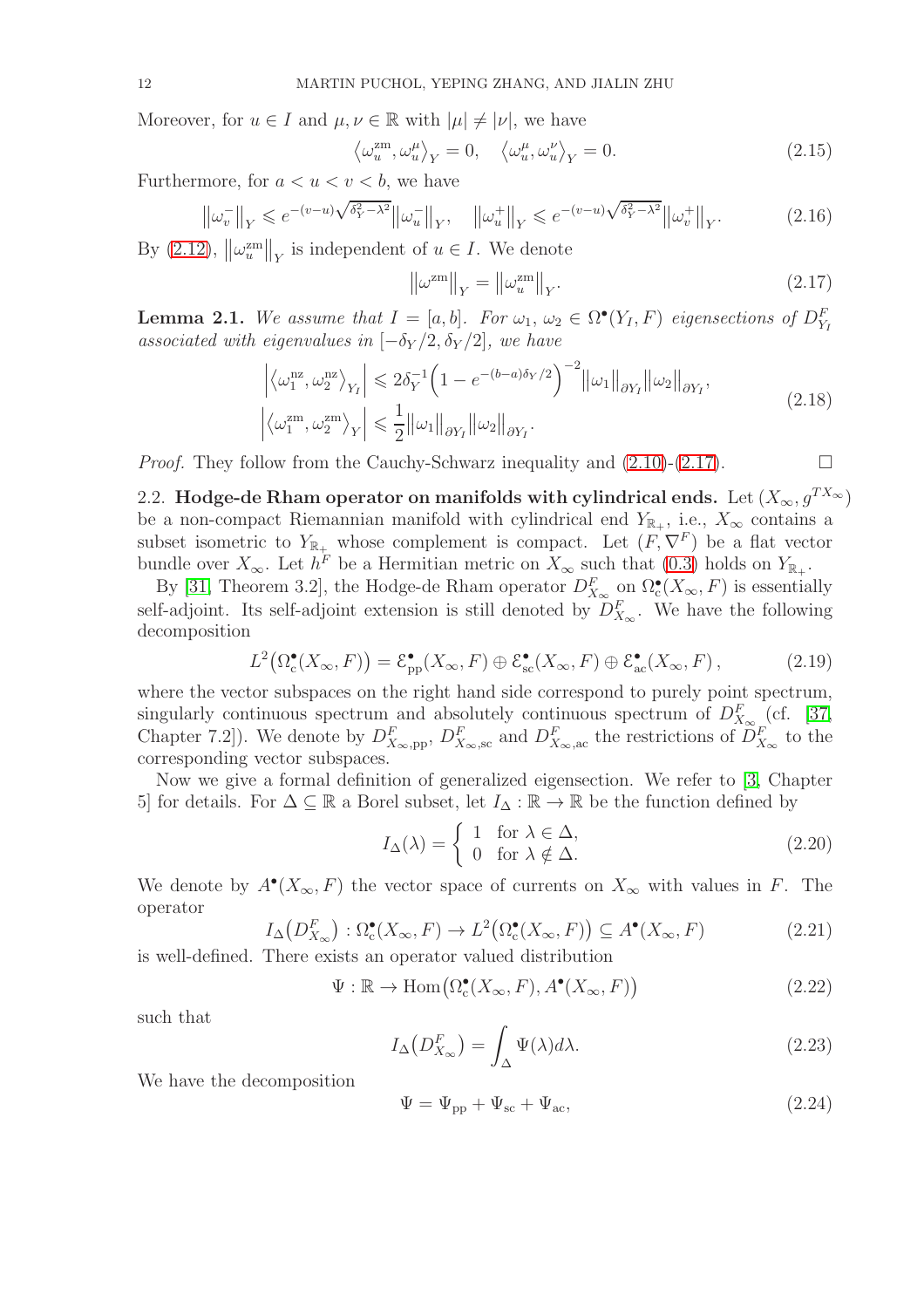Moreover, for $u \in I$ and $\mu, \nu \in \mathbb{R}$ with $|\mu| \neq |\nu|$, we have

$$\left\langle \omega_u^{\mathrm{zm}}, \omega_u^{\mu} \right\rangle_Y = 0, \quad \left\langle \omega_u^{\mu}, \omega_u^{\nu} \right\rangle_Y = 0. \tag{2.15}$$

Furthermore, for $a < u < v < b$, we have

$$\left\| \omega_v^- \right\|_Y \leqslant e^{-(v-u)\sqrt{\delta_Y^2 - \lambda^2}} \left\| \omega_u^- \right\|_Y, \quad \left\| \omega_u^+ \right\|_Y \leqslant e^{-(v-u)\sqrt{\delta_Y^2 - \lambda^2}} \left\| \omega_v^+ \right\|_Y. \tag{2.16}$$

By (2.12), $\left\| \omega_u^{\mathrm{zm}} \right\|_Y$ is independent of $u \in I$. We denote

$$\left\| \omega^{\mathrm{zm}} \right\|_Y = \left\| \omega_u^{\mathrm{zm}} \right\|_Y. \tag{2.17}$$

**Lemma 2.1.** *We assume that $I = [a, b]$. For $\omega_1$, $\omega_2 \in \Omega^\bullet(Y_I, F)$ eigensections of $D_{Y_I}^F$ associated with eigenvalues in $[-\delta_Y/2, \delta_Y/2]$, we have*

$$\begin{aligned} \left| \left\langle \omega_1^{\mathrm{nz}}, \omega_2^{\mathrm{nz}} \right\rangle_{Y_I} \right| &\leqslant 2\delta_Y^{-1} \Big( 1 - e^{-(b-a)\delta_Y/2} \Big)^{-2} \left\| \omega_1 \right\|_{\partial Y_I} \left\| \omega_2 \right\|_{\partial Y_I}, \\ \left| \left\langle \omega_1^{\mathrm{zm}}, \omega_2^{\mathrm{zm}} \right\rangle_Y \right| &\leqslant \frac{1}{2} \left\| \omega_1 \right\|_{\partial Y_I} \left\| \omega_2 \right\|_{\partial Y_I}. \end{aligned} \tag{2.18}$$

*Proof.* They follow from the Cauchy-Schwarz inequality and (2.10)-(2.17). □

2.2. **Hodge-de Rham operator on manifolds with cylindrical ends.** Let $(X_\infty, g^{TX_\infty})$ be a non-compact Riemannian manifold with cylindrical end $Y_{\mathbb{R}_+}$, i.e., $X_\infty$ contains a subset isometric to $Y_{\mathbb{R}_+}$ whose complement is compact. Let $(F, \nabla^F)$ be a flat vector bundle over $X_\infty$. Let $h^F$ be a Hermitian metric on $X_\infty$ such that (0.3) holds on $Y_{\mathbb{R}_+}$.

By [31, Theorem 3.2], the Hodge-de Rham operator $D_{X_\infty}^F$ on $\Omega_{\mathrm{c}}^\bullet(X_\infty, F)$ is essentially self-adjoint. Its self-adjoint extension is still denoted by $D_{X_\infty}^F$. We have the following decomposition

$$L^2\big(\Omega_{\mathrm{c}}^\bullet(X_\infty, F)\big) = \mathcal{E}_{\mathrm{pp}}^\bullet(X_\infty, F) \oplus \mathcal{E}_{\mathrm{sc}}^\bullet(X_\infty, F) \oplus \mathcal{E}_{\mathrm{ac}}^\bullet(X_\infty, F)\,, \tag{2.19}$$

where the vector subspaces on the right hand side correspond to purely point spectrum, singularly continuous spectrum and absolutely continuous spectrum of $D_{X_\infty}^F$ (cf. [37, Chapter 7.2]). We denote by $D_{X_\infty,\mathrm{pp}}^F$, $D_{X_\infty,\mathrm{sc}}^F$ and $D_{X_\infty,\mathrm{ac}}^F$ the restrictions of $D_{X_\infty}^F$ to the corresponding vector subspaces.

Now we give a formal definition of generalized eigensection. We refer to [3, Chapter 5] for details. For $\Delta \subseteq \mathbb{R}$ a Borel subset, let $I_\Delta : \mathbb{R} \to \mathbb{R}$ be the function defined by

$$I_\Delta(\lambda) = \left\{ \begin{array}{ll} 1 & \text{for } \lambda \in \Delta, \\ 0 & \text{for } \lambda \notin \Delta. \end{array} \right. \tag{2.20}$$

We denote by $A^\bullet(X_\infty, F)$ the vector space of currents on $X_\infty$ with values in $F$. The operator

$$I_\Delta\big(D_{X_\infty}^F\big) : \Omega_{\mathrm{c}}^\bullet(X_\infty, F) \to L^2\big(\Omega_{\mathrm{c}}^\bullet(X_\infty, F)\big) \subseteq A^\bullet(X_\infty, F) \tag{2.21}$$

is well-defined. There exists an operator valued distribution

$$\Psi : \mathbb{R} \to \mathrm{Hom}\big(\Omega_{\mathrm{c}}^\bullet(X_\infty, F), A^\bullet(X_\infty, F)\big) \tag{2.22}$$

such that

$$I_\Delta\big(D_{X_\infty}^F\big) = \int_\Delta \Psi(\lambda) d\lambda. \tag{2.23}$$

We have the decomposition

$$\Psi = \Psi_{\mathrm{pp}} + \Psi_{\mathrm{sc}} + \Psi_{\mathrm{ac}}, \tag{2.24}$$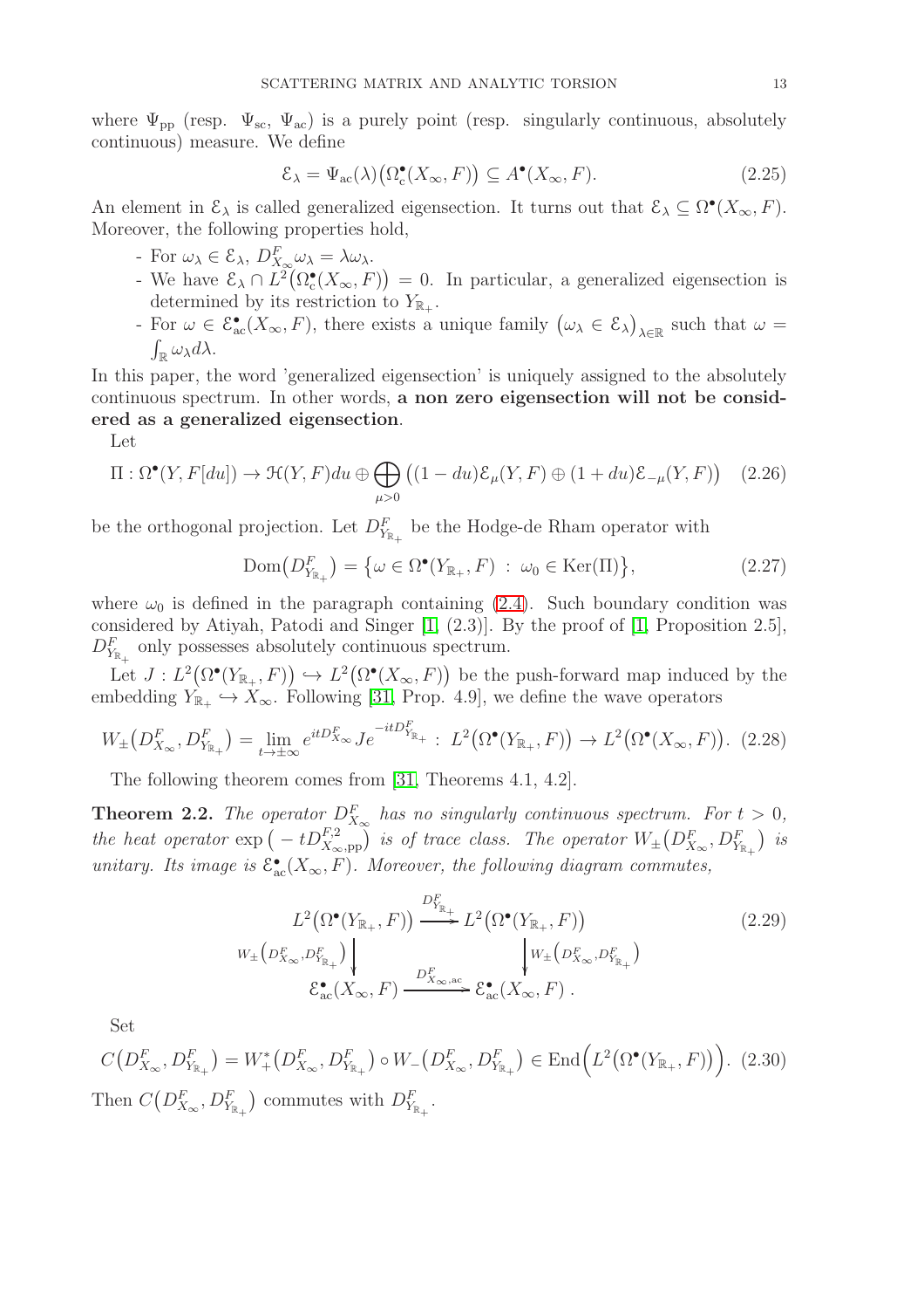where $\Psi_{\rm pp}$ (resp. $\Psi_{\rm sc}$, $\Psi_{\rm ac}$) is a purely point (resp. singularly continuous, absolutely continuous) measure. We define

$$\mathcal{E}_\lambda = \Psi_{\rm ac}(\lambda)\big(\Omega^\bullet_{\rm c}(X_\infty, F)\big) \subseteq A^\bullet(X_\infty, F). \tag{2.25}$$

An element in $\mathcal{E}_\lambda$ is called generalized eigensection. It turns out that $\mathcal{E}_\lambda \subseteq \Omega^\bullet(X_\infty, F)$. Moreover, the following properties hold,

- For $\omega_\lambda \in \mathcal{E}_\lambda$, $D^F_{X_\infty}\omega_\lambda = \lambda\omega_\lambda$.
- We have $\mathcal{E}_\lambda \cap L^2\big(\Omega^\bullet_{\rm c}(X_\infty, F)\big) = 0$. In particular, a generalized eigensection is determined by its restriction to $Y_{\mathbb{R}_+}$.
- For $\omega \in \mathcal{E}^\bullet_{\rm ac}(X_\infty, F)$, there exists a unique family $\big(\omega_\lambda \in \mathcal{E}_\lambda\big)_{\lambda\in\mathbb{R}}$ such that $\omega = \int_{\mathbb{R}} \omega_\lambda d\lambda$.

In this paper, the word 'generalized eigensection' is uniquely assigned to the absolutely continuous spectrum. In other words, **a non zero eigensection will not be considered as a generalized eigensection**.

Let

$$\Pi : \Omega^\bullet(Y, F[du]) \to \mathcal{H}(Y, F)du \oplus \bigoplus_{\mu>0} \big((1-du)\mathcal{E}_\mu(Y, F) \oplus (1+du)\mathcal{E}_{-\mu}(Y, F)\big) \tag{2.26}$$

be the orthogonal projection. Let $D^F_{Y_{\mathbb{R}_+}}$ be the Hodge-de Rham operator with

$$\mathrm{Dom}\big(D^F_{Y_{\mathbb{R}_+}}\big) = \big\{\omega \in \Omega^\bullet(Y_{\mathbb{R}_+}, F) \,:\, \omega_0 \in \mathrm{Ker}(\Pi)\big\}, \tag{2.27}$$

where $\omega_0$ is defined in the paragraph containing (2.4). Such boundary condition was considered by Atiyah, Patodi and Singer [1, (2.3)]. By the proof of [1, Proposition 2.5], $D^F_{Y_{\mathbb{R}_+}}$ only possesses absolutely continuous spectrum.

Let $J : L^2\big(\Omega^\bullet(Y_{\mathbb{R}_+}, F)\big) \hookrightarrow L^2\big(\Omega^\bullet(X_\infty, F)\big)$ be the push-forward map induced by the embedding $Y_{\mathbb{R}_+} \hookrightarrow X_\infty$. Following [31, Prop. 4.9], we define the wave operators

$$W_\pm\big(D^F_{X_\infty}, D^F_{Y_{\mathbb{R}_+}}\big) = \lim_{t\to\pm\infty} e^{itD^F_{X_\infty}} J e^{-itD^F_{Y_{\mathbb{R}_+}}} \,:\, L^2\big(\Omega^\bullet(Y_{\mathbb{R}_+}, F)\big) \to L^2\big(\Omega^\bullet(X_\infty, F)\big). \tag{2.28}$$

The following theorem comes from [31, Theorems 4.1, 4.2].

**Theorem 2.2.** *The operator $D^F_{X_\infty}$ has no singularly continuous spectrum. For $t > 0$, the heat operator $\exp\big(-tD^{F,2}_{X_\infty,\rm pp}\big)$ is of trace class. The operator $W_\pm\big(D^F_{X_\infty}, D^F_{Y_{\mathbb{R}_+}}\big)$ is unitary. Its image is $\mathcal{E}^\bullet_{\rm ac}(X_\infty, F)$. Moreover, the following diagram commutes,*

$$\begin{array}{ccc} L^2\big(\Omega^\bullet(Y_{\mathbb{R}_+}, F)\big) & \xrightarrow{D^F_{Y_{\mathbb{R}_+}}} & L^2\big(\Omega^\bullet(Y_{\mathbb{R}_+}, F)\big) \\ \Big\downarrow {\scriptstyle W_\pm\left(D^F_{X_\infty}, D^F_{Y_{\mathbb{R}_+}}\right)} & & \Big\downarrow {\scriptstyle W_\pm\left(D^F_{X_\infty}, D^F_{Y_{\mathbb{R}_+}}\right)} \\ \mathcal{E}^\bullet_{\rm ac}(X_\infty, F) & \xrightarrow{D^F_{X_\infty,\rm ac}} & \mathcal{E}^\bullet_{\rm ac}(X_\infty, F)\,. \end{array} \tag{2.29}$$

Set

$$C\big(D^F_{X_\infty}, D^F_{Y_{\mathbb{R}_+}}\big) = W^*_+\big(D^F_{X_\infty}, D^F_{Y_{\mathbb{R}_+}}\big) \circ W_-\big(D^F_{X_\infty}, D^F_{Y_{\mathbb{R}_+}}\big) \in \mathrm{End}\Big(L^2\big(\Omega^\bullet(Y_{\mathbb{R}_+}, F)\big)\Big). \tag{2.30}$$

Then $C\big(D^F_{X_\infty}, D^F_{Y_{\mathbb{R}_+}}\big)$ commutes with $D^F_{Y_{\mathbb{R}_+}}$.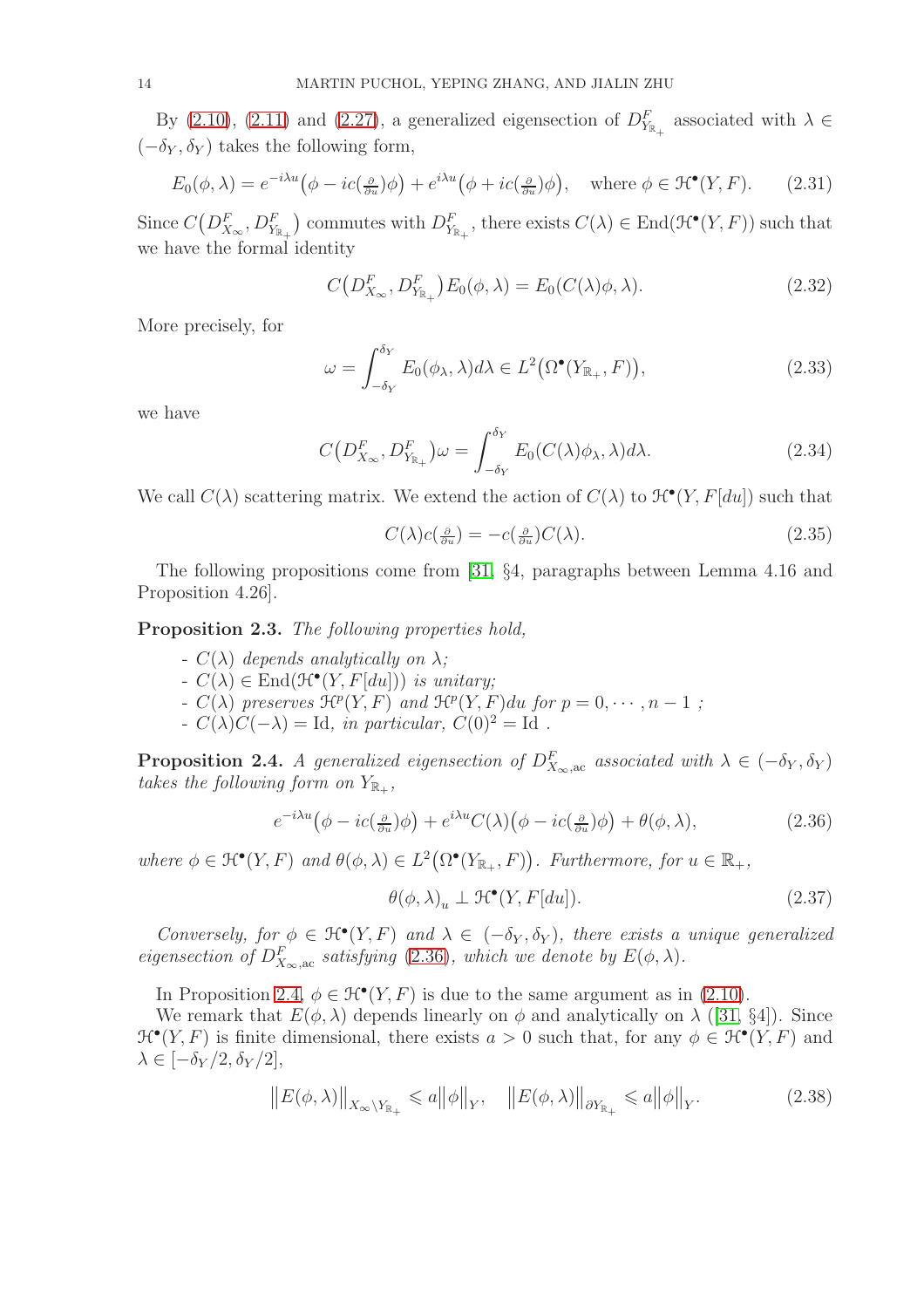By (2.10), (2.11) and (2.27), a generalized eigensection of $D^F_{Y_{\mathbb{R}_+}}$ associated with $\lambda \in (-\delta_Y, \delta_Y)$ takes the following form,

$$E_0(\phi, \lambda) = e^{-i\lambda u}\big(\phi - ic(\tfrac{\partial}{\partial u})\phi\big) + e^{i\lambda u}\big(\phi + ic(\tfrac{\partial}{\partial u})\phi\big), \quad \text{where } \phi \in \mathcal{H}^\bullet(Y, F). \tag{2.31}$$

Since $C\big(D^F_{X_\infty}, D^F_{Y_{\mathbb{R}_+}}\big)$ commutes with $D^F_{Y_{\mathbb{R}_+}}$, there exists $C(\lambda) \in \mathrm{End}(\mathcal{H}^\bullet(Y, F))$ such that we have the formal identity

$$C\big(D^F_{X_\infty}, D^F_{Y_{\mathbb{R}_+}}\big) E_0(\phi, \lambda) = E_0(C(\lambda)\phi, \lambda). \tag{2.32}$$

More precisely, for

$$\omega = \int_{-\delta_Y}^{\delta_Y} E_0(\phi_\lambda, \lambda) d\lambda \in L^2\big(\Omega^\bullet(Y_{\mathbb{R}_+}, F)\big), \tag{2.33}$$

we have

$$C\big(D^F_{X_\infty}, D^F_{Y_{\mathbb{R}_+}}\big)\omega = \int_{-\delta_Y}^{\delta_Y} E_0(C(\lambda)\phi_\lambda, \lambda) d\lambda. \tag{2.34}$$

We call $C(\lambda)$ scattering matrix. We extend the action of $C(\lambda)$ to $\mathcal{H}^\bullet(Y, F[du])$ such that

$$C(\lambda)c(\tfrac{\partial}{\partial u}) = -c(\tfrac{\partial}{\partial u})C(\lambda). \tag{2.35}$$

The following propositions come from [31, §4, paragraphs between Lemma 4.16 and Proposition 4.26].

**Proposition 2.3.** *The following properties hold,*

- *$C(\lambda)$ depends analytically on $\lambda$;*
- *$C(\lambda) \in \mathrm{End}(\mathcal{H}^\bullet(Y, F[du]))$ is unitary;*
- *$C(\lambda)$ preserves $\mathcal{H}^p(Y, F)$ and $\mathcal{H}^p(Y, F)du$ for $p = 0, \cdots, n-1$ ;*
- *$C(\lambda)C(-\lambda) = \mathrm{Id}$, in particular, $C(0)^2 = \mathrm{Id}$ .*

**Proposition 2.4.** *A generalized eigensection of $D^F_{X_\infty,\mathrm{ac}}$ associated with $\lambda \in (-\delta_Y, \delta_Y)$ takes the following form on $Y_{\mathbb{R}_+}$,*

$$e^{-i\lambda u}\big(\phi - ic(\tfrac{\partial}{\partial u})\phi\big) + e^{i\lambda u}C(\lambda)\big(\phi - ic(\tfrac{\partial}{\partial u})\phi\big) + \theta(\phi, \lambda), \tag{2.36}$$

*where $\phi \in \mathcal{H}^\bullet(Y, F)$ and $\theta(\phi, \lambda) \in L^2\big(\Omega^\bullet(Y_{\mathbb{R}_+}, F)\big)$. Furthermore, for $u \in \mathbb{R}_+$,*

$$\theta(\phi, \lambda)_u \perp \mathcal{H}^\bullet(Y, F[du]). \tag{2.37}$$

*Conversely, for $\phi \in \mathcal{H}^\bullet(Y, F)$ and $\lambda \in (-\delta_Y, \delta_Y)$, there exists a unique generalized eigensection of $D^F_{X_\infty,\mathrm{ac}}$ satisfying (2.36), which we denote by $E(\phi, \lambda)$.*

In Proposition 2.4, $\phi \in \mathcal{H}^\bullet(Y, F)$ is due to the same argument as in (2.10).

We remark that $E(\phi, \lambda)$ depends linearly on $\phi$ and analytically on $\lambda$ ([31, §4]). Since $\mathcal{H}^\bullet(Y, F)$ is finite dimensional, there exists $a > 0$ such that, for any $\phi \in \mathcal{H}^\bullet(Y, F)$ and $\lambda \in [-\delta_Y/2, \delta_Y/2]$,

$$\big\|E(\phi, \lambda)\big\|_{X_\infty \setminus Y_{\mathbb{R}_+}} \leqslant a\big\|\phi\big\|_Y, \quad \big\|E(\phi, \lambda)\big\|_{\partial Y_{\mathbb{R}_+}} \leqslant a\big\|\phi\big\|_Y. \tag{2.38}$$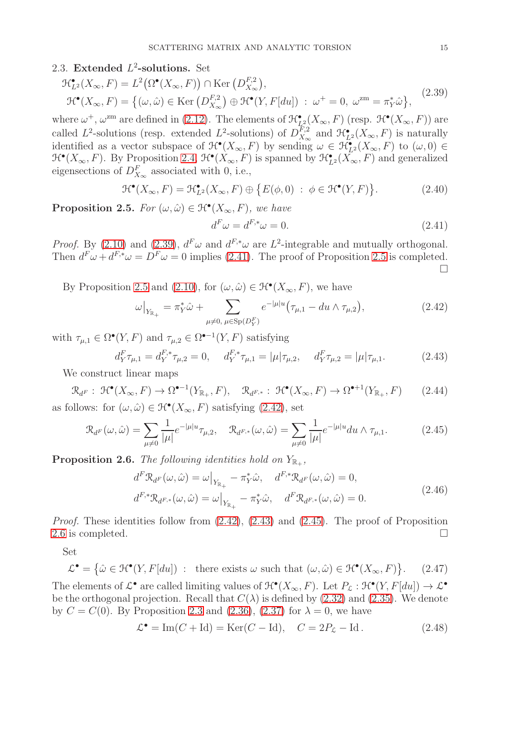## 2.3. Extended $L^2$-solutions.

Set

$$
\begin{aligned}
&\mathcal{H}^\bullet_{L^2}(X_\infty, F) = L^2\big(\Omega^\bullet(X_\infty, F)\big) \cap \operatorname{Ker}\big(D^{F,2}_{X_\infty}\big),\\
&\mathcal{H}^\bullet(X_\infty, F) = \big\{(\omega, \hat\omega) \in \operatorname{Ker}\big(D^{F,2}_{X_\infty}\big) \oplus \mathcal{H}^\bullet(Y, F[du]) \;:\; \omega^+ = 0,\ \omega^{\mathrm{zm}} = \pi_Y^*\hat\omega\big\},
\end{aligned}
\tag{2.39}
$$

where $\omega^+$, $\omega^{\mathrm{zm}}$ are defined in (2.12). The elements of $\mathcal{H}^\bullet_{L^2}(X_\infty, F)$ (resp. $\mathcal{H}^\bullet(X_\infty, F)$) are called $L^2$-solutions (resp. extended $L^2$-solutions) of $D^{F,2}_{X_\infty}$ and $\mathcal{H}^\bullet_{L^2}(X_\infty, F)$ is naturally identified as a vector subspace of $\mathcal{H}^\bullet(X_\infty, F)$ by sending $\omega \in \mathcal{H}^\bullet_{L^2}(X_\infty, F)$ to $(\omega, 0) \in \mathcal{H}^\bullet(X_\infty, F)$. By Proposition 2.4, $\mathcal{H}^\bullet(X_\infty, F)$ is spanned by $\mathcal{H}^\bullet_{L^2}(X_\infty, F)$ and generalized eigensections of $D^F_{X_\infty}$ associated with 0, i.e.,

$$
\mathcal{H}^\bullet(X_\infty, F) = \mathcal{H}^\bullet_{L^2}(X_\infty, F) \oplus \big\{E(\phi, 0) \;:\; \phi \in \mathcal{H}^\bullet(Y, F)\big\}. \tag{2.40}
$$

**Proposition 2.5.** *For $(\omega, \hat\omega) \in \mathcal{H}^\bullet(X_\infty, F)$, we have*

$$
d^F\omega = d^{F,*}\omega = 0. \tag{2.41}
$$

*Proof.* By (2.10) and (2.39), $d^F\omega$ and $d^{F,*}\omega$ are $L^2$-integrable and mutually orthogonal. Then $d^F\omega + d^{F,*}\omega = D^F\omega = 0$ implies (2.41). The proof of Proposition 2.5 is completed. □

By Proposition 2.5 and (2.10), for $(\omega, \hat\omega) \in \mathcal{H}^\bullet(X_\infty, F)$, we have

$$
\omega\big|_{Y_{\mathbb{R}_+}} = \pi_Y^*\hat\omega + \sum_{\mu\neq 0,\ \mu\in \mathrm{Sp}(D^F_Y)} e^{-|\mu|u}\big(\tau_{\mu,1} - du\wedge\tau_{\mu,2}\big), \tag{2.42}
$$

with $\tau_{\mu,1} \in \Omega^\bullet(Y, F)$ and $\tau_{\mu,2} \in \Omega^{\bullet-1}(Y, F)$ satisfying

$$
d^F_Y\tau_{\mu,1} = d^{F,*}_Y\tau_{\mu,2} = 0, \quad d^{F,*}_Y\tau_{\mu,1} = |\mu|\tau_{\mu,2}, \quad d^F_Y\tau_{\mu,2} = |\mu|\tau_{\mu,1}. \tag{2.43}
$$

We construct linear maps

$$
\mathcal{R}_{d^F} : \mathcal{H}^\bullet(X_\infty, F) \to \Omega^{\bullet-1}(Y_{\mathbb{R}_+}, F), \quad \mathcal{R}_{d^{F,*}} : \mathcal{H}^\bullet(X_\infty, F) \to \Omega^{\bullet+1}(Y_{\mathbb{R}_+}, F) \tag{2.44}
$$

as follows: for $(\omega, \hat\omega) \in \mathcal{H}^\bullet(X_\infty, F)$ satisfying (2.42), set

$$
\mathcal{R}_{d^F}(\omega, \hat\omega) = \sum_{\mu\neq 0} \frac{1}{|\mu|} e^{-|\mu|u}\tau_{\mu,2}, \quad \mathcal{R}_{d^{F,*}}(\omega, \hat\omega) = \sum_{\mu\neq 0} \frac{1}{|\mu|} e^{-|\mu|u} du\wedge\tau_{\mu,1}. \tag{2.45}
$$

**Proposition 2.6.** *The following identities hold on $Y_{\mathbb{R}_+}$,*

$$
\begin{aligned}
&d^F\mathcal{R}_{d^F}(\omega, \hat\omega) = \omega\big|_{Y_{\mathbb{R}_+}} - \pi_Y^*\hat\omega, \quad d^{F,*}\mathcal{R}_{d^F}(\omega, \hat\omega) = 0,\\
&d^{F,*}\mathcal{R}_{d^{F,*}}(\omega, \hat\omega) = \omega\big|_{Y_{\mathbb{R}_+}} - \pi_Y^*\hat\omega, \quad d^F\mathcal{R}_{d^{F,*}}(\omega, \hat\omega) = 0.
\end{aligned}
\tag{2.46}
$$

*Proof.* These identities follow from (2.42), (2.43) and (2.45). The proof of Proposition 2.6 is completed. □

Set

$$
\mathcal{L}^\bullet = \big\{\hat\omega \in \mathcal{H}^\bullet(Y, F[du]) \;:\; \text{ there exists } \omega \text{ such that } (\omega, \hat\omega) \in \mathcal{H}^\bullet(X_\infty, F)\big\}. \tag{2.47}
$$

The elements of $\mathcal{L}^\bullet$ are called limiting values of $\mathcal{H}^\bullet(X_\infty, F)$. Let $P_{\mathcal{L}} : \mathcal{H}^\bullet(Y, F[du]) \to \mathcal{L}^\bullet$ be the orthogonal projection. Recall that $C(\lambda)$ is defined by (2.32) and (2.35). We denote by $C = C(0)$. By Proposition 2.3 and (2.36), (2.37) for $\lambda = 0$, we have

$$
\mathcal{L}^\bullet = \operatorname{Im}(C + \mathrm{Id}) = \operatorname{Ker}(C - \mathrm{Id}), \quad C = 2P_{\mathcal{L}} - \mathrm{Id}. \tag{2.48}
$$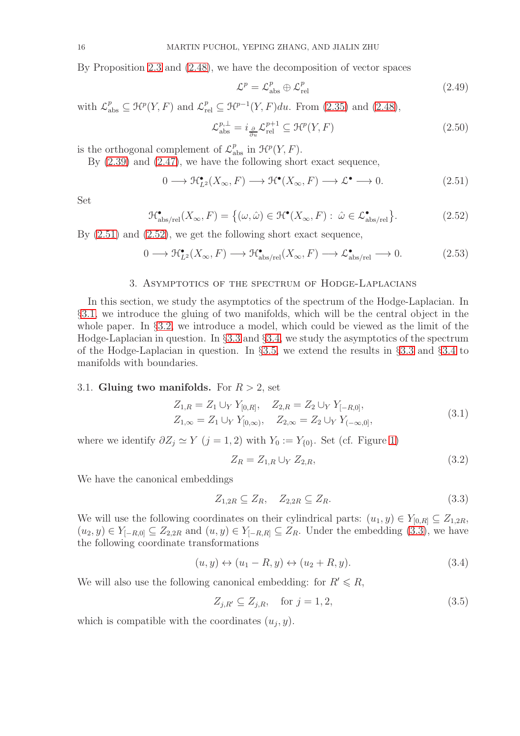By Proposition 2.3 and (2.48), we have the decomposition of vector spaces

$$\mathcal{L}^p = \mathcal{L}^p_{\mathrm{abs}} \oplus \mathcal{L}^p_{\mathrm{rel}} \tag{2.49}$$

with $\mathcal{L}^p_{\mathrm{abs}} \subseteq \mathcal{H}^p(Y,F)$ and $\mathcal{L}^p_{\mathrm{rel}} \subseteq \mathcal{H}^{p-1}(Y,F)du$. From (2.35) and (2.48),

$$\mathcal{L}^{p,\perp}_{\mathrm{abs}} = i_{\frac{\partial}{\partial u}} \mathcal{L}^{p+1}_{\mathrm{rel}} \subseteq \mathcal{H}^p(Y,F) \tag{2.50}$$

is the orthogonal complement of $\mathcal{L}^p_{\mathrm{abs}}$ in $\mathcal{H}^p(Y,F)$.

By (2.39) and (2.47), we have the following short exact sequence,

$$0 \longrightarrow \mathcal{H}^\bullet_{L^2}(X_\infty,F) \longrightarrow \mathcal{H}^\bullet(X_\infty,F) \longrightarrow \mathcal{L}^\bullet \longrightarrow 0. \tag{2.51}$$

Set

$$\mathcal{H}^\bullet_{\mathrm{abs/rel}}(X_\infty,F) = \big\{(\omega,\hat{\omega}) \in \mathcal{H}^\bullet(X_\infty,F) : \; \hat{\omega} \in \mathcal{L}^\bullet_{\mathrm{abs/rel}}\big\}. \tag{2.52}$$

By (2.51) and (2.52), we get the following short exact sequence,

$$0 \longrightarrow \mathcal{H}^\bullet_{L^2}(X_\infty,F) \longrightarrow \mathcal{H}^\bullet_{\mathrm{abs/rel}}(X_\infty,F) \longrightarrow \mathcal{L}^\bullet_{\mathrm{abs/rel}} \longrightarrow 0. \tag{2.53}$$

## 3. Asymptotics of the spectrum of Hodge-Laplacians

In this section, we study the asymptotics of the spectrum of the Hodge-Laplacian. In §3.1, we introduce the gluing of two manifolds, which will be the central object in the whole paper. In §3.2, we introduce a model, which could be viewed as the limit of the Hodge-Laplacian in question. In §3.3 and §3.4, we study the asymptotics of the spectrum of the Hodge-Laplacian in question. In §3.5, we extend the results in §3.3 and §3.4 to manifolds with boundaries.

### 3.1. Gluing two manifolds.

For $R>2$, set

$$\begin{aligned} Z_{1,R} &= Z_1 \cup_Y Y_{[0,R]}, \quad Z_{2,R} = Z_2 \cup_Y Y_{[-R,0]}, \\ Z_{1,\infty} &= Z_1 \cup_Y Y_{[0,\infty)}, \quad Z_{2,\infty} = Z_2 \cup_Y Y_{(-\infty,0]}, \end{aligned} \tag{3.1}$$

where we identify $\partial Z_j \simeq Y$ $(j=1,2)$ with $Y_0 := Y_{\{0\}}$. Set (cf. Figure 1)

$$Z_R = Z_{1,R} \cup_Y Z_{2,R}, \tag{3.2}$$

We have the canonical embeddings

$$Z_{1,2R} \subseteq Z_R, \quad Z_{2,2R} \subseteq Z_R. \tag{3.3}$$

We will use the following coordinates on their cylindrical parts: $(u_1,y) \in Y_{[0,R]} \subseteq Z_{1,2R}$, $(u_2,y) \in Y_{[-R,0]} \subseteq Z_{2,2R}$ and $(u,y) \in Y_{[-R,R]} \subseteq Z_R$. Under the embedding (3.3), we have the following coordinate transformations

$$(u,y) \leftrightarrow (u_1 - R, y) \leftrightarrow (u_2 + R, y). \tag{3.4}$$

We will also use the following canonical embedding: for $R' \leqslant R$,

$$Z_{j,R'} \subseteq Z_{j,R}, \quad \text{for } j=1,2, \tag{3.5}$$

which is compatible with the coordinates $(u_j,y)$.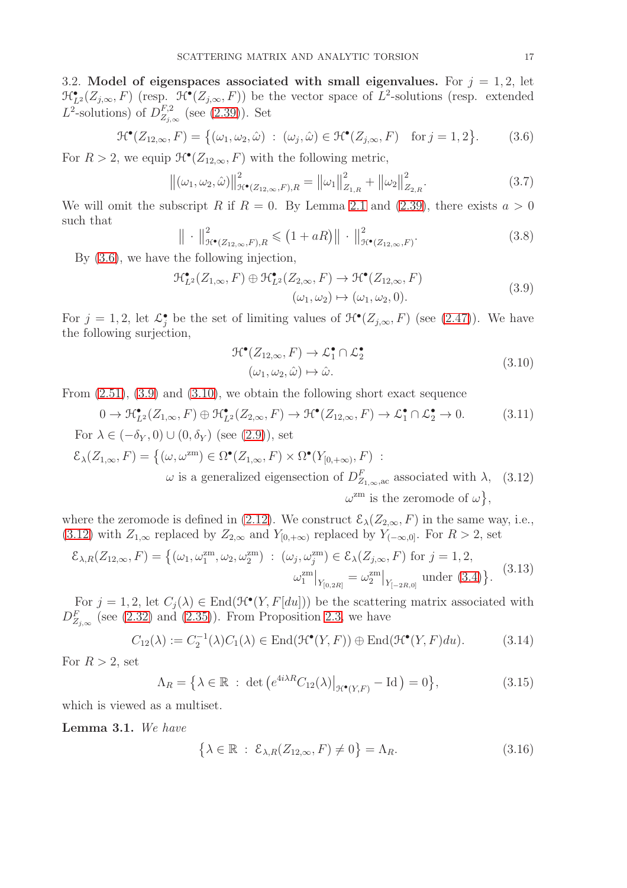3.2. **Model of eigenspaces associated with small eigenvalues.** For $j = 1, 2$, let $\mathcal{H}^\bullet_{L^2}(Z_{j,\infty}, F)$ (resp. $\mathcal{H}^\bullet(Z_{j,\infty}, F)$) be the vector space of $L^2$-solutions (resp. extended $L^2$-solutions) of $D^{F,2}_{Z_{j,\infty}}$ (see (2.39)). Set

$$\mathcal{H}^\bullet(Z_{12,\infty}, F) = \big\{(\omega_1, \omega_2, \hat{\omega}) \ : \ (\omega_j, \hat{\omega}) \in \mathcal{H}^\bullet(Z_{j,\infty}, F) \quad \text{for } j = 1, 2\big\}. \tag{3.6}$$

For $R > 2$, we equip $\mathcal{H}^\bullet(Z_{12,\infty}, F)$ with the following metric,

$$\big\|(\omega_1, \omega_2, \hat{\omega})\big\|^2_{\mathcal{H}^\bullet(Z_{12,\infty},F),R} = \big\|\omega_1\big\|^2_{Z_{1,R}} + \big\|\omega_2\big\|^2_{Z_{2,R}}. \tag{3.7}$$

We will omit the subscript $R$ if $R = 0$. By Lemma 2.1 and (2.39), there exists $a > 0$ such that

$$\big\| \cdot \big\|^2_{\mathcal{H}^\bullet(Z_{12,\infty},F),R} \leqslant \big(1 + aR\big) \big\| \cdot \big\|^2_{\mathcal{H}^\bullet(Z_{12,\infty},F)}. \tag{3.8}$$

By (3.6), we have the following injection,

$$\begin{aligned} \mathcal{H}^\bullet_{L^2}(Z_{1,\infty}, F) \oplus \mathcal{H}^\bullet_{L^2}(Z_{2,\infty}, F) &\to \mathcal{H}^\bullet(Z_{12,\infty}, F) \\ (\omega_1, \omega_2) &\mapsto (\omega_1, \omega_2, 0). \end{aligned} \tag{3.9}$$

For $j = 1, 2$, let $\mathcal{L}^\bullet_j$ be the set of limiting values of $\mathcal{H}^\bullet(Z_{j,\infty}, F)$ (see (2.47)). We have the following surjection,

$$\begin{aligned} \mathcal{H}^\bullet(Z_{12,\infty}, F) &\to \mathcal{L}^\bullet_1 \cap \mathcal{L}^\bullet_2 \\ (\omega_1, \omega_2, \hat{\omega}) &\mapsto \hat{\omega}. \end{aligned} \tag{3.10}$$

From (2.51), (3.9) and (3.10), we obtain the following short exact sequence

$$0 \to \mathcal{H}^\bullet_{L^2}(Z_{1,\infty}, F) \oplus \mathcal{H}^\bullet_{L^2}(Z_{2,\infty}, F) \to \mathcal{H}^\bullet(Z_{12,\infty}, F) \to \mathcal{L}^\bullet_1 \cap \mathcal{L}^\bullet_2 \to 0. \tag{3.11}$$

For $\lambda \in (-\delta_Y, 0) \cup (0, \delta_Y)$ (see (2.9)), set

$$\begin{aligned} \mathcal{E}_\lambda(Z_{1,\infty}, F) = \big\{(\omega, \omega^{\mathrm{zm}}) \in \Omega^\bullet(Z_{1,\infty}, F) \times \Omega^\bullet(Y_{[0,+\infty)}, F) \ : \\ \omega \text{ is a generalized eigensection of } D^F_{Z_{1,\infty},\mathrm{ac}} \text{ associated with } \lambda, \\ \omega^{\mathrm{zm}} \text{ is the zeromode of } \omega\big\}, \end{aligned} \tag{3.12}$$

where the zeromode is defined in (2.12). We construct $\mathcal{E}_\lambda(Z_{2,\infty}, F)$ in the same way, i.e., (3.12) with $Z_{1,\infty}$ replaced by $Z_{2,\infty}$ and $Y_{[0,+\infty)}$ replaced by $Y_{(-\infty,0]}$. For $R > 2$, set

$$\begin{aligned} \mathcal{E}_{\lambda,R}(Z_{12,\infty}, F) = \big\{(\omega_1, \omega_1^{\mathrm{zm}}, \omega_2, \omega_2^{\mathrm{zm}}) \ : \ (\omega_j, \omega_j^{\mathrm{zm}}) \in \mathcal{E}_\lambda(Z_{j,\infty}, F) \text{ for } j = 1, 2, \\ \omega_1^{\mathrm{zm}}\big|_{Y_{[0,2R]}} = \omega_2^{\mathrm{zm}}\big|_{Y_{[-2R,0]}} \text{ under (3.4)}\big\}. \end{aligned} \tag{3.13}$$

For $j = 1, 2$, let $C_j(\lambda) \in \mathrm{End}(\mathcal{H}^\bullet(Y, F[du]))$ be the scattering matrix associated with $D^F_{Z_{j,\infty}}$ (see (2.32) and (2.35)). From Proposition 2.3, we have

$$C_{12}(\lambda) := C_2^{-1}(\lambda) C_1(\lambda) \in \mathrm{End}(\mathcal{H}^\bullet(Y, F)) \oplus \mathrm{End}(\mathcal{H}^\bullet(Y, F)du). \tag{3.14}$$

For $R > 2$, set

$$\Lambda_R = \big\{\lambda \in \mathbb{R} \ : \ \det\big(e^{4i\lambda R} C_{12}(\lambda)\big|_{\mathcal{H}^\bullet(Y,F)} - \mathrm{Id}\big) = 0\big\}, \tag{3.15}$$

which is viewed as a multiset.

**Lemma 3.1.** *We have*

$$\big\{\lambda \in \mathbb{R} \ : \ \mathcal{E}_{\lambda,R}(Z_{12,\infty}, F) \neq 0\big\} = \Lambda_R. \tag{3.16}$$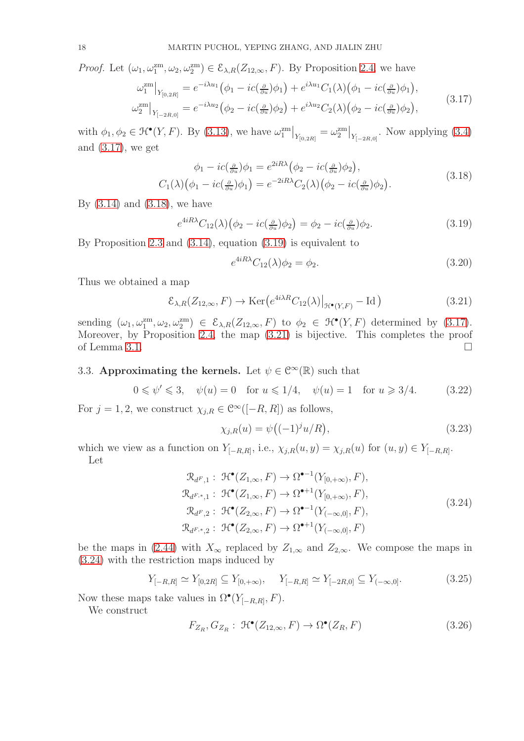*Proof.* Let $(\omega_1, \omega_1^{\mathrm{zm}}, \omega_2, \omega_2^{\mathrm{zm}}) \in \mathcal{E}_{\lambda,R}(Z_{12,\infty}, F)$. By Proposition 2.4, we have

$$
\begin{aligned}
\omega_1^{\mathrm{zm}}\big|_{Y_{[0,2R]}} &= e^{-i\lambda u_1}\big(\phi_1 - ic(\tfrac{\partial}{\partial u})\phi_1\big) + e^{i\lambda u_1} C_1(\lambda)\big(\phi_1 - ic(\tfrac{\partial}{\partial u})\phi_1\big),\\
\omega_2^{\mathrm{zm}}\big|_{Y_{[-2R,0]}} &= e^{-i\lambda u_2}\big(\phi_2 - ic(\tfrac{\partial}{\partial u})\phi_2\big) + e^{i\lambda u_2} C_2(\lambda)\big(\phi_2 - ic(\tfrac{\partial}{\partial u})\phi_2\big),
\end{aligned} \tag{3.17}
$$

with $\phi_1, \phi_2 \in \mathcal{H}^\bullet(Y, F)$. By (3.13), we have $\omega_1^{\mathrm{zm}}\big|_{Y_{[0,2R]}} = \omega_2^{\mathrm{zm}}\big|_{Y_{[-2R,0]}}$. Now applying (3.4) and (3.17), we get

$$
\begin{aligned}
\phi_1 - ic(\tfrac{\partial}{\partial u})\phi_1 &= e^{2iR\lambda}\big(\phi_2 - ic(\tfrac{\partial}{\partial u})\phi_2\big),\\
C_1(\lambda)\big(\phi_1 - ic(\tfrac{\partial}{\partial u})\phi_1\big) &= e^{-2iR\lambda} C_2(\lambda)\big(\phi_2 - ic(\tfrac{\partial}{\partial u})\phi_2\big).
\end{aligned} \tag{3.18}
$$

By (3.14) and (3.18), we have

$$
e^{4iR\lambda} C_{12}(\lambda)\big(\phi_2 - ic(\tfrac{\partial}{\partial u})\phi_2\big) = \phi_2 - ic(\tfrac{\partial}{\partial u})\phi_2. \tag{3.19}
$$

By Proposition 2.3 and (3.14), equation (3.19) is equivalent to

$$
e^{4iR\lambda} C_{12}(\lambda)\phi_2 = \phi_2. \tag{3.20}
$$

Thus we obtained a map

$$
\mathcal{E}_{\lambda,R}(Z_{12,\infty}, F) \to \mathrm{Ker}\big(e^{4i\lambda R} C_{12}(\lambda)\big|_{\mathcal{H}^\bullet(Y,F)} - \mathrm{Id}\big) \tag{3.21}
$$

sending $(\omega_1, \omega_1^{\mathrm{zm}}, \omega_2, \omega_2^{\mathrm{zm}}) \in \mathcal{E}_{\lambda,R}(Z_{12,\infty}, F)$ to $\phi_2 \in \mathcal{H}^\bullet(Y, F)$ determined by (3.17). Moreover, by Proposition 2.4, the map (3.21) is bijective. This completes the proof of Lemma 3.1. □

### 3.3. Approximating the kernels.

Let $\psi \in \mathcal{C}^\infty(\mathbb{R})$ such that

$$
0 \leqslant \psi' \leqslant 3, \quad \psi(u) = 0 \quad \text{for } u \leqslant 1/4, \quad \psi(u) = 1 \quad \text{for } u \geqslant 3/4. \tag{3.22}
$$

For $j = 1, 2$, we construct $\chi_{j,R} \in \mathcal{C}^\infty([-R, R])$ as follows,

$$
\chi_{j,R}(u) = \psi\big((-1)^j u/R\big), \tag{3.23}
$$

which we view as a function on $Y_{[-R,R]}$, i.e., $\chi_{j,R}(u, y) = \chi_{j,R}(u)$ for $(u, y) \in Y_{[-R,R]}$.

Let

$$
\begin{aligned}
\mathcal{R}_{d^F,1} &: \mathcal{H}^\bullet(Z_{1,\infty}, F) \to \Omega^{\bullet-1}(Y_{[0,+\infty)}, F),\\
\mathcal{R}_{d^{F,*},1} &: \mathcal{H}^\bullet(Z_{1,\infty}, F) \to \Omega^{\bullet+1}(Y_{[0,+\infty)}, F),\\
\mathcal{R}_{d^F,2} &: \mathcal{H}^\bullet(Z_{2,\infty}, F) \to \Omega^{\bullet-1}(Y_{(-\infty,0]}, F),\\
\mathcal{R}_{d^{F,*},2} &: \mathcal{H}^\bullet(Z_{2,\infty}, F) \to \Omega^{\bullet+1}(Y_{(-\infty,0]}, F)
\end{aligned} \tag{3.24}
$$

be the maps in (2.44) with $X_\infty$ replaced by $Z_{1,\infty}$ and $Z_{2,\infty}$. We compose the maps in (3.24) with the restriction maps induced by

$$
Y_{[-R,R]} \simeq Y_{[0,2R]} \subseteq Y_{[0,+\infty)}, \quad Y_{[-R,R]} \simeq Y_{[-2R,0]} \subseteq Y_{(-\infty,0]}. \tag{3.25}
$$

Now these maps take values in $\Omega^\bullet(Y_{[-R,R]}, F)$.

We construct

$$
F_{Z_R}, G_{Z_R} : \mathcal{H}^\bullet(Z_{12,\infty}, F) \to \Omega^\bullet(Z_R, F) \tag{3.26}
$$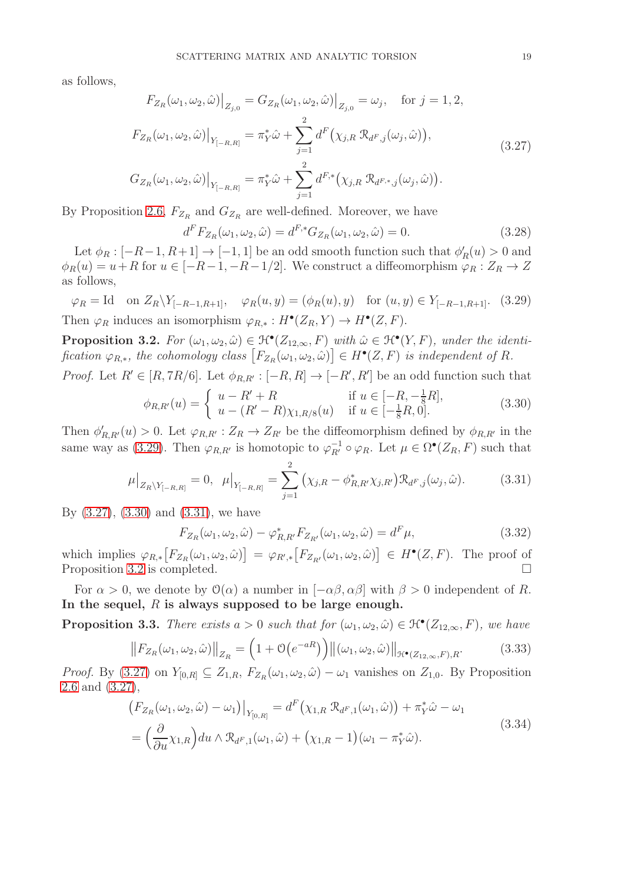as follows,

$$
\begin{aligned}
F_{Z_R}(\omega_1,\omega_2,\hat{\omega})\big|_{Z_{j,0}} &= G_{Z_R}(\omega_1,\omega_2,\hat{\omega})\big|_{Z_{j,0}} = \omega_j, \quad \text{for } j=1,2,\\
F_{Z_R}(\omega_1,\omega_2,\hat{\omega})\big|_{Y_{[-R,R]}} &= \pi_Y^*\hat{\omega} + \sum_{j=1}^{2} d^F\big(\chi_{j,R}\,\mathcal{R}_{d^F,j}(\omega_j,\hat{\omega})\big),\\
G_{Z_R}(\omega_1,\omega_2,\hat{\omega})\big|_{Y_{[-R,R]}} &= \pi_Y^*\hat{\omega} + \sum_{j=1}^{2} d^{F,*}\big(\chi_{j,R}\,\mathcal{R}_{d^{F,*},j}(\omega_j,\hat{\omega})\big).
\end{aligned}
\tag{3.27}
$$

By Proposition 2.6, $F_{Z_R}$ and $G_{Z_R}$ are well-defined. Moreover, we have

$$
d^F F_{Z_R}(\omega_1,\omega_2,\hat{\omega}) = d^{F,*} G_{Z_R}(\omega_1,\omega_2,\hat{\omega}) = 0. \tag{3.28}
$$

Let $\phi_R : [-R-1,R+1]\to[-1,1]$ be an odd smooth function such that $\phi_R'(u)>0$ and $\phi_R(u)=u+R$ for $u\in[-R-1,-R-1/2]$. We construct a diffeomorphism $\varphi_R : Z_R\to Z$ as follows,

$$
\varphi_R = \mathrm{Id} \quad \text{on } Z_R\backslash Y_{[-R-1,R+1]}, \quad \varphi_R(u,y) = (\phi_R(u),y) \quad \text{for } (u,y)\in Y_{[-R-1,R+1]}. \tag{3.29}
$$

Then $\varphi_R$ induces an isomorphism $\varphi_{R,*} : H^\bullet(Z_R,Y)\to H^\bullet(Z,F)$.

**Proposition 3.2.** *For $(\omega_1,\omega_2,\hat{\omega})\in\mathcal{H}^\bullet(Z_{12,\infty},F)$ with $\hat{\omega}\in\mathcal{H}^\bullet(Y,F)$, under the identification $\varphi_{R,*}$, the cohomology class $\big[F_{Z_R}(\omega_1,\omega_2,\hat{\omega})\big]\in H^\bullet(Z,F)$ is independent of $R$.*

*Proof.* Let $R'\in[R,7R/6]$. Let $\phi_{R,R'} : [-R,R]\to[-R',R']$ be an odd function such that

$$
\phi_{R,R'}(u) = \left\{ \begin{array}{ll} u-R'+R & \text{if } u\in[-R,-\frac{1}{8}R],\\ u-(R'-R)\chi_{1,R/8}(u) & \text{if } u\in[-\frac{1}{8}R,0]. \end{array}\right. \tag{3.30}
$$

Then $\phi_{R,R'}'(u)>0$. Let $\varphi_{R,R'} : Z_R\to Z_{R'}$ be the diffeomorphism defined by $\phi_{R,R'}$ in the same way as (3.29). Then $\varphi_{R,R'}$ is homotopic to $\varphi_{R'}^{-1}\circ\varphi_R$. Let $\mu\in\Omega^\bullet(Z_R,F)$ such that

$$
\mu\big|_{Z_R\backslash Y_{[-R,R]}} = 0, \quad \mu\big|_{Y_{[-R,R]}} = \sum_{j=1}^{2}\big(\chi_{j,R}-\phi_{R,R'}^*\chi_{j,R'}\big)\mathcal{R}_{d^F,j}(\omega_j,\hat{\omega}). \tag{3.31}
$$

By (3.27), (3.30) and (3.31), we have

$$
F_{Z_R}(\omega_1,\omega_2,\hat{\omega}) - \varphi_{R,R'}^* F_{Z_{R'}}(\omega_1,\omega_2,\hat{\omega}) = d^F\mu, \tag{3.32}
$$

which implies $\varphi_{R,*}\big[F_{Z_R}(\omega_1,\omega_2,\hat{\omega})\big] = \varphi_{R',*}\big[F_{Z_{R'}}(\omega_1,\omega_2,\hat{\omega})\big]\in H^\bullet(Z,F)$. The proof of Proposition 3.2 is completed. $\square$

For $\alpha>0$, we denote by $\mathcal{O}(\alpha)$ a number in $[-\alpha\beta,\alpha\beta]$ with $\beta>0$ independent of $R$. **In the sequel, $R$ is always supposed to be large enough.**

**Proposition 3.3.** *There exists $a>0$ such that for $(\omega_1,\omega_2,\hat{\omega})\in\mathcal{H}^\bullet(Z_{12,\infty},F)$, we have*

$$
\big\|F_{Z_R}(\omega_1,\omega_2,\hat{\omega})\big\|_{Z_R} = \Big(1+\mathcal{O}\big(e^{-aR}\big)\Big)\big\|(\omega_1,\omega_2,\hat{\omega})\big\|_{\mathcal{H}^\bullet(Z_{12,\infty},F),R}. \tag{3.33}
$$

*Proof.* By (3.27) on $Y_{[0,R]}\subseteq Z_{1,R}$, $F_{Z_R}(\omega_1,\omega_2,\hat{\omega})-\omega_1$ vanishes on $Z_{1,0}$. By Proposition 2.6 and (3.27),

$$
\begin{aligned}
\big(F_{Z_R}(\omega_1,\omega_2,\hat{\omega})-\omega_1\big)\big|_{Y_{[0,R]}} &= d^F\big(\chi_{1,R}\,\mathcal{R}_{d^F,1}(\omega_1,\hat{\omega})\big) + \pi_Y^*\hat{\omega} - \omega_1\\
&= \Big(\frac{\partial}{\partial u}\chi_{1,R}\Big)du\wedge\mathcal{R}_{d^F,1}(\omega_1,\hat{\omega}) + \big(\chi_{1,R}-1\big)\big(\omega_1-\pi_Y^*\hat{\omega}\big).
\end{aligned}
\tag{3.34}
$$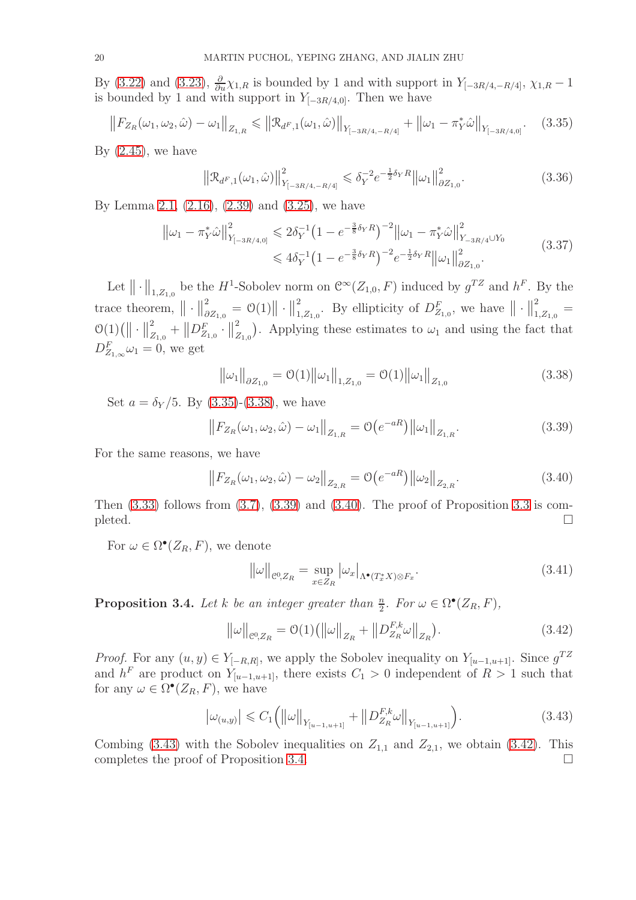By (3.22) and (3.23), $\frac{\partial}{\partial u}\chi_{1,R}$ is bounded by 1 and with support in $Y_{[-3R/4,-R/4]}$, $\chi_{1,R}-1$ is bounded by 1 and with support in $Y_{[-3R/4,0]}$. Then we have

$$\big\|F_{Z_R}(\omega_1,\omega_2,\hat{\omega})-\omega_1\big\|_{Z_{1,R}} \leqslant \big\|\mathcal{R}_{d^F,1}(\omega_1,\hat{\omega})\big\|_{Y_{[-3R/4,-R/4]}} + \big\|\omega_1-\pi_Y^*\hat{\omega}\big\|_{Y_{[-3R/4,0]}}. \tag{3.35}$$

By (2.45), we have

$$\big\|\mathcal{R}_{d^F,1}(\omega_1,\hat{\omega})\big\|^2_{Y_{[-3R/4,-R/4]}} \leqslant \delta_Y^{-2}e^{-\frac{1}{2}\delta_Y R}\big\|\omega_1\big\|^2_{\partial Z_{1,0}}. \tag{3.36}$$

By Lemma 2.1, (2.16), (2.39) and (3.25), we have

$$\begin{aligned}\big\|\omega_1-\pi_Y^*\hat{\omega}\big\|^2_{Y_{[-3R/4,0]}} &\leqslant 2\delta_Y^{-1}\big(1-e^{-\frac{3}{8}\delta_Y R}\big)^{-2}\big\|\omega_1-\pi_Y^*\hat{\omega}\big\|^2_{Y_{-3R/4}\cup Y_0}\\ &\leqslant 4\delta_Y^{-1}\big(1-e^{-\frac{3}{8}\delta_Y R}\big)^{-2}e^{-\frac{1}{2}\delta_Y R}\big\|\omega_1\big\|^2_{\partial Z_{1,0}}.\end{aligned} \tag{3.37}$$

Let $\|\cdot\|_{1,Z_{1,0}}$ be the $H^1$-Sobolev norm on $\mathcal{C}^\infty(Z_{1,0},F)$ induced by $g^{TZ}$ and $h^F$. By the trace theorem, $\|\cdot\|^2_{\partial Z_{1,0}} = \mathcal{O}(1)\|\cdot\|^2_{1,Z_{1,0}}$. By ellipticity of $D^F_{Z_{1,0}}$, we have $\|\cdot\|^2_{1,Z_{1,0}} = \mathcal{O}(1)\big(\|\cdot\|^2_{Z_{1,0}}+\|D^F_{Z_{1,0}}\cdot\|^2_{Z_{1,0}}\big)$. Applying these estimates to $\omega_1$ and using the fact that $D^F_{Z_{1,\infty}}\omega_1=0$, we get

$$\big\|\omega_1\big\|_{\partial Z_{1,0}} = \mathcal{O}(1)\big\|\omega_1\big\|_{1,Z_{1,0}} = \mathcal{O}(1)\big\|\omega_1\big\|_{Z_{1,0}} \tag{3.38}$$

Set $a=\delta_Y/5$. By (3.35)-(3.38), we have

$$\big\|F_{Z_R}(\omega_1,\omega_2,\hat{\omega})-\omega_1\big\|_{Z_{1,R}} = \mathcal{O}\big(e^{-aR}\big)\big\|\omega_1\big\|_{Z_{1,R}}. \tag{3.39}$$

For the same reasons, we have

$$\big\|F_{Z_R}(\omega_1,\omega_2,\hat{\omega})-\omega_2\big\|_{Z_{2,R}} = \mathcal{O}\big(e^{-aR}\big)\big\|\omega_2\big\|_{Z_{2,R}}. \tag{3.40}$$

Then (3.33) follows from (3.7), (3.39) and (3.40). The proof of Proposition 3.3 is completed. □

For $\omega\in\Omega^\bullet(Z_R,F)$, we denote

$$\big\|\omega\big\|_{\mathcal{C}^0,Z_R} = \sup_{x\in Z_R}\big|\omega_x\big|_{\Lambda^\bullet(T^*_xX)\otimes F_x}. \tag{3.41}$$

**Proposition 3.4.** *Let $k$ be an integer greater than $\frac{n}{2}$. For $\omega\in\Omega^\bullet(Z_R,F)$,*

$$\big\|\omega\big\|_{\mathcal{C}^0,Z_R} = \mathcal{O}(1)\big(\big\|\omega\big\|_{Z_R}+\big\|D^{F,k}_{Z_R}\omega\big\|_{Z_R}\big). \tag{3.42}$$

*Proof.* For any $(u,y)\in Y_{[-R,R]}$, we apply the Sobolev inequality on $Y_{[u-1,u+1]}$. Since $g^{TZ}$ and $h^F$ are product on $Y_{[u-1,u+1]}$, there exists $C_1>0$ independent of $R>1$ such that for any $\omega\in\Omega^\bullet(Z_R,F)$, we have

$$\big|\omega_{(u,y)}\big| \leqslant C_1\Big(\big\|\omega\big\|_{Y_{[u-1,u+1]}}+\big\|D^{F,k}_{Z_R}\omega\big\|_{Y_{[u-1,u+1]}}\Big). \tag{3.43}$$

Combing (3.43) with the Sobolev inequalities on $Z_{1,1}$ and $Z_{2,1}$, we obtain (3.42). This completes the proof of Proposition 3.4. □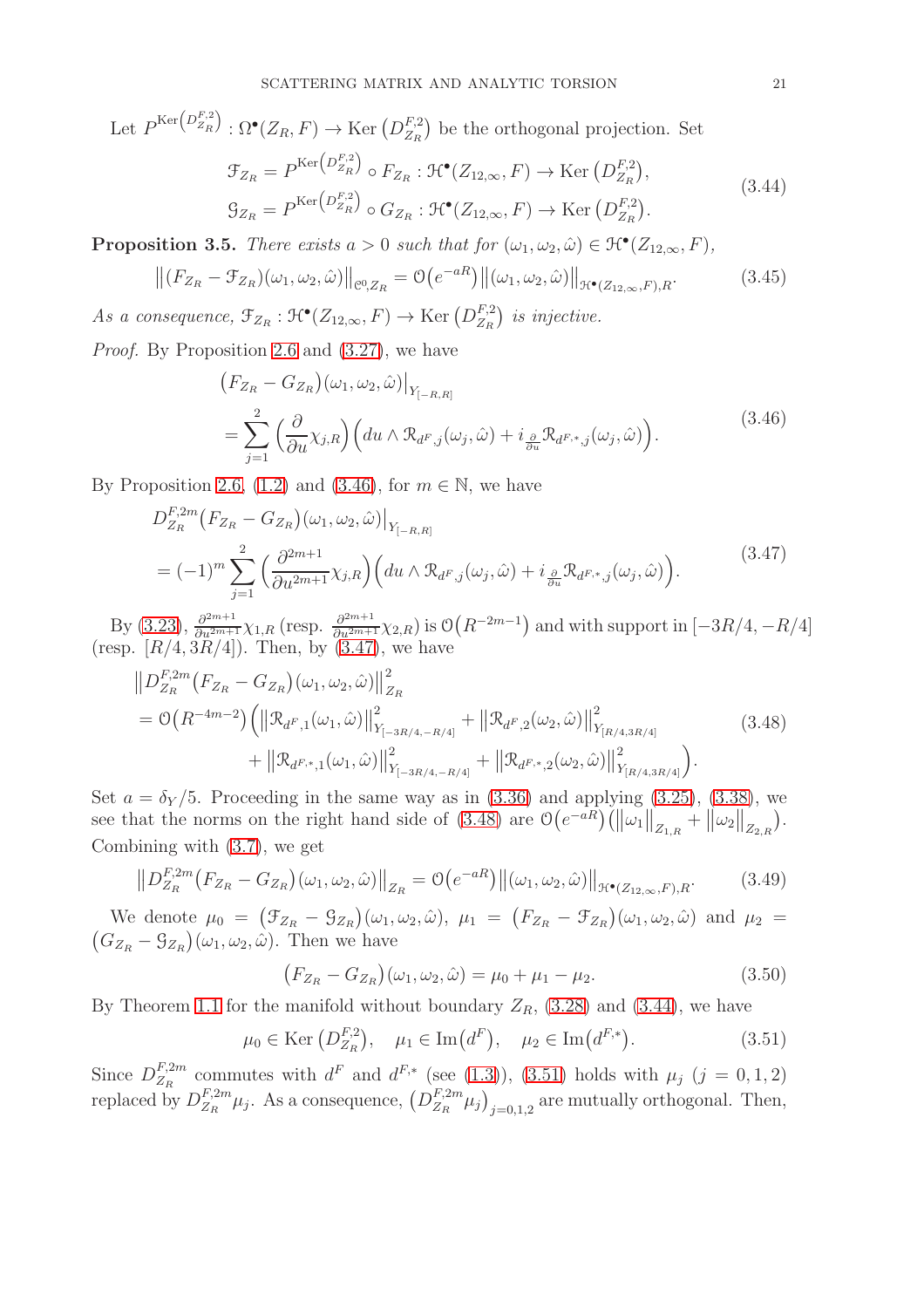Let $P^{\mathrm{Ker}\left(D^{F,2}_{Z_R}\right)} : \Omega^\bullet(Z_R, F) \to \mathrm{Ker}\left(D^{F,2}_{Z_R}\right)$ be the orthogonal projection. Set

$$
\begin{aligned}
\mathcal{F}_{Z_R} &= P^{\mathrm{Ker}\left(D^{F,2}_{Z_R}\right)} \circ F_{Z_R} : \mathcal{H}^\bullet(Z_{12,\infty}, F) \to \mathrm{Ker}\left(D^{F,2}_{Z_R}\right), \\
\mathcal{G}_{Z_R} &= P^{\mathrm{Ker}\left(D^{F,2}_{Z_R}\right)} \circ G_{Z_R} : \mathcal{H}^\bullet(Z_{12,\infty}, F) \to \mathrm{Ker}\left(D^{F,2}_{Z_R}\right).
\end{aligned}
\tag{3.44}
$$

**Proposition 3.5.** *There exists $a > 0$ such that for $(\omega_1, \omega_2, \hat{\omega}) \in \mathcal{H}^\bullet(Z_{12,\infty}, F)$,*

$$
\left\| (F_{Z_R} - \mathcal{F}_{Z_R})(\omega_1, \omega_2, \hat{\omega}) \right\|_{\mathcal{C}^0, Z_R} = \mathcal{O}\left(e^{-aR}\right) \left\| (\omega_1, \omega_2, \hat{\omega}) \right\|_{\mathcal{H}^\bullet(Z_{12,\infty},F),R}. \tag{3.45}
$$

*As a consequence, $\mathcal{F}_{Z_R} : \mathcal{H}^\bullet(Z_{12,\infty}, F) \to \mathrm{Ker}\left(D^{F,2}_{Z_R}\right)$ is injective.*

*Proof.* By Proposition 2.6 and (3.27), we have

$$
\begin{aligned}
&\left(F_{Z_R} - G_{Z_R}\right)(\omega_1, \omega_2, \hat{\omega})\big|_{Y_{[-R,R]}} \\
&= \sum_{j=1}^{2} \Big(\frac{\partial}{\partial u} \chi_{j,R}\Big) \Big( du \wedge \mathcal{R}_{d^F,j}(\omega_j, \hat{\omega}) + i_{\frac{\partial}{\partial u}} \mathcal{R}_{d^{F,*},j}(\omega_j, \hat{\omega}) \Big).
\end{aligned}
\tag{3.46}
$$

By Proposition 2.6, (1.2) and (3.46), for $m \in \mathbb{N}$, we have

$$
\begin{aligned}
&D^{F,2m}_{Z_R}\left(F_{Z_R} - G_{Z_R}\right)(\omega_1, \omega_2, \hat{\omega})\big|_{Y_{[-R,R]}} \\
&= (-1)^m \sum_{j=1}^{2} \Big(\frac{\partial^{2m+1}}{\partial u^{2m+1}} \chi_{j,R}\Big) \Big( du \wedge \mathcal{R}_{d^F,j}(\omega_j, \hat{\omega}) + i_{\frac{\partial}{\partial u}} \mathcal{R}_{d^{F,*},j}(\omega_j, \hat{\omega}) \Big).
\end{aligned}
\tag{3.47}
$$

By (3.23), $\frac{\partial^{2m+1}}{\partial u^{2m+1}} \chi_{1,R}$ (resp. $\frac{\partial^{2m+1}}{\partial u^{2m+1}} \chi_{2,R}$) is $\mathcal{O}\left(R^{-2m-1}\right)$ and with support in $[-3R/4, -R/4]$ (resp. $[R/4, 3R/4]$). Then, by (3.47), we have

$$
\begin{aligned}
&\left\| D^{F,2m}_{Z_R}\left(F_{Z_R} - G_{Z_R}\right)(\omega_1, \omega_2, \hat{\omega}) \right\|^2_{Z_R} \\
&= \mathcal{O}\left(R^{-4m-2}\right) \Big( \left\| \mathcal{R}_{d^F,1}(\omega_1, \hat{\omega}) \right\|^2_{Y_{[-3R/4,-R/4]}} + \left\| \mathcal{R}_{d^F,2}(\omega_2, \hat{\omega}) \right\|^2_{Y_{[R/4,3R/4]}} \\
&\qquad + \left\| \mathcal{R}_{d^{F,*},1}(\omega_1, \hat{\omega}) \right\|^2_{Y_{[-3R/4,-R/4]}} + \left\| \mathcal{R}_{d^{F,*},2}(\omega_2, \hat{\omega}) \right\|^2_{Y_{[R/4,3R/4]}} \Big).
\end{aligned}
\tag{3.48}
$$

Set $a = \delta_Y/5$. Proceeding in the same way as in (3.36) and applying (3.25), (3.38), we see that the norms on the right hand side of (3.48) are $\mathcal{O}\left(e^{-aR}\right)\left( \left\|\omega_1\right\|_{Z_{1,R}} + \left\|\omega_2\right\|_{Z_{2,R}} \right)$. Combining with (3.7), we get

$$
\left\| D^{F,2m}_{Z_R}\left(F_{Z_R} - G_{Z_R}\right)(\omega_1, \omega_2, \hat{\omega}) \right\|_{Z_R} = \mathcal{O}\left(e^{-aR}\right) \left\| (\omega_1, \omega_2, \hat{\omega}) \right\|_{\mathcal{H}^\bullet(Z_{12,\infty},F),R}. \tag{3.49}
$$

We denote $\mu_0 = \left(\mathcal{F}_{Z_R} - \mathcal{G}_{Z_R}\right)(\omega_1, \omega_2, \hat{\omega})$, $\mu_1 = \left(F_{Z_R} - \mathcal{F}_{Z_R}\right)(\omega_1, \omega_2, \hat{\omega})$ and $\mu_2 = \left(G_{Z_R} - \mathcal{G}_{Z_R}\right)(\omega_1, \omega_2, \hat{\omega})$. Then we have

$$
\left(F_{Z_R} - G_{Z_R}\right)(\omega_1, \omega_2, \hat{\omega}) = \mu_0 + \mu_1 - \mu_2. \tag{3.50}
$$

By Theorem 1.1 for the manifold without boundary $Z_R$, (3.28) and (3.44), we have

$$
\mu_0 \in \mathrm{Ker}\left(D^{F,2}_{Z_R}\right), \quad \mu_1 \in \mathrm{Im}\left(d^F\right), \quad \mu_2 \in \mathrm{Im}\left(d^{F,*}\right). \tag{3.51}
$$

Since $D^{F,2m}_{Z_R}$ commutes with $d^F$ and $d^{F,*}$ (see (1.3)), (3.51) holds with $\mu_j$ $(j = 0, 1, 2)$ replaced by $D^{F,2m}_{Z_R}\mu_j$. As a consequence, $\left(D^{F,2m}_{Z_R}\mu_j\right)_{j=0,1,2}$ are mutually orthogonal. Then,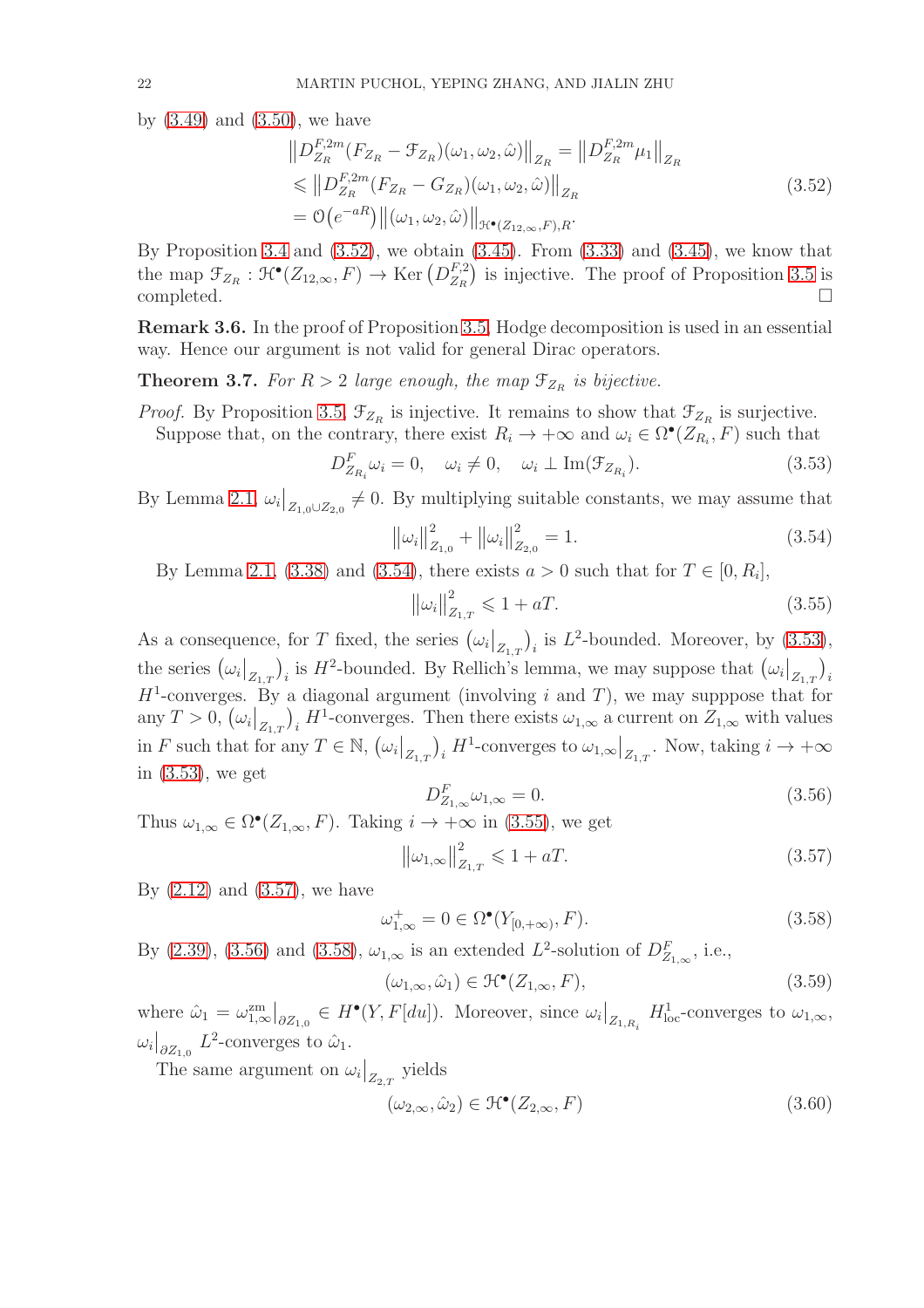by (3.49) and (3.50), we have

$$
\begin{aligned}
\big\| D^{F,2m}_{Z_R} (F_{Z_R} - \mathcal{F}_{Z_R})(\omega_1,\omega_2,\hat{\omega}) \big\|_{Z_R} &= \big\| D^{F,2m}_{Z_R} \mu_1 \big\|_{Z_R} \\
&\leqslant \big\| D^{F,2m}_{Z_R} (F_{Z_R} - G_{Z_R})(\omega_1,\omega_2,\hat{\omega}) \big\|_{Z_R} \\
&= \mathcal{O}\big(e^{-aR}\big) \big\| (\omega_1,\omega_2,\hat{\omega}) \big\|_{\mathcal{H}^\bullet(Z_{12,\infty},F),R}.
\end{aligned} \tag{3.52}
$$

By Proposition 3.4 and (3.52), we obtain (3.45). From (3.33) and (3.45), we know that the map $\mathcal{F}_{Z_R} : \mathcal{H}^\bullet(Z_{12,\infty},F) \to \operatorname{Ker}\big(D^{F,2}_{Z_R}\big)$ is injective. The proof of Proposition 3.5 is completed. $\square$

**Remark 3.6.** In the proof of Proposition 3.5, Hodge decomposition is used in an essential way. Hence our argument is not valid for general Dirac operators.

**Theorem 3.7.** *For $R > 2$ large enough, the map $\mathcal{F}_{Z_R}$ is bijective.*

*Proof.* By Proposition 3.5, $\mathcal{F}_{Z_R}$ is injective. It remains to show that $\mathcal{F}_{Z_R}$ is surjective.

Suppose that, on the contrary, there exist $R_i \to +\infty$ and $\omega_i \in \Omega^\bullet(Z_{R_i},F)$ such that

$$
D^F_{Z_{R_i}} \omega_i = 0, \quad \omega_i \neq 0, \quad \omega_i \perp \operatorname{Im}(\mathcal{F}_{Z_{R_i}}). \tag{3.53}
$$

By Lemma 2.1, $\omega_i\big|_{Z_{1,0}\cup Z_{2,0}} \neq 0$. By multiplying suitable constants, we may assume that

$$
\big\|\omega_i\big\|^2_{Z_{1,0}} + \big\|\omega_i\big\|^2_{Z_{2,0}} = 1. \tag{3.54}
$$

By Lemma 2.1, (3.38) and (3.54), there exists $a > 0$ such that for $T \in [0, R_i]$,

$$
\big\|\omega_i\big\|^2_{Z_{1,T}} \leqslant 1 + aT. \tag{3.55}
$$

As a consequence, for $T$ fixed, the series $\big(\omega_i\big|_{Z_{1,T}}\big)_i$ is $L^2$-bounded. Moreover, by (3.53), the series $\big(\omega_i\big|_{Z_{1,T}}\big)_i$ is $H^2$-bounded. By Rellich's lemma, we may suppose that $\big(\omega_i\big|_{Z_{1,T}}\big)_i$ $H^1$-converges. By a diagonal argument (involving $i$ and $T$), we may supppose that for any $T > 0$, $\big(\omega_i\big|_{Z_{1,T}}\big)_i$ $H^1$-converges. Then there exists $\omega_{1,\infty}$ a current on $Z_{1,\infty}$ with values in $F$ such that for any $T \in \mathbb{N}$, $\big(\omega_i\big|_{Z_{1,T}}\big)_i$ $H^1$-converges to $\omega_{1,\infty}\big|_{Z_{1,T}}$. Now, taking $i \to +\infty$ in (3.53), we get

$$
D^F_{Z_{1,\infty}} \omega_{1,\infty} = 0. \tag{3.56}
$$

Thus $\omega_{1,\infty} \in \Omega^\bullet(Z_{1,\infty},F)$. Taking $i \to +\infty$ in (3.55), we get

$$
\big\|\omega_{1,\infty}\big\|^2_{Z_{1,T}} \leqslant 1 + aT. \tag{3.57}
$$

By (2.12) and (3.57), we have

$$
\omega^+_{1,\infty} = 0 \in \Omega^\bullet(Y_{[0,+\infty)},F). \tag{3.58}
$$

By (2.39), (3.56) and (3.58), $\omega_{1,\infty}$ is an extended $L^2$-solution of $D^F_{Z_{1,\infty}}$, i.e.,

$$
(\omega_{1,\infty},\hat{\omega}_1) \in \mathcal{H}^\bullet(Z_{1,\infty},F), \tag{3.59}
$$

where $\hat{\omega}_1 = \omega^{\mathrm{zm}}_{1,\infty}\big|_{\partial Z_{1,0}} \in H^\bullet(Y,F[du])$. Moreover, since $\omega_i\big|_{Z_{1,R_i}}$ $H^1_{\mathrm{loc}}$-converges to $\omega_{1,\infty}$, $\omega_i\big|_{\partial Z_{1,0}}$ $L^2$-converges to $\hat{\omega}_1$.

The same argument on $\omega_i\big|_{Z_{2,T}}$ yields

$$
(\omega_{2,\infty},\hat{\omega}_2) \in \mathcal{H}^\bullet(Z_{2,\infty},F) \tag{3.60}
$$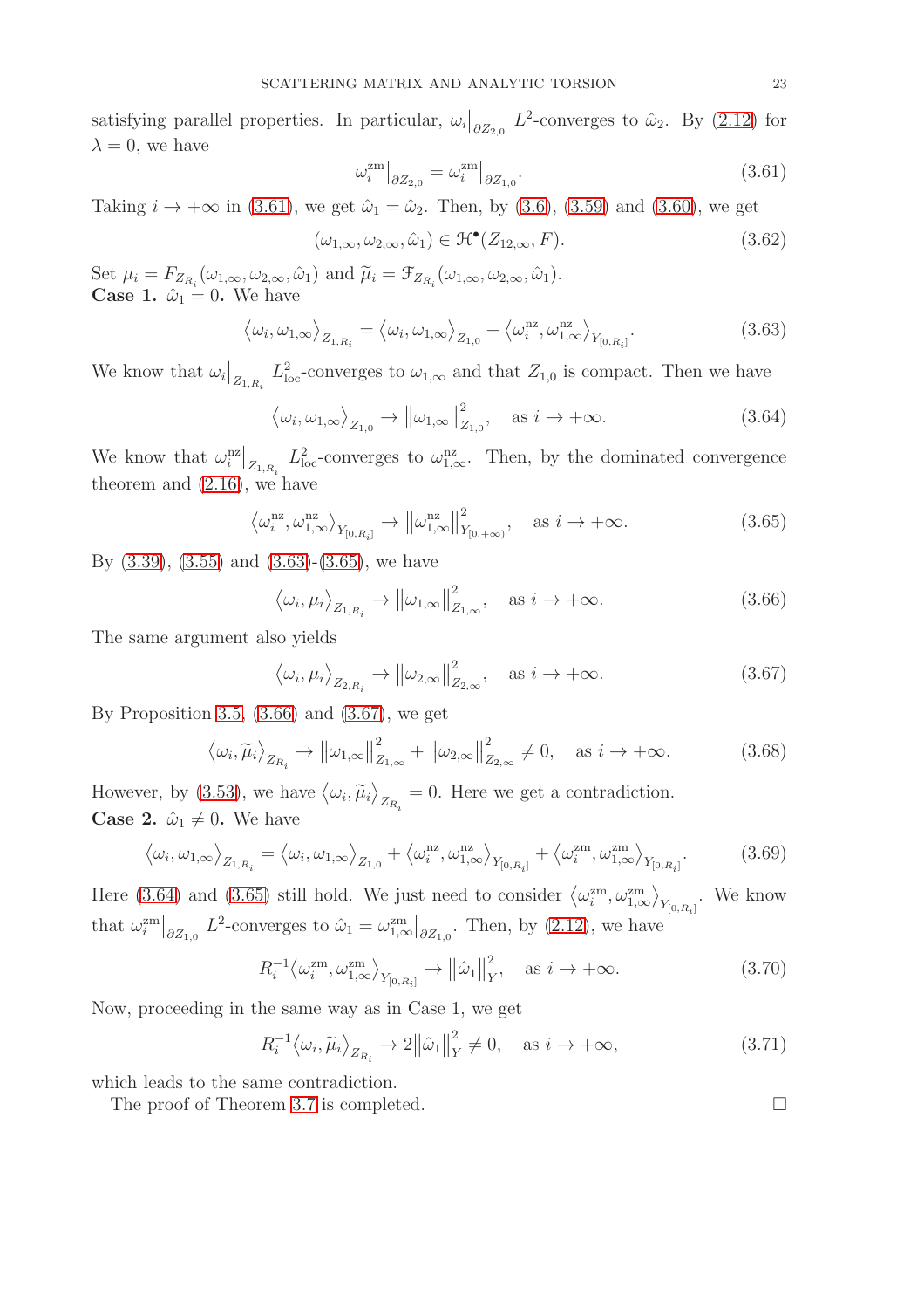satisfying parallel properties. In particular, $\omega_i\big|_{\partial Z_{2,0}}$ $L^2$-converges to $\hat{\omega}_2$. By (2.12) for $\lambda = 0$, we have

$$\omega_i^{\mathrm{zm}}\big|_{\partial Z_{2,0}} = \omega_i^{\mathrm{zm}}\big|_{\partial Z_{1,0}}. \tag{3.61}$$

Taking $i \to +\infty$ in (3.61), we get $\hat{\omega}_1 = \hat{\omega}_2$. Then, by (3.6), (3.59) and (3.60), we get

$$(\omega_{1,\infty}, \omega_{2,\infty}, \hat{\omega}_1) \in \mathcal{H}^\bullet(Z_{12,\infty}, F). \tag{3.62}$$

Set $\mu_i = F_{Z_{R_i}}(\omega_{1,\infty}, \omega_{2,\infty}, \hat{\omega}_1)$ and $\widetilde{\mu}_i = \mathcal{F}_{Z_{R_i}}(\omega_{1,\infty}, \omega_{2,\infty}, \hat{\omega}_1)$.

**Case 1.** $\hat{\omega}_1 = 0$**.** We have

$$\big\langle \omega_i, \omega_{1,\infty} \big\rangle_{Z_{1,R_i}} = \big\langle \omega_i, \omega_{1,\infty} \big\rangle_{Z_{1,0}} + \big\langle \omega_i^{\mathrm{nz}}, \omega_{1,\infty}^{\mathrm{nz}} \big\rangle_{Y_{[0,R_i]}}. \tag{3.63}$$

We know that $\omega_i\big|_{Z_{1,R_i}}$ $L^2_{\mathrm{loc}}$-converges to $\omega_{1,\infty}$ and that $Z_{1,0}$ is compact. Then we have

$$\big\langle \omega_i, \omega_{1,\infty} \big\rangle_{Z_{1,0}} \to \big\|\omega_{1,\infty}\big\|^2_{Z_{1,0}}, \quad \text{as } i \to +\infty. \tag{3.64}$$

We know that $\omega_i^{\mathrm{nz}}\big|_{Z_{1,R_i}}$ $L^2_{\mathrm{loc}}$-converges to $\omega_{1,\infty}^{\mathrm{nz}}$. Then, by the dominated convergence theorem and (2.16), we have

$$\big\langle \omega_i^{\mathrm{nz}}, \omega_{1,\infty}^{\mathrm{nz}} \big\rangle_{Y_{[0,R_i]}} \to \big\|\omega_{1,\infty}^{\mathrm{nz}}\big\|^2_{Y_{[0,+\infty)}}, \quad \text{as } i \to +\infty. \tag{3.65}$$

By (3.39), (3.55) and (3.63)-(3.65), we have

$$\big\langle \omega_i, \mu_i \big\rangle_{Z_{1,R_i}} \to \big\|\omega_{1,\infty}\big\|^2_{Z_{1,\infty}}, \quad \text{as } i \to +\infty. \tag{3.66}$$

The same argument also yields

$$\big\langle \omega_i, \mu_i \big\rangle_{Z_{2,R_i}} \to \big\|\omega_{2,\infty}\big\|^2_{Z_{2,\infty}}, \quad \text{as } i \to +\infty. \tag{3.67}$$

By Proposition 3.5, (3.66) and (3.67), we get

$$\big\langle \omega_i, \widetilde{\mu}_i \big\rangle_{Z_{R_i}} \to \big\|\omega_{1,\infty}\big\|^2_{Z_{1,\infty}} + \big\|\omega_{2,\infty}\big\|^2_{Z_{2,\infty}} \neq 0, \quad \text{as } i \to +\infty. \tag{3.68}$$

However, by (3.53), we have $\big\langle \omega_i, \widetilde{\mu}_i \big\rangle_{Z_{R_i}} = 0$. Here we get a contradiction.

**Case 2.** $\hat{\omega}_1 \neq 0$**.** We have

$$\big\langle \omega_i, \omega_{1,\infty} \big\rangle_{Z_{1,R_i}} = \big\langle \omega_i, \omega_{1,\infty} \big\rangle_{Z_{1,0}} + \big\langle \omega_i^{\mathrm{nz}}, \omega_{1,\infty}^{\mathrm{nz}} \big\rangle_{Y_{[0,R_i]}} + \big\langle \omega_i^{\mathrm{zm}}, \omega_{1,\infty}^{\mathrm{zm}} \big\rangle_{Y_{[0,R_i]}}. \tag{3.69}$$

Here (3.64) and (3.65) still hold. We just need to consider $\big\langle \omega_i^{\mathrm{zm}}, \omega_{1,\infty}^{\mathrm{zm}} \big\rangle_{Y_{[0,R_i]}}$. We know that $\omega_i^{\mathrm{zm}}\big|_{\partial Z_{1,0}}$ $L^2$-converges to $\hat{\omega}_1 = \omega_{1,\infty}^{\mathrm{zm}}\big|_{\partial Z_{1,0}}$. Then, by (2.12), we have

$$R_i^{-1}\big\langle \omega_i^{\mathrm{zm}}, \omega_{1,\infty}^{\mathrm{zm}} \big\rangle_{Y_{[0,R_i]}} \to \big\|\hat{\omega}_1\big\|^2_{Y}, \quad \text{as } i \to +\infty. \tag{3.70}$$

Now, proceeding in the same way as in Case 1, we get

$$R_i^{-1}\big\langle \omega_i, \widetilde{\mu}_i \big\rangle_{Z_{R_i}} \to 2\big\|\hat{\omega}_1\big\|^2_{Y} \neq 0, \quad \text{as } i \to +\infty, \tag{3.71}$$

which leads to the same contradiction.

The proof of Theorem 3.7 is completed. $\square$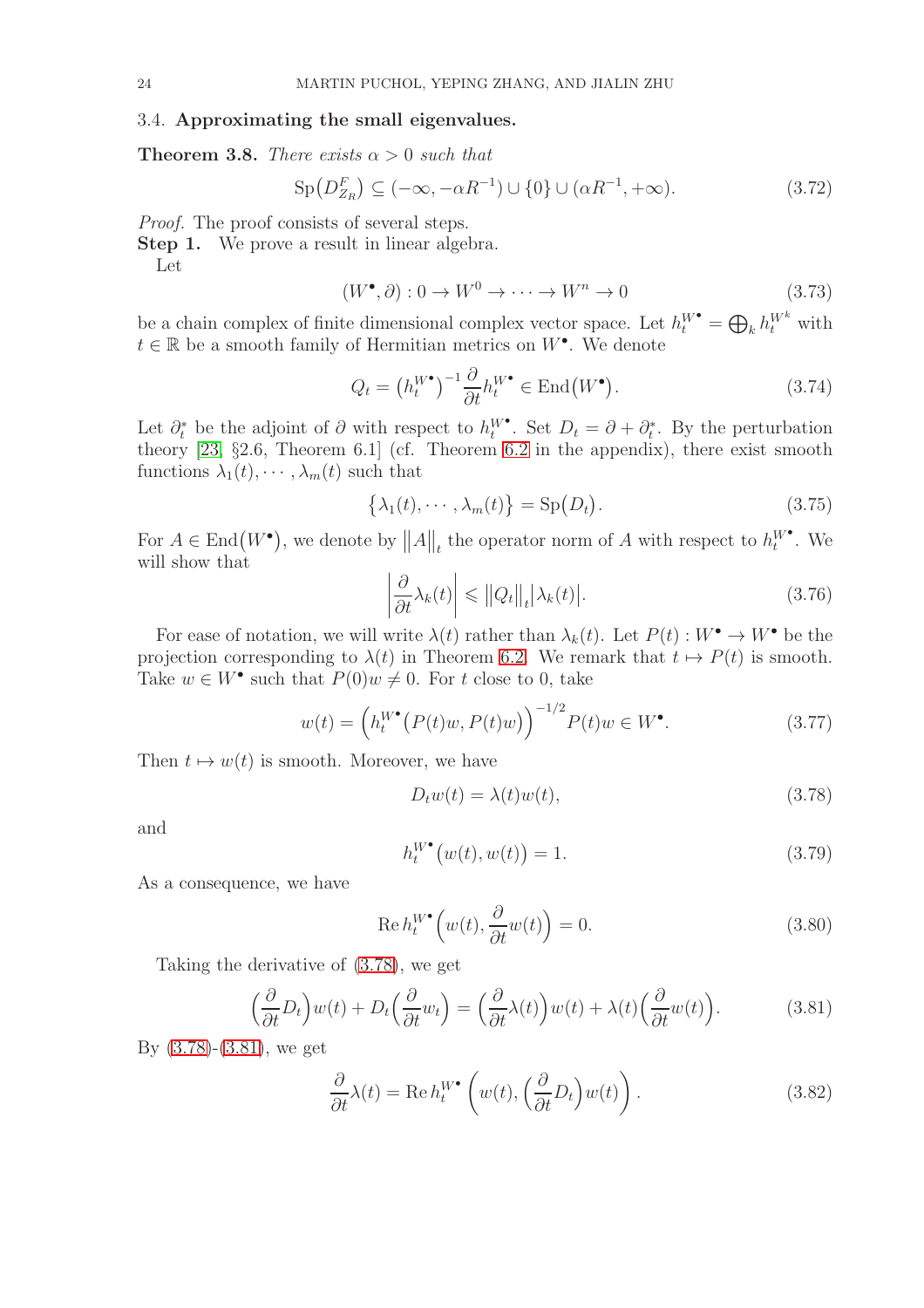### 3.4. Approximating the small eigenvalues.

**Theorem 3.8.** *There exists $\alpha > 0$ such that*

$$\mathrm{Sp}\big(D^F_{Z_R}\big) \subseteq (-\infty, -\alpha R^{-1}) \cup \{0\} \cup (\alpha R^{-1}, +\infty). \tag{3.72}$$

*Proof.* The proof consists of several steps.

**Step 1.** We prove a result in linear algebra.

Let

$$(W^\bullet, \partial) : 0 \to W^0 \to \cdots \to W^n \to 0 \tag{3.73}$$

be a chain complex of finite dimensional complex vector space. Let $h^{W^\bullet}_t = \bigoplus_k h^{W^k}_t$ with $t \in \mathbb{R}$ be a smooth family of Hermitian metrics on $W^\bullet$. We denote

$$Q_t = \big(h^{W^\bullet}_t\big)^{-1} \frac{\partial}{\partial t} h^{W^\bullet}_t \in \mathrm{End}\big(W^\bullet\big). \tag{3.74}$$

Let $\partial^*_t$ be the adjoint of $\partial$ with respect to $h^{W^\bullet}_t$. Set $D_t = \partial + \partial^*_t$. By the perturbation theory [23, §2.6, Theorem 6.1] (cf. Theorem 6.2 in the appendix), there exist smooth functions $\lambda_1(t), \cdots, \lambda_m(t)$ such that

$$\big\{\lambda_1(t), \cdots, \lambda_m(t)\big\} = \mathrm{Sp}\big(D_t\big). \tag{3.75}$$

For $A \in \mathrm{End}\big(W^\bullet\big)$, we denote by $\big\|A\big\|_t$ the operator norm of $A$ with respect to $h^{W^\bullet}_t$. We will show that

$$\left|\frac{\partial}{\partial t}\lambda_k(t)\right| \leqslant \big\|Q_t\big\|_t \big|\lambda_k(t)\big|. \tag{3.76}$$

For ease of notation, we will write $\lambda(t)$ rather than $\lambda_k(t)$. Let $P(t) : W^\bullet \to W^\bullet$ be the projection corresponding to $\lambda(t)$ in Theorem 6.2. We remark that $t \mapsto P(t)$ is smooth. Take $w \in W^\bullet$ such that $P(0)w \neq 0$. For $t$ close to 0, take

$$w(t) = \Big(h^{W^\bullet}_t\big(P(t)w, P(t)w\big)\Big)^{-1/2} P(t)w \in W^\bullet. \tag{3.77}$$

Then $t \mapsto w(t)$ is smooth. Moreover, we have

$$D_t w(t) = \lambda(t) w(t), \tag{3.78}$$

and

$$h^{W^\bullet}_t\big(w(t), w(t)\big) = 1. \tag{3.79}$$

As a consequence, we have

$$\mathrm{Re}\, h^{W^\bullet}_t\Big(w(t), \frac{\partial}{\partial t} w(t)\Big) = 0. \tag{3.80}$$

Taking the derivative of (3.78), we get

$$\Big(\frac{\partial}{\partial t} D_t\Big) w(t) + D_t\Big(\frac{\partial}{\partial t} w_t\Big) = \Big(\frac{\partial}{\partial t}\lambda(t)\Big) w(t) + \lambda(t)\Big(\frac{\partial}{\partial t} w(t)\Big). \tag{3.81}$$

By (3.78)-(3.81), we get

$$\frac{\partial}{\partial t}\lambda(t) = \mathrm{Re}\, h^{W^\bullet}_t \left(w(t), \Big(\frac{\partial}{\partial t} D_t\Big) w(t)\right). \tag{3.82}$$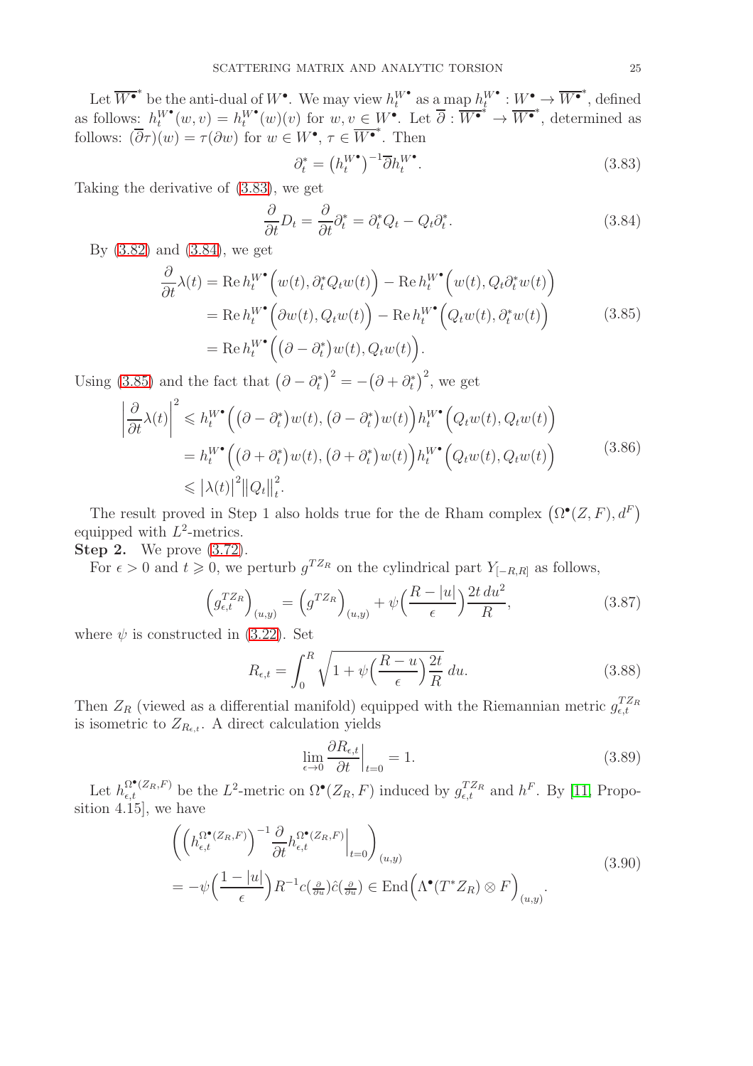Let $\overline{W^\bullet}^*$ be the anti-dual of $W^\bullet$. We may view $h^{W^\bullet}_t$ as a map $h^{W^\bullet}_t : W^\bullet \to \overline{W^\bullet}^*$, defined as follows: $h^{W^\bullet}_t(w,v) = h^{W^\bullet}_t(w)(v)$ for $w, v \in W^\bullet$. Let $\overline{\partial} : \overline{W^\bullet}^* \to \overline{W^\bullet}^*$, determined as follows: $(\overline{\partial}\tau)(w) = \tau(\partial w)$ for $w \in W^\bullet$, $\tau \in \overline{W^\bullet}^*$. Then

$$\partial_t^* = \big(h^{W^\bullet}_t\big)^{-1}\overline{\partial} h^{W^\bullet}_t. \tag{3.83}$$

Taking the derivative of (3.83), we get

$$\frac{\partial}{\partial t} D_t = \frac{\partial}{\partial t}\partial_t^* = \partial_t^* Q_t - Q_t \partial_t^*. \tag{3.84}$$

By (3.82) and (3.84), we get

$$\begin{aligned}
\frac{\partial}{\partial t}\lambda(t) &= \operatorname{Re} h^{W^\bullet}_t\Big(w(t), \partial_t^* Q_t w(t)\Big) - \operatorname{Re} h^{W^\bullet}_t\Big(w(t), Q_t\partial_t^* w(t)\Big) \\
&= \operatorname{Re} h^{W^\bullet}_t\Big(\partial w(t), Q_t w(t)\Big) - \operatorname{Re} h^{W^\bullet}_t\Big(Q_t w(t), \partial_t^* w(t)\Big) \\
&= \operatorname{Re} h^{W^\bullet}_t\Big(\big(\partial - \partial_t^*\big) w(t), Q_t w(t)\Big).
\end{aligned} \tag{3.85}$$

Using (3.85) and the fact that $\big(\partial - \partial_t^*\big)^2 = -\big(\partial + \partial_t^*\big)^2$, we get

$$\begin{aligned}
\left|\frac{\partial}{\partial t}\lambda(t)\right|^2 &\leqslant h^{W^\bullet}_t\Big(\big(\partial - \partial_t^*\big) w(t), \big(\partial - \partial_t^*\big) w(t)\Big) h^{W^\bullet}_t\Big(Q_t w(t), Q_t w(t)\Big) \\
&= h^{W^\bullet}_t\Big(\big(\partial + \partial_t^*\big) w(t), \big(\partial + \partial_t^*\big) w(t)\Big) h^{W^\bullet}_t\Big(Q_t w(t), Q_t w(t)\Big) \\
&\leqslant \big|\lambda(t)\big|^2 \big\|Q_t\big\|_t^2.
\end{aligned} \tag{3.86}$$

The result proved in Step 1 also holds true for the de Rham complex $\big(\Omega^\bullet(Z,F), d^F\big)$ equipped with $L^2$-metrics.

**Step 2.** We prove (3.72).

For $\epsilon > 0$ and $t \geqslant 0$, we perturb $g^{TZ_R}$ on the cylindrical part $Y_{[-R,R]}$ as follows,

$$\Big(g^{TZ_R}_{\epsilon,t}\Big)_{(u,y)} = \Big(g^{TZ_R}\Big)_{(u,y)} + \psi\Big(\frac{R - |u|}{\epsilon}\Big)\frac{2t\, du^2}{R}, \tag{3.87}$$

where $\psi$ is constructed in (3.22). Set

$$R_{\epsilon,t} = \int_0^R \sqrt{1 + \psi\Big(\frac{R-u}{\epsilon}\Big)\frac{2t}{R}}\, du. \tag{3.88}$$

Then $Z_R$ (viewed as a differential manifold) equipped with the Riemannian metric $g^{TZ_R}_{\epsilon,t}$ is isometric to $Z_{R_{\epsilon,t}}$. A direct calculation yields

$$\lim_{\epsilon\to 0}\frac{\partial R_{\epsilon,t}}{\partial t}\Big|_{t=0} = 1. \tag{3.89}$$

Let $h^{\Omega^\bullet(Z_R,F)}_{\epsilon,t}$ be the $L^2$-metric on $\Omega^\bullet(Z_R,F)$ induced by $g^{TZ_R}_{\epsilon,t}$ and $h^F$. By [11, Proposition 4.15], we have

$$\begin{aligned}
&\bigg(\Big(h^{\Omega^\bullet(Z_R,F)}_{\epsilon,t}\Big)^{-1}\frac{\partial}{\partial t} h^{\Omega^\bullet(Z_R,F)}_{\epsilon,t}\Big|_{t=0}\bigg)_{(u,y)} \\
&= -\psi\Big(\frac{1-|u|}{\epsilon}\Big) R^{-1} c(\tfrac{\partial}{\partial u})\hat{c}(\tfrac{\partial}{\partial u}) \in \operatorname{End}\Big(\Lambda^\bullet(T^*Z_R)\otimes F\Big)_{(u,y)}.
\end{aligned} \tag{3.90}$$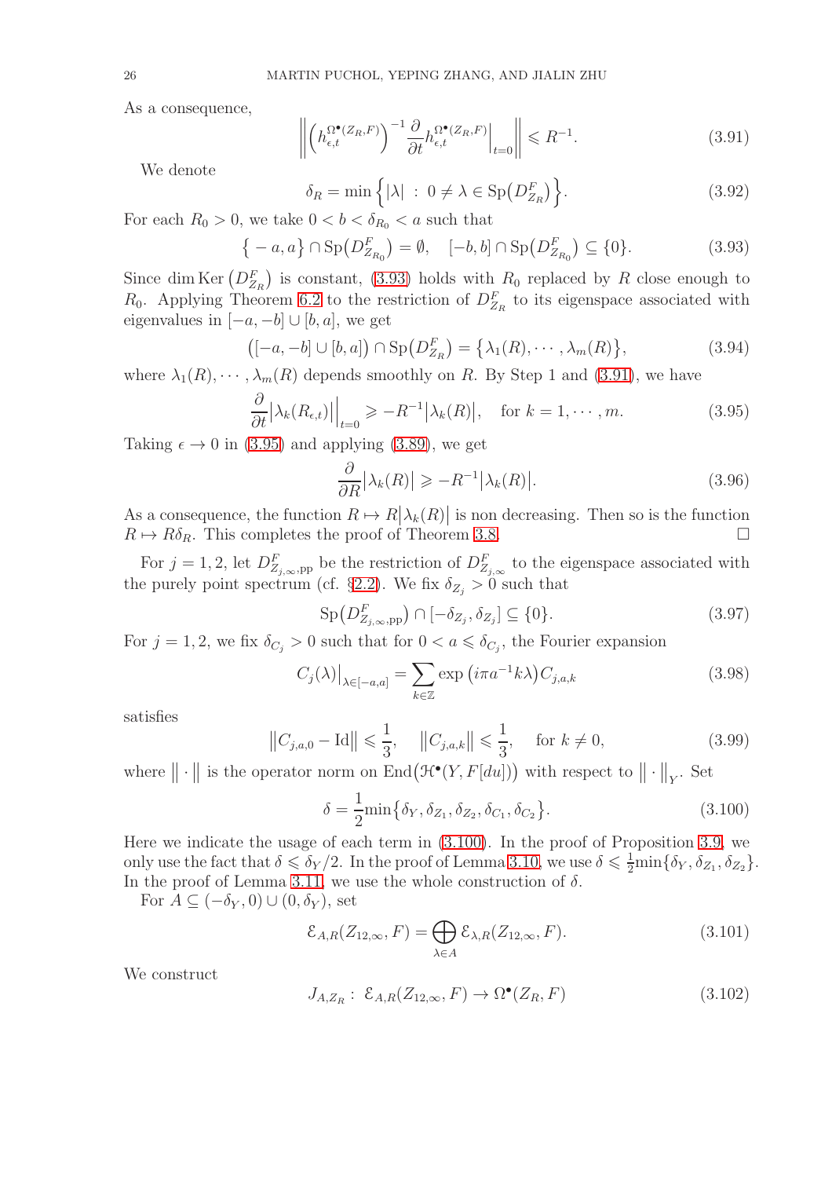As a consequence,

$$\left\| \left( h_{\epsilon,t}^{\Omega^\bullet(Z_R,F)} \right)^{-1} \frac{\partial}{\partial t} h_{\epsilon,t}^{\Omega^\bullet(Z_R,F)} \Big|_{t=0} \right\| \leqslant R^{-1}. \tag{3.91}$$

We denote

$$\delta_R = \min\left\{ |\lambda| \ : \ 0 \neq \lambda \in \mathrm{Sp}\big(D^F_{Z_R}\big) \right\}. \tag{3.92}$$

For each $R_0 > 0$, we take $0 < b < \delta_{R_0} < a$ such that

$$\big\{ -a, a \big\} \cap \mathrm{Sp}\big(D^F_{Z_{R_0}}\big) = \emptyset, \quad [-b, b] \cap \mathrm{Sp}\big(D^F_{Z_{R_0}}\big) \subseteq \{0\}. \tag{3.93}$$

Since $\dim \mathrm{Ker}\left(D^F_{Z_R}\right)$ is constant, (3.93) holds with $R_0$ replaced by $R$ close enough to $R_0$. Applying Theorem 6.2 to the restriction of $D^F_{Z_R}$ to its eigenspace associated with eigenvalues in $[-a, -b] \cup [b, a]$, we get

$$\big([-a,-b] \cup [b,a]\big) \cap \mathrm{Sp}\big(D^F_{Z_R}\big) = \big\{ \lambda_1(R), \cdots, \lambda_m(R) \big\}, \tag{3.94}$$

where $\lambda_1(R), \cdots, \lambda_m(R)$ depends smoothly on $R$. By Step 1 and (3.91), we have

$$\frac{\partial}{\partial t} \big| \lambda_k(R_{\epsilon,t}) \big| \Big|_{t=0} \geqslant -R^{-1} \big| \lambda_k(R) \big|, \quad \text{for } k = 1, \cdots, m. \tag{3.95}$$

Taking $\epsilon \to 0$ in (3.95) and applying (3.89), we get

$$\frac{\partial}{\partial R} \big| \lambda_k(R) \big| \geqslant -R^{-1} \big| \lambda_k(R) \big|. \tag{3.96}$$

As a consequence, the function $R \mapsto R\big|\lambda_k(R)\big|$ is non decreasing. Then so is the function $R \mapsto R\delta_R$. This completes the proof of Theorem 3.8. □

For $j = 1, 2$, let $D^F_{Z_{j,\infty},\mathrm{pp}}$ be the restriction of $D^F_{Z_{j,\infty}}$ to the eigenspace associated with the purely point spectrum (cf. §2.2). We fix $\delta_{Z_j} > 0$ such that

$$\mathrm{Sp}\big(D^F_{Z_{j,\infty},\mathrm{pp}}\big) \cap [-\delta_{Z_j}, \delta_{Z_j}] \subseteq \{0\}. \tag{3.97}$$

For $j = 1, 2$, we fix $\delta_{C_j} > 0$ such that for $0 < a \leqslant \delta_{C_j}$, the Fourier expansion

$$C_j(\lambda)\big|_{\lambda \in [-a,a]} = \sum_{k \in \mathbb{Z}} \exp\left(i\pi a^{-1} k \lambda\right) C_{j,a,k} \tag{3.98}$$

satisfies

$$\big\| C_{j,a,0} - \mathrm{Id} \big\| \leqslant \frac{1}{3}, \quad \big\| C_{j,a,k} \big\| \leqslant \frac{1}{3}, \quad \text{for } k \neq 0, \tag{3.99}$$

where $\big\| \cdot \big\|$ is the operator norm on $\mathrm{End}\big(\mathcal{H}^\bullet(Y, F[du])\big)$ with respect to $\big\| \cdot \big\|_Y$. Set

$$\delta = \frac{1}{2} \min\big\{ \delta_Y, \delta_{Z_1}, \delta_{Z_2}, \delta_{C_1}, \delta_{C_2} \big\}. \tag{3.100}$$

Here we indicate the usage of each term in (3.100). In the proof of Proposition 3.9, we only use the fact that $\delta \leqslant \delta_Y/2$. In the proof of Lemma 3.10, we use $\delta \leqslant \frac{1}{2}\min\{\delta_Y, \delta_{Z_1}, \delta_{Z_2}\}$. In the proof of Lemma 3.11, we use the whole construction of $\delta$.

For $A \subseteq (-\delta_Y, 0) \cup (0, \delta_Y)$, set

$$\mathcal{E}_{A,R}(Z_{12,\infty}, F) = \bigoplus_{\lambda \in A} \mathcal{E}_{\lambda,R}(Z_{12,\infty}, F). \tag{3.101}$$

We construct

$$J_{A,Z_R} : \ \mathcal{E}_{A,R}(Z_{12,\infty}, F) \to \Omega^\bullet(Z_R, F) \tag{3.102}$$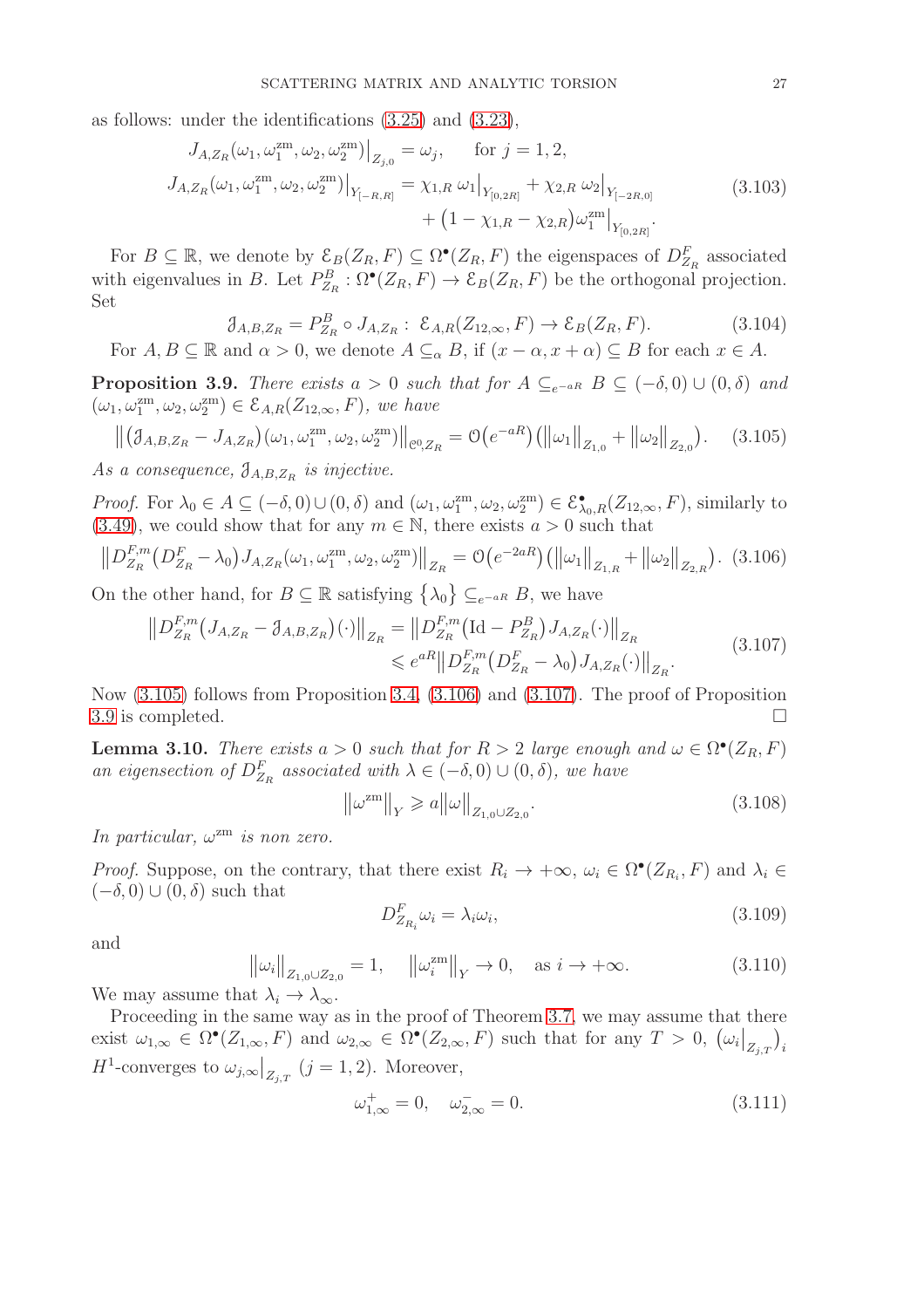as follows: under the identifications (3.25) and (3.23),

$$
\begin{aligned}
J_{A,Z_R}(\omega_1,\omega_1^{\mathrm{zm}},\omega_2,\omega_2^{\mathrm{zm}})\big|_{Z_{j,0}} &= \omega_j, \qquad \text{for } j=1,2,\\
J_{A,Z_R}(\omega_1,\omega_1^{\mathrm{zm}},\omega_2,\omega_2^{\mathrm{zm}})\big|_{Y_{[-R,R]}} &= \chi_{1,R}\,\omega_1\big|_{Y_{[0,2R]}} + \chi_{2,R}\,\omega_2\big|_{Y_{[-2R,0]}}\\
&\quad + \big(1-\chi_{1,R}-\chi_{2,R}\big)\omega_1^{\mathrm{zm}}\big|_{Y_{[0,2R]}}.
\end{aligned} \tag{3.103}
$$

For $B\subseteq\mathbb{R}$, we denote by $\mathcal{E}_B(Z_R,F)\subseteq\Omega^\bullet(Z_R,F)$ the eigenspaces of $D^F_{Z_R}$ associated with eigenvalues in $B$. Let $P^B_{Z_R}:\Omega^\bullet(Z_R,F)\to\mathcal{E}_B(Z_R,F)$ be the orthogonal projection. Set

$$
\mathcal{J}_{A,B,Z_R} = P^B_{Z_R}\circ J_{A,Z_R}:\ \mathcal{E}_{A,R}(Z_{12,\infty},F)\to\mathcal{E}_B(Z_R,F). \tag{3.104}
$$

For $A,B\subseteq\mathbb{R}$ and $\alpha>0$, we denote $A\subseteq_\alpha B$, if $(x-\alpha,x+\alpha)\subseteq B$ for each $x\in A$.

**Proposition 3.9.** *There exists $a>0$ such that for $A\subseteq_{e^{-aR}} B\subseteq(-\delta,0)\cup(0,\delta)$ and $(\omega_1,\omega_1^{\mathrm{zm}},\omega_2,\omega_2^{\mathrm{zm}})\in\mathcal{E}_{A,R}(Z_{12,\infty},F)$, we have*

$$
\big\|\big(\mathcal{J}_{A,B,Z_R}-J_{A,Z_R}\big)(\omega_1,\omega_1^{\mathrm{zm}},\omega_2,\omega_2^{\mathrm{zm}})\big\|_{\mathcal{C}^0,Z_R} = \mathcal{O}\big(e^{-aR}\big)\big(\|\omega_1\|_{Z_{1,0}}+\|\omega_2\|_{Z_{2,0}}\big). \tag{3.105}
$$

*As a consequence, $\mathcal{J}_{A,B,Z_R}$ is injective.*

*Proof.* For $\lambda_0\in A\subseteq(-\delta,0)\cup(0,\delta)$ and $(\omega_1,\omega_1^{\mathrm{zm}},\omega_2,\omega_2^{\mathrm{zm}})\in\mathcal{E}^\bullet_{\lambda_0,R}(Z_{12,\infty},F)$, similarly to (3.49), we could show that for any $m\in\mathbb{N}$, there exists $a>0$ such that

$$
\big\|D^{F,m}_{Z_R}\big(D^F_{Z_R}-\lambda_0\big)J_{A,Z_R}(\omega_1,\omega_1^{\mathrm{zm}},\omega_2,\omega_2^{\mathrm{zm}})\big\|_{Z_R} = \mathcal{O}\big(e^{-2aR}\big)\big(\|\omega_1\|_{Z_{1,R}}+\|\omega_2\|_{Z_{2,R}}\big). \tag{3.106}
$$

On the other hand, for $B\subseteq\mathbb{R}$ satisfying $\{\lambda_0\}\subseteq_{e^{-aR}} B$, we have

$$
\begin{aligned}
\big\|D^{F,m}_{Z_R}\big(J_{A,Z_R}-\mathcal{J}_{A,B,Z_R}\big)(\cdot)\big\|_{Z_R} &= \big\|D^{F,m}_{Z_R}\big(\mathrm{Id}-P^B_{Z_R}\big)J_{A,Z_R}(\cdot)\big\|_{Z_R}\\
&\leqslant e^{aR}\big\|D^{F,m}_{Z_R}\big(D^F_{Z_R}-\lambda_0\big)J_{A,Z_R}(\cdot)\big\|_{Z_R}.
\end{aligned} \tag{3.107}
$$

Now (3.105) follows from Proposition 3.4, (3.106) and (3.107). The proof of Proposition 3.9 is completed. $\square$

**Lemma 3.10.** *There exists $a>0$ such that for $R>2$ large enough and $\omega\in\Omega^\bullet(Z_R,F)$ an eigensection of $D^F_{Z_R}$ associated with $\lambda\in(-\delta,0)\cup(0,\delta)$, we have*

$$
\|\omega^{\mathrm{zm}}\|_Y \geqslant a\|\omega\|_{Z_{1,0}\cup Z_{2,0}}. \tag{3.108}
$$

*In particular, $\omega^{\mathrm{zm}}$ is non zero.*

*Proof.* Suppose, on the contrary, that there exist $R_i\to+\infty$, $\omega_i\in\Omega^\bullet(Z_{R_i},F)$ and $\lambda_i\in(-\delta,0)\cup(0,\delta)$ such that

$$
D^F_{Z_{R_i}}\omega_i = \lambda_i\omega_i, \tag{3.109}
$$

and

$$
\|\omega_i\|_{Z_{1,0}\cup Z_{2,0}} = 1, \quad \|\omega_i^{\mathrm{zm}}\|_Y\to 0, \quad \text{as } i\to+\infty. \tag{3.110}
$$

We may assume that $\lambda_i\to\lambda_\infty$.

Proceeding in the same way as in the proof of Theorem 3.7, we may assume that there exist $\omega_{1,\infty}\in\Omega^\bullet(Z_{1,\infty},F)$ and $\omega_{2,\infty}\in\Omega^\bullet(Z_{2,\infty},F)$ such that for any $T>0$, $\big(\omega_i\big|_{Z_{j,T}}\big)_i$ $H^1$-converges to $\omega_{j,\infty}\big|_{Z_{j,T}}$ $(j=1,2)$. Moreover,

$$
\omega^+_{1,\infty}=0, \quad \omega^-_{2,\infty}=0. \tag{3.111}
$$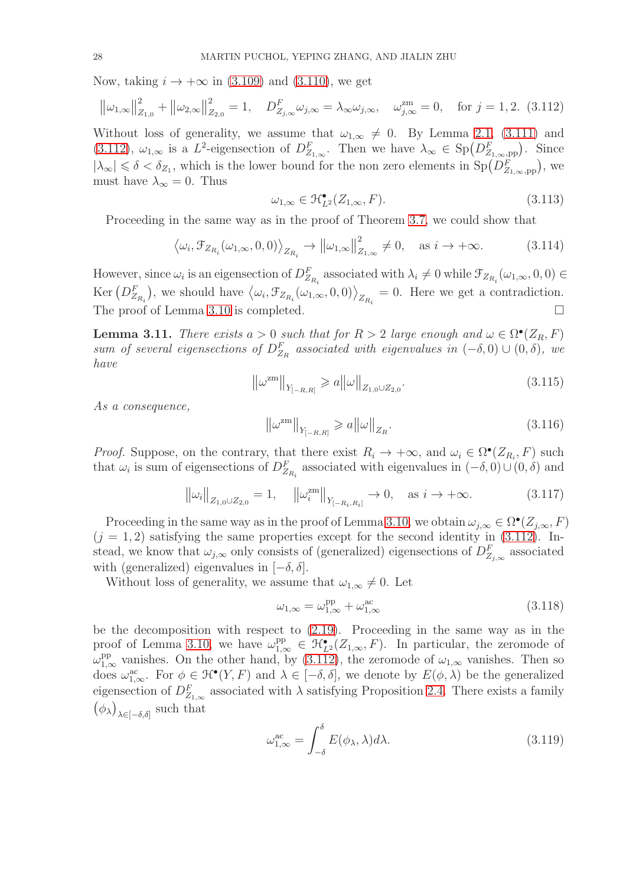Now, taking $i \to +\infty$ in (3.109) and (3.110), we get

$$\left\|\omega_{1,\infty}\right\|^2_{Z_{1,0}} + \left\|\omega_{2,\infty}\right\|^2_{Z_{2,0}} = 1, \quad D^F_{Z_{j,\infty}}\omega_{j,\infty} = \lambda_\infty \omega_{j,\infty}, \quad \omega^{\mathrm{zm}}_{j,\infty} = 0, \quad \text{for } j = 1, 2. \tag{3.112}$$

Without loss of generality, we assume that $\omega_{1,\infty} \neq 0$. By Lemma 2.1, (3.111) and (3.112), $\omega_{1,\infty}$ is a $L^2$-eigensection of $D^F_{Z_{1,\infty}}$. Then we have $\lambda_\infty \in \mathrm{Sp}\big(D^F_{Z_{1,\infty},\mathrm{pp}}\big)$. Since $|\lambda_\infty| \leqslant \delta < \delta_{Z_1}$, which is the lower bound for the non zero elements in $\mathrm{Sp}\big(D^F_{Z_{1,\infty},\mathrm{pp}}\big)$, we must have $\lambda_\infty = 0$. Thus

$$\omega_{1,\infty} \in \mathcal{H}^\bullet_{L^2}(Z_{1,\infty}, F). \tag{3.113}$$

Proceeding in the same way as in the proof of Theorem 3.7, we could show that

$$\left\langle \omega_i, \mathcal{F}_{Z_{R_i}}(\omega_{1,\infty}, 0, 0)\right\rangle_{Z_{R_i}} \to \left\|\omega_{1,\infty}\right\|^2_{Z_{1,\infty}} \neq 0, \quad \text{as } i \to +\infty. \tag{3.114}$$

However, since $\omega_i$ is an eigensection of $D^F_{Z_{R_i}}$ associated with $\lambda_i \neq 0$ while $\mathcal{F}_{Z_{R_i}}(\omega_{1,\infty}, 0, 0) \in \mathrm{Ker}\left(D^F_{Z_{R_i}}\right)$, we should have $\left\langle \omega_i, \mathcal{F}_{Z_{R_i}}(\omega_{1,\infty}, 0, 0)\right\rangle_{Z_{R_i}} = 0$. Here we get a contradiction. The proof of Lemma 3.10 is completed. $\square$

**Lemma 3.11.** *There exists $a > 0$ such that for $R > 2$ large enough and $\omega \in \Omega^\bullet(Z_R, F)$ sum of several eigensections of $D^F_{Z_R}$ associated with eigenvalues in $(-\delta, 0) \cup (0, \delta)$, we have*

$$\left\|\omega^{\mathrm{zm}}\right\|_{Y_{[-R,R]}} \geqslant a\left\|\omega\right\|_{Z_{1,0}\cup Z_{2,0}}. \tag{3.115}$$

*As a consequence,*

$$\left\|\omega^{\mathrm{zm}}\right\|_{Y_{[-R,R]}} \geqslant a\left\|\omega\right\|_{Z_R}. \tag{3.116}$$

*Proof.* Suppose, on the contrary, that there exist $R_i \to +\infty$, and $\omega_i \in \Omega^\bullet(Z_{R_i}, F)$ such that $\omega_i$ is sum of eigensections of $D^F_{Z_{R_i}}$ associated with eigenvalues in $(-\delta, 0) \cup (0, \delta)$ and

$$\left\|\omega_i\right\|_{Z_{1,0}\cup Z_{2,0}} = 1, \quad \left\|\omega_i^{\mathrm{zm}}\right\|_{Y_{[-R_i,R_i]}} \to 0, \quad \text{as } i \to +\infty. \tag{3.117}$$

Proceeding in the same way as in the proof of Lemma 3.10, we obtain $\omega_{j,\infty} \in \Omega^\bullet(Z_{j,\infty}, F)$ ($j = 1, 2$) satisfying the same properties except for the second identity in (3.112). Instead, we know that $\omega_{j,\infty}$ only consists of (generalized) eigensections of $D^F_{Z_{j,\infty}}$ associated with (generalized) eigenvalues in $[-\delta, \delta]$.

Without loss of generality, we assume that $\omega_{1,\infty} \neq 0$. Let

$$\omega_{1,\infty} = \omega^{\mathrm{pp}}_{1,\infty} + \omega^{\mathrm{ac}}_{1,\infty} \tag{3.118}$$

be the decomposition with respect to (2.19). Proceeding in the same way as in the proof of Lemma 3.10, we have $\omega^{\mathrm{pp}}_{1,\infty} \in \mathcal{H}^\bullet_{L^2}(Z_{1,\infty}, F)$. In particular, the zeromode of $\omega^{\mathrm{pp}}_{1,\infty}$ vanishes. On the other hand, by (3.112), the zeromode of $\omega_{1,\infty}$ vanishes. Then so does $\omega^{\mathrm{ac}}_{1,\infty}$. For $\phi \in \mathcal{H}^\bullet(Y, F)$ and $\lambda \in [-\delta, \delta]$, we denote by $E(\phi, \lambda)$ be the generalized eigensection of $D^F_{Z_{1,\infty}}$ associated with $\lambda$ satisfying Proposition 2.4. There exists a family $\left(\phi_\lambda\right)_{\lambda\in[-\delta,\delta]}$ such that

$$\omega^{\mathrm{ac}}_{1,\infty} = \int_{-\delta}^{\delta} E(\phi_\lambda, \lambda) d\lambda. \tag{3.119}$$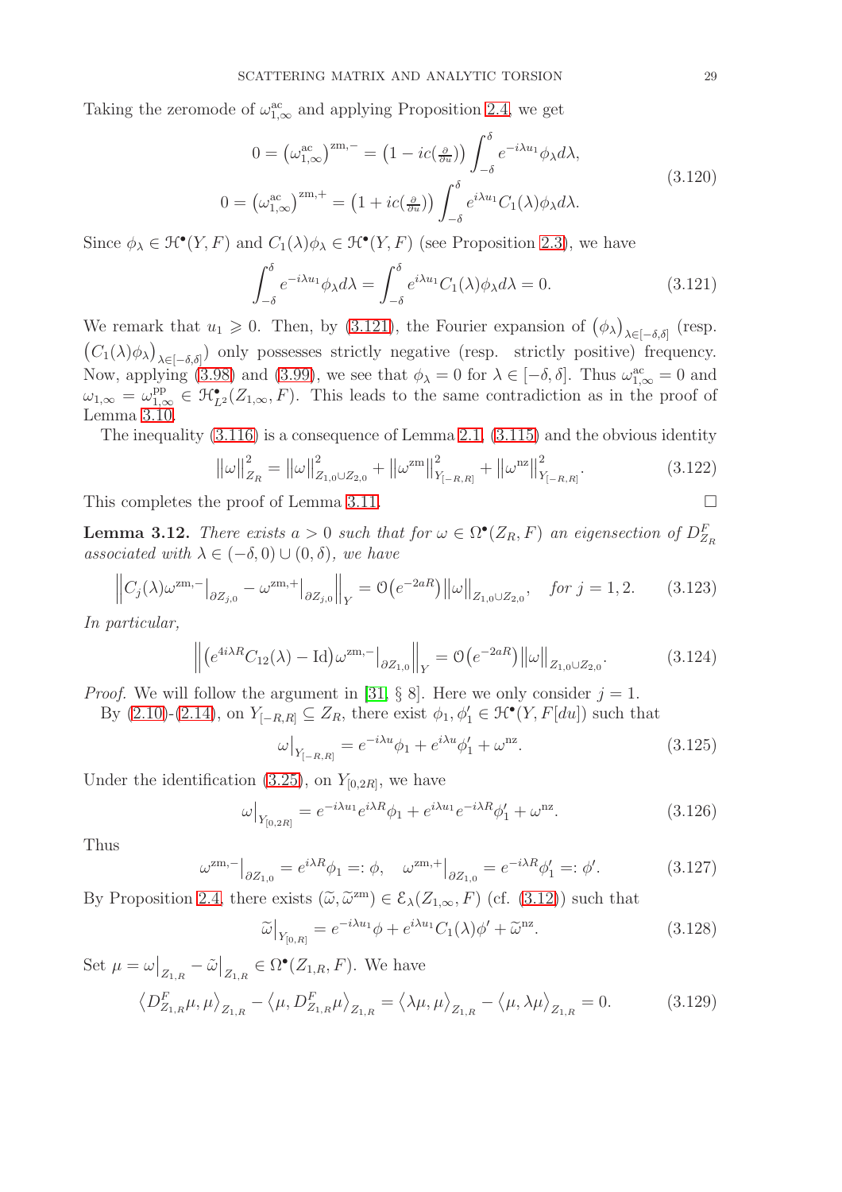Taking the zeromode of $\omega^{\mathrm{ac}}_{1,\infty}$ and applying Proposition 2.4, we get

$$
\begin{aligned}
0 = \big(\omega^{\mathrm{ac}}_{1,\infty}\big)^{\mathrm{zm},-} &= \big(1 - ic(\tfrac{\partial}{\partial u})\big) \int_{-\delta}^{\delta} e^{-i\lambda u_1} \phi_\lambda d\lambda, \\
0 = \big(\omega^{\mathrm{ac}}_{1,\infty}\big)^{\mathrm{zm},+} &= \big(1 + ic(\tfrac{\partial}{\partial u})\big) \int_{-\delta}^{\delta} e^{i\lambda u_1} C_1(\lambda) \phi_\lambda d\lambda.
\end{aligned}
\tag{3.120}
$$

Since $\phi_\lambda \in \mathcal{H}^\bullet(Y, F)$ and $C_1(\lambda)\phi_\lambda \in \mathcal{H}^\bullet(Y, F)$ (see Proposition 2.3), we have

$$
\int_{-\delta}^{\delta} e^{-i\lambda u_1} \phi_\lambda d\lambda = \int_{-\delta}^{\delta} e^{i\lambda u_1} C_1(\lambda) \phi_\lambda d\lambda = 0. \tag{3.121}
$$

We remark that $u_1 \geqslant 0$. Then, by (3.121), the Fourier expansion of $\big(\phi_\lambda\big)_{\lambda \in [-\delta,\delta]}$ (resp. $\big(C_1(\lambda)\phi_\lambda\big)_{\lambda \in [-\delta,\delta]}$) only possesses strictly negative (resp. strictly positive) frequency. Now, applying (3.98) and (3.99), we see that $\phi_\lambda = 0$ for $\lambda \in [-\delta, \delta]$. Thus $\omega^{\mathrm{ac}}_{1,\infty} = 0$ and $\omega_{1,\infty} = \omega^{\mathrm{pp}}_{1,\infty} \in \mathcal{H}^\bullet_{L^2}(Z_{1,\infty}, F)$. This leads to the same contradiction as in the proof of Lemma 3.10.

The inequality (3.116) is a consequence of Lemma 2.1, (3.115) and the obvious identity

$$
\big\|\omega\big\|^2_{Z_R} = \big\|\omega\big\|^2_{Z_{1,0} \cup Z_{2,0}} + \big\|\omega^{\mathrm{zm}}\big\|^2_{Y_{[-R,R]}} + \big\|\omega^{\mathrm{nz}}\big\|^2_{Y_{[-R,R]}}. \tag{3.122}
$$

This completes the proof of Lemma 3.11. $\square$

**Lemma 3.12.** *There exists $a > 0$ such that for $\omega \in \Omega^\bullet(Z_R, F)$ an eigensection of $D^F_{Z_R}$ associated with $\lambda \in (-\delta, 0) \cup (0, \delta)$, we have*

$$
\Big\| C_j(\lambda) \omega^{\mathrm{zm},-}\big|_{\partial Z_{j,0}} - \omega^{\mathrm{zm},+}\big|_{\partial Z_{j,0}} \Big\|_Y = \mathcal{O}\big(e^{-2aR}\big) \big\|\omega\big\|_{Z_{1,0} \cup Z_{2,0}}, \quad \text{for } j = 1, 2. \tag{3.123}
$$

*In particular,*

$$
\Big\| \big(e^{4i\lambda R} C_{12}(\lambda) - \mathrm{Id}\big) \omega^{\mathrm{zm},-}\big|_{\partial Z_{1,0}} \Big\|_Y = \mathcal{O}\big(e^{-2aR}\big) \big\|\omega\big\|_{Z_{1,0} \cup Z_{2,0}}. \tag{3.124}
$$

*Proof.* We will follow the argument in [31, § 8]. Here we only consider $j = 1$.

By (2.10)-(2.14), on $Y_{[-R,R]} \subseteq Z_R$, there exist $\phi_1, \phi'_1 \in \mathcal{H}^\bullet(Y, F[du])$ such that

$$
\omega\big|_{Y_{[-R,R]}} = e^{-i\lambda u} \phi_1 + e^{i\lambda u} \phi'_1 + \omega^{\mathrm{nz}}. \tag{3.125}
$$

Under the identification (3.25), on $Y_{[0,2R]}$, we have

$$
\omega\big|_{Y_{[0,2R]}} = e^{-i\lambda u_1} e^{i\lambda R} \phi_1 + e^{i\lambda u_1} e^{-i\lambda R} \phi'_1 + \omega^{\mathrm{nz}}. \tag{3.126}
$$

Thus

$$
\omega^{\mathrm{zm},-}\big|_{\partial Z_{1,0}} = e^{i\lambda R} \phi_1 =: \phi, \quad \omega^{\mathrm{zm},+}\big|_{\partial Z_{1,0}} = e^{-i\lambda R} \phi'_1 =: \phi'. \tag{3.127}
$$

By Proposition 2.4, there exists $(\widetilde{\omega}, \widetilde{\omega}^{\mathrm{zm}}) \in \mathcal{E}_\lambda(Z_{1,\infty}, F)$ (cf. (3.12)) such that

$$
\widetilde{\omega}\big|_{Y_{[0,R]}} = e^{-i\lambda u_1} \phi + e^{i\lambda u_1} C_1(\lambda) \phi' + \widetilde{\omega}^{\mathrm{nz}}. \tag{3.128}
$$

Set $\mu = \omega\big|_{Z_{1,R}} - \tilde{\omega}\big|_{Z_{1,R}} \in \Omega^\bullet(Z_{1,R}, F)$. We have

$$
\big\langle D^F_{Z_{1,R}} \mu, \mu \big\rangle_{Z_{1,R}} - \big\langle \mu, D^F_{Z_{1,R}} \mu \big\rangle_{Z_{1,R}} = \big\langle \lambda\mu, \mu \big\rangle_{Z_{1,R}} - \big\langle \mu, \lambda\mu \big\rangle_{Z_{1,R}} = 0. \tag{3.129}
$$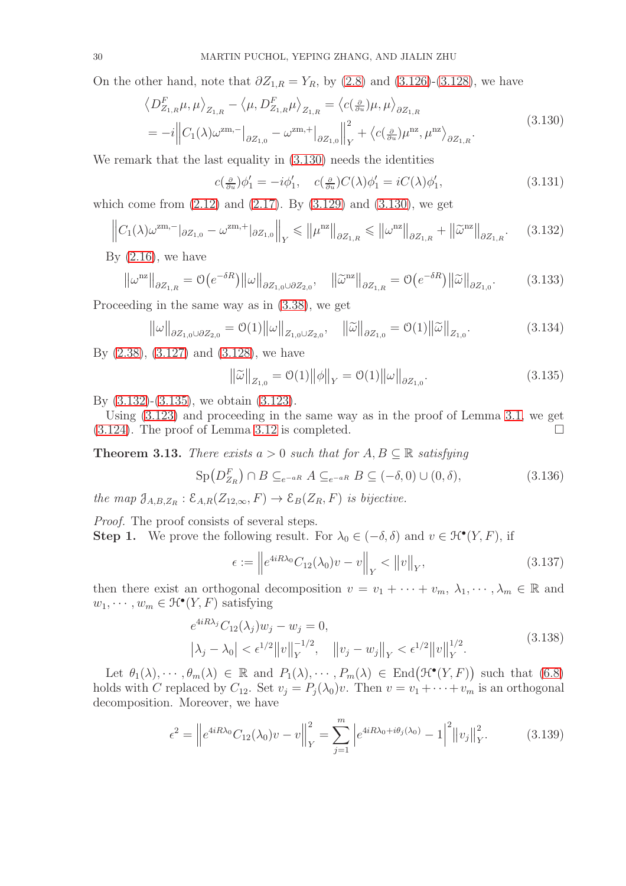On the other hand, note that $\partial Z_{1,R} = Y_R$, by (2.8) and (3.126)-(3.128), we have

$$\begin{aligned} \big\langle D^F_{Z_{1,R}}\mu,\mu\big\rangle_{Z_{1,R}} - \big\langle \mu, D^F_{Z_{1,R}}\mu\big\rangle_{Z_{1,R}} &= \big\langle c(\tfrac{\partial}{\partial u})\mu,\mu\big\rangle_{\partial Z_{1,R}} \\ &= -i\Big\|C_1(\lambda)\omega^{\mathrm{zm},-}\big|_{\partial Z_{1,0}} - \omega^{\mathrm{zm},+}\big|_{\partial Z_{1,0}}\Big\|^2_Y + \big\langle c(\tfrac{\partial}{\partial u})\mu^{\mathrm{nz}},\mu^{\mathrm{nz}}\big\rangle_{\partial Z_{1,R}}. \end{aligned} \tag{3.130}$$

We remark that the last equality in (3.130) needs the identities

$$c(\tfrac{\partial}{\partial u})\phi_1' = -i\phi_1', \quad c(\tfrac{\partial}{\partial u})C(\lambda)\phi_1' = iC(\lambda)\phi_1', \tag{3.131}$$

which come from (2.12) and (2.17). By (3.129) and (3.130), we get

$$\Big\|C_1(\lambda)\omega^{\mathrm{zm},-}|_{\partial Z_{1,0}} - \omega^{\mathrm{zm},+}|_{\partial Z_{1,0}}\Big\|_Y \leqslant \big\|\mu^{\mathrm{nz}}\big\|_{\partial Z_{1,R}} \leqslant \big\|\omega^{\mathrm{nz}}\big\|_{\partial Z_{1,R}} + \big\|\widetilde{\omega}^{\mathrm{nz}}\big\|_{\partial Z_{1,R}}. \tag{3.132}$$

By (2.16), we have

$$\big\|\omega^{\mathrm{nz}}\big\|_{\partial Z_{1,R}} = \mathcal{O}\big(e^{-\delta R}\big)\big\|\omega\big\|_{\partial Z_{1,0}\cup\partial Z_{2,0}}, \quad \big\|\widetilde{\omega}^{\mathrm{nz}}\big\|_{\partial Z_{1,R}} = \mathcal{O}\big(e^{-\delta R}\big)\big\|\widetilde{\omega}\big\|_{\partial Z_{1,0}}. \tag{3.133}$$

Proceeding in the same way as in (3.38), we get

$$\big\|\omega\big\|_{\partial Z_{1,0}\cup\partial Z_{2,0}} = \mathcal{O}(1)\big\|\omega\big\|_{Z_{1,0}\cup Z_{2,0}}, \quad \big\|\widetilde{\omega}\big\|_{\partial Z_{1,0}} = \mathcal{O}(1)\big\|\widetilde{\omega}\big\|_{Z_{1,0}}. \tag{3.134}$$

By (2.38), (3.127) and (3.128), we have

$$\big\|\widetilde{\omega}\big\|_{Z_{1,0}} = \mathcal{O}(1)\big\|\phi\big\|_Y = \mathcal{O}(1)\big\|\omega\big\|_{\partial Z_{1,0}}. \tag{3.135}$$

By (3.132)-(3.135), we obtain (3.123).

Using (3.123) and proceeding in the same way as in the proof of Lemma 3.1, we get (3.124). The proof of Lemma 3.12 is completed. □

**Theorem 3.13.** *There exists $a > 0$ such that for $A, B \subseteq \mathbb{R}$ satisfying*

$$\mathrm{Sp}\big(D^F_{Z_R}\big) \cap B \subseteq_{e^{-aR}} A \subseteq_{e^{-aR}} B \subseteq (-\delta,0)\cup(0,\delta), \tag{3.136}$$

*the map $\mathcal{J}_{A,B,Z_R} : \mathcal{E}_{A,R}(Z_{12,\infty},F) \to \mathcal{E}_B(Z_R,F)$ is bijective.*

*Proof.* The proof consists of several steps.

**Step 1.** We prove the following result. For $\lambda_0 \in (-\delta,\delta)$ and $v \in \mathcal{H}^\bullet(Y,F)$, if

$$\epsilon := \Big\|e^{4iR\lambda_0}C_{12}(\lambda_0)v - v\Big\|_Y < \big\|v\big\|_Y, \tag{3.137}$$

then there exist an orthogonal decomposition $v = v_1 + \cdots + v_m$, $\lambda_1,\cdots,\lambda_m \in \mathbb{R}$ and $w_1,\cdots,w_m \in \mathcal{H}^\bullet(Y,F)$ satisfying

$$\begin{aligned} &e^{4iR\lambda_j}C_{12}(\lambda_j)w_j - w_j = 0, \\ &\big|\lambda_j - \lambda_0\big| < \epsilon^{1/2}\big\|v\big\|_Y^{-1/2}, \quad \big\|v_j - w_j\big\|_Y < \epsilon^{1/2}\big\|v\big\|_Y^{1/2}. \end{aligned} \tag{3.138}$$

Let $\theta_1(\lambda),\cdots,\theta_m(\lambda) \in \mathbb{R}$ and $P_1(\lambda),\cdots,P_m(\lambda) \in \mathrm{End}\big(\mathcal{H}^\bullet(Y,F)\big)$ such that (6.8) holds with $C$ replaced by $C_{12}$. Set $v_j = P_j(\lambda_0)v$. Then $v = v_1+\cdots+v_m$ is an orthogonal decomposition. Moreover, we have

$$\epsilon^2 = \Big\|e^{4iR\lambda_0}C_{12}(\lambda_0)v - v\Big\|^2_Y = \sum_{j=1}^m \Big|e^{4iR\lambda_0+i\theta_j(\lambda_0)} - 1\Big|^2\big\|v_j\big\|^2_Y. \tag{3.139}$$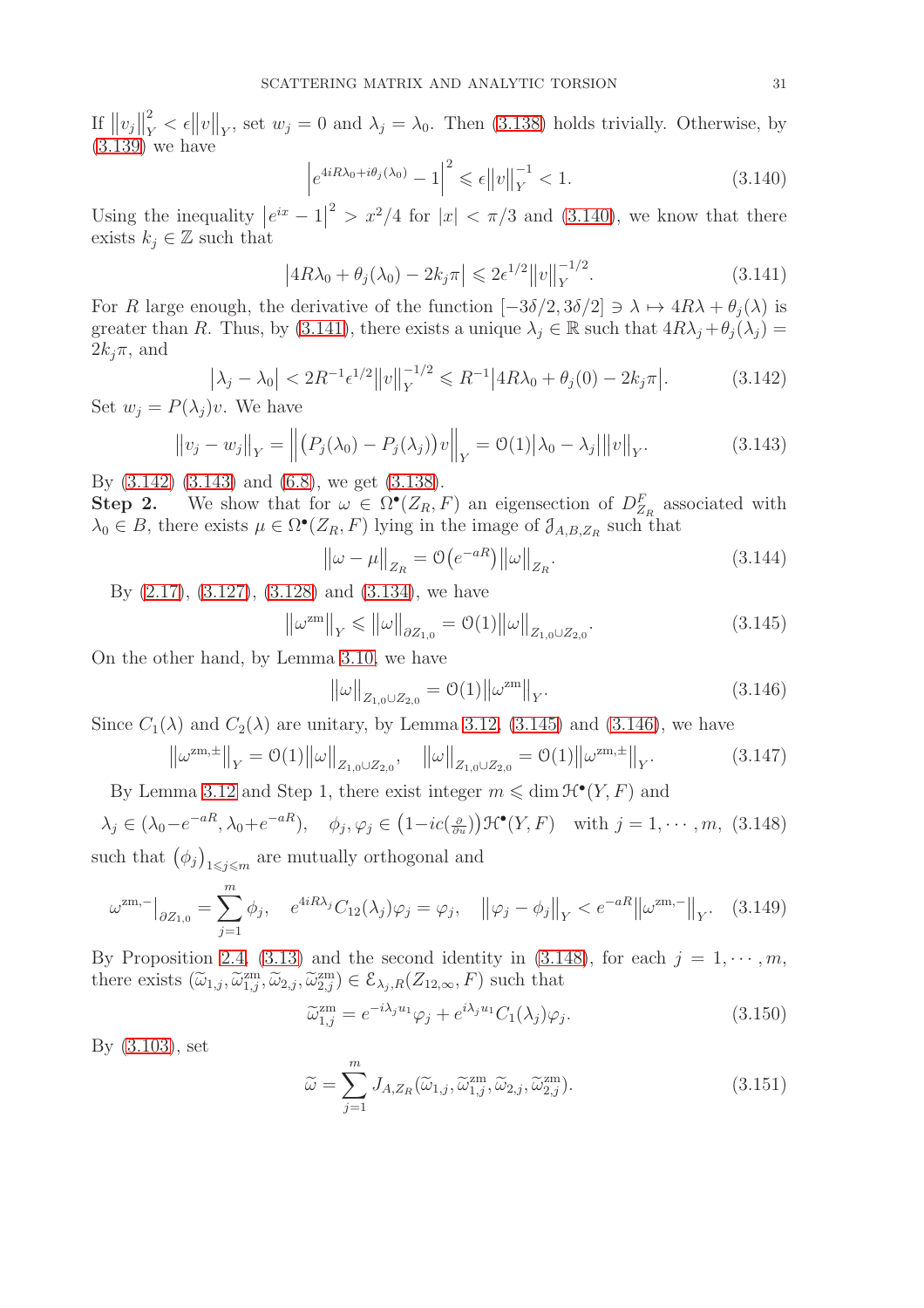If $\|v_j\|_Y^2 < \epsilon\|v\|_Y$, set $w_j = 0$ and $\lambda_j = \lambda_0$. Then (3.138) holds trivially. Otherwise, by (3.139) we have

$$\left|e^{4iR\lambda_0+i\theta_j(\lambda_0)} - 1\right|^2 \leqslant \epsilon\|v\|_Y^{-1} < 1. \tag{3.140}$$

Using the inequality $\left|e^{ix}-1\right|^2 > x^2/4$ for $|x| < \pi/3$ and (3.140), we know that there exists $k_j \in \mathbb{Z}$ such that

$$\left|4R\lambda_0 + \theta_j(\lambda_0) - 2k_j\pi\right| \leqslant 2\epsilon^{1/2}\|v\|_Y^{-1/2}. \tag{3.141}$$

For $R$ large enough, the derivative of the function $[-3\delta/2, 3\delta/2] \ni \lambda \mapsto 4R\lambda + \theta_j(\lambda)$ is greater than $R$. Thus, by (3.141), there exists a unique $\lambda_j \in \mathbb{R}$ such that $4R\lambda_j + \theta_j(\lambda_j) = 2k_j\pi$, and

$$\left|\lambda_j - \lambda_0\right| < 2R^{-1}\epsilon^{1/2}\|v\|_Y^{-1/2} \leqslant R^{-1}\left|4R\lambda_0 + \theta_j(0) - 2k_j\pi\right|. \tag{3.142}$$

Set $w_j = P(\lambda_j)v$. We have

$$\left\|v_j - w_j\right\|_Y = \left\|\big(P_j(\lambda_0) - P_j(\lambda_j)\big)v\right\|_Y = \mathcal{O}(1)\left|\lambda_0 - \lambda_j\right|\|v\|_Y. \tag{3.143}$$

By (3.142) (3.143) and (6.8), we get (3.138).

**Step 2.** We show that for $\omega \in \Omega^\bullet(Z_R, F)$ an eigensection of $D^F_{Z_R}$ associated with $\lambda_0 \in B$, there exists $\mu \in \Omega^\bullet(Z_R, F)$ lying in the image of $\mathcal{J}_{A,B,Z_R}$ such that

$$\left\|\omega - \mu\right\|_{Z_R} = \mathcal{O}\big(e^{-aR}\big)\|\omega\|_{Z_R}. \tag{3.144}$$

By (2.17), (3.127), (3.128) and (3.134), we have

$$\left\|\omega^{\mathrm{zm}}\right\|_Y \leqslant \|\omega\|_{\partial Z_{1,0}} = \mathcal{O}(1)\|\omega\|_{Z_{1,0}\cup Z_{2,0}}. \tag{3.145}$$

On the other hand, by Lemma 3.10, we have

$$\|\omega\|_{Z_{1,0}\cup Z_{2,0}} = \mathcal{O}(1)\left\|\omega^{\mathrm{zm}}\right\|_Y. \tag{3.146}$$

Since $C_1(\lambda)$ and $C_2(\lambda)$ are unitary, by Lemma 3.12, (3.145) and (3.146), we have

$$\left\|\omega^{\mathrm{zm},\pm}\right\|_Y = \mathcal{O}(1)\|\omega\|_{Z_{1,0}\cup Z_{2,0}}, \quad \|\omega\|_{Z_{1,0}\cup Z_{2,0}} = \mathcal{O}(1)\left\|\omega^{\mathrm{zm},\pm}\right\|_Y. \tag{3.147}$$

By Lemma 3.12 and Step 1, there exist integer $m \leqslant \dim \mathcal{H}^\bullet(Y,F)$ and

$$\lambda_j \in (\lambda_0 - e^{-aR}, \lambda_0 + e^{-aR}), \quad \phi_j, \varphi_j \in \big(1 - ic(\tfrac{\partial}{\partial u})\big)\mathcal{H}^\bullet(Y,F) \quad \text{with } j = 1, \cdots, m, \tag{3.148}$$

such that $\big(\phi_j\big)_{1\leqslant j\leqslant m}$ are mutually orthogonal and

$$\omega^{\mathrm{zm},-}\big|_{\partial Z_{1,0}} = \sum_{j=1}^m \phi_j, \quad e^{4iR\lambda_j}C_{12}(\lambda_j)\varphi_j = \varphi_j, \quad \left\|\varphi_j - \phi_j\right\|_Y < e^{-aR}\left\|\omega^{\mathrm{zm},-}\right\|_Y. \tag{3.149}$$

By Proposition 2.4, (3.13) and the second identity in (3.148), for each $j = 1, \cdots, m$, there exists $(\widetilde{\omega}_{1,j}, \widetilde{\omega}^{\mathrm{zm}}_{1,j}, \widetilde{\omega}_{2,j}, \widetilde{\omega}^{\mathrm{zm}}_{2,j}) \in \mathcal{E}_{\lambda_j,R}(Z_{12,\infty}, F)$ such that

$$\widetilde{\omega}^{\mathrm{zm}}_{1,j} = e^{-i\lambda_j u_1}\varphi_j + e^{i\lambda_j u_1}C_1(\lambda_j)\varphi_j. \tag{3.150}$$

By (3.103), set

$$\widetilde{\omega} = \sum_{j=1}^m J_{A,Z_R}(\widetilde{\omega}_{1,j}, \widetilde{\omega}^{\mathrm{zm}}_{1,j}, \widetilde{\omega}_{2,j}, \widetilde{\omega}^{\mathrm{zm}}_{2,j}). \tag{3.151}$$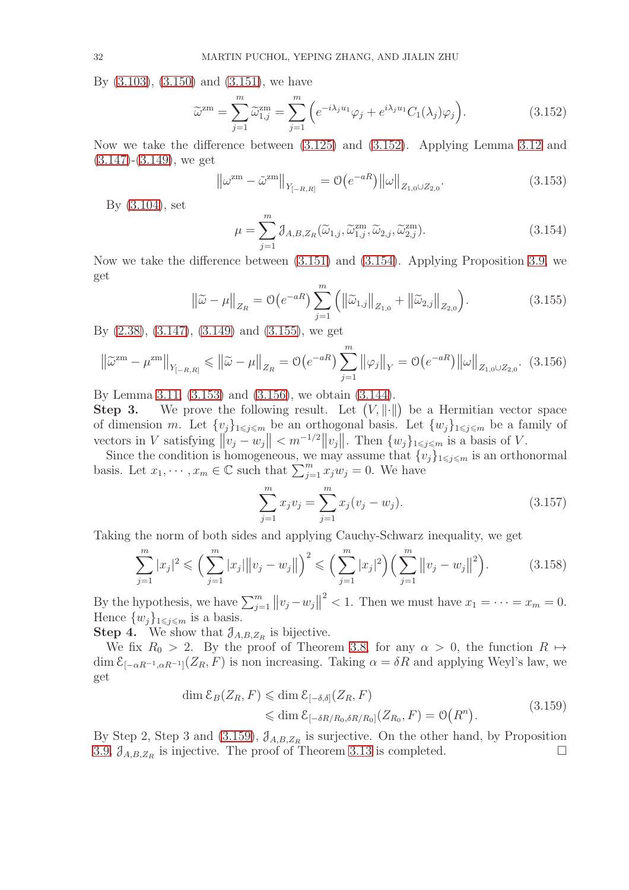By (3.103), (3.150) and (3.151), we have

$$\widetilde{\omega}^{\mathrm{zm}} = \sum_{j=1}^{m} \widetilde{\omega}_{1,j}^{\mathrm{zm}} = \sum_{j=1}^{m} \Big( e^{-i\lambda_j u_1} \varphi_j + e^{i\lambda_j u_1} C_1(\lambda_j) \varphi_j \Big). \tag{3.152}$$

Now we take the difference between (3.125) and (3.152). Applying Lemma 3.12 and (3.147)-(3.149), we get

$$\big\| \omega^{\mathrm{zm}} - \widetilde{\omega}^{\mathrm{zm}} \big\|_{Y_{[-R,R]}} = \mathcal{O}\big(e^{-aR}\big) \big\| \omega \big\|_{Z_{1,0} \cup Z_{2,0}}. \tag{3.153}$$

By (3.104), set

$$\mu = \sum_{j=1}^{m} \mathcal{J}_{A,B,Z_R}(\widetilde{\omega}_{1,j}, \widetilde{\omega}_{1,j}^{\mathrm{zm}}, \widetilde{\omega}_{2,j}, \widetilde{\omega}_{2,j}^{\mathrm{zm}}). \tag{3.154}$$

Now we take the difference between (3.151) and (3.154). Applying Proposition 3.9, we get

$$\big\| \widetilde{\omega} - \mu \big\|_{Z_R} = \mathcal{O}\big(e^{-aR}\big) \sum_{j=1}^{m} \Big( \big\| \widetilde{\omega}_{1,j} \big\|_{Z_{1,0}} + \big\| \widetilde{\omega}_{2,j} \big\|_{Z_{2,0}} \Big). \tag{3.155}$$

By (2.38), (3.147), (3.149) and (3.155), we get

$$\big\| \widetilde{\omega}^{\mathrm{zm}} - \mu^{\mathrm{zm}} \big\|_{Y_{[-R,R]}} \leqslant \big\| \widetilde{\omega} - \mu \big\|_{Z_R} = \mathcal{O}\big(e^{-aR}\big) \sum_{j=1}^{m} \big\| \varphi_j \big\|_{Y} = \mathcal{O}\big(e^{-aR}\big) \big\| \omega \big\|_{Z_{1,0} \cup Z_{2,0}}. \tag{3.156}$$

By Lemma 3.11, (3.153) and (3.156), we obtain (3.144).

**Step 3.** We prove the following result. Let $(V, \|\cdot\|)$ be a Hermitian vector space of dimension $m$. Let $\{v_j\}_{1 \leqslant j \leqslant m}$ be an orthogonal basis. Let $\{w_j\}_{1 \leqslant j \leqslant m}$ be a family of vectors in $V$ satisfying $\big\| v_j - w_j \big\| < m^{-1/2} \big\| v_j \big\|$. Then $\{w_j\}_{1 \leqslant j \leqslant m}$ is a basis of $V$.

Since the condition is homogeneous, we may assume that $\{v_j\}_{1 \leqslant j \leqslant m}$ is an orthonormal basis. Let $x_1, \cdots, x_m \in \mathbb{C}$ such that $\sum_{j=1}^{m} x_j w_j = 0$. We have

$$\sum_{j=1}^{m} x_j v_j = \sum_{j=1}^{m} x_j (v_j - w_j). \tag{3.157}$$

Taking the norm of both sides and applying Cauchy-Schwarz inequality, we get

$$\sum_{j=1}^{m} |x_j|^2 \leqslant \Big( \sum_{j=1}^{m} |x_j| \big\| v_j - w_j \big\| \Big)^2 \leqslant \Big( \sum_{j=1}^{m} |x_j|^2 \Big) \Big( \sum_{j=1}^{m} \big\| v_j - w_j \big\|^2 \Big). \tag{3.158}$$

By the hypothesis, we have $\sum_{j=1}^{m} \big\| v_j - w_j \big\|^2 < 1$. Then we must have $x_1 = \cdots = x_m = 0$. Hence $\{w_j\}_{1 \leqslant j \leqslant m}$ is a basis.

**Step 4.** We show that $\mathcal{J}_{A,B,Z_R}$ is bijective.

We fix $R_0 > 2$. By the proof of Theorem 3.8, for any $\alpha > 0$, the function $R \mapsto \dim \mathcal{E}_{[-\alpha R^{-1}, \alpha R^{-1}]}(Z_R, F)$ is non increasing. Taking $\alpha = \delta R$ and applying Weyl's law, we get

$$\begin{aligned} \dim \mathcal{E}_B(Z_R, F) &\leqslant \dim \mathcal{E}_{[-\delta,\delta]}(Z_R, F) \\ &\leqslant \dim \mathcal{E}_{[-\delta R/R_0, \delta R/R_0]}(Z_{R_0}, F) = \mathcal{O}\big(R^n\big). \end{aligned} \tag{3.159}$$

By Step 2, Step 3 and (3.159), $\mathcal{J}_{A,B,Z_R}$ is surjective. On the other hand, by Proposition 3.9, $\mathcal{J}_{A,B,Z_R}$ is injective. The proof of Theorem 3.13 is completed. $\square$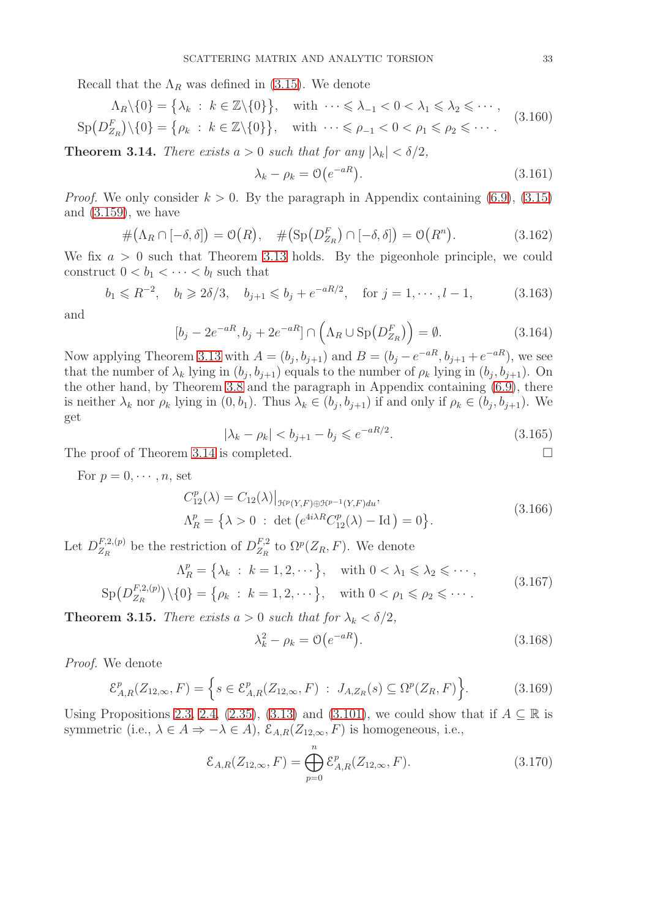Recall that the $\Lambda_R$ was defined in (3.15). We denote

$$
\begin{aligned}
&\Lambda_R\backslash\{0\} = \big\{\lambda_k \ : \ k\in\mathbb{Z}\backslash\{0\}\big\}, \quad \text{with } \cdots \leqslant \lambda_{-1} < 0 < \lambda_1 \leqslant \lambda_2 \leqslant \cdots, \\
&\mathrm{Sp}\big(D^F_{Z_R}\big)\backslash\{0\} = \big\{\rho_k \ : \ k\in\mathbb{Z}\backslash\{0\}\big\}, \quad \text{with } \cdots \leqslant \rho_{-1} < 0 < \rho_1 \leqslant \rho_2 \leqslant \cdots.
\end{aligned}
\tag{3.160}
$$

**Theorem 3.14.** *There exists $a>0$ such that for any $|\lambda_k|<\delta/2$,*

$$
\lambda_k - \rho_k = \mathcal{O}\big(e^{-aR}\big). \tag{3.161}
$$

*Proof.* We only consider $k>0$. By the paragraph in Appendix containing (6.9), (3.15) and (3.159), we have

$$
\#\big(\Lambda_R\cap[-\delta,\delta]\big) = \mathcal{O}\big(R\big), \quad \#\big(\mathrm{Sp}\big(D^F_{Z_R}\big)\cap[-\delta,\delta]\big) = \mathcal{O}\big(R^n\big). \tag{3.162}
$$

We fix $a>0$ such that Theorem 3.13 holds. By the pigeonhole principle, we could construct $0<b_1<\cdots<b_l$ such that

$$
b_1 \leqslant R^{-2}, \quad b_l \geqslant 2\delta/3, \quad b_{j+1} \leqslant b_j + e^{-aR/2}, \quad \text{for } j=1,\cdots,l-1, \tag{3.163}
$$

and

$$
[b_j - 2e^{-aR}, b_j + 2e^{-aR}] \cap \Big(\Lambda_R \cup \mathrm{Sp}\big(D^F_{Z_R}\big)\Big) = \emptyset. \tag{3.164}
$$

Now applying Theorem 3.13 with $A=(b_j,b_{j+1})$ and $B=(b_j-e^{-aR},b_{j+1}+e^{-aR})$, we see that the number of $\lambda_k$ lying in $(b_j,b_{j+1})$ equals to the number of $\rho_k$ lying in $(b_j,b_{j+1})$. On the other hand, by Theorem 3.8 and the paragraph in Appendix containing (6.9), there is neither $\lambda_k$ nor $\rho_k$ lying in $(0,b_1)$. Thus $\lambda_k\in(b_j,b_{j+1})$ if and only if $\rho_k\in(b_j,b_{j+1})$. We get

$$
|\lambda_k-\rho_k| < b_{j+1}-b_j \leqslant e^{-aR/2}. \tag{3.165}
$$

The proof of Theorem 3.14 is completed. $\square$

For $p=0,\cdots,n$, set

$$
\begin{aligned}
&C^p_{12}(\lambda) = C_{12}(\lambda)\big|_{\mathcal{H}^p(Y,F)\oplus\mathcal{H}^{p-1}(Y,F)du}, \\
&\Lambda^p_R = \big\{\lambda>0 \ : \ \det\big(e^{4i\lambda R}C^p_{12}(\lambda) - \mathrm{Id}\big) = 0\big\}.
\end{aligned}
\tag{3.166}
$$

Let $D^{F,2,(p)}_{Z_R}$ be the restriction of $D^{F,2}_{Z_R}$ to $\Omega^p(Z_R,F)$. We denote

$$
\begin{aligned}
&\Lambda^p_R = \big\{\lambda_k \ : \ k=1,2,\cdots\big\}, \quad \text{with } 0<\lambda_1\leqslant\lambda_2\leqslant\cdots, \\
&\mathrm{Sp}\big(D^{F,2,(p)}_{Z_R}\big)\backslash\{0\} = \big\{\rho_k \ : \ k=1,2,\cdots\big\}, \quad \text{with } 0<\rho_1\leqslant\rho_2\leqslant\cdots.
\end{aligned}
\tag{3.167}
$$

**Theorem 3.15.** *There exists $a>0$ such that for $\lambda_k<\delta/2$,*

$$
\lambda_k^2 - \rho_k = \mathcal{O}\big(e^{-aR}\big). \tag{3.168}
$$

*Proof.* We denote

$$
\mathcal{E}^p_{A,R}(Z_{12,\infty},F) = \Big\{s\in\mathcal{E}^p_{A,R}(Z_{12,\infty},F) \ : \ J_{A,Z_R}(s)\subseteq\Omega^p(Z_R,F)\Big\}. \tag{3.169}
$$

Using Propositions 2.3, 2.4, (2.35), (3.13) and (3.101), we could show that if $A\subseteq\mathbb{R}$ is symmetric (i.e., $\lambda\in A\Rightarrow-\lambda\in A$), $\mathcal{E}_{A,R}(Z_{12,\infty},F)$ is homogeneous, i.e.,

$$
\mathcal{E}_{A,R}(Z_{12,\infty},F) = \bigoplus_{p=0}^{n}\mathcal{E}^p_{A,R}(Z_{12,\infty},F). \tag{3.170}
$$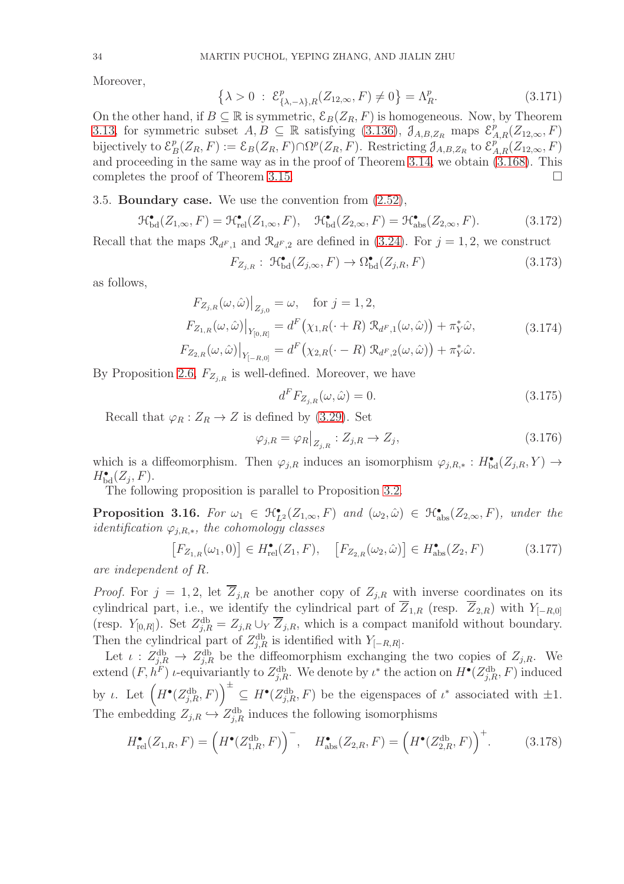Moreover,

$$\left\{\lambda > 0 \ : \ \mathcal{E}^p_{\{\lambda,-\lambda\},R}(Z_{12,\infty},F) \neq 0\right\} = \Lambda^p_R. \tag{3.171}$$

On the other hand, if $B \subseteq \mathbb{R}$ is symmetric, $\mathcal{E}_B(Z_R,F)$ is homogeneous. Now, by Theorem 3.13, for symmetric subset $A, B \subseteq \mathbb{R}$ satisfying (3.136), $\mathcal{J}_{A,B,Z_R}$ maps $\mathcal{E}^p_{A,R}(Z_{12,\infty},F)$ bijectively to $\mathcal{E}^p_B(Z_R,F) := \mathcal{E}_B(Z_R,F) \cap \Omega^p(Z_R,F)$. Restricting $\mathcal{J}_{A,B,Z_R}$ to $\mathcal{E}^p_{A,R}(Z_{12,\infty},F)$ and proceeding in the same way as in the proof of Theorem 3.14, we obtain (3.168). This completes the proof of Theorem 3.15. □

### 3.5. Boundary case.

We use the convention from (2.52),

$$\mathcal{H}^\bullet_{\mathrm{bd}}(Z_{1,\infty},F) = \mathcal{H}^\bullet_{\mathrm{rel}}(Z_{1,\infty},F), \quad \mathcal{H}^\bullet_{\mathrm{bd}}(Z_{2,\infty},F) = \mathcal{H}^\bullet_{\mathrm{abs}}(Z_{2,\infty},F). \tag{3.172}$$

Recall that the maps $\mathcal{R}_{d^F,1}$ and $\mathcal{R}_{d^F,2}$ are defined in (3.24). For $j=1,2$, we construct

$$F_{Z_{j,R}} : \ \mathcal{H}^\bullet_{\mathrm{bd}}(Z_{j,\infty},F) \to \Omega^\bullet_{\mathrm{bd}}(Z_{j,R},F) \tag{3.173}$$

as follows,

$$\begin{aligned}
F_{Z_{j,R}}(\omega,\hat{\omega})\big|_{Z_{j,0}} &= \omega, \quad \text{for } j=1,2,\\
F_{Z_{1,R}}(\omega,\hat{\omega})\big|_{Y_{[0,R]}} &= d^F\big(\chi_{1,R}(\cdot+R)\,\mathcal{R}_{d^F,1}(\omega,\hat{\omega})\big) + \pi_Y^*\hat{\omega},\\
F_{Z_{2,R}}(\omega,\hat{\omega})\big|_{Y_{[-R,0]}} &= d^F\big(\chi_{2,R}(\cdot-R)\,\mathcal{R}_{d^F,2}(\omega,\hat{\omega})\big) + \pi_Y^*\hat{\omega}.
\end{aligned} \tag{3.174}$$

By Proposition 2.6, $F_{Z_{j,R}}$ is well-defined. Moreover, we have

$$d^F F_{Z_{j,R}}(\omega,\hat{\omega}) = 0. \tag{3.175}$$

Recall that $\varphi_R : Z_R \to Z$ is defined by (3.29). Set

$$\varphi_{j,R} = \varphi_R\big|_{Z_{j,R}} : Z_{j,R} \to Z_j, \tag{3.176}$$

which is a diffeomorphism. Then $\varphi_{j,R}$ induces an isomorphism $\varphi_{j,R,*} : H^\bullet_{\mathrm{bd}}(Z_{j,R},Y) \to H^\bullet_{\mathrm{bd}}(Z_j,F)$.

The following proposition is parallel to Proposition 3.2.

**Proposition 3.16.** *For $\omega_1 \in \mathcal{H}^\bullet_{L^2}(Z_{1,\infty},F)$ and $(\omega_2,\hat{\omega}) \in \mathcal{H}^\bullet_{\mathrm{abs}}(Z_{2,\infty},F)$, under the identification $\varphi_{j,R,*}$, the cohomology classes*

$$\big[F_{Z_{1,R}}(\omega_1,0)\big] \in H^\bullet_{\mathrm{rel}}(Z_1,F), \quad \big[F_{Z_{2,R}}(\omega_2,\hat{\omega})\big] \in H^\bullet_{\mathrm{abs}}(Z_2,F) \tag{3.177}$$

*are independent of $R$.*

*Proof.* For $j=1,2$, let $\overline{Z}_{j,R}$ be another copy of $Z_{j,R}$ with inverse coordinates on its cylindrical part, i.e., we identify the cylindrical part of $\overline{Z}_{1,R}$ (resp. $\overline{Z}_{2,R}$) with $Y_{[-R,0]}$ (resp. $Y_{[0,R]}$). Set $Z^{\mathrm{db}}_{j,R} = Z_{j,R} \cup_Y \overline{Z}_{j,R}$, which is a compact manifold without boundary. Then the cylindrical part of $Z^{\mathrm{db}}_{j,R}$ is identified with $Y_{[-R,R]}$.

Let $\iota : Z^{\mathrm{db}}_{j,R} \to Z^{\mathrm{db}}_{j,R}$ be the diffeomorphism exchanging the two copies of $Z_{j,R}$. We extend $(F,h^F)$ $\iota$-equivariantly to $Z^{\mathrm{db}}_{j,R}$. We denote by $\iota^*$ the action on $H^\bullet(Z^{\mathrm{db}}_{j,R},F)$ induced by $\iota$. Let $\Big(H^\bullet(Z^{\mathrm{db}}_{j,R},F)\Big)^{\pm} \subseteq H^\bullet(Z^{\mathrm{db}}_{j,R},F)$ be the eigenspaces of $\iota^*$ associated with $\pm 1$. The embedding $Z_{j,R} \hookrightarrow Z^{\mathrm{db}}_{j,R}$ induces the following isomorphisms

$$H^\bullet_{\mathrm{rel}}(Z_{1,R},F) = \Big(H^\bullet(Z^{\mathrm{db}}_{1,R},F)\Big)^{-}, \quad H^\bullet_{\mathrm{abs}}(Z_{2,R},F) = \Big(H^\bullet(Z^{\mathrm{db}}_{2,R},F)\Big)^{+}. \tag{3.178}$$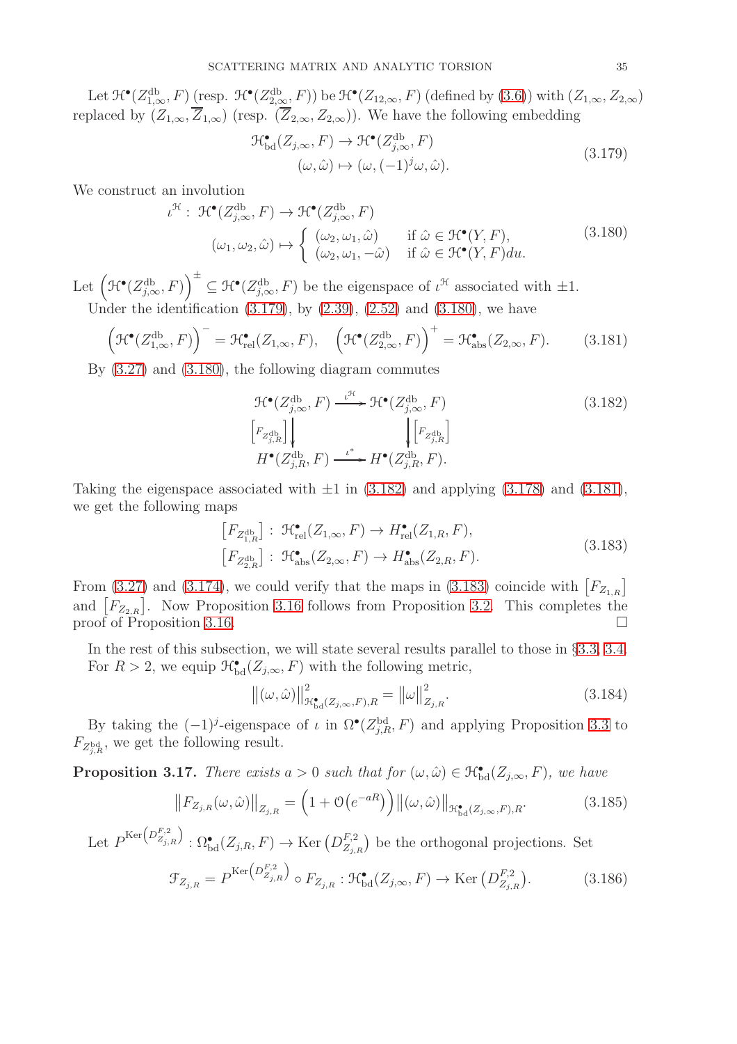Let $\mathcal{H}^\bullet(Z^{\mathrm{db}}_{1,\infty},F)$ (resp. $\mathcal{H}^\bullet(Z^{\mathrm{db}}_{2,\infty},F)$) be $\mathcal{H}^\bullet(Z_{12,\infty},F)$ (defined by (3.6)) with $(Z_{1,\infty},Z_{2,\infty})$ replaced by $(Z_{1,\infty},\overline{Z}_{1,\infty})$ (resp. $(\overline{Z}_{2,\infty},Z_{2,\infty})$). We have the following embedding

$$
\begin{aligned}
\mathcal{H}^\bullet_{\mathrm{bd}}(Z_{j,\infty},F) &\to \mathcal{H}^\bullet(Z^{\mathrm{db}}_{j,\infty},F)\\
(\omega,\hat{\omega}) &\mapsto (\omega,(-1)^j\omega,\hat{\omega}).
\end{aligned}
\tag{3.179}
$$

We construct an involution

$$
\begin{aligned}
\iota^{\mathcal{H}}:\ \mathcal{H}^\bullet(Z^{\mathrm{db}}_{j,\infty},F) &\to \mathcal{H}^\bullet(Z^{\mathrm{db}}_{j,\infty},F)\\
(\omega_1,\omega_2,\hat{\omega}) &\mapsto \begin{cases} (\omega_2,\omega_1,\hat{\omega}) & \text{if } \hat{\omega}\in\mathcal{H}^\bullet(Y,F),\\ (\omega_2,\omega_1,-\hat{\omega}) & \text{if } \hat{\omega}\in\mathcal{H}^\bullet(Y,F)du.\end{cases}
\end{aligned}
\tag{3.180}
$$

Let $\left(\mathcal{H}^\bullet(Z^{\mathrm{db}}_{j,\infty},F)\right)^\pm\subseteq\mathcal{H}^\bullet(Z^{\mathrm{db}}_{j,\infty},F)$ be the eigenspace of $\iota^{\mathcal{H}}$ associated with $\pm1$.

Under the identification (3.179), by (2.39), (2.52) and (3.180), we have

$$
\left(\mathcal{H}^\bullet(Z^{\mathrm{db}}_{1,\infty},F)\right)^- = \mathcal{H}^\bullet_{\mathrm{rel}}(Z_{1,\infty},F),\quad \left(\mathcal{H}^\bullet(Z^{\mathrm{db}}_{2,\infty},F)\right)^+ = \mathcal{H}^\bullet_{\mathrm{abs}}(Z_{2,\infty},F).
\tag{3.181}
$$

By (3.27) and (3.180), the following diagram commutes

$$
\begin{array}{ccc}
\mathcal{H}^\bullet(Z^{\mathrm{db}}_{j,\infty},F) & \xrightarrow{\ \iota^{\mathcal{H}}\ } & \mathcal{H}^\bullet(Z^{\mathrm{db}}_{j,\infty},F)\\
\Big\downarrow{\scriptstyle\left[F_{Z^{\mathrm{db}}_{j,R}}\right]} & & \Big\downarrow{\scriptstyle\left[F_{Z^{\mathrm{db}}_{j,R}}\right]}\\
H^\bullet(Z^{\mathrm{db}}_{j,R},F) & \xrightarrow{\ \iota^*\ } & H^\bullet(Z^{\mathrm{db}}_{j,R},F).
\end{array}
\tag{3.182}
$$

Taking the eigenspace associated with $\pm1$ in (3.182) and applying (3.178) and (3.181), we get the following maps

$$
\begin{aligned}
\left[F_{Z^{\mathrm{db}}_{1,R}}\right]:\ \mathcal{H}^\bullet_{\mathrm{rel}}(Z_{1,\infty},F) &\to H^\bullet_{\mathrm{rel}}(Z_{1,R},F),\\
\left[F_{Z^{\mathrm{db}}_{2,R}}\right]:\ \mathcal{H}^\bullet_{\mathrm{abs}}(Z_{2,\infty},F) &\to H^\bullet_{\mathrm{abs}}(Z_{2,R},F).
\end{aligned}
\tag{3.183}
$$

From (3.27) and (3.174), we could verify that the maps in (3.183) coincide with $\left[F_{Z_{1,R}}\right]$ and $\left[F_{Z_{2,R}}\right]$. Now Proposition 3.16 follows from Proposition 3.2. This completes the proof of Proposition 3.16. $\square$

In the rest of this subsection, we will state several results parallel to those in §3.3, 3.4. For $R>2$, we equip $\mathcal{H}^\bullet_{\mathrm{bd}}(Z_{j,\infty},F)$ with the following metric,

$$
\left\|(\omega,\hat{\omega})\right\|^2_{\mathcal{H}^\bullet_{\mathrm{bd}}(Z_{j,\infty},F),R} = \left\|\omega\right\|^2_{Z_{j,R}}.
\tag{3.184}
$$

By taking the $(-1)^j$-eigenspace of $\iota$ in $\Omega^\bullet(Z^{\mathrm{bd}}_{j,R},F)$ and applying Proposition 3.3 to $F_{Z^{\mathrm{bd}}_{j,R}}$, we get the following result.

**Proposition 3.17.** *There exists $a>0$ such that for $(\omega,\hat{\omega})\in\mathcal{H}^\bullet_{\mathrm{bd}}(Z_{j,\infty},F)$, we have*

$$
\left\|F_{Z_{j,R}}(\omega,\hat{\omega})\right\|_{Z_{j,R}} = \Big(1+\mathcal{O}\big(e^{-aR}\big)\Big)\left\|(\omega,\hat{\omega})\right\|_{\mathcal{H}^\bullet_{\mathrm{bd}}(Z_{j,\infty},F),R}.
\tag{3.185}
$$

Let $P^{\mathrm{Ker}\left(D^{F,2}_{Z_{j,R}}\right)}:\Omega^\bullet_{\mathrm{bd}}(Z_{j,R},F)\to\mathrm{Ker}\left(D^{F,2}_{Z_{j,R}}\right)$ be the orthogonal projections. Set

$$
\mathcal{F}_{Z_{j,R}} = P^{\mathrm{Ker}\left(D^{F,2}_{Z_{j,R}}\right)}\circ F_{Z_{j,R}}:\mathcal{H}^\bullet_{\mathrm{bd}}(Z_{j,\infty},F)\to\mathrm{Ker}\left(D^{F,2}_{Z_{j,R}}\right).
\tag{3.186}
$$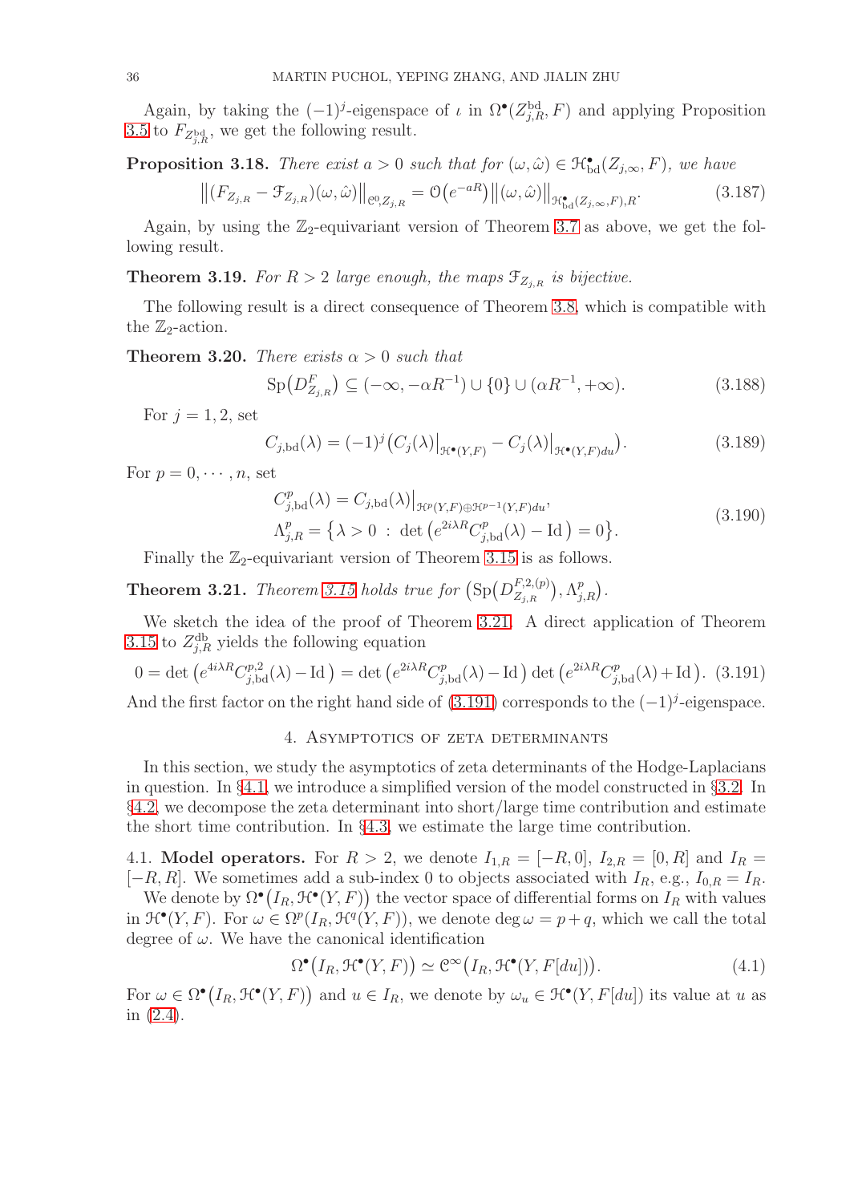Again, by taking the $(-1)^j$-eigenspace of $\iota$ in $\Omega^\bullet(Z^{\mathrm{bd}}_{j,R},F)$ and applying Proposition 3.5 to $F_{Z^{\mathrm{bd}}_{j,R}}$, we get the following result.

**Proposition 3.18.** *There exist $a>0$ such that for $(\omega,\hat\omega)\in \mathcal{H}^\bullet_{\mathrm{bd}}(Z_{j,\infty},F)$, we have*

$$\big\|(F_{Z_{j,R}}-\mathcal{F}_{Z_{j,R}})(\omega,\hat\omega)\big\|_{\mathcal{C}^0,Z_{j,R}}=\mathcal{O}\big(e^{-aR}\big)\big\|(\omega,\hat\omega)\big\|_{\mathcal{H}^\bullet_{\mathrm{bd}}(Z_{j,\infty},F),R}. \tag{3.187}$$

Again, by using the $\mathbb{Z}_2$-equivariant version of Theorem 3.7 as above, we get the following result.

**Theorem 3.19.** *For $R>2$ large enough, the maps $\mathcal{F}_{Z_{j,R}}$ is bijective.*

The following result is a direct consequence of Theorem 3.8, which is compatible with the $\mathbb{Z}_2$-action.

**Theorem 3.20.** *There exists $\alpha>0$ such that*

$$\mathrm{Sp}\big(D^F_{Z_{j,R}}\big)\subseteq(-\infty,-\alpha R^{-1})\cup\{0\}\cup(\alpha R^{-1},+\infty). \tag{3.188}$$

For $j=1,2$, set

$$C_{j,\mathrm{bd}}(\lambda)=(-1)^j\big(C_j(\lambda)\big|_{\mathcal{H}^\bullet(Y,F)}-C_j(\lambda)\big|_{\mathcal{H}^\bullet(Y,F)du}\big). \tag{3.189}$$

For $p=0,\cdots,n$, set

$$\begin{aligned}
&C^p_{j,\mathrm{bd}}(\lambda)=C_{j,\mathrm{bd}}(\lambda)\big|_{\mathcal{H}^p(Y,F)\oplus\mathcal{H}^{p-1}(Y,F)du},\\
&\Lambda^p_{j,R}=\big\{\lambda>0\ :\ \det\big(e^{2i\lambda R}C^p_{j,\mathrm{bd}}(\lambda)-\mathrm{Id}\big)=0\big\}.
\end{aligned} \tag{3.190}$$

Finally the $\mathbb{Z}_2$-equivariant version of Theorem 3.15 is as follows.

**Theorem 3.21.** *Theorem 3.15 holds true for $\big(\mathrm{Sp}\big(D^{F,2,(p)}_{Z_{j,R}}\big),\Lambda^p_{j,R}\big)$.*

We sketch the idea of the proof of Theorem 3.21. A direct application of Theorem 3.15 to $Z^{\mathrm{db}}_{j,R}$ yields the following equation

$$0=\det\big(e^{4i\lambda R}C^{p,2}_{j,\mathrm{bd}}(\lambda)-\mathrm{Id}\big)=\det\big(e^{2i\lambda R}C^p_{j,\mathrm{bd}}(\lambda)-\mathrm{Id}\big)\det\big(e^{2i\lambda R}C^p_{j,\mathrm{bd}}(\lambda)+\mathrm{Id}\big). \tag{3.191}$$

And the first factor on the right hand side of (3.191) corresponds to the $(-1)^j$-eigenspace.

# 4. Asymptotics of zeta determinants

In this section, we study the asymptotics of zeta determinants of the Hodge-Laplacians in question. In §4.1, we introduce a simplified version of the model constructed in §3.2. In §4.2, we decompose the zeta determinant into short/large time contribution and estimate the short time contribution. In §4.3, we estimate the large time contribution.

## 4.1. Model operators.

For $R>2$, we denote $I_{1,R}=[-R,0]$, $I_{2,R}=[0,R]$ and $I_R=[-R,R]$. We sometimes add a sub-index 0 to objects associated with $I_R$, e.g., $I_{0,R}=I_R$.

We denote by $\Omega^\bullet\big(I_R,\mathcal{H}^\bullet(Y,F)\big)$ the vector space of differential forms on $I_R$ with values in $\mathcal{H}^\bullet(Y,F)$. For $\omega\in\Omega^p(I_R,\mathcal{H}^q(Y,F))$, we denote $\deg\omega=p+q$, which we call the total degree of $\omega$. We have the canonical identification

$$\Omega^\bullet\big(I_R,\mathcal{H}^\bullet(Y,F)\big)\simeq\mathcal{C}^\infty\big(I_R,\mathcal{H}^\bullet(Y,F[du])\big). \tag{4.1}$$

For $\omega\in\Omega^\bullet\big(I_R,\mathcal{H}^\bullet(Y,F)\big)$ and $u\in I_R$, we denote by $\omega_u\in\mathcal{H}^\bullet(Y,F[du])$ its value at $u$ as in (2.4).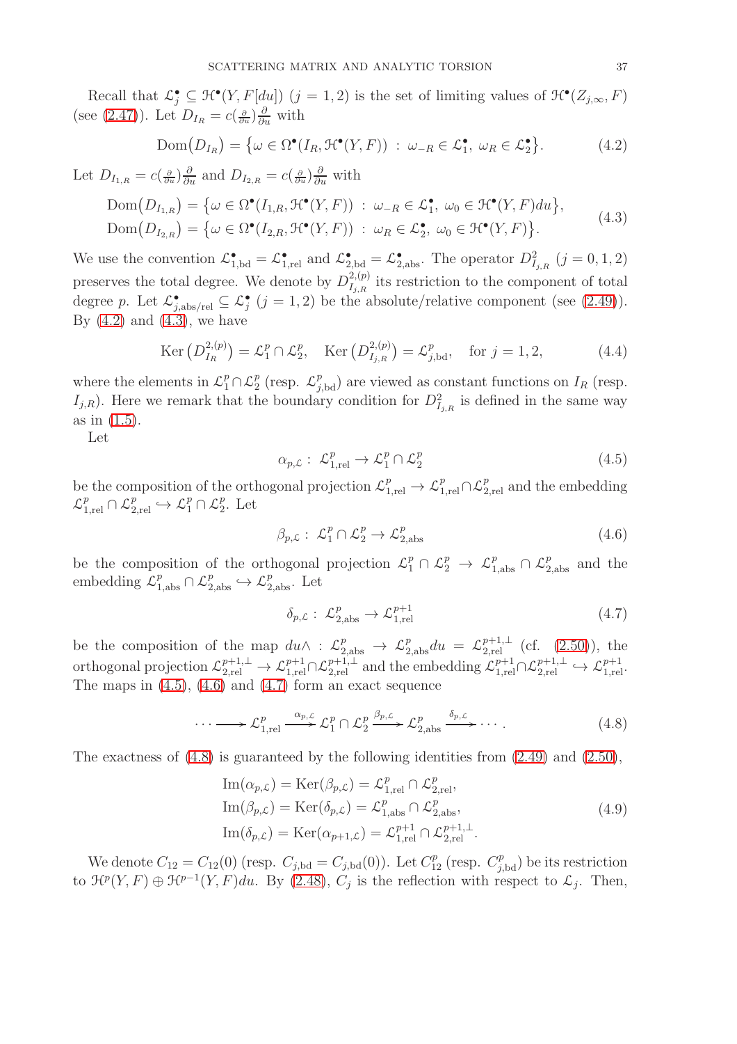Recall that $\mathcal{L}_j^\bullet \subseteq \mathcal{H}^\bullet(Y, F[du])$ $(j = 1, 2)$ is the set of limiting values of $\mathcal{H}^\bullet(Z_{j,\infty}, F)$ (see (2.47)). Let $D_{I_R} = c(\frac{\partial}{\partial u})\frac{\partial}{\partial u}$ with

$$\mathrm{Dom}\big(D_{I_R}\big) = \big\{\omega \in \Omega^\bullet(I_R, \mathcal{H}^\bullet(Y, F)) \;:\; \omega_{-R} \in \mathcal{L}_1^\bullet,\; \omega_R \in \mathcal{L}_2^\bullet\big\}. \tag{4.2}$$

Let $D_{I_{1,R}} = c(\frac{\partial}{\partial u})\frac{\partial}{\partial u}$ and $D_{I_{2,R}} = c(\frac{\partial}{\partial u})\frac{\partial}{\partial u}$ with

$$\begin{aligned}
\mathrm{Dom}\big(D_{I_{1,R}}\big) &= \big\{\omega \in \Omega^\bullet(I_{1,R}, \mathcal{H}^\bullet(Y, F)) \;:\; \omega_{-R} \in \mathcal{L}_1^\bullet,\; \omega_0 \in \mathcal{H}^\bullet(Y, F)du\big\},\\
\mathrm{Dom}\big(D_{I_{2,R}}\big) &= \big\{\omega \in \Omega^\bullet(I_{2,R}, \mathcal{H}^\bullet(Y, F)) \;:\; \omega_{R} \in \mathcal{L}_2^\bullet,\; \omega_0 \in \mathcal{H}^\bullet(Y, F)\big\}.
\end{aligned} \tag{4.3}$$

We use the convention $\mathcal{L}_{1,\mathrm{bd}}^\bullet = \mathcal{L}_{1,\mathrm{rel}}^\bullet$ and $\mathcal{L}_{2,\mathrm{bd}}^\bullet = \mathcal{L}_{2,\mathrm{abs}}^\bullet$. The operator $D^2_{I_{j,R}}$ $(j = 0, 1, 2)$ preserves the total degree. We denote by $D^{2,(p)}_{I_{j,R}}$ its restriction to the component of total degree $p$. Let $\mathcal{L}_{j,\mathrm{abs/rel}}^\bullet \subseteq \mathcal{L}_j^\bullet$ $(j = 1, 2)$ be the absolute/relative component (see (2.49)). By (4.2) and (4.3), we have

$$\mathrm{Ker}\left(D^{2,(p)}_{I_R}\right) = \mathcal{L}_1^p \cap \mathcal{L}_2^p, \quad \mathrm{Ker}\left(D^{2,(p)}_{I_{j,R}}\right) = \mathcal{L}_{j,\mathrm{bd}}^p, \quad \text{for } j = 1, 2, \tag{4.4}$$

where the elements in $\mathcal{L}_1^p \cap \mathcal{L}_2^p$ (resp. $\mathcal{L}_{j,\mathrm{bd}}^p$) are viewed as constant functions on $I_R$ (resp. $I_{j,R}$). Here we remark that the boundary condition for $D^2_{I_{j,R}}$ is defined in the same way as in (1.5).

Let

$$\alpha_{p,\mathcal{L}} : \mathcal{L}_{1,\mathrm{rel}}^p \to \mathcal{L}_1^p \cap \mathcal{L}_2^p \tag{4.5}$$

be the composition of the orthogonal projection $\mathcal{L}_{1,\mathrm{rel}}^p \to \mathcal{L}_{1,\mathrm{rel}}^p \cap \mathcal{L}_{2,\mathrm{rel}}^p$ and the embedding $\mathcal{L}_{1,\mathrm{rel}}^p \cap \mathcal{L}_{2,\mathrm{rel}}^p \hookrightarrow \mathcal{L}_1^p \cap \mathcal{L}_2^p$. Let

$$\beta_{p,\mathcal{L}} : \mathcal{L}_1^p \cap \mathcal{L}_2^p \to \mathcal{L}_{2,\mathrm{abs}}^p \tag{4.6}$$

be the composition of the orthogonal projection $\mathcal{L}_1^p \cap \mathcal{L}_2^p \to \mathcal{L}_{1,\mathrm{abs}}^p \cap \mathcal{L}_{2,\mathrm{abs}}^p$ and the embedding $\mathcal{L}_{1,\mathrm{abs}}^p \cap \mathcal{L}_{2,\mathrm{abs}}^p \hookrightarrow \mathcal{L}_{2,\mathrm{abs}}^p$. Let

$$\delta_{p,\mathcal{L}} : \mathcal{L}_{2,\mathrm{abs}}^p \to \mathcal{L}_{1,\mathrm{rel}}^{p+1} \tag{4.7}$$

be the composition of the map $du\wedge : \mathcal{L}_{2,\mathrm{abs}}^p \to \mathcal{L}_{2,\mathrm{abs}}^p du = \mathcal{L}_{2,\mathrm{rel}}^{p+1,\perp}$ (cf. (2.50)), the orthogonal projection $\mathcal{L}_{2,\mathrm{rel}}^{p+1,\perp} \to \mathcal{L}_{1,\mathrm{rel}}^{p+1} \cap \mathcal{L}_{2,\mathrm{rel}}^{p+1,\perp}$ and the embedding $\mathcal{L}_{1,\mathrm{rel}}^{p+1} \cap \mathcal{L}_{2,\mathrm{rel}}^{p+1,\perp} \hookrightarrow \mathcal{L}_{1,\mathrm{rel}}^{p+1}$. The maps in (4.5), (4.6) and (4.7) form an exact sequence

$$\cdots \longrightarrow \mathcal{L}_{1,\mathrm{rel}}^p \xrightarrow{\alpha_{p,\mathcal{L}}} \mathcal{L}_1^p \cap \mathcal{L}_2^p \xrightarrow{\beta_{p,\mathcal{L}}} \mathcal{L}_{2,\mathrm{abs}}^p \xrightarrow{\delta_{p,\mathcal{L}}} \cdots. \tag{4.8}$$

The exactness of (4.8) is guaranteed by the following identities from (2.49) and (2.50),

$$\begin{aligned}
\mathrm{Im}(\alpha_{p,\mathcal{L}}) &= \mathrm{Ker}(\beta_{p,\mathcal{L}}) = \mathcal{L}_{1,\mathrm{rel}}^p \cap \mathcal{L}_{2,\mathrm{rel}}^p,\\
\mathrm{Im}(\beta_{p,\mathcal{L}}) &= \mathrm{Ker}(\delta_{p,\mathcal{L}}) = \mathcal{L}_{1,\mathrm{abs}}^p \cap \mathcal{L}_{2,\mathrm{abs}}^p,\\
\mathrm{Im}(\delta_{p,\mathcal{L}}) &= \mathrm{Ker}(\alpha_{p+1,\mathcal{L}}) = \mathcal{L}_{1,\mathrm{rel}}^{p+1} \cap \mathcal{L}_{2,\mathrm{rel}}^{p+1,\perp}.
\end{aligned} \tag{4.9}$$

We denote $C_{12} = C_{12}(0)$ (resp. $C_{j,\mathrm{bd}} = C_{j,\mathrm{bd}}(0)$). Let $C_{12}^p$ (resp. $C_{j,\mathrm{bd}}^p$) be its restriction to $\mathcal{H}^p(Y, F) \oplus \mathcal{H}^{p-1}(Y, F)du$. By (2.48), $C_j$ is the reflection with respect to $\mathcal{L}_j$. Then,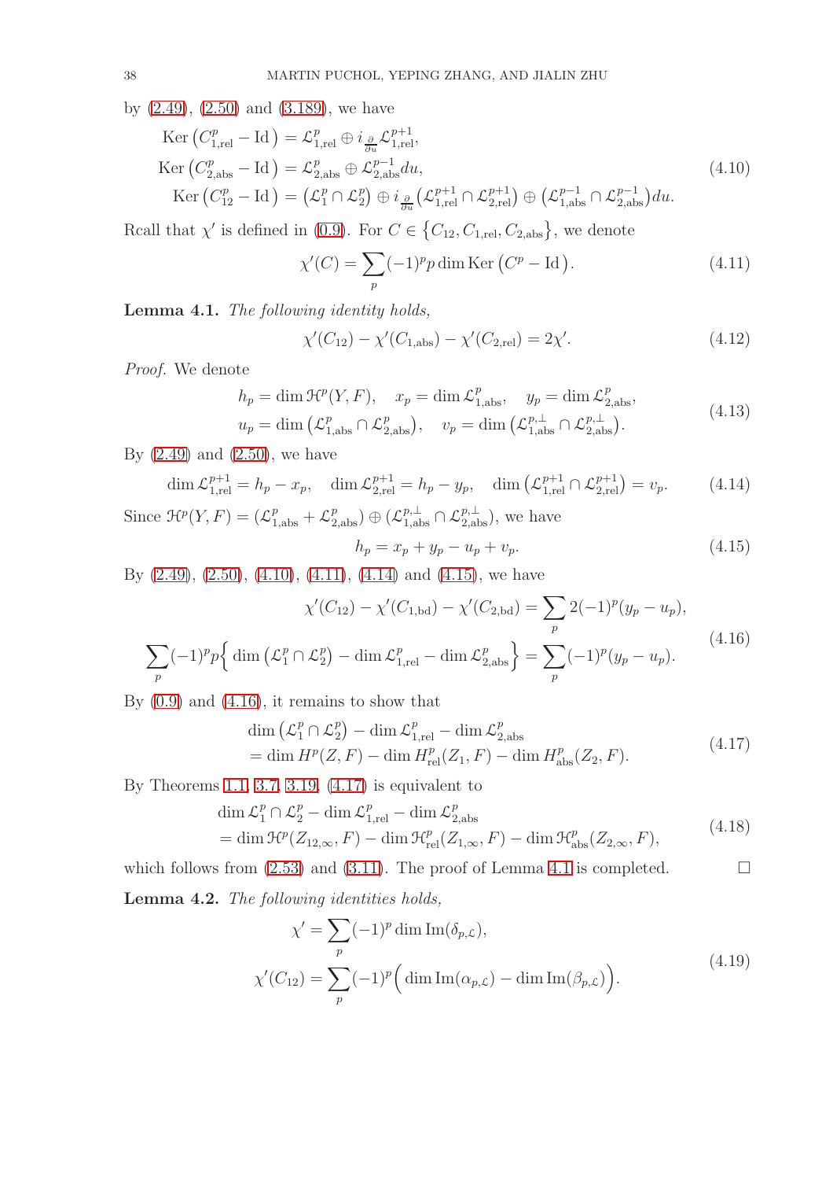by (2.49), (2.50) and (3.189), we have

$$
\begin{aligned}
\operatorname{Ker}\left(C^p_{1,\mathrm{rel}} - \mathrm{Id}\right) &= \mathcal{L}^p_{1,\mathrm{rel}} \oplus i_{\frac{\partial}{\partial u}} \mathcal{L}^{p+1}_{1,\mathrm{rel}}, \\
\operatorname{Ker}\left(C^p_{2,\mathrm{abs}} - \mathrm{Id}\right) &= \mathcal{L}^p_{2,\mathrm{abs}} \oplus \mathcal{L}^{p-1}_{2,\mathrm{abs}} du, \\
\operatorname{Ker}\left(C^p_{12} - \mathrm{Id}\right) &= \left(\mathcal{L}^p_1 \cap \mathcal{L}^p_2\right) \oplus i_{\frac{\partial}{\partial u}}\left(\mathcal{L}^{p+1}_{1,\mathrm{rel}} \cap \mathcal{L}^{p+1}_{2,\mathrm{rel}}\right) \oplus \left(\mathcal{L}^{p-1}_{1,\mathrm{abs}} \cap \mathcal{L}^{p-1}_{2,\mathrm{abs}}\right) du.
\end{aligned}
\tag{4.10}
$$

Rcall that $\chi'$ is defined in (0.9). For $C \in \left\{C_{12}, C_{1,\mathrm{rel}}, C_{2,\mathrm{abs}}\right\}$, we denote

$$
\chi'(C) = \sum_p (-1)^p p \dim \operatorname{Ker}\left(C^p - \mathrm{Id}\right). \tag{4.11}
$$

**Lemma 4.1.** *The following identity holds,*

$$
\chi'(C_{12}) - \chi'(C_{1,\mathrm{abs}}) - \chi'(C_{2,\mathrm{rel}}) = 2\chi'. \tag{4.12}
$$

*Proof.* We denote

$$
\begin{aligned}
h_p &= \dim \mathcal{H}^p(Y,F), \quad x_p = \dim \mathcal{L}^p_{1,\mathrm{abs}}, \quad y_p = \dim \mathcal{L}^p_{2,\mathrm{abs}}, \\
u_p &= \dim\left(\mathcal{L}^p_{1,\mathrm{abs}} \cap \mathcal{L}^p_{2,\mathrm{abs}}\right), \quad v_p = \dim\left(\mathcal{L}^{p,\perp}_{1,\mathrm{abs}} \cap \mathcal{L}^{p,\perp}_{2,\mathrm{abs}}\right).
\end{aligned}
\tag{4.13}
$$

By (2.49) and (2.50), we have

$$
\dim \mathcal{L}^{p+1}_{1,\mathrm{rel}} = h_p - x_p, \quad \dim \mathcal{L}^{p+1}_{2,\mathrm{rel}} = h_p - y_p, \quad \dim\left(\mathcal{L}^{p+1}_{1,\mathrm{rel}} \cap \mathcal{L}^{p+1}_{2,\mathrm{rel}}\right) = v_p. \tag{4.14}
$$

Since $\mathcal{H}^p(Y,F) = (\mathcal{L}^p_{1,\mathrm{abs}} + \mathcal{L}^p_{2,\mathrm{abs}}) \oplus (\mathcal{L}^{p,\perp}_{1,\mathrm{abs}} \cap \mathcal{L}^{p,\perp}_{2,\mathrm{abs}})$, we have

$$
h_p = x_p + y_p - u_p + v_p. \tag{4.15}
$$

By (2.49), (2.50), (4.10), (4.11), (4.14) and (4.15), we have

$$
\begin{aligned}
\chi'(C_{12}) - \chi'(C_{1,\mathrm{bd}}) - \chi'(C_{2,\mathrm{bd}}) &= \sum_p 2(-1)^p (y_p - u_p), \\
\sum_p (-1)^p p \Big\{ \dim\left(\mathcal{L}^p_1 \cap \mathcal{L}^p_2\right) - \dim \mathcal{L}^p_{1,\mathrm{rel}} - \dim \mathcal{L}^p_{2,\mathrm{abs}} \Big\} &= \sum_p (-1)^p (y_p - u_p).
\end{aligned}
\tag{4.16}
$$

By (0.9) and (4.16), it remains to show that

$$
\begin{aligned}
&\dim\left(\mathcal{L}^p_1 \cap \mathcal{L}^p_2\right) - \dim \mathcal{L}^p_{1,\mathrm{rel}} - \dim \mathcal{L}^p_{2,\mathrm{abs}} \\
&= \dim H^p(Z,F) - \dim H^p_{\mathrm{rel}}(Z_1,F) - \dim H^p_{\mathrm{abs}}(Z_2,F).
\end{aligned}
\tag{4.17}
$$

By Theorems 1.1, 3.7, 3.19, (4.17) is equivalent to

$$
\begin{aligned}
&\dim \mathcal{L}^p_1 \cap \mathcal{L}^p_2 - \dim \mathcal{L}^p_{1,\mathrm{rel}} - \dim \mathcal{L}^p_{2,\mathrm{abs}} \\
&= \dim \mathcal{H}^p(Z_{12,\infty},F) - \dim \mathcal{H}^p_{\mathrm{rel}}(Z_{1,\infty},F) - \dim \mathcal{H}^p_{\mathrm{abs}}(Z_{2,\infty},F),
\end{aligned}
\tag{4.18}
$$

which follows from (2.53) and (3.11). The proof of Lemma 4.1 is completed. $\square$

**Lemma 4.2.** *The following identities holds,*

$$
\begin{aligned}
\chi' &= \sum_p (-1)^p \dim \operatorname{Im}(\delta_{p,\mathcal{L}}), \\
\chi'(C_{12}) &= \sum_p (-1)^p \Big( \dim \operatorname{Im}(\alpha_{p,\mathcal{L}}) - \dim \operatorname{Im}(\beta_{p,\mathcal{L}}) \Big).
\end{aligned}
\tag{4.19}
$$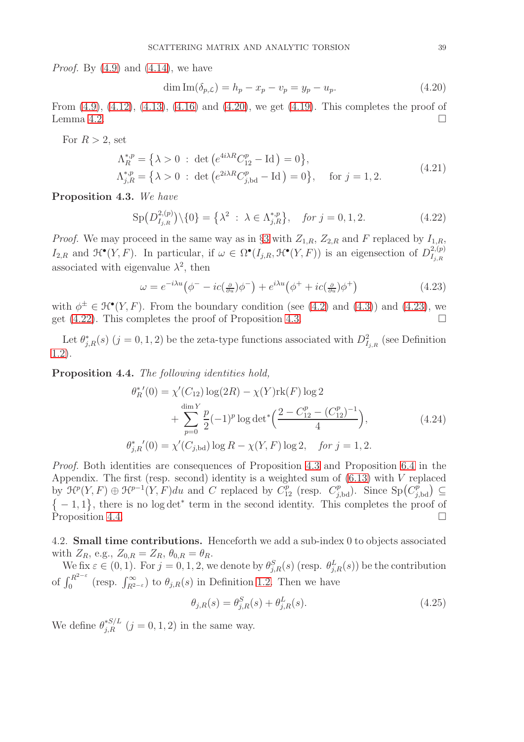*Proof.* By (4.9) and (4.14), we have

$$\dim \mathrm{Im}(\delta_{p,\mathcal{L}}) = h_p - x_p - v_p = y_p - u_p. \tag{4.20}$$

From (4.9), (4.12), (4.13), (4.16) and (4.20), we get (4.19). This completes the proof of Lemma 4.2. □

For $R > 2$, set

$$\begin{aligned} \Lambda^{*,p}_R &= \big\{ \lambda > 0 \ : \ \det\big( e^{4i\lambda R} C^p_{12} - \mathrm{Id} \big) = 0 \big\}, \\ \Lambda^{*,p}_{j,R} &= \big\{ \lambda > 0 \ : \ \det\big( e^{2i\lambda R} C^p_{j,\mathrm{bd}} - \mathrm{Id} \big) = 0 \big\}, \quad \text{for } j = 1, 2. \end{aligned} \tag{4.21}$$

**Proposition 4.3.** *We have*

$$\mathrm{Sp}\big(D^{2,(p)}_{I_{j,R}}\big) \backslash \{0\} = \big\{ \lambda^2 \ : \ \lambda \in \Lambda^{*,p}_{j,R} \big\}, \quad \textit{for } j = 0, 1, 2. \tag{4.22}$$

*Proof.* We may proceed in the same way as in §3 with $Z_{1,R}$, $Z_{2,R}$ and $F$ replaced by $I_{1,R}$, $I_{2,R}$ and $\mathcal{H}^\bullet(Y, F)$. In particular, if $\omega \in \Omega^\bullet(I_{j,R}, \mathcal{H}^\bullet(Y, F))$ is an eigensection of $D^{2,(p)}_{I_{j,R}}$ associated with eigenvalue $\lambda^2$, then

$$\omega = e^{-i\lambda u}\big(\phi^- - ic(\tfrac{\partial}{\partial u})\phi^-\big) + e^{i\lambda u}\big(\phi^+ + ic(\tfrac{\partial}{\partial u})\phi^+\big) \tag{4.23}$$

with $\phi^\pm \in \mathcal{H}^\bullet(Y, F)$. From the boundary condition (see (4.2) and (4.3)) and (4.23), we get (4.22). This completes the proof of Proposition 4.3. □

Let $\theta^*_{j,R}(s)$ $(j = 0, 1, 2)$ be the zeta-type functions associated with $D^2_{I_{j,R}}$ (see Definition 1.2).

**Proposition 4.4.** *The following identities hold,*

$$\begin{aligned} {\theta^*_R}'(0) &= \chi'(C_{12}) \log(2R) - \chi(Y)\mathrm{rk}(F) \log 2 \\ &\quad + \sum_{p=0}^{\dim Y} \frac{p}{2}(-1)^p \log \det{}^*\Big( \frac{2 - C^p_{12} - (C^p_{12})^{-1}}{4} \Big), \\ {\theta^*_{j,R}}'(0) &= \chi'(C_{j,\mathrm{bd}}) \log R - \chi(Y, F) \log 2, \quad \textit{for } j = 1, 2. \end{aligned} \tag{4.24}$$

*Proof.* Both identities are consequences of Proposition 4.3 and Proposition 6.4 in the Appendix. The first (resp. second) identity is a weighted sum of (6.13) with $V$ replaced by $\mathcal{H}^p(Y, F) \oplus \mathcal{H}^{p-1}(Y, F) du$ and $C$ replaced by $C^p_{12}$ (resp. $C^p_{j,\mathrm{bd}}$). Since $\mathrm{Sp}\big(C^p_{j,\mathrm{bd}}\big) \subseteq \big\{ -1, 1 \big\}$, there is no $\log \det^*$ term in the second identity. This completes the proof of Proposition 4.4. □

## 4.2. Small time contributions.

Henceforth we add a sub-index 0 to objects associated with $Z_R$, e.g., $Z_{0,R} = Z_R$, $\theta_{0,R} = \theta_R$.

We fix $\varepsilon \in (0, 1)$. For $j = 0, 1, 2$, we denote by $\theta^S_{j,R}(s)$ (resp. $\theta^L_{j,R}(s)$) be the contribution of $\int_0^{R^{2-\varepsilon}}$ (resp. $\int_{R^{2-\varepsilon}}^\infty$) to $\theta_{j,R}(s)$ in Definition 1.2. Then we have

$$\theta_{j,R}(s) = \theta^S_{j,R}(s) + \theta^L_{j,R}(s). \tag{4.25}$$

We define $\theta^{*S/L}_{j,R}$ $(j = 0, 1, 2)$ in the same way.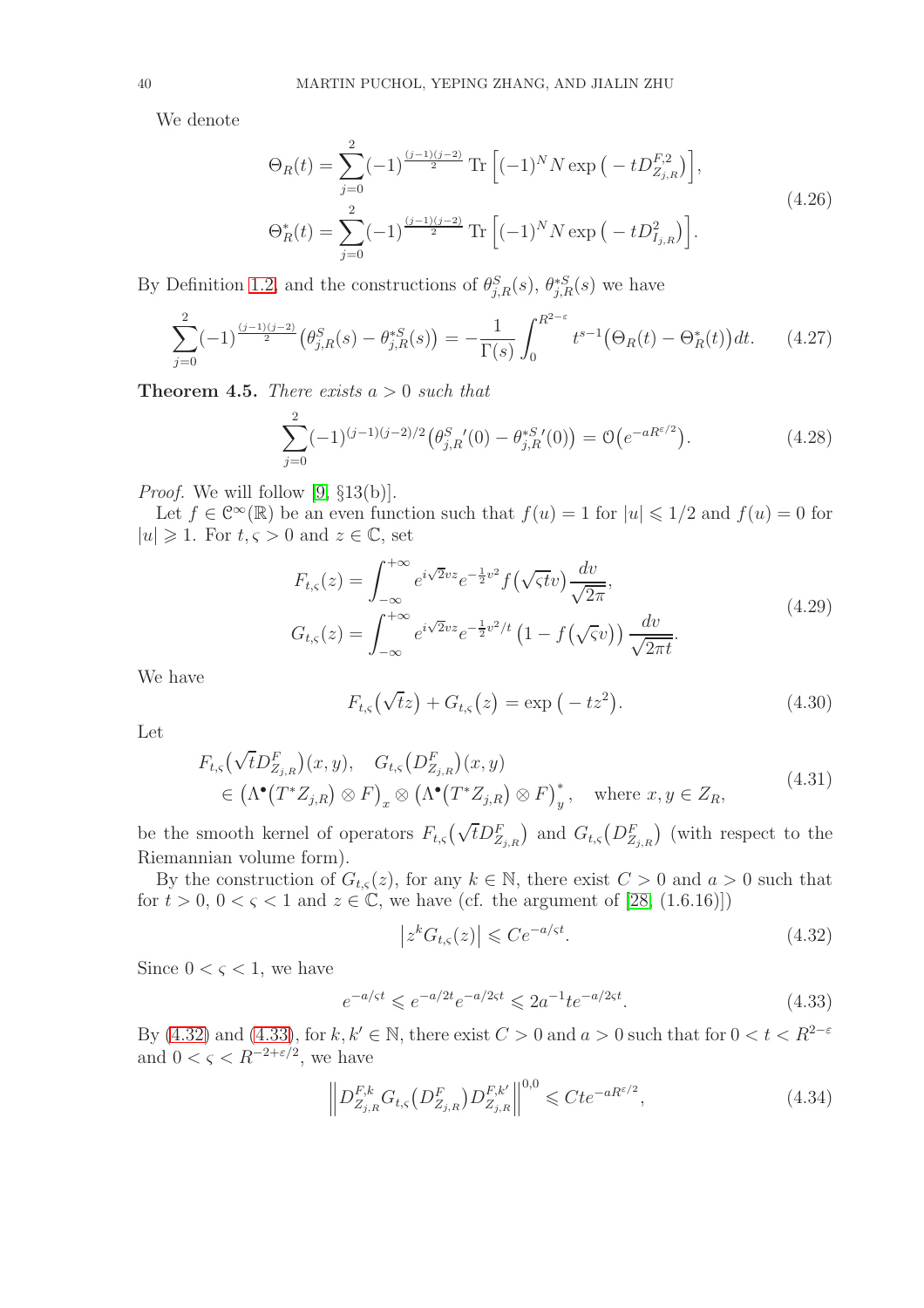We denote

$$
\begin{aligned}
\Theta_R(t) &= \sum_{j=0}^{2} (-1)^{\frac{(j-1)(j-2)}{2}} \operatorname{Tr}\Big[(-1)^N N \exp\big(-tD^{F,2}_{Z_{j,R}}\big)\Big],\\
\Theta^*_R(t) &= \sum_{j=0}^{2} (-1)^{\frac{(j-1)(j-2)}{2}} \operatorname{Tr}\Big[(-1)^N N \exp\big(-tD^{2}_{I_{j,R}}\big)\Big].
\end{aligned}
\tag{4.26}
$$

By Definition 1.2, and the constructions of $\theta^S_{j,R}(s)$, $\theta^{*S}_{j,R}(s)$ we have

$$
\sum_{j=0}^{2} (-1)^{\frac{(j-1)(j-2)}{2}} \big(\theta^S_{j,R}(s) - \theta^{*S}_{j,R}(s)\big) = -\frac{1}{\Gamma(s)} \int_0^{R^{2-\varepsilon}} t^{s-1}\big(\Theta_R(t) - \Theta^*_R(t)\big)dt. \tag{4.27}
$$

**Theorem 4.5.** *There exists $a > 0$ such that*

$$
\sum_{j=0}^{2} (-1)^{(j-1)(j-2)/2} \big(\theta^S_{j,R}{}'(0) - \theta^{*S}_{j,R}{}'(0)\big) = \mathcal{O}\big(e^{-aR^{\varepsilon/2}}\big). \tag{4.28}
$$

*Proof.* We will follow [9, §13(b)].

Let $f \in \mathcal{C}^\infty(\mathbb{R})$ be an even function such that $f(u) = 1$ for $|u| \leqslant 1/2$ and $f(u) = 0$ for $|u| \geqslant 1$. For $t, \varsigma > 0$ and $z \in \mathbb{C}$, set

$$
\begin{aligned}
F_{t,\varsigma}(z) &= \int_{-\infty}^{+\infty} e^{i\sqrt{2}vz} e^{-\frac{1}{2}v^2} f\big(\sqrt{\varsigma t}v\big) \frac{dv}{\sqrt{2\pi}},\\
G_{t,\varsigma}(z) &= \int_{-\infty}^{+\infty} e^{i\sqrt{2}vz} e^{-\frac{1}{2}v^2/t} \left(1 - f\big(\sqrt{\varsigma}v\big)\right) \frac{dv}{\sqrt{2\pi t}}.
\end{aligned}
\tag{4.29}
$$

We have

$$
F_{t,\varsigma}\big(\sqrt{t}z\big) + G_{t,\varsigma}\big(z\big) = \exp\big(-tz^2\big). \tag{4.30}
$$

Let

$$
\begin{aligned}
&F_{t,\varsigma}\big(\sqrt{t}D^F_{Z_{j,R}}\big)(x,y), \quad G_{t,\varsigma}\big(D^F_{Z_{j,R}}\big)(x,y)\\
&\quad \in \big(\Lambda^\bullet\big(T^*Z_{j,R}\big)\otimes F\big)_x \otimes \big(\Lambda^\bullet\big(T^*Z_{j,R}\big)\otimes F\big)^*_y, \quad \text{where } x, y \in Z_R,
\end{aligned}
\tag{4.31}
$$

be the smooth kernel of operators $F_{t,\varsigma}\big(\sqrt{t}D^F_{Z_{j,R}}\big)$ and $G_{t,\varsigma}\big(D^F_{Z_{j,R}}\big)$ (with respect to the Riemannian volume form).

By the construction of $G_{t,\varsigma}(z)$, for any $k \in \mathbb{N}$, there exist $C > 0$ and $a > 0$ such that for $t > 0$, $0 < \varsigma < 1$ and $z \in \mathbb{C}$, we have (cf. the argument of [28, (1.6.16)])

$$
\big|z^k G_{t,\varsigma}(z)\big| \leqslant C e^{-a/\varsigma t}. \tag{4.32}
$$

Since $0 < \varsigma < 1$, we have

$$
e^{-a/\varsigma t} \leqslant e^{-a/2t} e^{-a/2\varsigma t} \leqslant 2a^{-1} t e^{-a/2\varsigma t}. \tag{4.33}
$$

By (4.32) and (4.33), for $k, k' \in \mathbb{N}$, there exist $C > 0$ and $a > 0$ such that for $0 < t < R^{2-\varepsilon}$ and $0 < \varsigma < R^{-2+\varepsilon/2}$, we have

$$
\Big\| D^{F,k}_{Z_{j,R}} G_{t,\varsigma}\big(D^F_{Z_{j,R}}\big) D^{F,k'}_{Z_{j,R}} \Big\|^{0,0} \leqslant C t e^{-aR^{\varepsilon/2}}, \tag{4.34}
$$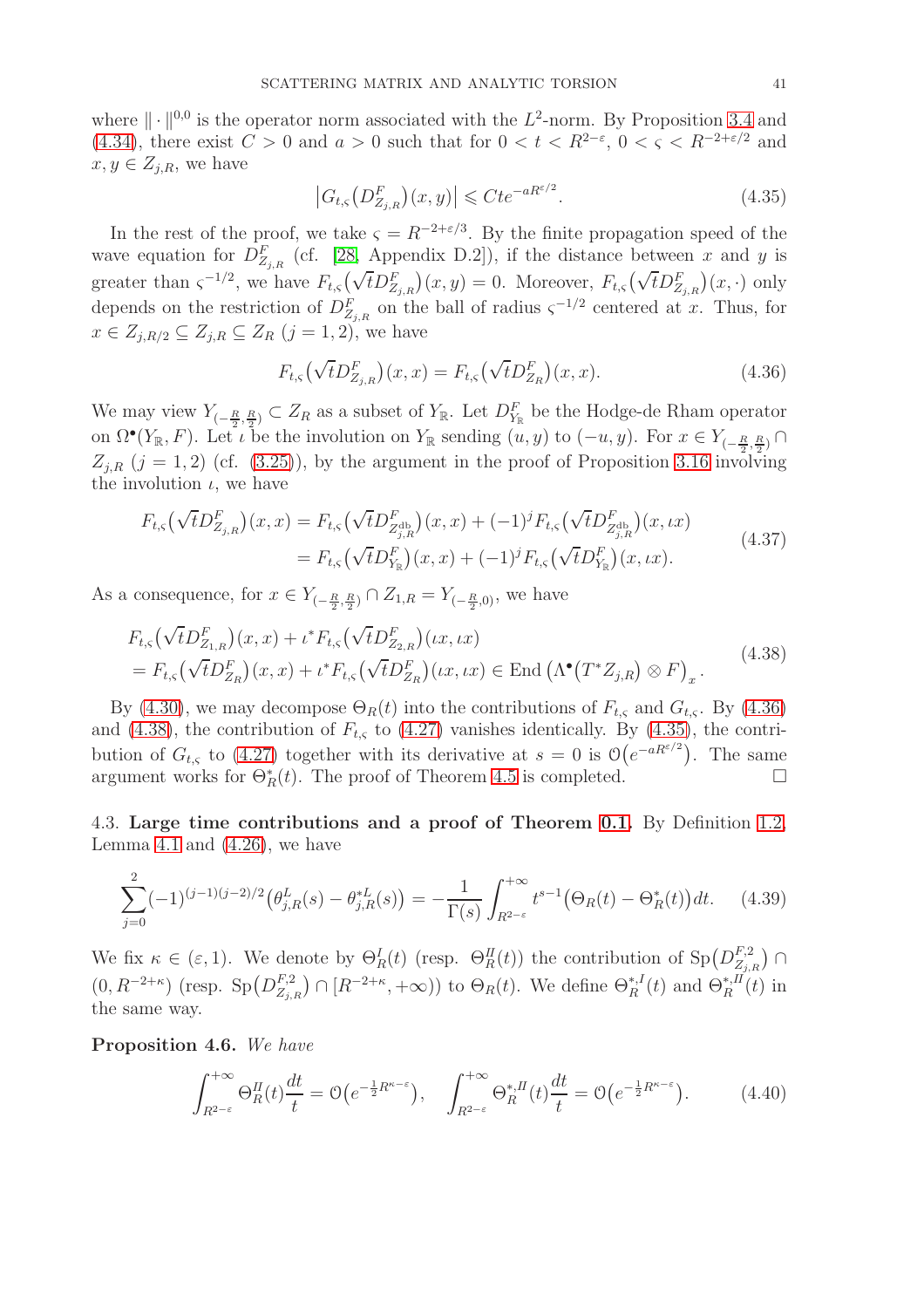where $\|\cdot\|^{0,0}$ is the operator norm associated with the $L^2$-norm. By Proposition 3.4 and (4.34), there exist $C>0$ and $a>0$ such that for $0<t<R^{2-\varepsilon}$, $0<\varsigma<R^{-2+\varepsilon/2}$ and $x,y\in Z_{j,R}$, we have

$$\big|G_{t,\varsigma}\big(D^F_{Z_{j,R}}\big)(x,y)\big| \leqslant Cte^{-aR^{\varepsilon/2}}. \tag{4.35}$$

In the rest of the proof, we take $\varsigma = R^{-2+\varepsilon/3}$. By the finite propagation speed of the wave equation for $D^F_{Z_{j,R}}$ (cf. [28, Appendix D.2]), if the distance between $x$ and $y$ is greater than $\varsigma^{-1/2}$, we have $F_{t,\varsigma}\big(\sqrt{t}D^F_{Z_{j,R}}\big)(x,y)=0$. Moreover, $F_{t,\varsigma}\big(\sqrt{t}D^F_{Z_{j,R}}\big)(x,\cdot)$ only depends on the restriction of $D^F_{Z_{j,R}}$ on the ball of radius $\varsigma^{-1/2}$ centered at $x$. Thus, for $x\in Z_{j,R/2}\subseteq Z_{j,R}\subseteq Z_R$ $(j=1,2)$, we have

$$F_{t,\varsigma}\big(\sqrt{t}D^F_{Z_{j,R}}\big)(x,x) = F_{t,\varsigma}\big(\sqrt{t}D^F_{Z_R}\big)(x,x). \tag{4.36}$$

We may view $Y_{(-\frac{R}{2},\frac{R}{2})}\subset Z_R$ as a subset of $Y_{\mathbb{R}}$. Let $D^F_{Y_{\mathbb{R}}}$ be the Hodge-de Rham operator on $\Omega^\bullet(Y_{\mathbb{R}},F)$. Let $\iota$ be the involution on $Y_{\mathbb{R}}$ sending $(u,y)$ to $(-u,y)$. For $x\in Y_{(-\frac{R}{2},\frac{R}{2})}\cap Z_{j,R}$ $(j=1,2)$ (cf. (3.25)), by the argument in the proof of Proposition 3.16 involving the involution $\iota$, we have

$$\begin{aligned} F_{t,\varsigma}\big(\sqrt{t}D^F_{Z_{j,R}}\big)(x,x) &= F_{t,\varsigma}\big(\sqrt{t}D^F_{Z^{\mathrm{db}}_{j,R}}\big)(x,x) + (-1)^j F_{t,\varsigma}\big(\sqrt{t}D^F_{Z^{\mathrm{db}}_{j,R}}\big)(x,\iota x)\\ &= F_{t,\varsigma}\big(\sqrt{t}D^F_{Y_{\mathbb{R}}}\big)(x,x) + (-1)^j F_{t,\varsigma}\big(\sqrt{t}D^F_{Y_{\mathbb{R}}}\big)(x,\iota x). \end{aligned} \tag{4.37}$$

As a consequence, for $x\in Y_{(-\frac{R}{2},\frac{R}{2})}\cap Z_{1,R} = Y_{(-\frac{R}{2},0)}$, we have

$$\begin{aligned} &F_{t,\varsigma}\big(\sqrt{t}D^F_{Z_{1,R}}\big)(x,x) + \iota^* F_{t,\varsigma}\big(\sqrt{t}D^F_{Z_{2,R}}\big)(\iota x,\iota x)\\ &= F_{t,\varsigma}\big(\sqrt{t}D^F_{Z_R}\big)(x,x) + \iota^* F_{t,\varsigma}\big(\sqrt{t}D^F_{Z_R}\big)(\iota x,\iota x) \in \mathrm{End}\big(\Lambda^\bullet\big(T^*Z_{j,R}\big)\otimes F\big)_x. \end{aligned} \tag{4.38}$$

By (4.30), we may decompose $\Theta_R(t)$ into the contributions of $F_{t,\varsigma}$ and $G_{t,\varsigma}$. By (4.36) and (4.38), the contribution of $F_{t,\varsigma}$ to (4.27) vanishes identically. By (4.35), the contribution of $G_{t,\varsigma}$ to (4.27) together with its derivative at $s=0$ is $\mathcal{O}\big(e^{-aR^{\varepsilon/2}}\big)$. The same argument works for $\Theta^*_R(t)$. The proof of Theorem 4.5 is completed. $\square$

4.3. **Large time contributions and a proof of Theorem 0.1.** By Definition 1.2, Lemma 4.1 and (4.26), we have

$$\sum_{j=0}^{2}(-1)^{(j-1)(j-2)/2}\big(\theta^L_{j,R}(s)-\theta^{*L}_{j,R}(s)\big) = -\frac{1}{\Gamma(s)}\int_{R^{2-\varepsilon}}^{+\infty} t^{s-1}\big(\Theta_R(t)-\Theta^*_R(t)\big)dt. \tag{4.39}$$

We fix $\kappa\in(\varepsilon,1)$. We denote by $\Theta^{I}_R(t)$ (resp. $\Theta^{II}_R(t)$) the contribution of $\mathrm{Sp}\big(D^{F,2}_{Z_{j,R}}\big)\cap(0,R^{-2+\kappa})$ (resp. $\mathrm{Sp}\big(D^{F,2}_{Z_{j,R}}\big)\cap[R^{-2+\kappa},+\infty)$) to $\Theta_R(t)$. We define $\Theta^{*,I}_R(t)$ and $\Theta^{*,II}_R(t)$ in the same way.

**Proposition 4.6.** *We have*

$$\int_{R^{2-\varepsilon}}^{+\infty}\Theta^{II}_R(t)\frac{dt}{t} = \mathcal{O}\big(e^{-\frac{1}{2}R^{\kappa-\varepsilon}}\big), \quad \int_{R^{2-\varepsilon}}^{+\infty}\Theta^{*,II}_R(t)\frac{dt}{t} = \mathcal{O}\big(e^{-\frac{1}{2}R^{\kappa-\varepsilon}}\big). \tag{4.40}$$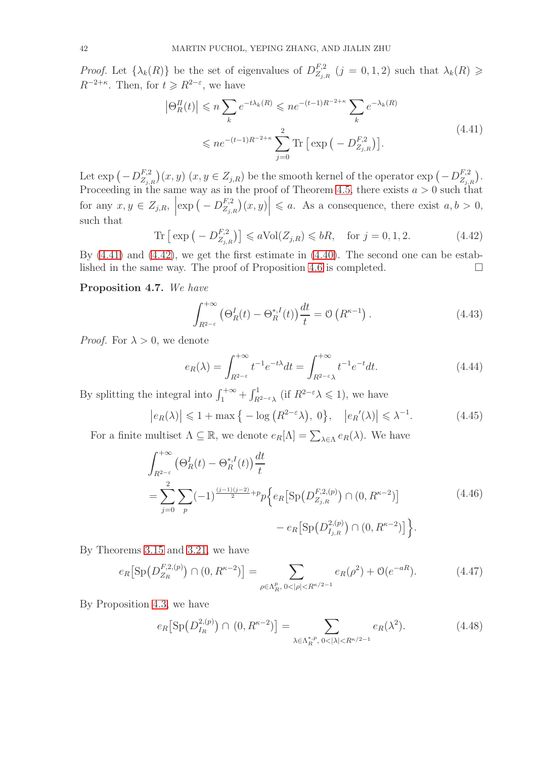*Proof.* Let $\{\lambda_k(R)\}$ be the set of eigenvalues of $D^{F,2}_{Z_{j,R}}$ $(j = 0, 1, 2)$ such that $\lambda_k(R) \geqslant R^{-2+\kappa}$. Then, for $t \geqslant R^{2-\varepsilon}$, we have

$$
\begin{aligned}
\left|\Theta^{II}_R(t)\right| &\leqslant n \sum_k e^{-t\lambda_k(R)} \leqslant n e^{-(t-1)R^{-2+\kappa}} \sum_k e^{-\lambda_k(R)} \\
&\leqslant n e^{-(t-1)R^{-2+\kappa}} \sum_{j=0}^{2} \operatorname{Tr}\left[\exp\left(-D^{F,2}_{Z_{j,R}}\right)\right].
\end{aligned}
\tag{4.41}
$$

Let $\exp\left(-D^{F,2}_{Z_{j,R}}\right)(x,y)$ $(x, y \in Z_{j,R})$ be the smooth kernel of the operator $\exp\left(-D^{F,2}_{Z_{j,R}}\right)$. Proceeding in the same way as in the proof of Theorem 4.5, there exists $a > 0$ such that for any $x, y \in Z_{j,R}$, $\left|\exp\left(-D^{F,2}_{Z_{j,R}}\right)(x,y)\right| \leqslant a$. As a consequence, there exist $a, b > 0$, such that

$$
\operatorname{Tr}\left[\exp\left(-D^{F,2}_{Z_{j,R}}\right)\right] \leqslant a \mathrm{Vol}(Z_{j,R}) \leqslant bR, \quad \text{for } j = 0, 1, 2. \tag{4.42}
$$

By (4.41) and (4.42), we get the first estimate in (4.40). The second one can be established in the same way. The proof of Proposition 4.6 is completed. $\square$

**Proposition 4.7.** *We have*

$$
\int_{R^{2-\varepsilon}}^{+\infty} \left(\Theta^I_R(t) - \Theta^{*,I}_R(t)\right) \frac{dt}{t} = \mathcal{O}\left(R^{\kappa-1}\right). \tag{4.43}
$$

*Proof.* For $\lambda > 0$, we denote

$$
e_R(\lambda) = \int_{R^{2-\varepsilon}}^{+\infty} t^{-1} e^{-t\lambda} dt = \int_{R^{2-\varepsilon}\lambda}^{+\infty} t^{-1} e^{-t} dt. \tag{4.44}
$$

By splitting the integral into $\int_1^{+\infty} + \int_{R^{2-\varepsilon}\lambda}^1$ (if $R^{2-\varepsilon}\lambda \leqslant 1$), we have

$$
\left|e_R(\lambda)\right| \leqslant 1 + \max\left\{-\log\left(R^{2-\varepsilon}\lambda\right),\ 0\right\}, \quad \left|{e_R}'(\lambda)\right| \leqslant \lambda^{-1}. \tag{4.45}
$$

For a finite multiset $\Lambda \subseteq \mathbb{R}$, we denote $e_R[\Lambda] = \sum_{\lambda \in \Lambda} e_R(\lambda)$. We have

$$
\begin{aligned}
&\int_{R^{2-\varepsilon}}^{+\infty} \left(\Theta^I_R(t) - \Theta^{*,I}_R(t)\right) \frac{dt}{t} \\
&= \sum_{j=0}^{2} \sum_p (-1)^{\frac{(j-1)(j-2)}{2}+p} p \Big\{ e_R\big[\mathrm{Sp}\big(D^{F,2,(p)}_{Z_{j,R}}\big) \cap (0, R^{\kappa-2})\big] \\
&\qquad\qquad\qquad - e_R\big[\mathrm{Sp}\big(D^{2,(p)}_{I_{j,R}}\big) \cap (0, R^{\kappa-2})\big] \Big\}.
\end{aligned}
\tag{4.46}
$$

By Theorems 3.15 and 3.21, we have

$$
e_R\big[\mathrm{Sp}\big(D^{F,2,(p)}_{Z_R}\big) \cap (0, R^{\kappa-2})\big] = \sum_{\rho \in \Lambda^p_R,\ 0<|\rho|<R^{\kappa/2-1}} e_R(\rho^2) + \mathcal{O}(e^{-aR}). \tag{4.47}
$$

By Proposition 4.3, we have

$$
e_R\big[\mathrm{Sp}\big(D^{2,(p)}_{I_R}\big) \cap (0, R^{\kappa-2})\big] = \sum_{\lambda \in \Lambda^{*,p}_R,\ 0<|\lambda|<R^{\kappa/2-1}} e_R(\lambda^2). \tag{4.48}
$$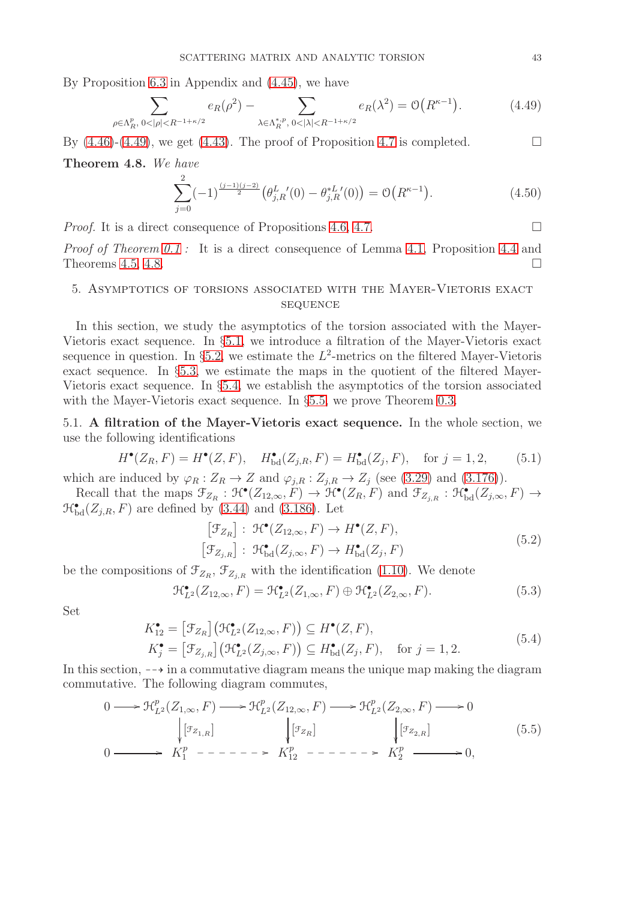By Proposition 6.3 in Appendix and (4.45), we have

$$\sum_{\rho\in\Lambda_R^p,\ 0<|\rho|<R^{-1+\kappa/2}} e_R(\rho^2) - \sum_{\lambda\in\Lambda_R^{*,p},\ 0<|\lambda|<R^{-1+\kappa/2}} e_R(\lambda^2) = \mathcal{O}\big(R^{\kappa-1}\big). \tag{4.49}$$

By (4.46)-(4.49), we get (4.43). The proof of Proposition 4.7 is completed. □

**Theorem 4.8.** *We have*

$$\sum_{j=0}^{2}(-1)^{\frac{(j-1)(j-2)}{2}}\big(\theta_{j,R}^{L}{}'(0) - \theta_{j,R}^{*L}{}'(0)\big) = \mathcal{O}\big(R^{\kappa-1}\big). \tag{4.50}$$

*Proof.* It is a direct consequence of Propositions 4.6, 4.7. □

*Proof of Theorem 0.1 :* It is a direct consequence of Lemma 4.1, Proposition 4.4 and Theorems 4.5, 4.8. □

## 5. Asymptotics of torsions associated with the Mayer-Vietoris exact sequence

In this section, we study the asymptotics of the torsion associated with the Mayer-Vietoris exact sequence. In §5.1, we introduce a filtration of the Mayer-Vietoris exact sequence in question. In §5.2, we estimate the $L^2$-metrics on the filtered Mayer-Vietoris exact sequence. In §5.3, we estimate the maps in the quotient of the filtered Mayer-Vietoris exact sequence. In §5.4, we establish the asymptotics of the torsion associated with the Mayer-Vietoris exact sequence. In §5.5, we prove Theorem 0.3.

### 5.1. A filtration of the Mayer-Vietoris exact sequence.

In the whole section, we use the following identifications

$$H^\bullet(Z_R,F) = H^\bullet(Z,F), \quad H^\bullet_{\mathrm{bd}}(Z_{j,R},F) = H^\bullet_{\mathrm{bd}}(Z_j,F), \quad \text{for } j=1,2, \tag{5.1}$$

which are induced by $\varphi_R : Z_R \to Z$ and $\varphi_{j,R} : Z_{j,R} \to Z_j$ (see (3.29) and (3.176)).

Recall that the maps $\mathcal{F}_{Z_R} : \mathcal{H}^\bullet(Z_{12,\infty},F) \to \mathcal{H}^\bullet(Z_R,F)$ and $\mathcal{F}_{Z_{j,R}} : \mathcal{H}^\bullet_{\mathrm{bd}}(Z_{j,\infty},F) \to \mathcal{H}^\bullet_{\mathrm{bd}}(Z_{j,R},F)$ are defined by (3.44) and (3.186). Let

$$\begin{aligned}
\big[\mathcal{F}_{Z_R}\big] &: \mathcal{H}^\bullet(Z_{12,\infty},F) \to H^\bullet(Z,F),\\
\big[\mathcal{F}_{Z_{j,R}}\big] &: \mathcal{H}^\bullet_{\mathrm{bd}}(Z_{j,\infty},F) \to H^\bullet_{\mathrm{bd}}(Z_j,F)
\end{aligned} \tag{5.2}$$

be the compositions of $\mathcal{F}_{Z_R}$, $\mathcal{F}_{Z_{j,R}}$ with the identification (1.10). We denote

$$\mathcal{H}^\bullet_{L^2}(Z_{12,\infty},F) = \mathcal{H}^\bullet_{L^2}(Z_{1,\infty},F) \oplus \mathcal{H}^\bullet_{L^2}(Z_{2,\infty},F). \tag{5.3}$$

Set

$$\begin{aligned}
K_{12}^\bullet &= \big[\mathcal{F}_{Z_R}\big]\big(\mathcal{H}^\bullet_{L^2}(Z_{12,\infty},F)\big) \subseteq H^\bullet(Z,F),\\
K_j^\bullet &= \big[\mathcal{F}_{Z_{j,R}}\big]\big(\mathcal{H}^\bullet_{L^2}(Z_{j,\infty},F)\big) \subseteq H^\bullet_{\mathrm{bd}}(Z_j,F), \quad \text{for } j=1,2.
\end{aligned} \tag{5.4}$$

In this section, $\dashrightarrow$ in a commutative diagram means the unique map making the diagram commutative. The following diagram commutes,

$$\begin{array}{ccccccccc}
0 & \longrightarrow & \mathcal{H}^p_{L^2}(Z_{1,\infty},F) & \longrightarrow & \mathcal{H}^p_{L^2}(Z_{12,\infty},F) & \longrightarrow & \mathcal{H}^p_{L^2}(Z_{2,\infty},F) & \longrightarrow & 0\\
 & & \Big\downarrow{\scriptstyle [\mathcal{F}_{Z_{1,R}}]} & & \Big\downarrow{\scriptstyle [\mathcal{F}_{Z_R}]} & & \Big\downarrow{\scriptstyle [\mathcal{F}_{Z_{2,R}}]} & & \\
0 & \longrightarrow & K_1^p & \dashrightarrow & K_{12}^p & \dashrightarrow & K_2^p & \longrightarrow & 0,
\end{array} \tag{5.5}$$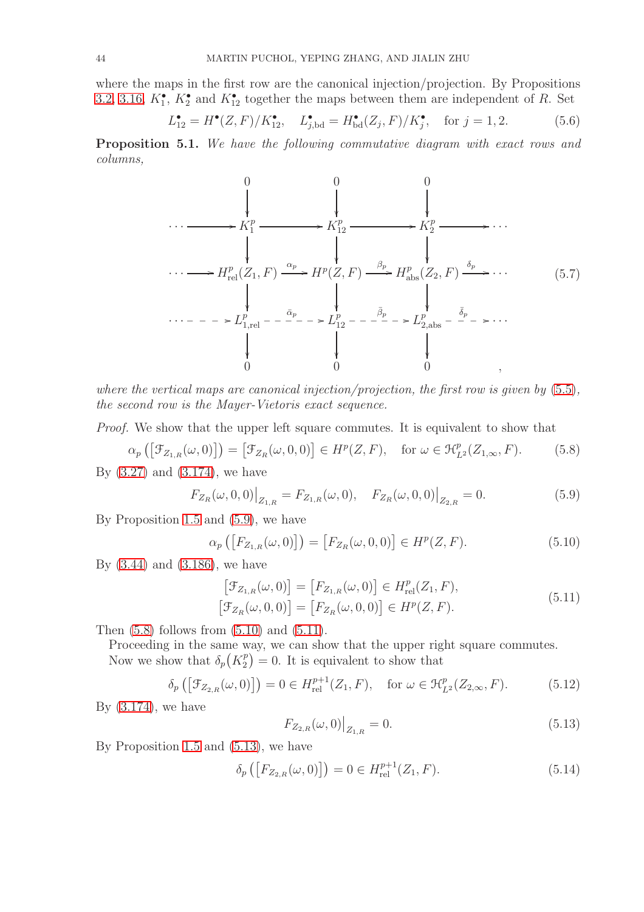where the maps in the first row are the canonical injection/projection. By Propositions 3.2, 3.16, $K_1^\bullet$, $K_2^\bullet$ and $K_{12}^\bullet$ together the maps between them are independent of $R$. Set

$$L_{12}^\bullet = H^\bullet(Z,F)/K_{12}^\bullet, \quad L_{j,\mathrm{bd}}^\bullet = H_{\mathrm{bd}}^\bullet(Z_j,F)/K_j^\bullet, \quad \text{for } j=1,2. \tag{5.6}$$

**Proposition 5.1.** *We have the following commutative diagram with exact rows and columns,*

$$\begin{array}{ccccccccc}
 & & 0 & & 0 & & 0 & & \\
 & & \downarrow & & \downarrow & & \downarrow & & \\
\cdots & \longrightarrow & K_1^p & \longrightarrow & K_{12}^p & \longrightarrow & K_2^p & \longrightarrow & \cdots \\
 & & \downarrow & & \downarrow & & \downarrow & & \\
\cdots & \longrightarrow & H_{\mathrm{rel}}^p(Z_1,F) & \xrightarrow{\alpha_p} & H^p(Z,F) & \xrightarrow{\beta_p} & H_{\mathrm{abs}}^p(Z_2,F) & \xrightarrow{\delta_p} & \cdots \\
 & & \downarrow & & \downarrow & & \downarrow & & \\
\cdots & \dashrightarrow & L_{1,\mathrm{rel}}^p & \overset{\bar{\alpha}_p}{\dashrightarrow} & L_{12}^p & \overset{\bar{\beta}_p}{\dashrightarrow} & L_{2,\mathrm{abs}}^p & \overset{\bar{\delta}_p}{\dashrightarrow} & \cdots \\
 & & \downarrow & & \downarrow & & \downarrow & & \\
 & & 0 & & 0 & & 0 & & ,
\end{array} \tag{5.7}$$

*where the vertical maps are canonical injection/projection, the first row is given by (5.5), the second row is the Mayer-Vietoris exact sequence.*

*Proof.* We show that the upper left square commutes. It is equivalent to show that

$$\alpha_p\left(\left[\mathcal{F}_{Z_{1,R}}(\omega,0)\right]\right) = \left[\mathcal{F}_{Z_R}(\omega,0,0)\right] \in H^p(Z,F), \quad \text{for } \omega \in \mathcal{H}_{L^2}^p(Z_{1,\infty},F). \tag{5.8}$$

By (3.27) and (3.174), we have

$$F_{Z_R}(\omega,0,0)\big|_{Z_{1,R}} = F_{Z_{1,R}}(\omega,0), \quad F_{Z_R}(\omega,0,0)\big|_{Z_{2,R}} = 0. \tag{5.9}$$

By Proposition 1.5 and (5.9), we have

$$\alpha_p\left(\left[F_{Z_{1,R}}(\omega,0)\right]\right) = \left[F_{Z_R}(\omega,0,0)\right] \in H^p(Z,F). \tag{5.10}$$

By (3.44) and (3.186), we have

$$\begin{aligned}
\left[\mathcal{F}_{Z_{1,R}}(\omega,0)\right] &= \left[F_{Z_{1,R}}(\omega,0)\right] \in H_{\mathrm{rel}}^p(Z_1,F), \\
\left[\mathcal{F}_{Z_R}(\omega,0,0)\right] &= \left[F_{Z_R}(\omega,0,0)\right] \in H^p(Z,F).
\end{aligned} \tag{5.11}$$

Then (5.8) follows from (5.10) and (5.11).

Proceeding in the same way, we can show that the upper right square commutes.

Now we show that $\delta_p\big(K_2^p\big) = 0$. It is equivalent to show that

$$\delta_p\left(\left[\mathcal{F}_{Z_{2,R}}(\omega,0)\right]\right) = 0 \in H_{\mathrm{rel}}^{p+1}(Z_1,F), \quad \text{for } \omega \in \mathcal{H}_{L^2}^p(Z_{2,\infty},F). \tag{5.12}$$

By (3.174), we have

$$F_{Z_{2,R}}(\omega,0)\big|_{Z_{1,R}} = 0. \tag{5.13}$$

By Proposition 1.5 and (5.13), we have

$$\delta_p\left(\left[F_{Z_{2,R}}(\omega,0)\right]\right) = 0 \in H_{\mathrm{rel}}^{p+1}(Z_1,F). \tag{5.14}$$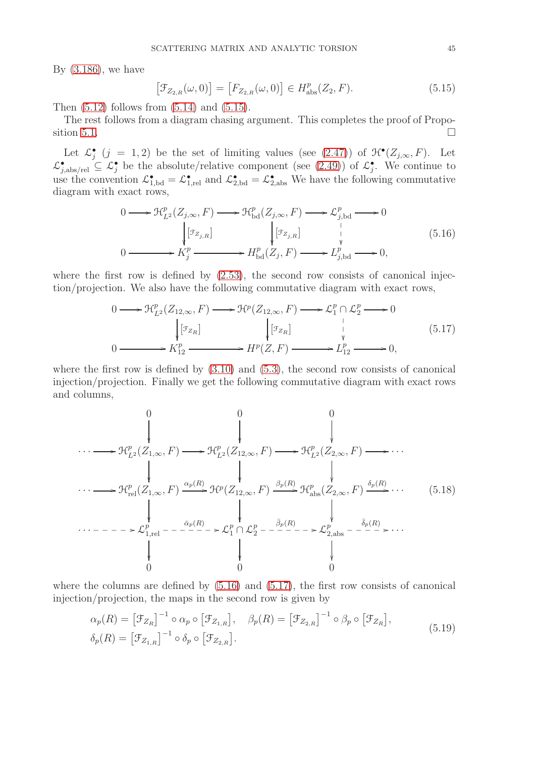By (3.186), we have

$$\big[\mathcal{F}_{Z_{2,R}}(\omega,0)\big] = \big[F_{Z_{2,R}}(\omega,0)\big] \in H^p_{\mathrm{abs}}(Z_2,F). \tag{5.15}$$

Then (5.12) follows from (5.14) and (5.15).

The rest follows from a diagram chasing argument. This completes the proof of Proposition 5.1. □

Let $\mathcal{L}^\bullet_j$ $(j=1,2)$ be the set of limiting values (see (2.47)) of $\mathcal{H}^\bullet(Z_{j,\infty},F)$. Let $\mathcal{L}^\bullet_{j,\mathrm{abs/rel}} \subseteq \mathcal{L}^\bullet_j$ be the absolute/relative component (see (2.49)) of $\mathcal{L}^\bullet_j$. We continue to use the convention $\mathcal{L}^\bullet_{1,\mathrm{bd}} = \mathcal{L}^\bullet_{1,\mathrm{rel}}$ and $\mathcal{L}^\bullet_{2,\mathrm{bd}} = \mathcal{L}^\bullet_{2,\mathrm{abs}}$ We have the following commutative diagram with exact rows,

$$\begin{array}{ccccccccc}
0 & \longrightarrow & \mathcal{H}^p_{L^2}(Z_{j,\infty},F) & \longrightarrow & \mathcal{H}^p_{\mathrm{bd}}(Z_{j,\infty},F) & \longrightarrow & \mathcal{L}^p_{j,\mathrm{bd}} & \longrightarrow & 0\\
 & & \Big\downarrow{\scriptstyle [\mathcal{F}_{Z_{j,R}}]} & & \Big\downarrow{\scriptstyle [\mathcal{F}_{Z_{j,R}}]} & & \Big\downarrow & & \\
0 & \longrightarrow & K^p_j & \longrightarrow & H^p_{\mathrm{bd}}(Z_j,F) & \longrightarrow & L^p_{j,\mathrm{bd}} & \longrightarrow & 0,
\end{array} \tag{5.16}$$

where the first row is defined by (2.53), the second row consists of canonical injection/projection. We also have the following commutative diagram with exact rows,

$$\begin{array}{ccccccccc}
0 & \longrightarrow & \mathcal{H}^p_{L^2}(Z_{12,\infty},F) & \longrightarrow & \mathcal{H}^p(Z_{12,\infty},F) & \longrightarrow & \mathcal{L}^p_1 \cap \mathcal{L}^p_2 & \longrightarrow & 0\\
 & & \Big\downarrow{\scriptstyle [\mathcal{F}_{Z_R}]} & & \Big\downarrow{\scriptstyle [\mathcal{F}_{Z_R}]} & & \Big\downarrow & & \\
0 & \longrightarrow & K^p_{12} & \longrightarrow & H^p(Z,F) & \longrightarrow & L^p_{12} & \longrightarrow & 0,
\end{array} \tag{5.17}$$

where the first row is defined by (3.10) and (5.3), the second row consists of canonical injection/projection. Finally we get the following commutative diagram with exact rows and columns,

$$\begin{array}{ccccccccc}
 & & 0 & & 0 & & 0 & & \\
 & & \big\downarrow & & \big\downarrow & & \big\downarrow & & \\
\cdots & \longrightarrow & \mathcal{H}^p_{L^2}(Z_{1,\infty},F) & \longrightarrow & \mathcal{H}^p_{L^2}(Z_{12,\infty},F) & \longrightarrow & \mathcal{H}^p_{L^2}(Z_{2,\infty},F) & \longrightarrow & \cdots\\
 & & \big\downarrow & & \big\downarrow & & \big\downarrow & & \\
\cdots & \longrightarrow & \mathcal{H}^p_{\mathrm{rel}}(Z_{1,\infty},F) & \xrightarrow{\alpha_p(R)} & \mathcal{H}^p(Z_{12,\infty},F) & \xrightarrow{\beta_p(R)} & \mathcal{H}^p_{\mathrm{abs}}(Z_{2,\infty},F) & \xrightarrow{\delta_p(R)} & \cdots\\
 & & \big\downarrow & & \big\downarrow & & \big\downarrow & & \\
\cdots & \dashrightarrow & \mathcal{L}^p_{1,\mathrm{rel}} & \overset{\bar{\alpha}_p(R)}{\dashrightarrow} & \mathcal{L}^p_1 \cap \mathcal{L}^p_2 & \overset{\bar{\beta}_p(R)}{\dashrightarrow} & \mathcal{L}^p_{2,\mathrm{abs}} & \overset{\bar{\delta}_p(R)}{\dashrightarrow} & \cdots\\
 & & \big\downarrow & & \big\downarrow & & \big\downarrow & & \\
 & & 0 & & 0 & & 0 & &
\end{array} \tag{5.18}$$

where the columns are defined by (5.16) and (5.17), the first row consists of canonical injection/projection, the maps in the second row is given by

$$\begin{aligned}
&\alpha_p(R) = \big[\mathcal{F}_{Z_R}\big]^{-1} \circ \alpha_p \circ \big[\mathcal{F}_{Z_{1,R}}\big], \quad \beta_p(R) = \big[\mathcal{F}_{Z_{2,R}}\big]^{-1} \circ \beta_p \circ \big[\mathcal{F}_{Z_R}\big],\\
&\delta_p(R) = \big[\mathcal{F}_{Z_{1,R}}\big]^{-1} \circ \delta_p \circ \big[\mathcal{F}_{Z_{2,R}}\big].
\end{aligned} \tag{5.19}$$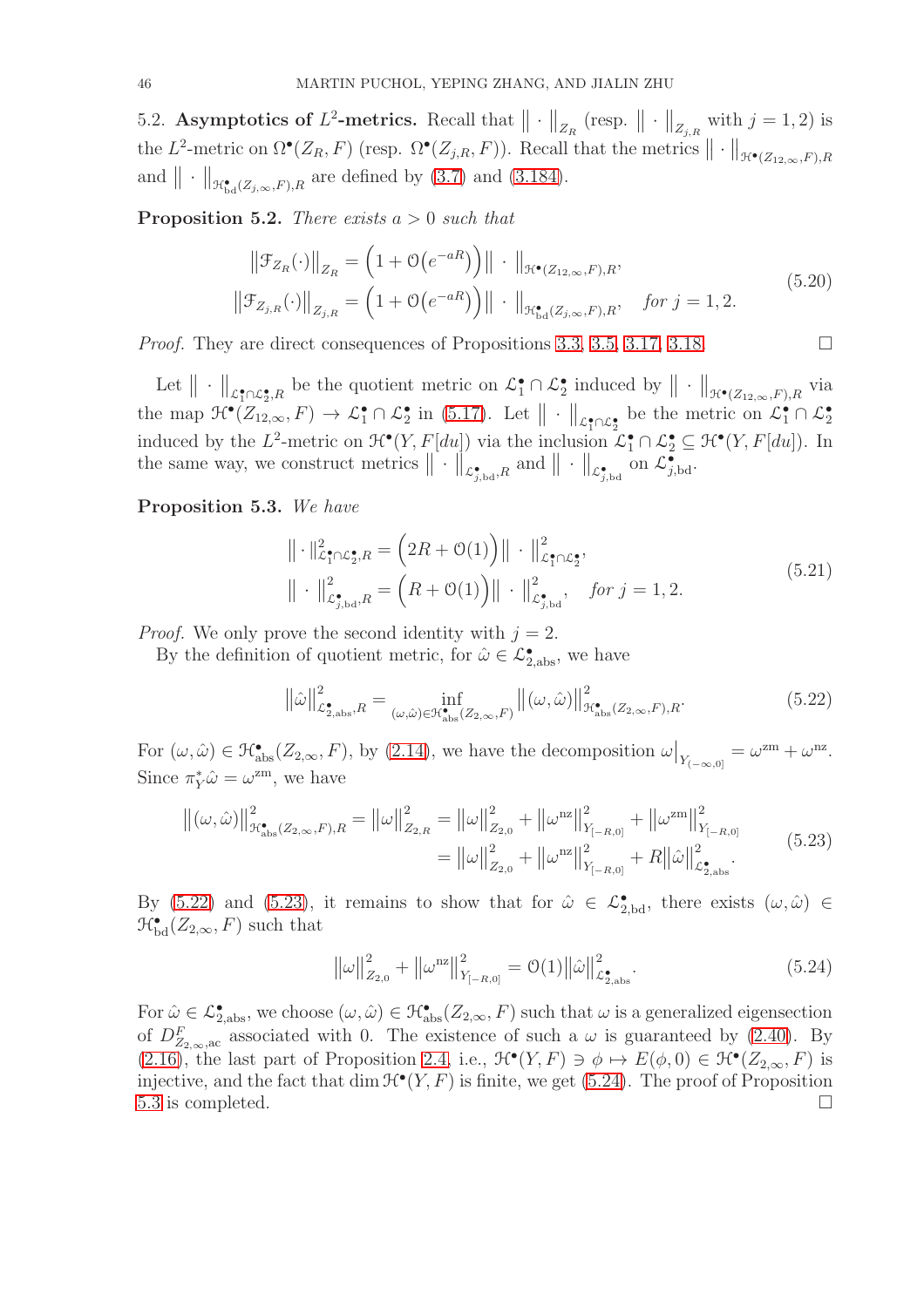5.2. **Asymptotics of $L^2$-metrics.** Recall that $\big\|\cdot\big\|_{Z_R}$ (resp. $\big\|\cdot\big\|_{Z_{j,R}}$ with $j=1,2$) is the $L^2$-metric on $\Omega^\bullet(Z_R,F)$ (resp. $\Omega^\bullet(Z_{j,R},F)$). Recall that the metrics $\big\|\cdot\big\|_{\mathcal{H}^\bullet(Z_{12,\infty},F),R}$ and $\big\|\cdot\big\|_{\mathcal{H}^\bullet_{\mathrm{bd}}(Z_{j,\infty},F),R}$ are defined by (3.7) and (3.184).

**Proposition 5.2.** *There exists $a>0$ such that*

$$
\begin{aligned}
\big\|\mathcal{F}_{Z_R}(\cdot)\big\|_{Z_R} &= \Big(1+\mathcal{O}\big(e^{-aR}\big)\Big)\big\|\cdot\big\|_{\mathcal{H}^\bullet(Z_{12,\infty},F),R},\\
\big\|\mathcal{F}_{Z_{j,R}}(\cdot)\big\|_{Z_{j,R}} &= \Big(1+\mathcal{O}\big(e^{-aR}\big)\Big)\big\|\cdot\big\|_{\mathcal{H}^\bullet_{\mathrm{bd}}(Z_{j,\infty},F),R}, \quad \textit{for } j=1,2.
\end{aligned}
\tag{5.20}
$$

*Proof.* They are direct consequences of Propositions 3.3, 3.5, 3.17, 3.18. $\square$

Let $\big\|\cdot\big\|_{\mathcal{L}^\bullet_1\cap\mathcal{L}^\bullet_2,R}$ be the quotient metric on $\mathcal{L}^\bullet_1\cap\mathcal{L}^\bullet_2$ induced by $\big\|\cdot\big\|_{\mathcal{H}^\bullet(Z_{12,\infty},F),R}$ via the map $\mathcal{H}^\bullet(Z_{12,\infty},F)\to\mathcal{L}^\bullet_1\cap\mathcal{L}^\bullet_2$ in (5.17). Let $\big\|\cdot\big\|_{\mathcal{L}^\bullet_1\cap\mathcal{L}^\bullet_2}$ be the metric on $\mathcal{L}^\bullet_1\cap\mathcal{L}^\bullet_2$ induced by the $L^2$-metric on $\mathcal{H}^\bullet(Y,F[du])$ via the inclusion $\mathcal{L}^\bullet_1\cap\mathcal{L}^\bullet_2\subseteq\mathcal{H}^\bullet(Y,F[du])$. In the same way, we construct metrics $\big\|\cdot\big\|_{\mathcal{L}^\bullet_{j,\mathrm{bd}},R}$ and $\big\|\cdot\big\|_{\mathcal{L}^\bullet_{j,\mathrm{bd}}}$ on $\mathcal{L}^\bullet_{j,\mathrm{bd}}$.

**Proposition 5.3.** *We have*

$$
\begin{aligned}
\big\|\cdot\big\|^2_{\mathcal{L}^\bullet_1\cap\mathcal{L}^\bullet_2,R} &= \Big(2R+\mathcal{O}(1)\Big)\big\|\cdot\big\|^2_{\mathcal{L}^\bullet_1\cap\mathcal{L}^\bullet_2},\\
\big\|\cdot\big\|^2_{\mathcal{L}^\bullet_{j,\mathrm{bd}},R} &= \Big(R+\mathcal{O}(1)\Big)\big\|\cdot\big\|^2_{\mathcal{L}^\bullet_{j,\mathrm{bd}}}, \quad \textit{for } j=1,2.
\end{aligned}
\tag{5.21}
$$

*Proof.* We only prove the second identity with $j=2$.

By the definition of quotient metric, for $\hat{\omega}\in\mathcal{L}^\bullet_{2,\mathrm{abs}}$, we have

$$
\big\|\hat{\omega}\big\|^2_{\mathcal{L}^\bullet_{2,\mathrm{abs}},R} = \inf_{(\omega,\hat{\omega})\in\mathcal{H}^\bullet_{\mathrm{abs}}(Z_{2,\infty},F)}\big\|(\omega,\hat{\omega})\big\|^2_{\mathcal{H}^\bullet_{\mathrm{abs}}(Z_{2,\infty},F),R}.
\tag{5.22}
$$

For $(\omega,\hat{\omega})\in\mathcal{H}^\bullet_{\mathrm{abs}}(Z_{2,\infty},F)$, by (2.14), we have the decomposition $\omega\big|_{Y_{(-\infty,0]}}=\omega^{\mathrm{zm}}+\omega^{\mathrm{nz}}$. Since $\pi_Y^*\hat{\omega}=\omega^{\mathrm{zm}}$, we have

$$
\begin{aligned}
\big\|(\omega,\hat{\omega})\big\|^2_{\mathcal{H}^\bullet_{\mathrm{abs}}(Z_{2,\infty},F),R} = \big\|\omega\big\|^2_{Z_{2,R}} &= \big\|\omega\big\|^2_{Z_{2,0}}+\big\|\omega^{\mathrm{nz}}\big\|^2_{Y_{[-R,0]}}+\big\|\omega^{\mathrm{zm}}\big\|^2_{Y_{[-R,0]}}\\
&= \big\|\omega\big\|^2_{Z_{2,0}}+\big\|\omega^{\mathrm{nz}}\big\|^2_{Y_{[-R,0]}}+R\big\|\hat{\omega}\big\|^2_{\mathcal{L}^\bullet_{2,\mathrm{abs}}}.
\end{aligned}
\tag{5.23}
$$

By (5.22) and (5.23), it remains to show that for $\hat{\omega}\in\mathcal{L}^\bullet_{2,\mathrm{bd}}$, there exists $(\omega,\hat{\omega})\in\mathcal{H}^\bullet_{\mathrm{bd}}(Z_{2,\infty},F)$ such that

$$
\big\|\omega\big\|^2_{Z_{2,0}}+\big\|\omega^{\mathrm{nz}}\big\|^2_{Y_{[-R,0]}} = \mathcal{O}(1)\big\|\hat{\omega}\big\|^2_{\mathcal{L}^\bullet_{2,\mathrm{abs}}}.
\tag{5.24}
$$

For $\hat{\omega}\in\mathcal{L}^\bullet_{2,\mathrm{abs}}$, we choose $(\omega,\hat{\omega})\in\mathcal{H}^\bullet_{\mathrm{abs}}(Z_{2,\infty},F)$ such that $\omega$ is a generalized eigensection of $D^F_{Z_{2,\infty},\mathrm{ac}}$ associated with 0. The existence of such a $\omega$ is guaranteed by (2.40). By (2.16), the last part of Proposition 2.4, i.e., $\mathcal{H}^\bullet(Y,F)\ni\phi\mapsto E(\phi,0)\in\mathcal{H}^\bullet(Z_{2,\infty},F)$ is injective, and the fact that $\dim\mathcal{H}^\bullet(Y,F)$ is finite, we get (5.24). The proof of Proposition 5.3 is completed. $\square$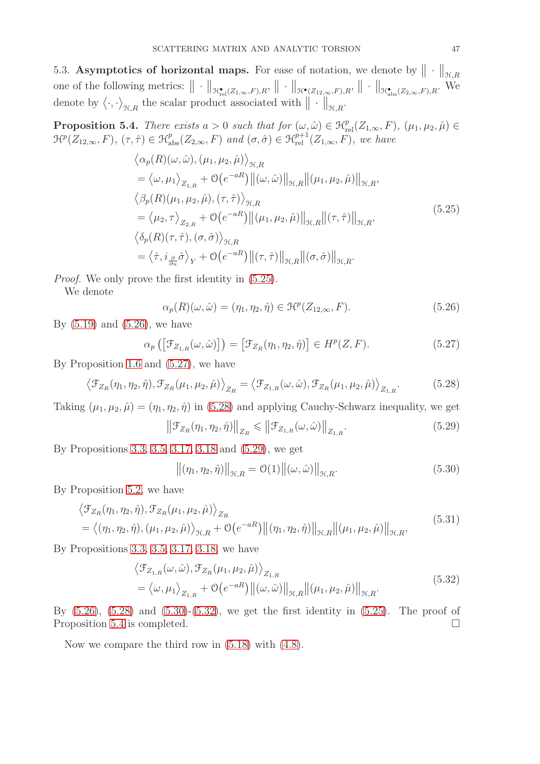5.3. **Asymptotics of horizontal maps.** For ease of notation, we denote by $\|\cdot\|_{\mathcal{H},R}$ one of the following metrics: $\|\cdot\|_{\mathcal{H}^\bullet_{\mathrm{rel}}(Z_{1,\infty},F),R}$, $\|\cdot\|_{\mathcal{H}^\bullet(Z_{12,\infty},F),R}$, $\|\cdot\|_{\mathcal{H}^\bullet_{\mathrm{abs}}(Z_{2,\infty},F),R}$. We denote by $\langle\cdot,\cdot\rangle_{\mathcal{H},R}$ the scalar product associated with $\|\cdot\|_{\mathcal{H},R}$.

**Proposition 5.4.** *There exists $a>0$ such that for $(\omega,\hat\omega)\in\mathcal{H}^p_{\mathrm{rel}}(Z_{1,\infty},F)$, $(\mu_1,\mu_2,\hat\mu)\in\mathcal{H}^p(Z_{12,\infty},F)$, $(\tau,\hat\tau)\in\mathcal{H}^p_{\mathrm{abs}}(Z_{2,\infty},F)$ and $(\sigma,\hat\sigma)\in\mathcal{H}^{p+1}_{\mathrm{rel}}(Z_{1,\infty},F)$, we have*

$$
\begin{aligned}
&\big\langle \alpha_p(R)(\omega,\hat\omega),(\mu_1,\mu_2,\hat\mu)\big\rangle_{\mathcal{H},R}\\
&= \big\langle \omega,\mu_1\big\rangle_{Z_{1,R}} + \mathcal{O}\big(e^{-aR}\big)\big\|(\omega,\hat\omega)\big\|_{\mathcal{H},R}\big\|(\mu_1,\mu_2,\hat\mu)\big\|_{\mathcal{H},R},\\
&\big\langle \beta_p(R)(\mu_1,\mu_2,\hat\mu),(\tau,\hat\tau)\big\rangle_{\mathcal{H},R}\\
&= \big\langle \mu_2,\tau\big\rangle_{Z_{2,R}} + \mathcal{O}\big(e^{-aR}\big)\big\|(\mu_1,\mu_2,\hat\mu)\big\|_{\mathcal{H},R}\big\|(\tau,\hat\tau)\big\|_{\mathcal{H},R},\\
&\big\langle \delta_p(R)(\tau,\hat\tau),(\sigma,\hat\sigma)\big\rangle_{\mathcal{H},R}\\
&= \big\langle \hat\tau, i_{\frac{\partial}{\partial u}}\hat\sigma\big\rangle_{Y} + \mathcal{O}\big(e^{-aR}\big)\big\|(\tau,\hat\tau)\big\|_{\mathcal{H},R}\big\|(\sigma,\hat\sigma)\big\|_{\mathcal{H},R}.
\end{aligned}
\tag{5.25}
$$

*Proof.* We only prove the first identity in (5.25).

We denote

$$
\alpha_p(R)(\omega,\hat\omega) = (\eta_1,\eta_2,\hat\eta)\in\mathcal{H}^p(Z_{12,\infty},F). \tag{5.26}
$$

By (5.19) and (5.26), we have

$$
\alpha_p\left(\big[\mathcal{F}_{Z_{1,R}}(\omega,\hat\omega)\big]\right) = \big[\mathcal{F}_{Z_R}(\eta_1,\eta_2,\hat\eta)\big]\in H^p(Z,F). \tag{5.27}
$$

By Proposition 1.6 and (5.27), we have

$$
\big\langle \mathcal{F}_{Z_R}(\eta_1,\eta_2,\hat\eta),\mathcal{F}_{Z_R}(\mu_1,\mu_2,\hat\mu)\big\rangle_{Z_R} = \big\langle \mathcal{F}_{Z_{1,R}}(\omega,\hat\omega),\mathcal{F}_{Z_R}(\mu_1,\mu_2,\hat\mu)\big\rangle_{Z_{1,R}}. \tag{5.28}
$$

Taking $(\mu_1,\mu_2,\hat\mu)=(\eta_1,\eta_2,\hat\eta)$ in (5.28) and applying Cauchy-Schwarz inequality, we get

$$
\big\|\mathcal{F}_{Z_R}(\eta_1,\eta_2,\hat\eta)\big\|_{Z_R}\leqslant \big\|\mathcal{F}_{Z_{1,R}}(\omega,\hat\omega)\big\|_{Z_{1,R}}. \tag{5.29}
$$

By Propositions 3.3, 3.5, 3.17, 3.18 and (5.29), we get

$$
\big\|(\eta_1,\eta_2,\hat\eta)\big\|_{\mathcal{H},R} = \mathcal{O}(1)\big\|(\omega,\hat\omega)\big\|_{\mathcal{H},R}. \tag{5.30}
$$

By Proposition 5.2, we have

$$
\begin{aligned}
&\big\langle \mathcal{F}_{Z_R}(\eta_1,\eta_2,\hat\eta),\mathcal{F}_{Z_R}(\mu_1,\mu_2,\hat\mu)\big\rangle_{Z_R}\\
&= \big\langle (\eta_1,\eta_2,\hat\eta),(\mu_1,\mu_2,\hat\mu)\big\rangle_{\mathcal{H},R} + \mathcal{O}\big(e^{-aR}\big)\big\|(\eta_1,\eta_2,\hat\eta)\big\|_{\mathcal{H},R}\big\|(\mu_1,\mu_2,\hat\mu)\big\|_{\mathcal{H},R},
\end{aligned}
\tag{5.31}
$$

By Propositions 3.3, 3.5, 3.17, 3.18, we have

$$
\begin{aligned}
&\big\langle \mathcal{F}_{Z_{1,R}}(\omega,\hat\omega),\mathcal{F}_{Z_R}(\mu_1,\mu_2,\hat\mu)\big\rangle_{Z_{1,R}}\\
&= \big\langle \omega,\mu_1\big\rangle_{Z_{1,R}} + \mathcal{O}\big(e^{-aR}\big)\big\|(\omega,\hat\omega)\big\|_{\mathcal{H},R}\big\|(\mu_1,\mu_2,\hat\mu)\big\|_{\mathcal{H},R}.
\end{aligned}
\tag{5.32}
$$

By (5.26), (5.28) and (5.30)-(5.32), we get the first identity in (5.25). The proof of Proposition 5.4 is completed. □

Now we compare the third row in (5.18) with (4.8).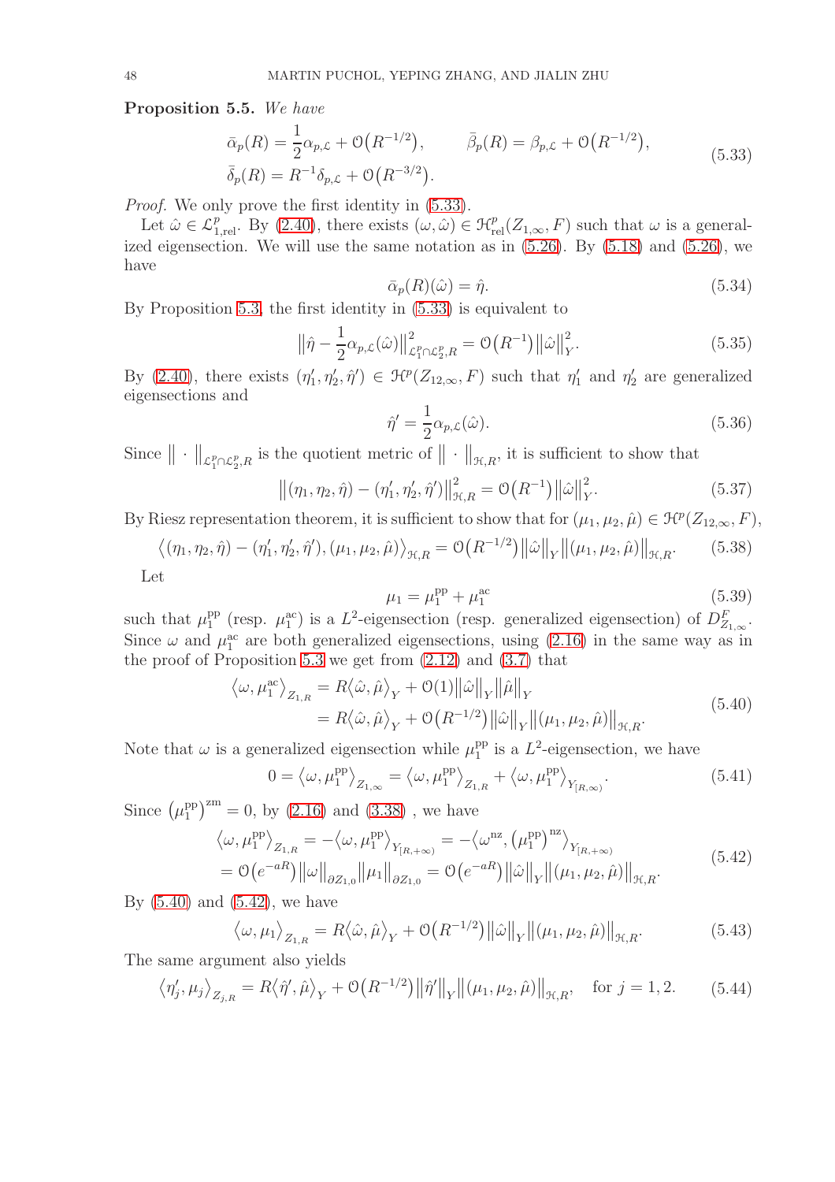**Proposition 5.5.** *We have*

$$
\begin{aligned}
&\bar{\alpha}_p(R) = \frac{1}{2}\alpha_{p,\mathcal{L}} + \mathcal{O}\big(R^{-1/2}\big), \qquad \bar{\beta}_p(R) = \beta_{p,\mathcal{L}} + \mathcal{O}\big(R^{-1/2}\big),\\
&\bar{\delta}_p(R) = R^{-1}\delta_{p,\mathcal{L}} + \mathcal{O}\big(R^{-3/2}\big).
\end{aligned}
\tag{5.33}
$$

*Proof.* We only prove the first identity in (5.33).

Let $\hat{\omega} \in \mathcal{L}^p_{1,\mathrm{rel}}$. By (2.40), there exists $(\omega,\hat{\omega}) \in \mathcal{H}^p_{\mathrm{rel}}(Z_{1,\infty},F)$ such that $\omega$ is a generalized eigensection. We will use the same notation as in (5.26). By (5.18) and (5.26), we have

$$
\bar{\alpha}_p(R)(\hat{\omega}) = \hat{\eta}. \tag{5.34}
$$

By Proposition 5.3, the first identity in (5.33) is equivalent to

$$
\big\|\hat{\eta} - \frac{1}{2}\alpha_{p,\mathcal{L}}(\hat{\omega})\big\|^2_{\mathcal{L}^p_1\cap\mathcal{L}^p_2,R} = \mathcal{O}\big(R^{-1}\big)\big\|\hat{\omega}\big\|^2_Y. \tag{5.35}
$$

By (2.40), there exists $(\eta_1',\eta_2',\hat{\eta}') \in \mathcal{H}^p(Z_{12,\infty},F)$ such that $\eta_1'$ and $\eta_2'$ are generalized eigensections and

$$
\hat{\eta}' = \frac{1}{2}\alpha_{p,\mathcal{L}}(\hat{\omega}). \tag{5.36}
$$

Since $\big\|\cdot\big\|_{\mathcal{L}^p_1\cap\mathcal{L}^p_2,R}$ is the quotient metric of $\big\|\cdot\big\|_{\mathcal{H},R}$, it is sufficient to show that

$$
\big\|(\eta_1,\eta_2,\hat{\eta}) - (\eta_1',\eta_2',\hat{\eta}')\big\|^2_{\mathcal{H},R} = \mathcal{O}\big(R^{-1}\big)\big\|\hat{\omega}\big\|^2_Y. \tag{5.37}
$$

By Riesz representation theorem, it is sufficient to show that for $(\mu_1,\mu_2,\hat{\mu}) \in \mathcal{H}^p(Z_{12,\infty},F)$,

$$
\big\langle(\eta_1,\eta_2,\hat{\eta}) - (\eta_1',\eta_2',\hat{\eta}'),(\mu_1,\mu_2,\hat{\mu})\big\rangle_{\mathcal{H},R} = \mathcal{O}\big(R^{-1/2}\big)\big\|\hat{\omega}\big\|_Y\big\|(\mu_1,\mu_2,\hat{\mu})\big\|_{\mathcal{H},R}. \tag{5.38}
$$

Let

$$
\mu_1 = \mu_1^{\mathrm{pp}} + \mu_1^{\mathrm{ac}} \tag{5.39}
$$

such that $\mu_1^{\mathrm{pp}}$ (resp. $\mu_1^{\mathrm{ac}}$) is a $L^2$-eigensection (resp. generalized eigensection) of $D^F_{Z_{1,\infty}}$. Since $\omega$ and $\mu_1^{\mathrm{ac}}$ are both generalized eigensections, using (2.16) in the same way as in the proof of Proposition 5.3 we get from (2.12) and (3.7) that

$$
\begin{aligned}
\big\langle\omega,\mu_1^{\mathrm{ac}}\big\rangle_{Z_{1,R}} &= R\big\langle\hat{\omega},\hat{\mu}\big\rangle_Y + \mathcal{O}(1)\big\|\hat{\omega}\big\|_Y\big\|\hat{\mu}\big\|_Y\\
&= R\big\langle\hat{\omega},\hat{\mu}\big\rangle_Y + \mathcal{O}\big(R^{-1/2}\big)\big\|\hat{\omega}\big\|_Y\big\|(\mu_1,\mu_2,\hat{\mu})\big\|_{\mathcal{H},R}.
\end{aligned}
\tag{5.40}
$$

Note that $\omega$ is a generalized eigensection while $\mu_1^{\mathrm{pp}}$ is a $L^2$-eigensection, we have

$$
0 = \big\langle\omega,\mu_1^{\mathrm{pp}}\big\rangle_{Z_{1,\infty}} = \big\langle\omega,\mu_1^{\mathrm{pp}}\big\rangle_{Z_{1,R}} + \big\langle\omega,\mu_1^{\mathrm{pp}}\big\rangle_{Y_{[R,\infty)}}. \tag{5.41}
$$

Since $\big(\mu_1^{\mathrm{pp}}\big)^{\mathrm{zm}} = 0$, by (2.16) and (3.38) , we have

$$
\begin{aligned}
\big\langle\omega,\mu_1^{\mathrm{pp}}\big\rangle_{Z_{1,R}} &= -\big\langle\omega,\mu_1^{\mathrm{pp}}\big\rangle_{Y_{[R,+\infty)}} = -\big\langle\omega^{\mathrm{nz}},\big(\mu_1^{\mathrm{pp}}\big)^{\mathrm{nz}}\big\rangle_{Y_{[R,+\infty)}}\\
&= \mathcal{O}\big(e^{-aR}\big)\big\|\omega\big\|_{\partial Z_{1,0}}\big\|\mu_1\big\|_{\partial Z_{1,0}} = \mathcal{O}\big(e^{-aR}\big)\big\|\hat{\omega}\big\|_Y\big\|(\mu_1,\mu_2,\hat{\mu})\big\|_{\mathcal{H},R}.
\end{aligned}
\tag{5.42}
$$

By (5.40) and (5.42), we have

$$
\big\langle\omega,\mu_1\big\rangle_{Z_{1,R}} = R\big\langle\hat{\omega},\hat{\mu}\big\rangle_Y + \mathcal{O}\big(R^{-1/2}\big)\big\|\hat{\omega}\big\|_Y\big\|(\mu_1,\mu_2,\hat{\mu})\big\|_{\mathcal{H},R}. \tag{5.43}
$$

The same argument also yields

$$
\big\langle\eta_j',\mu_j\big\rangle_{Z_{j,R}} = R\big\langle\hat{\eta}',\hat{\mu}\big\rangle_Y + \mathcal{O}\big(R^{-1/2}\big)\big\|\hat{\eta}'\big\|_Y\big\|(\mu_1,\mu_2,\hat{\mu})\big\|_{\mathcal{H},R}, \quad \text{for } j = 1,2. \tag{5.44}
$$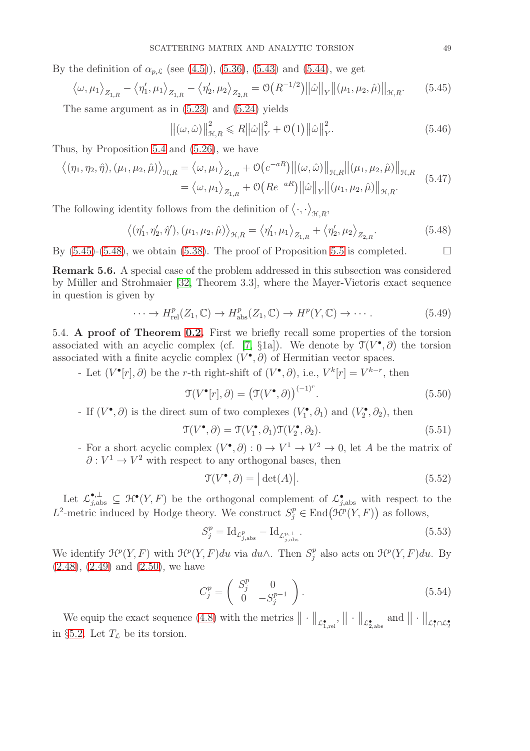By the definition of $\alpha_{p,\mathcal{L}}$ (see (4.5)), (5.36), (5.43) and (5.44), we get

$$\big\langle \omega, \mu_1 \big\rangle_{Z_{1,R}} - \big\langle \eta_1', \mu_1 \big\rangle_{Z_{1,R}} - \big\langle \eta_2', \mu_2 \big\rangle_{Z_{2,R}} = \mathcal{O}\big(R^{-1/2}\big) \big\| \hat{\omega} \big\|_Y \big\| (\mu_1, \mu_2, \hat{\mu}) \big\|_{\mathcal{H},R}. \tag{5.45}$$

The same argument as in (5.23) and (5.24) yields

$$\big\| (\omega, \hat{\omega}) \big\|_{\mathcal{H},R}^2 \leqslant R \big\| \hat{\omega} \big\|_Y^2 + \mathcal{O}\big(1\big) \big\| \hat{\omega} \big\|_Y^2. \tag{5.46}$$

Thus, by Proposition 5.4 and (5.26), we have

$$\begin{aligned} \big\langle (\eta_1, \eta_2, \hat{\eta}), (\mu_1, \mu_2, \hat{\mu}) \big\rangle_{\mathcal{H},R} &= \big\langle \omega, \mu_1 \big\rangle_{Z_{1,R}} + \mathcal{O}\big(e^{-aR}\big) \big\| (\omega, \hat{\omega}) \big\|_{\mathcal{H},R} \big\| (\mu_1, \mu_2, \hat{\mu}) \big\|_{\mathcal{H},R} \\ &= \big\langle \omega, \mu_1 \big\rangle_{Z_{1,R}} + \mathcal{O}\big(Re^{-aR}\big) \big\| \hat{\omega} \big\|_Y \big\| (\mu_1, \mu_2, \hat{\mu}) \big\|_{\mathcal{H},R}. \end{aligned} \tag{5.47}$$

The following identity follows from the definition of $\big\langle \cdot, \cdot \big\rangle_{\mathcal{H},R}$,

$$\big\langle (\eta_1', \eta_2', \hat{\eta}'), (\mu_1, \mu_2, \hat{\mu}) \big\rangle_{\mathcal{H},R} = \big\langle \eta_1', \mu_1 \big\rangle_{Z_{1,R}} + \big\langle \eta_2', \mu_2 \big\rangle_{Z_{2,R}}. \tag{5.48}$$

By (5.45)-(5.48), we obtain (5.38). The proof of Proposition 5.5 is completed. $\square$

**Remark 5.6.** A special case of the problem addressed in this subsection was considered by Müller and Strohmaier [32, Theorem 3.3], where the Mayer-Vietoris exact sequence in question is given by

$$\cdots \to H_{\mathrm{rel}}^p(Z_1, \mathbb{C}) \to H_{\mathrm{abs}}^p(Z_1, \mathbb{C}) \to H^p(Y, \mathbb{C}) \to \cdots. \tag{5.49}$$

5.4. **A proof of Theorem 0.2.** First we briefly recall some properties of the torsion associated with an acyclic complex (cf. [7, §1a]). We denote by $\mathcal{T}(V^\bullet, \partial)$ the torsion associated with a finite acyclic complex $(V^\bullet, \partial)$ of Hermitian vector spaces.

- Let $(V^\bullet[r], \partial)$ be the $r$-th right-shift of $(V^\bullet, \partial)$, i.e., $V^k[r] = V^{k-r}$, then

$$\mathcal{T}(V^\bullet[r], \partial) = \big(\mathcal{T}(V^\bullet, \partial)\big)^{(-1)^r}. \tag{5.50}$$

- If $(V^\bullet, \partial)$ is the direct sum of two complexes $(V_1^\bullet, \partial_1)$ and $(V_2^\bullet, \partial_2)$, then

$$\mathcal{T}(V^\bullet, \partial) = \mathcal{T}(V_1^\bullet, \partial_1)\mathcal{T}(V_2^\bullet, \partial_2). \tag{5.51}$$

- For a short acyclic complex $(V^\bullet, \partial) : 0 \to V^1 \to V^2 \to 0$, let $A$ be the matrix of $\partial : V^1 \to V^2$ with respect to any orthogonal bases, then

$$\mathcal{T}(V^\bullet, \partial) = \big| \det(A) \big|. \tag{5.52}$$

Let $\mathcal{L}_{j,\mathrm{abs}}^{\bullet,\perp} \subseteq \mathcal{H}^\bullet(Y, F)$ be the orthogonal complement of $\mathcal{L}_{j,\mathrm{abs}}^\bullet$ with respect to the $L^2$-metric induced by Hodge theory. We construct $S_j^p \in \mathrm{End}\big(\mathcal{H}^p(Y, F)\big)$ as follows,

$$S_j^p = \mathrm{Id}_{\mathcal{L}_{j,\mathrm{abs}}^p} - \mathrm{Id}_{\mathcal{L}_{j,\mathrm{abs}}^{p,\perp}}. \tag{5.53}$$

We identify $\mathcal{H}^p(Y, F)$ with $\mathcal{H}^p(Y, F)du$ via $du\wedge$. Then $S_j^p$ also acts on $\mathcal{H}^p(Y, F)du$. By (2.48), (2.49) and (2.50), we have

$$C_j^p = \begin{pmatrix} S_j^p & 0 \\ 0 & -S_j^{p-1} \end{pmatrix}. \tag{5.54}$$

We equip the exact sequence (4.8) with the metrics $\big\| \cdot \big\|_{\mathcal{L}_{1,\mathrm{rel}}^\bullet}$, $\big\| \cdot \big\|_{\mathcal{L}_{2,\mathrm{abs}}^\bullet}$ and $\big\| \cdot \big\|_{\mathcal{L}_1^\bullet \cap \mathcal{L}_2^\bullet}$ in §5.2. Let $T_{\mathcal{L}}$ be its torsion.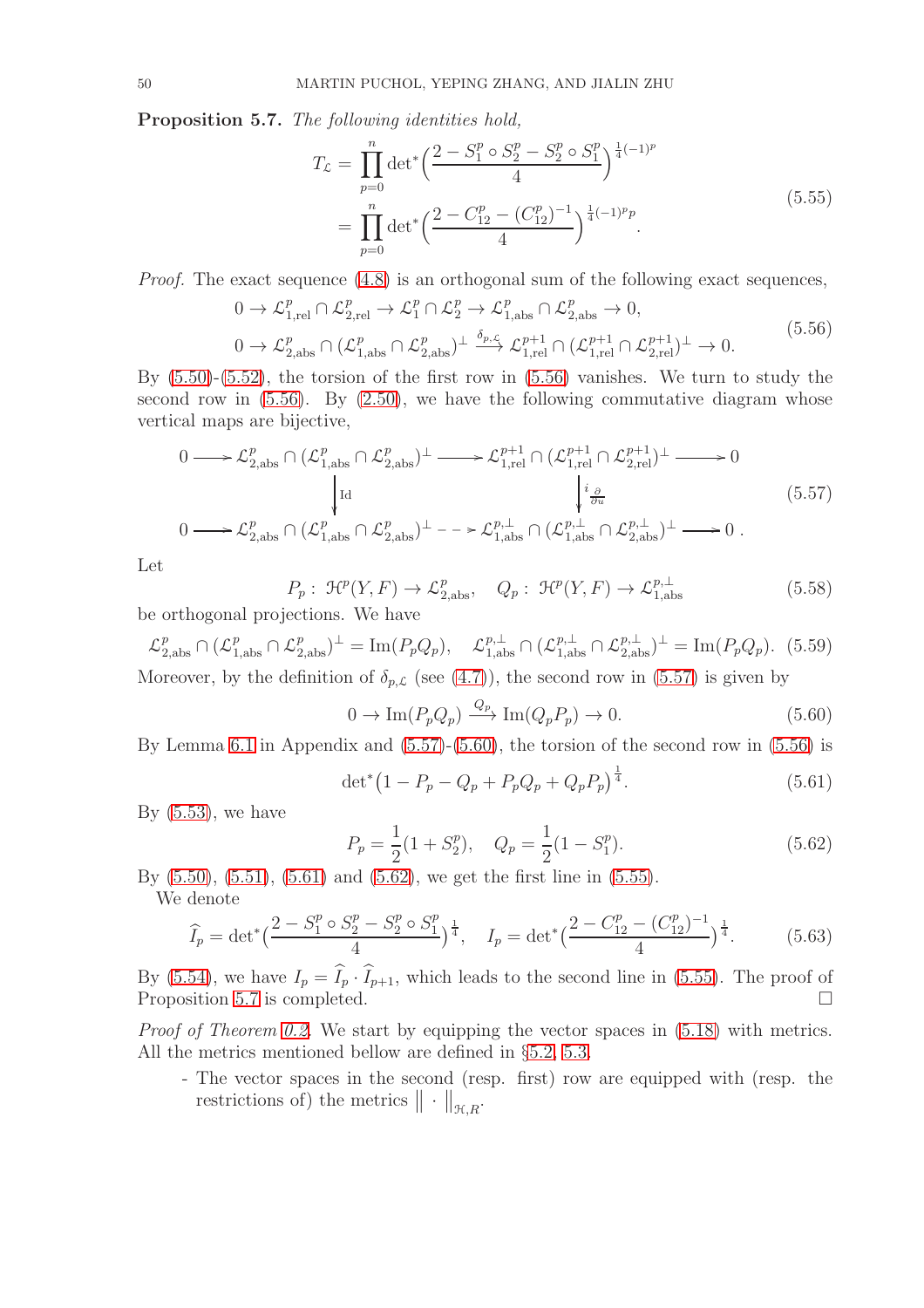**Proposition 5.7.** *The following identities hold,*

$$
\begin{aligned}
T_{\mathcal{L}} &= \prod_{p=0}^{n} \det{}^*\Big(\frac{2 - S_1^p \circ S_2^p - S_2^p \circ S_1^p}{4}\Big)^{\frac{1}{4}(-1)^p} \\
&= \prod_{p=0}^{n} \det{}^*\Big(\frac{2 - C_{12}^p - (C_{12}^p)^{-1}}{4}\Big)^{\frac{1}{4}(-1)^p p}.
\end{aligned}
\tag{5.55}
$$

*Proof.* The exact sequence (4.8) is an orthogonal sum of the following exact sequences,

$$
\begin{aligned}
&0 \to \mathcal{L}_{1,\mathrm{rel}}^p \cap \mathcal{L}_{2,\mathrm{rel}}^p \to \mathcal{L}_1^p \cap \mathcal{L}_2^p \to \mathcal{L}_{1,\mathrm{abs}}^p \cap \mathcal{L}_{2,\mathrm{abs}}^p \to 0, \\
&0 \to \mathcal{L}_{2,\mathrm{abs}}^p \cap (\mathcal{L}_{1,\mathrm{abs}}^p \cap \mathcal{L}_{2,\mathrm{abs}}^p)^\perp \xrightarrow{\delta_{p,\mathcal{L}}} \mathcal{L}_{1,\mathrm{rel}}^{p+1} \cap (\mathcal{L}_{1,\mathrm{rel}}^{p+1} \cap \mathcal{L}_{2,\mathrm{rel}}^{p+1})^\perp \to 0.
\end{aligned}
\tag{5.56}
$$

By (5.50)-(5.52), the torsion of the first row in (5.56) vanishes. We turn to study the second row in (5.56). By (2.50), we have the following commutative diagram whose vertical maps are bijective,

$$
\begin{array}{ccccccc}
0 \longrightarrow & \mathcal{L}_{2,\mathrm{abs}}^p \cap (\mathcal{L}_{1,\mathrm{abs}}^p \cap \mathcal{L}_{2,\mathrm{abs}}^p)^\perp & \longrightarrow & \mathcal{L}_{1,\mathrm{rel}}^{p+1} \cap (\mathcal{L}_{1,\mathrm{rel}}^{p+1} \cap \mathcal{L}_{2,\mathrm{rel}}^{p+1})^\perp & \longrightarrow 0 \\
& \Big\downarrow \mathrm{Id} & & \Big\downarrow i_{\frac{\partial}{\partial u}} & \\
0 \longrightarrow & \mathcal{L}_{2,\mathrm{abs}}^p \cap (\mathcal{L}_{1,\mathrm{abs}}^p \cap \mathcal{L}_{2,\mathrm{abs}}^p)^\perp & \dashrightarrow & \mathcal{L}_{1,\mathrm{abs}}^{p,\perp} \cap (\mathcal{L}_{1,\mathrm{abs}}^{p,\perp} \cap \mathcal{L}_{2,\mathrm{abs}}^{p,\perp})^\perp & \longrightarrow 0\,.
\end{array}
\tag{5.57}
$$

Let

$$
P_p : \mathcal{H}^p(Y,F) \to \mathcal{L}_{2,\mathrm{abs}}^p, \quad Q_p : \mathcal{H}^p(Y,F) \to \mathcal{L}_{1,\mathrm{abs}}^{p,\perp}
\tag{5.58}
$$

be orthogonal projections. We have

$$
\mathcal{L}_{2,\mathrm{abs}}^p \cap (\mathcal{L}_{1,\mathrm{abs}}^p \cap \mathcal{L}_{2,\mathrm{abs}}^p)^\perp = \mathrm{Im}(P_p Q_p), \quad \mathcal{L}_{1,\mathrm{abs}}^{p,\perp} \cap (\mathcal{L}_{1,\mathrm{abs}}^{p,\perp} \cap \mathcal{L}_{2,\mathrm{abs}}^{p,\perp})^\perp = \mathrm{Im}(P_p Q_p).
\tag{5.59}
$$

Moreover, by the definition of $\delta_{p,\mathcal{L}}$ (see (4.7)), the second row in (5.57) is given by

$$
0 \to \mathrm{Im}(P_p Q_p) \xrightarrow{Q_p} \mathrm{Im}(Q_p P_p) \to 0.
\tag{5.60}
$$

By Lemma 6.1 in Appendix and (5.57)-(5.60), the torsion of the second row in (5.56) is

$$
\det{}^*\big(1 - P_p - Q_p + P_p Q_p + Q_p P_p\big)^{\frac{1}{4}}.
\tag{5.61}
$$

By (5.53), we have

$$
P_p = \frac{1}{2}(1 + S_2^p), \quad Q_p = \frac{1}{2}(1 - S_1^p).
\tag{5.62}
$$

By (5.50), (5.51), (5.61) and (5.62), we get the first line in (5.55).

We denote

$$
\widehat{I}_p = \det{}^*\big(\frac{2 - S_1^p \circ S_2^p - S_2^p \circ S_1^p}{4}\big)^{\frac{1}{4}}, \quad I_p = \det{}^*\big(\frac{2 - C_{12}^p - (C_{12}^p)^{-1}}{4}\big)^{\frac{1}{4}}.
\tag{5.63}
$$

By (5.54), we have $I_p = \widehat{I}_p \cdot \widehat{I}_{p+1}$, which leads to the second line in (5.55). The proof of Proposition 5.7 is completed. $\square$

*Proof of Theorem 0.2.* We start by equipping the vector spaces in (5.18) with metrics. All the metrics mentioned bellow are defined in §5.2, 5.3.

- The vector spaces in the second (resp. first) row are equipped with (resp. the restrictions of) the metrics $\|\cdot\|_{\mathcal{H},R}$.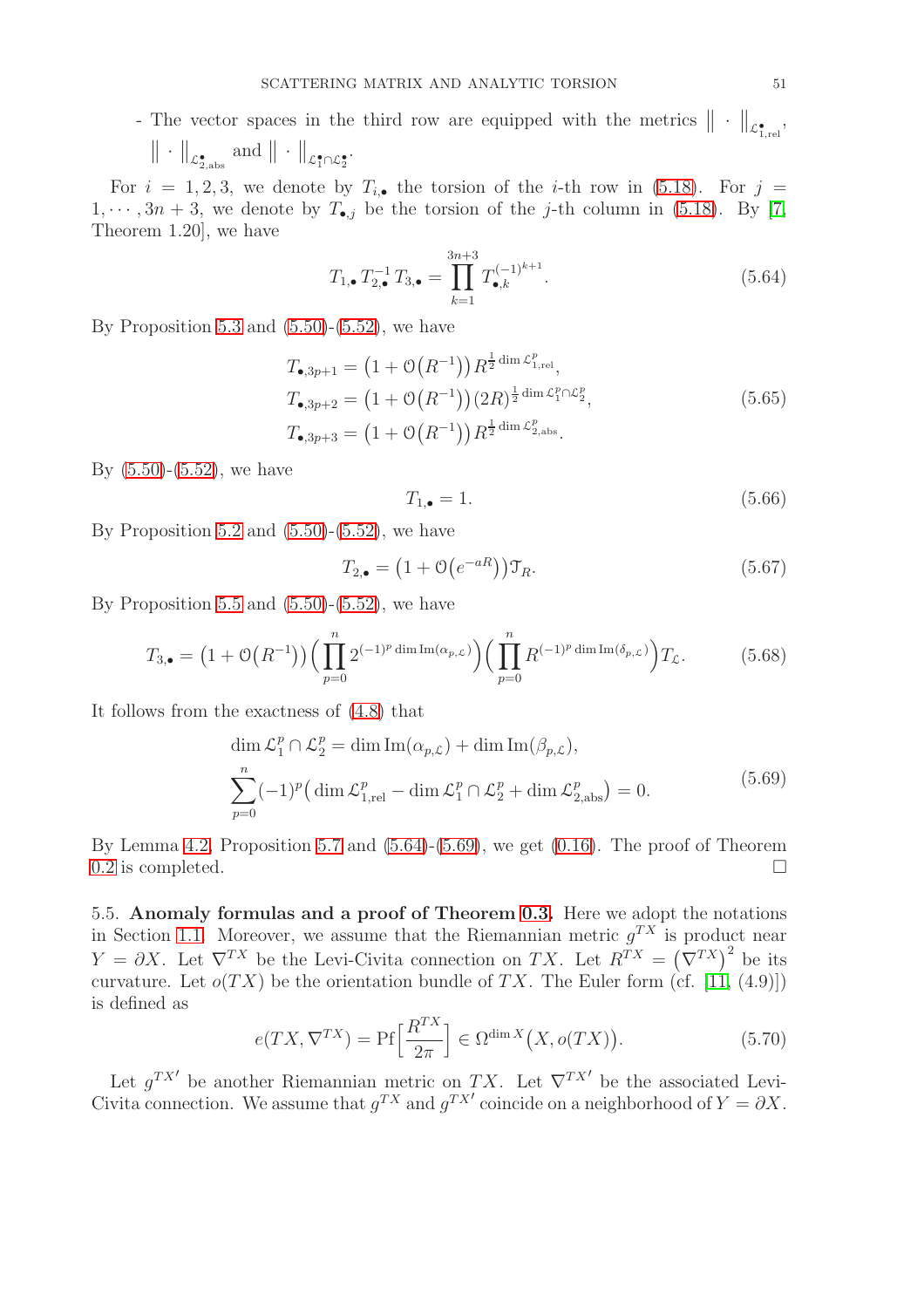- The vector spaces in the third row are equipped with the metrics $\| \cdot \|_{\mathcal{L}^\bullet_{1,\mathrm{rel}}}$, $\| \cdot \|_{\mathcal{L}^\bullet_{2,\mathrm{abs}}}$ and $\| \cdot \|_{\mathcal{L}^\bullet_1 \cap \mathcal{L}^\bullet_2}$.

For $i = 1, 2, 3$, we denote by $T_{i,\bullet}$ the torsion of the $i$-th row in (5.18). For $j = 1, \cdots, 3n+3$, we denote by $T_{\bullet,j}$ be the torsion of the $j$-th column in (5.18). By [7, Theorem 1.20], we have

$$T_{1,\bullet} T_{2,\bullet}^{-1} T_{3,\bullet} = \prod_{k=1}^{3n+3} T_{\bullet,k}^{(-1)^{k+1}}. \tag{5.64}$$

By Proposition 5.3 and (5.50)-(5.52), we have

$$\begin{aligned}
T_{\bullet,3p+1} &= \big(1 + \mathcal{O}\big(R^{-1}\big)\big) R^{\frac{1}{2}\dim \mathcal{L}^p_{1,\mathrm{rel}}}, \\
T_{\bullet,3p+2} &= \big(1 + \mathcal{O}\big(R^{-1}\big)\big) (2R)^{\frac{1}{2}\dim \mathcal{L}^p_1 \cap \mathcal{L}^p_2}, \\
T_{\bullet,3p+3} &= \big(1 + \mathcal{O}\big(R^{-1}\big)\big) R^{\frac{1}{2}\dim \mathcal{L}^p_{2,\mathrm{abs}}}.
\end{aligned} \tag{5.65}$$

By (5.50)-(5.52), we have

$$T_{1,\bullet} = 1. \tag{5.66}$$

By Proposition 5.2 and (5.50)-(5.52), we have

$$T_{2,\bullet} = \big(1 + \mathcal{O}\big(e^{-aR}\big)\big) \mathcal{T}_R. \tag{5.67}$$

By Proposition 5.5 and (5.50)-(5.52), we have

$$T_{3,\bullet} = \big(1 + \mathcal{O}\big(R^{-1}\big)\big) \Big( \prod_{p=0}^{n} 2^{(-1)^p \dim \mathrm{Im}(\alpha_{p,\mathcal{L}})} \Big) \Big( \prod_{p=0}^{n} R^{(-1)^p \dim \mathrm{Im}(\delta_{p,\mathcal{L}})} \Big) T_{\mathcal{L}}. \tag{5.68}$$

It follows from the exactness of (4.8) that

$$\begin{aligned}
&\dim \mathcal{L}^p_1 \cap \mathcal{L}^p_2 = \dim \mathrm{Im}(\alpha_{p,\mathcal{L}}) + \dim \mathrm{Im}(\beta_{p,\mathcal{L}}), \\
&\sum_{p=0}^{n} (-1)^p \big( \dim \mathcal{L}^p_{1,\mathrm{rel}} - \dim \mathcal{L}^p_1 \cap \mathcal{L}^p_2 + \dim \mathcal{L}^p_{2,\mathrm{abs}} \big) = 0.
\end{aligned} \tag{5.69}$$

By Lemma 4.2, Proposition 5.7 and (5.64)-(5.69), we get (0.16). The proof of Theorem 0.2 is completed. $\square$

5.5. **Anomaly formulas and a proof of Theorem 0.3.** Here we adopt the notations in Section 1.1. Moreover, we assume that the Riemannian metric $g^{TX}$ is product near $Y = \partial X$. Let $\nabla^{TX}$ be the Levi-Civita connection on $TX$. Let $R^{TX} = \big(\nabla^{TX}\big)^2$ be its curvature. Let $o(TX)$ be the orientation bundle of $TX$. The Euler form (cf. [11, (4.9)]) is defined as

$$e(TX, \nabla^{TX}) = \mathrm{Pf}\Big[\frac{R^{TX}}{2\pi}\Big] \in \Omega^{\dim X}\big(X, o(TX)\big). \tag{5.70}$$

Let $g^{TX\prime}$ be another Riemannian metric on $TX$. Let $\nabla^{TX\prime}$ be the associated Levi-Civita connection. We assume that $g^{TX}$ and $g^{TX\prime}$ coincide on a neighborhood of $Y = \partial X$.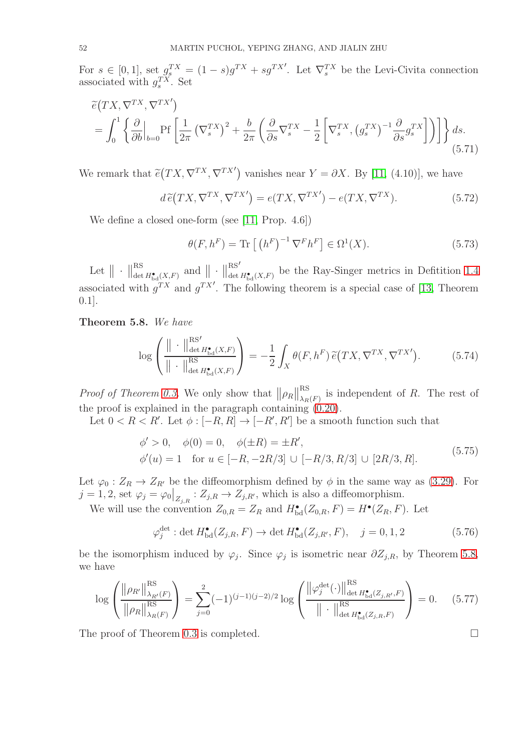For $s \in [0,1]$, set $g^{TX}_s = (1-s)g^{TX} + sg^{TX\prime}$. Let $\nabla^{TX}_s$ be the Levi-Civita connection associated with $g^{TX}_s$. Set

$$
\begin{aligned}
&\widetilde{e}\big(TX, \nabla^{TX}, \nabla^{TX\prime}\big) \\
&= \int_0^1 \left\{ \frac{\partial}{\partial b}\Big|_{b=0} \mathrm{Pf}\left[ \frac{1}{2\pi}\left(\nabla^{TX}_s\right)^2 + \frac{b}{2\pi}\left( \frac{\partial}{\partial s}\nabla^{TX}_s - \frac{1}{2}\left[\nabla^{TX}_s, \left(g^{TX}_s\right)^{-1}\frac{\partial}{\partial s} g^{TX}_s\right]\right)\right]\right\} ds.
\end{aligned}
\tag{5.71}
$$

We remark that $\widetilde{e}\big(TX, \nabla^{TX}, \nabla^{TX\prime}\big)$ vanishes near $Y = \partial X$. By [11, (4.10)], we have

$$
d\,\widetilde{e}\big(TX, \nabla^{TX}, \nabla^{TX\prime}\big) = e(TX, \nabla^{TX\prime}) - e(TX, \nabla^{TX}). \tag{5.72}
$$

We define a closed one-form (see [11, Prop. 4.6])

$$
\theta(F, h^F) = \mathrm{Tr}\left[\left(h^F\right)^{-1}\nabla^F h^F\right] \in \Omega^1(X). \tag{5.73}
$$

Let $\|\cdot\|^{\mathrm{RS}}_{\det H^\bullet_{\mathrm{bd}}(X,F)}$ and $\|\cdot\|^{\mathrm{RS}\prime}_{\det H^\bullet_{\mathrm{bd}}(X,F)}$ be the Ray-Singer metrics in Defitition 1.4 associated with $g^{TX}$ and $g^{TX\prime}$. The following theorem is a special case of [13, Theorem 0.1].

**Theorem 5.8.** *We have*

$$
\log\left( \frac{\|\cdot\|^{\mathrm{RS}\prime}_{\det H^\bullet_{\mathrm{bd}}(X,F)}}{\|\cdot\|^{\mathrm{RS}}_{\det H^\bullet_{\mathrm{bd}}(X,F)}} \right) = -\frac{1}{2}\int_X \theta(F, h^F)\,\widetilde{e}\big(TX, \nabla^{TX}, \nabla^{TX\prime}\big). \tag{5.74}
$$

*Proof of Theorem 0.3.* We only show that $\|\rho_R\|^{\mathrm{RS}}_{\lambda_R(F)}$ is independent of $R$. The rest of the proof is explained in the paragraph containing (0.20).

Let $0 < R < R'$. Let $\phi : [-R, R] \to [-R', R']$ be a smooth function such that

$$
\begin{aligned}
&\phi' > 0, \quad \phi(0) = 0, \quad \phi(\pm R) = \pm R', \\
&\phi'(u) = 1 \quad \text{for } u \in [-R, -2R/3] \cup [-R/3, R/3] \cup [2R/3, R].
\end{aligned}
\tag{5.75}
$$

Let $\varphi_0 : Z_R \to Z_{R'}$ be the diffeomorphism defined by $\phi$ in the same way as (3.29). For $j = 1, 2$, set $\varphi_j = \varphi_0\big|_{Z_{j,R}} : Z_{j,R} \to Z_{j,R'}$, which is also a diffeomorphism.

We will use the convention $Z_{0,R} = Z_R$ and $H^\bullet_{\mathrm{bd}}(Z_{0,R}, F) = H^\bullet(Z_R, F)$. Let

$$
\varphi^{\det}_j : \det H^\bullet_{\mathrm{bd}}(Z_{j,R}, F) \to \det H^\bullet_{\mathrm{bd}}(Z_{j,R'}, F), \quad j = 0, 1, 2 \tag{5.76}
$$

be the isomorphism induced by $\varphi_j$. Since $\varphi_j$ is isometric near $\partial Z_{j,R}$, by Theorem 5.8, we have

$$
\log\left( \frac{\|\rho_{R'}\|^{\mathrm{RS}}_{\lambda_{R'}(F)}}{\|\rho_R\|^{\mathrm{RS}}_{\lambda_R(F)}} \right) = \sum_{j=0}^{2} (-1)^{(j-1)(j-2)/2} \log\left( \frac{\left\|\varphi^{\det}_j(\cdot)\right\|^{\mathrm{RS}}_{\det H^\bullet_{\mathrm{bd}}(Z_{j,R'},F)}}{\|\cdot\|^{\mathrm{RS}}_{\det H^\bullet_{\mathrm{bd}}(Z_{j,R},F)}} \right) = 0. \tag{5.77}
$$

The proof of Theorem 0.3 is completed. $\square$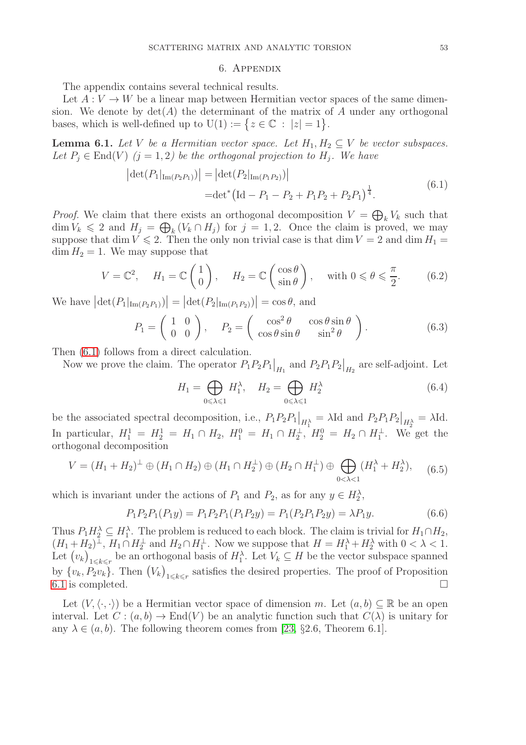## 6. Appendix

The appendix contains several technical results.

Let $A : V \to W$ be a linear map between Hermitian vector spaces of the same dimension. We denote by $\det(A)$ the determinant of the matrix of $A$ under any orthogonal bases, which is well-defined up to $\mathrm{U}(1) := \{z \in \mathbb{C} \,:\, |z| = 1\}$.

**Lemma 6.1.** *Let $V$ be a Hermitian vector space. Let $H_1, H_2 \subseteq V$ be vector subspaces. Let $P_j \in \mathrm{End}(V)$ $(j = 1, 2)$ be the orthogonal projection to $H_j$. We have*

$$
\begin{aligned}
\big|\det(P_1|_{\mathrm{Im}(P_2P_1)})\big| &= \big|\det(P_2|_{\mathrm{Im}(P_1P_2)})\big| \\
&= \det{}^*\big(\mathrm{Id} - P_1 - P_2 + P_1P_2 + P_2P_1\big)^{\frac{1}{4}}.
\end{aligned}
\tag{6.1}
$$

*Proof.* We claim that there exists an orthogonal decomposition $V = \bigoplus_k V_k$ such that $\dim V_k \leqslant 2$ and $H_j = \bigoplus_k (V_k \cap H_j)$ for $j = 1, 2$. Once the claim is proved, we may suppose that $\dim V \leqslant 2$. Then the only non trivial case is that $\dim V = 2$ and $\dim H_1 = \dim H_2 = 1$. We may suppose that

$$
V = \mathbb{C}^2, \quad H_1 = \mathbb{C}\begin{pmatrix} 1 \\ 0 \end{pmatrix}, \quad H_2 = \mathbb{C}\begin{pmatrix} \cos\theta \\ \sin\theta \end{pmatrix}, \quad \text{with } 0 \leqslant \theta \leqslant \frac{\pi}{2}. \tag{6.2}
$$

We have $\big|\det(P_1|_{\mathrm{Im}(P_2P_1)})\big| = \big|\det(P_2|_{\mathrm{Im}(P_1P_2)})\big| = \cos\theta$, and

$$
P_1 = \begin{pmatrix} 1 & 0 \\ 0 & 0 \end{pmatrix}, \quad P_2 = \begin{pmatrix} \cos^2\theta & \cos\theta\sin\theta \\ \cos\theta\sin\theta & \sin^2\theta \end{pmatrix}. \tag{6.3}
$$

Then (6.1) follows from a direct calculation.

Now we prove the claim. The operator $P_1P_2P_1\big|_{H_1}$ and $P_2P_1P_2\big|_{H_2}$ are self-adjoint. Let

$$
H_1 = \bigoplus_{0 \leqslant \lambda \leqslant 1} H_1^\lambda, \quad H_2 = \bigoplus_{0 \leqslant \lambda \leqslant 1} H_2^\lambda \tag{6.4}
$$

be the associated spectral decomposition, i.e., $P_1P_2P_1\big|_{H_1^\lambda} = \lambda\mathrm{Id}$ and $P_2P_1P_2\big|_{H_2^\lambda} = \lambda\mathrm{Id}$. In particular, $H_1^1 = H_2^1 = H_1 \cap H_2$, $H_1^0 = H_1 \cap H_2^\perp$, $H_2^0 = H_2 \cap H_1^\perp$. We get the orthogonal decomposition

$$
V = (H_1 + H_2)^\perp \oplus (H_1 \cap H_2) \oplus (H_1 \cap H_2^\perp) \oplus (H_2 \cap H_1^\perp) \oplus \bigoplus_{0 < \lambda < 1} (H_1^\lambda + H_2^\lambda), \tag{6.5}
$$

which is invariant under the actions of $P_1$ and $P_2$, as for any $y \in H_2^\lambda$,

$$
P_1P_2P_1(P_1y) = P_1P_2P_1(P_1P_2y) = P_1(P_2P_1P_2y) = \lambda P_1 y. \tag{6.6}
$$

Thus $P_1H_2^\lambda \subseteq H_1^\lambda$. The problem is reduced to each block. The claim is trivial for $H_1 \cap H_2$, $(H_1 + H_2)^\perp$, $H_1 \cap H_2^\perp$ and $H_2 \cap H_1^\perp$. Now we suppose that $H = H_1^\lambda + H_2^\lambda$ with $0 < \lambda < 1$. Let $(v_k)_{1 \leqslant k \leqslant r}$ be an orthogonal basis of $H_1^\lambda$. Let $V_k \subseteq H$ be the vector subspace spanned by $\{v_k, P_2v_k\}$. Then $(V_k)_{1 \leqslant k \leqslant r}$ satisfies the desired properties. The proof of Proposition 6.1 is completed. $\square$

Let $(V, \langle\cdot,\cdot\rangle)$ be a Hermitian vector space of dimension $m$. Let $(a, b) \subseteq \mathbb{R}$ be an open interval. Let $C : (a, b) \to \mathrm{End}(V)$ be an analytic function such that $C(\lambda)$ is unitary for any $\lambda \in (a, b)$. The following theorem comes from [23, §2.6, Theorem 6.1].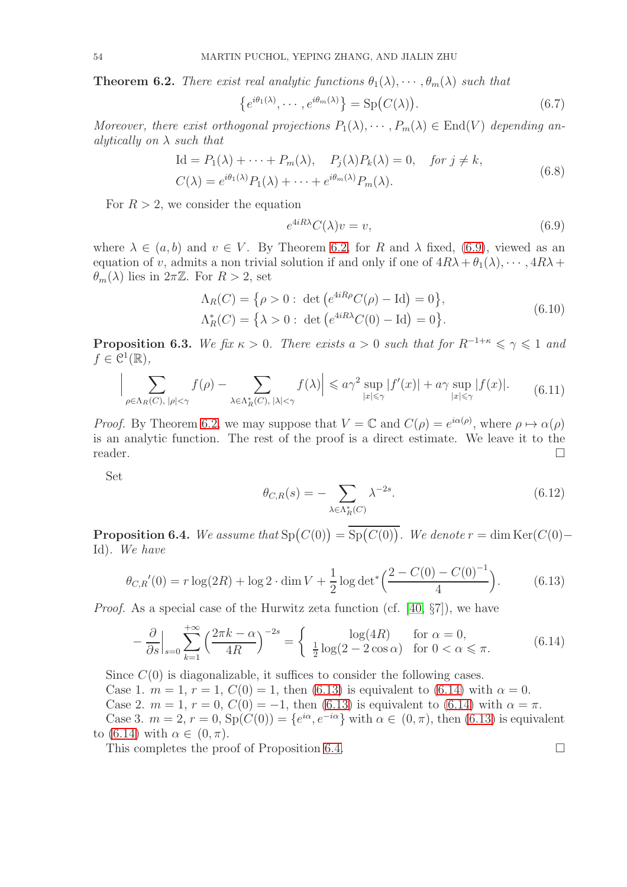**Theorem 6.2.** *There exist real analytic functions $\theta_1(\lambda), \cdots, \theta_m(\lambda)$ such that*

$$\big\{e^{i\theta_1(\lambda)}, \cdots, e^{i\theta_m(\lambda)}\big\} = \mathrm{Sp}\big(C(\lambda)\big). \tag{6.7}$$

*Moreover, there exist orthogonal projections $P_1(\lambda), \cdots, P_m(\lambda) \in \mathrm{End}(V)$ depending analytically on $\lambda$ such that*

$$\begin{aligned}
&\mathrm{Id} = P_1(\lambda) + \cdots + P_m(\lambda), \quad P_j(\lambda)P_k(\lambda) = 0, \quad \text{for } j \neq k,\\
&C(\lambda) = e^{i\theta_1(\lambda)}P_1(\lambda) + \cdots + e^{i\theta_m(\lambda)}P_m(\lambda).
\end{aligned} \tag{6.8}$$

For $R > 2$, we consider the equation

$$e^{4iR\lambda}C(\lambda)v = v, \tag{6.9}$$

where $\lambda \in (a,b)$ and $v \in V$. By Theorem 6.2, for $R$ and $\lambda$ fixed, (6.9), viewed as an equation of $v$, admits a non trivial solution if and only if one of $4R\lambda + \theta_1(\lambda), \cdots, 4R\lambda + \theta_m(\lambda)$ lies in $2\pi\mathbb{Z}$. For $R > 2$, set

$$\begin{aligned}
\Lambda_R(C) &= \big\{\rho > 0 : \det\big(e^{4iR\rho}C(\rho) - \mathrm{Id}\big) = 0\big\},\\
\Lambda_R^*(C) &= \big\{\lambda > 0 : \det\big(e^{4iR\lambda}C(0) - \mathrm{Id}\big) = 0\big\}.
\end{aligned} \tag{6.10}$$

**Proposition 6.3.** *We fix $\kappa > 0$. There exists $a > 0$ such that for $R^{-1+\kappa} \leqslant \gamma \leqslant 1$ and $f \in \mathcal{C}^1(\mathbb{R})$,*

$$\Big|\sum_{\rho\in\Lambda_R(C),\,|\rho|<\gamma} f(\rho) - \sum_{\lambda\in\Lambda_R^*(C),\,|\lambda|<\gamma} f(\lambda)\Big| \leqslant a\gamma^2 \sup_{|x|\leqslant\gamma}|f'(x)| + a\gamma \sup_{|x|\leqslant\gamma}|f(x)|. \tag{6.11}$$

*Proof.* By Theorem 6.2, we may suppose that $V = \mathbb{C}$ and $C(\rho) = e^{i\alpha(\rho)}$, where $\rho \mapsto \alpha(\rho)$ is an analytic function. The rest of the proof is a direct estimate. We leave it to the reader. □

Set

$$\theta_{C,R}(s) = -\sum_{\lambda\in\Lambda_R^*(C)} \lambda^{-2s}. \tag{6.12}$$

**Proposition 6.4.** *We assume that $\mathrm{Sp}\big(C(0)\big) = \overline{\mathrm{Sp}\big(C(0)\big)}$. We denote $r = \dim\mathrm{Ker}(C(0)-\mathrm{Id})$. We have*

$$\theta_{C,R}{}'(0) = r\log(2R) + \log 2\cdot\dim V + \frac{1}{2}\log\det{}^*\Big(\frac{2 - C(0) - C(0)^{-1}}{4}\Big). \tag{6.13}$$

*Proof.* As a special case of the Hurwitz zeta function (cf. [40, §7]), we have

$$-\frac{\partial}{\partial s}\Big|_{s=0}\sum_{k=1}^{+\infty}\Big(\frac{2\pi k - \alpha}{4R}\Big)^{-2s} = \begin{cases} \log(4R) & \text{for } \alpha = 0,\\ \frac{1}{2}\log(2 - 2\cos\alpha) & \text{for } 0 < \alpha \leqslant \pi.\end{cases} \tag{6.14}$$

Since $C(0)$ is diagonalizable, it suffices to consider the following cases.

Case 1. $m = 1$, $r = 1$, $C(0) = 1$, then (6.13) is equivalent to (6.14) with $\alpha = 0$.

Case 2. $m = 1$, $r = 0$, $C(0) = -1$, then (6.13) is equivalent to (6.14) with $\alpha = \pi$.

Case 3. $m = 2$, $r = 0$, $\mathrm{Sp}(C(0)) = \{e^{i\alpha}, e^{-i\alpha}\}$ with $\alpha \in (0,\pi)$, then (6.13) is equivalent to (6.14) with $\alpha \in (0,\pi)$.

This completes the proof of Proposition 6.4. □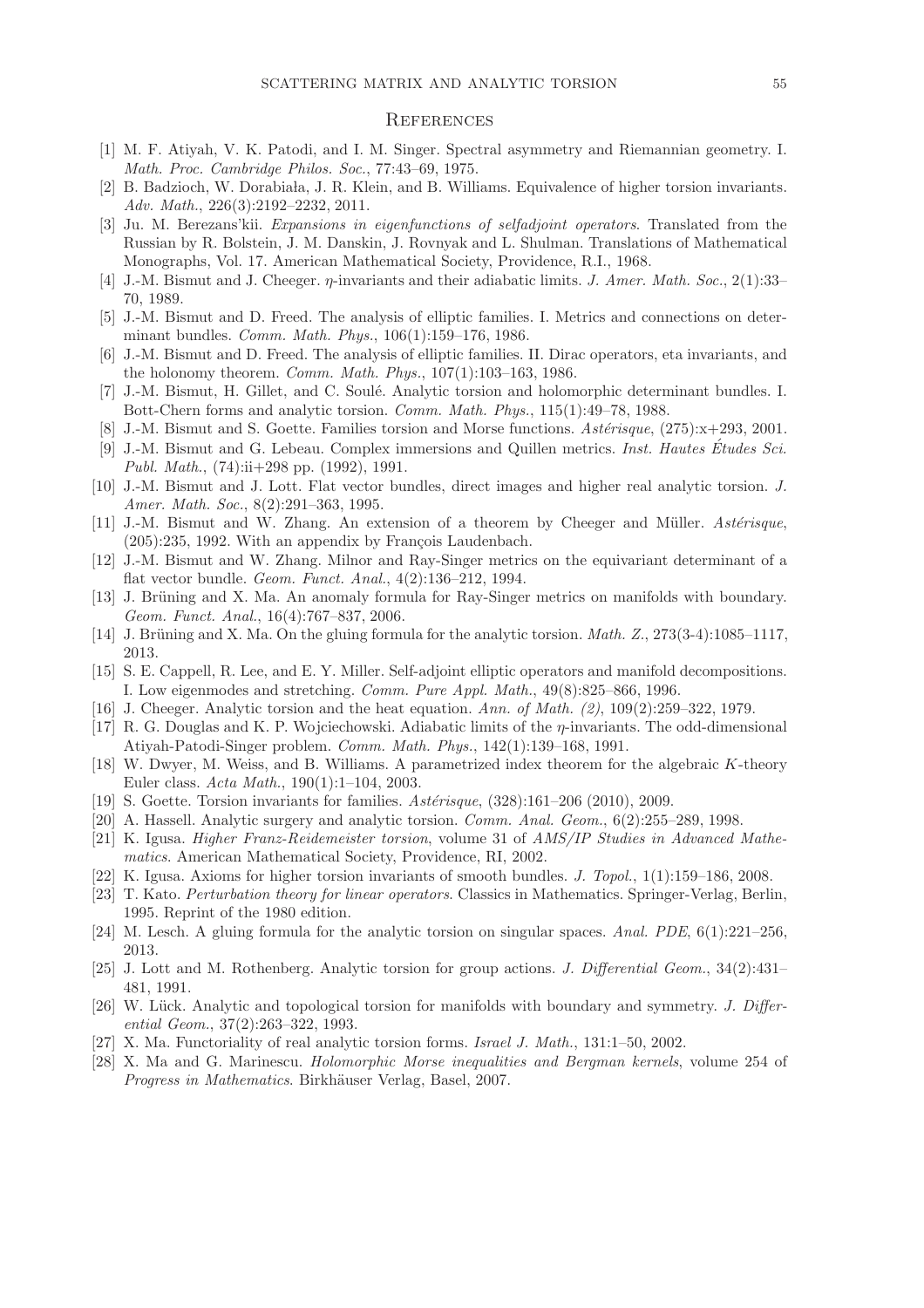# References

[1] M. F. Atiyah, V. K. Patodi, and I. M. Singer. Spectral asymmetry and Riemannian geometry. I. *Math. Proc. Cambridge Philos. Soc.*, 77:43–69, 1975.

[2] B. Badzioch, W. Dorabiała, J. R. Klein, and B. Williams. Equivalence of higher torsion invariants. *Adv. Math.*, 226(3):2192–2232, 2011.

[3] Ju. M. Berezans'kii. *Expansions in eigenfunctions of selfadjoint operators*. Translated from the Russian by R. Bolstein, J. M. Danskin, J. Rovnyak and L. Shulman. Translations of Mathematical Monographs, Vol. 17. American Mathematical Society, Providence, R.I., 1968.

[4] J.-M. Bismut and J. Cheeger. $\eta$-invariants and their adiabatic limits. *J. Amer. Math. Soc.*, 2(1):33–70, 1989.

[5] J.-M. Bismut and D. Freed. The analysis of elliptic families. I. Metrics and connections on determinant bundles. *Comm. Math. Phys.*, 106(1):159–176, 1986.

[6] J.-M. Bismut and D. Freed. The analysis of elliptic families. II. Dirac operators, eta invariants, and the holonomy theorem. *Comm. Math. Phys.*, 107(1):103–163, 1986.

[7] J.-M. Bismut, H. Gillet, and C. Soulé. Analytic torsion and holomorphic determinant bundles. I. Bott-Chern forms and analytic torsion. *Comm. Math. Phys.*, 115(1):49–78, 1988.

[8] J.-M. Bismut and S. Goette. Families torsion and Morse functions. *Astérisque*, (275):x+293, 2001.

[9] J.-M. Bismut and G. Lebeau. Complex immersions and Quillen metrics. *Inst. Hautes Études Sci. Publ. Math.*, (74):ii+298 pp. (1992), 1991.

[10] J.-M. Bismut and J. Lott. Flat vector bundles, direct images and higher real analytic torsion. *J. Amer. Math. Soc.*, 8(2):291–363, 1995.

[11] J.-M. Bismut and W. Zhang. An extension of a theorem by Cheeger and Müller. *Astérisque*, (205):235, 1992. With an appendix by François Laudenbach.

[12] J.-M. Bismut and W. Zhang. Milnor and Ray-Singer metrics on the equivariant determinant of a flat vector bundle. *Geom. Funct. Anal.*, 4(2):136–212, 1994.

[13] J. Brüning and X. Ma. An anomaly formula for Ray-Singer metrics on manifolds with boundary. *Geom. Funct. Anal.*, 16(4):767–837, 2006.

[14] J. Brüning and X. Ma. On the gluing formula for the analytic torsion. *Math. Z.*, 273(3-4):1085–1117, 2013.

[15] S. E. Cappell, R. Lee, and E. Y. Miller. Self-adjoint elliptic operators and manifold decompositions. I. Low eigenmodes and stretching. *Comm. Pure Appl. Math.*, 49(8):825–866, 1996.

[16] J. Cheeger. Analytic torsion and the heat equation. *Ann. of Math. (2)*, 109(2):259–322, 1979.

[17] R. G. Douglas and K. P. Wojciechowski. Adiabatic limits of the $\eta$-invariants. The odd-dimensional Atiyah-Patodi-Singer problem. *Comm. Math. Phys.*, 142(1):139–168, 1991.

[18] W. Dwyer, M. Weiss, and B. Williams. A parametrized index theorem for the algebraic $K$-theory Euler class. *Acta Math.*, 190(1):1–104, 2003.

[19] S. Goette. Torsion invariants for families. *Astérisque*, (328):161–206 (2010), 2009.

[20] A. Hassell. Analytic surgery and analytic torsion. *Comm. Anal. Geom.*, 6(2):255–289, 1998.

[21] K. Igusa. *Higher Franz-Reidemeister torsion*, volume 31 of *AMS/IP Studies in Advanced Mathematics*. American Mathematical Society, Providence, RI, 2002.

[22] K. Igusa. Axioms for higher torsion invariants of smooth bundles. *J. Topol.*, 1(1):159–186, 2008.

[23] T. Kato. *Perturbation theory for linear operators*. Classics in Mathematics. Springer-Verlag, Berlin, 1995. Reprint of the 1980 edition.

[24] M. Lesch. A gluing formula for the analytic torsion on singular spaces. *Anal. PDE*, 6(1):221–256, 2013.

[25] J. Lott and M. Rothenberg. Analytic torsion for group actions. *J. Differential Geom.*, 34(2):431–481, 1991.

[26] W. Lück. Analytic and topological torsion for manifolds with boundary and symmetry. *J. Differential Geom.*, 37(2):263–322, 1993.

[27] X. Ma. Functoriality of real analytic torsion forms. *Israel J. Math.*, 131:1–50, 2002.

[28] X. Ma and G. Marinescu. *Holomorphic Morse inequalities and Bergman kernels*, volume 254 of *Progress in Mathematics*. Birkhäuser Verlag, Basel, 2007.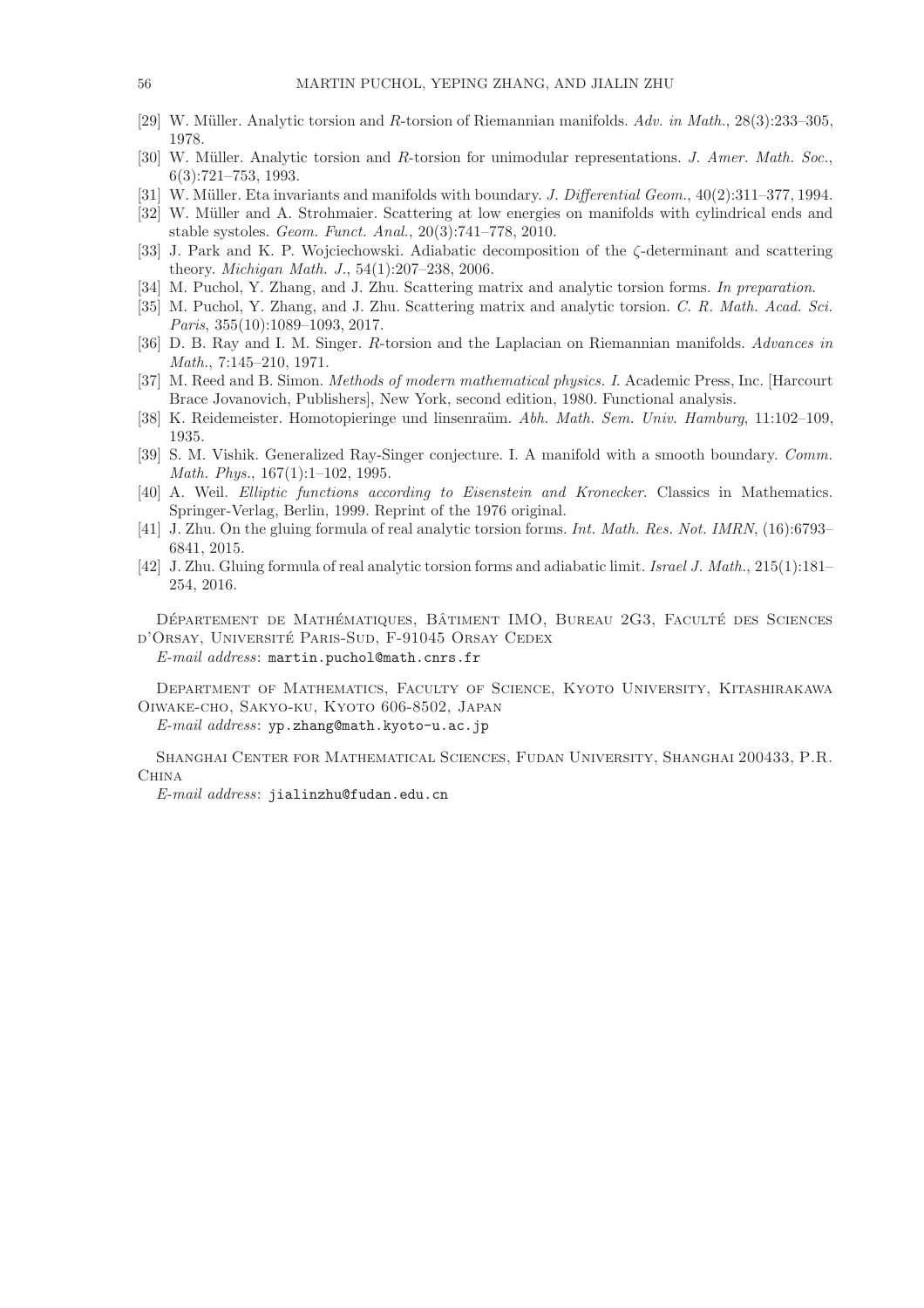[29] W. Müller. Analytic torsion and $R$-torsion of Riemannian manifolds. *Adv. in Math.*, 28(3):233–305, 1978.

[30] W. Müller. Analytic torsion and $R$-torsion for unimodular representations. *J. Amer. Math. Soc.*, 6(3):721–753, 1993.

[31] W. Müller. Eta invariants and manifolds with boundary. *J. Differential Geom.*, 40(2):311–377, 1994.

[32] W. Müller and A. Strohmaier. Scattering at low energies on manifolds with cylindrical ends and stable systoles. *Geom. Funct. Anal.*, 20(3):741–778, 2010.

[33] J. Park and K. P. Wojciechowski. Adiabatic decomposition of the $\zeta$-determinant and scattering theory. *Michigan Math. J.*, 54(1):207–238, 2006.

[34] M. Puchol, Y. Zhang, and J. Zhu. Scattering matrix and analytic torsion forms. *In preparation*.

[35] M. Puchol, Y. Zhang, and J. Zhu. Scattering matrix and analytic torsion. *C. R. Math. Acad. Sci. Paris*, 355(10):1089–1093, 2017.

[36] D. B. Ray and I. M. Singer. $R$-torsion and the Laplacian on Riemannian manifolds. *Advances in Math.*, 7:145–210, 1971.

[37] M. Reed and B. Simon. *Methods of modern mathematical physics. I.* Academic Press, Inc. [Harcourt Brace Jovanovich, Publishers], New York, second edition, 1980. Functional analysis.

[38] K. Reidemeister. Homotopieringe und linsenraüm. *Abh. Math. Sem. Univ. Hamburg*, 11:102–109, 1935.

[39] S. M. Vishik. Generalized Ray-Singer conjecture. I. A manifold with a smooth boundary. *Comm. Math. Phys.*, 167(1):1–102, 1995.

[40] A. Weil. *Elliptic functions according to Eisenstein and Kronecker*. Classics in Mathematics. Springer-Verlag, Berlin, 1999. Reprint of the 1976 original.

[41] J. Zhu. On the gluing formula of real analytic torsion forms. *Int. Math. Res. Not. IMRN*, (16):6793–6841, 2015.

[42] J. Zhu. Gluing formula of real analytic torsion forms and adiabatic limit. *Israel J. Math.*, 215(1):181–254, 2016.

Département de Mathématiques, Bâtiment IMO, Bureau 2G3, Faculté des Sciences d'Orsay, Université Paris-Sud, F-91045 Orsay Cedex

*E-mail address*: martin.puchol@math.cnrs.fr

Department of Mathematics, Faculty of Science, Kyoto University, Kitashirakawa Oiwake-cho, Sakyo-ku, Kyoto 606-8502, Japan

*E-mail address*: yp.zhang@math.kyoto-u.ac.jp

Shanghai Center for Mathematical Sciences, Fudan University, Shanghai 200433, P.R. China

*E-mail address*: jialinzhu@fudan.edu.cn